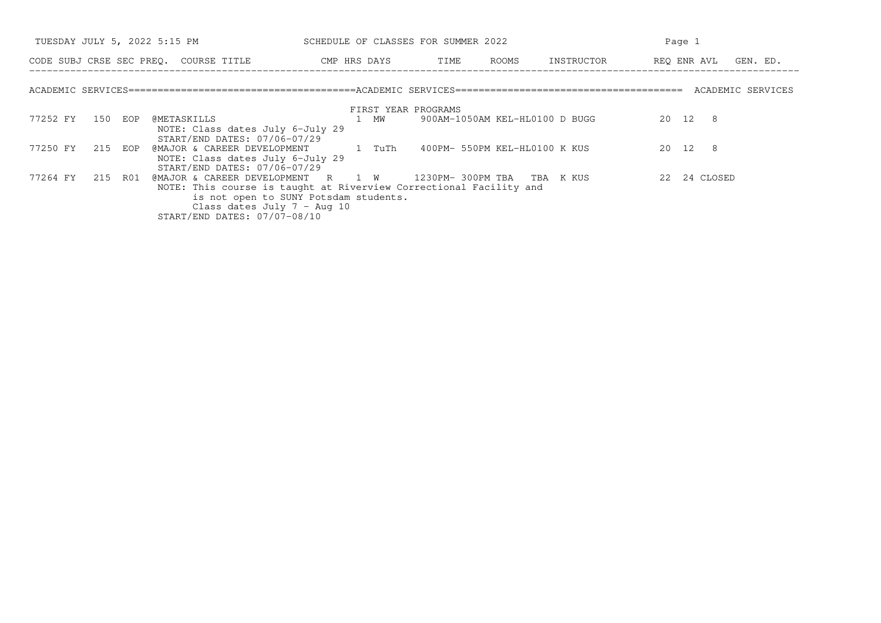TUESDAY JULY 5, 2022 5:15 PM — SCHEDULE OF CLASSES FOR SUMMER 2022

## ACADEMIC SERVICES

### FIRST YEAR PROGRAMS

| CODE | SUBJ | CRSE | SEC | PREQ. | COURSE TITLE | CMP | HRS | DAYS | TIME | ROOMS | INSTRUCTOR | REQ | ENR | AVL | GEN. ED. |
|---|---|---|---|---|---|---|---|---|---|---|---|---|---|---|---|
| 77252 | FY | 150 | EOP | | @METASKILLS | | 1 | MW | 900AM-1050AM | KEL-HL0100 | D BUGG | 20 | 12 | 8 | |
| | | | | | NOTE: Class dates July 6-July 29<br>START/END DATES: 07/06-07/29 | | | | | | | | | | |
| 77250 | FY | 215 | EOP | | @MAJOR & CAREER DEVELOPMENT | | 1 | TuTh | 400PM- 550PM | KEL-HL0100 | K KUS | 20 | 12 | 8 | |
| | | | | | NOTE: Class dates July 6-July 29<br>START/END DATES: 07/06-07/29 | | | | | | | | | | |
| 77264 | FY | 215 | R01 | | @MAJOR & CAREER DEVELOPMENT | R | 1 | W | 1230PM- 300PM | TBA TBA | K KUS | 22 | 24 | CLOSED | |
| | | | | | NOTE: This course is taught at Riverview Correctional Facility and is not open to SUNY Potsdam students.<br>Class dates July 7 - Aug 10<br>START/END DATES: 07/07-08/10 | | | | | | | | | | |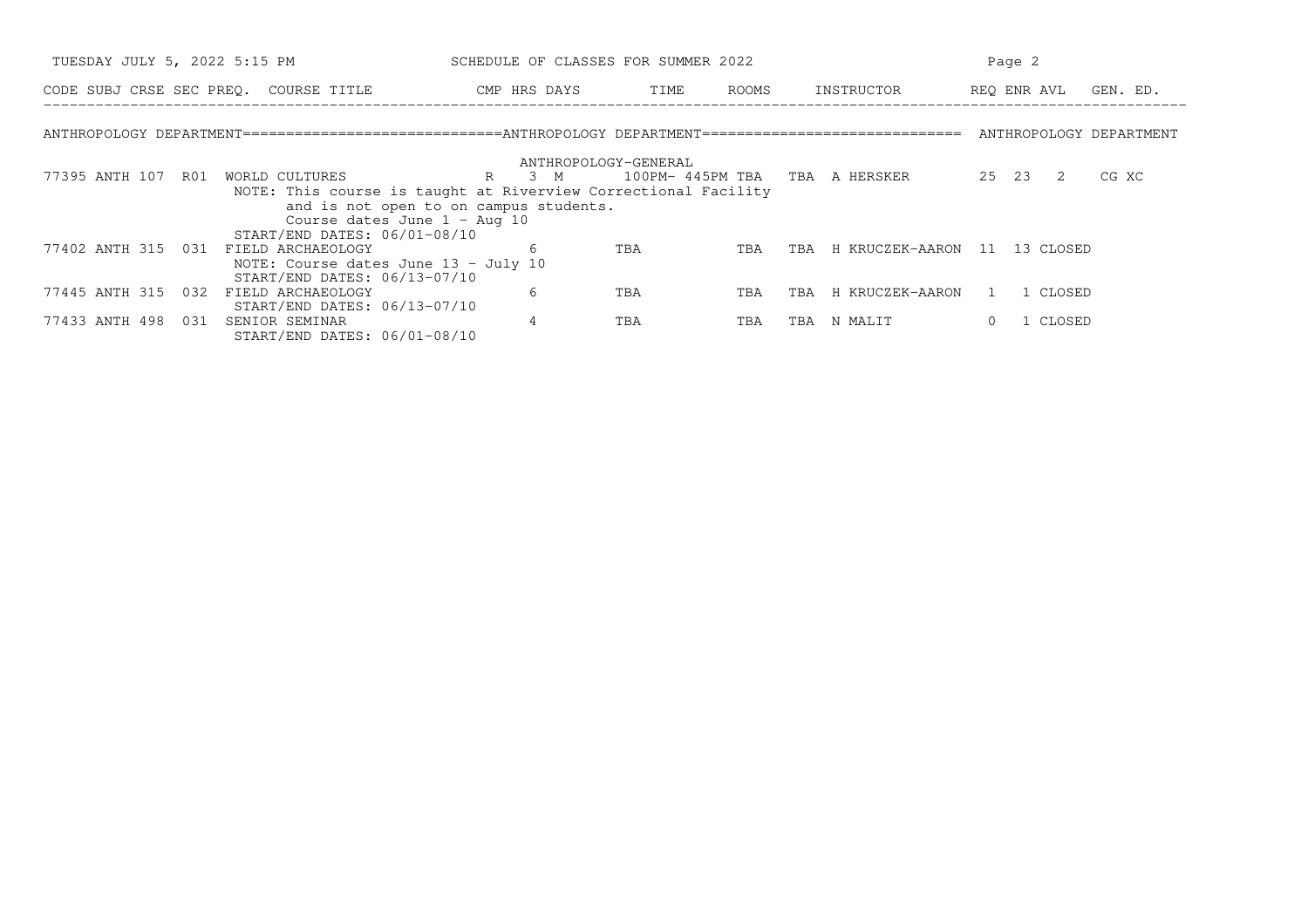# SCHEDULE OF CLASSES FOR SUMMER 2022

## ANTHROPOLOGY DEPARTMENT

### ANTHROPOLOGY-GENERAL

| CODE | SUBJ | CRSE | SEC | PREQ. | COURSE TITLE | CMP | HRS | DAYS | TIME | ROOMS | | INSTRUCTOR | REQ | ENR | AVL | GEN. ED. |
|---|---|---|---|---|---|---|---|---|---|---|---|---|---|---|---|---|
| 77395 | ANTH | 107 | R01 | | WORLD CULTURES | R | 3 | M | 100PM- 445PM | TBA | TBA | A HERSKER | 25 | 23 | 2 | CG XC |
| | | | | | NOTE: This course is taught at Riverview Correctional Facility and is not open to on campus students. Course dates June 1 - Aug 10 START/END DATES: 06/01-08/10 | | | | | | | | | | | |
| 77402 | ANTH | 315 | 031 | | FIELD ARCHAEOLOGY | | 6 | | TBA | TBA | TBA | H KRUCZEK-AARON | 11 | 13 | CLOSED | |
| | | | | | NOTE: Course dates June 13 - July 10 START/END DATES: 06/13-07/10 | | | | | | | | | | | |
| 77445 | ANTH | 315 | 032 | | FIELD ARCHAEOLOGY | | 6 | | TBA | TBA | TBA | H KRUCZEK-AARON | 1 | 1 | CLOSED | |
| | | | | | START/END DATES: 06/13-07/10 | | | | | | | | | | | |
| 77433 | ANTH | 498 | 031 | | SENIOR SEMINAR | | 4 | | TBA | TBA | TBA | N MALIT | 0 | 1 | CLOSED | |
| | | | | | START/END DATES: 06/01-08/10 | | | | | | | | | | | |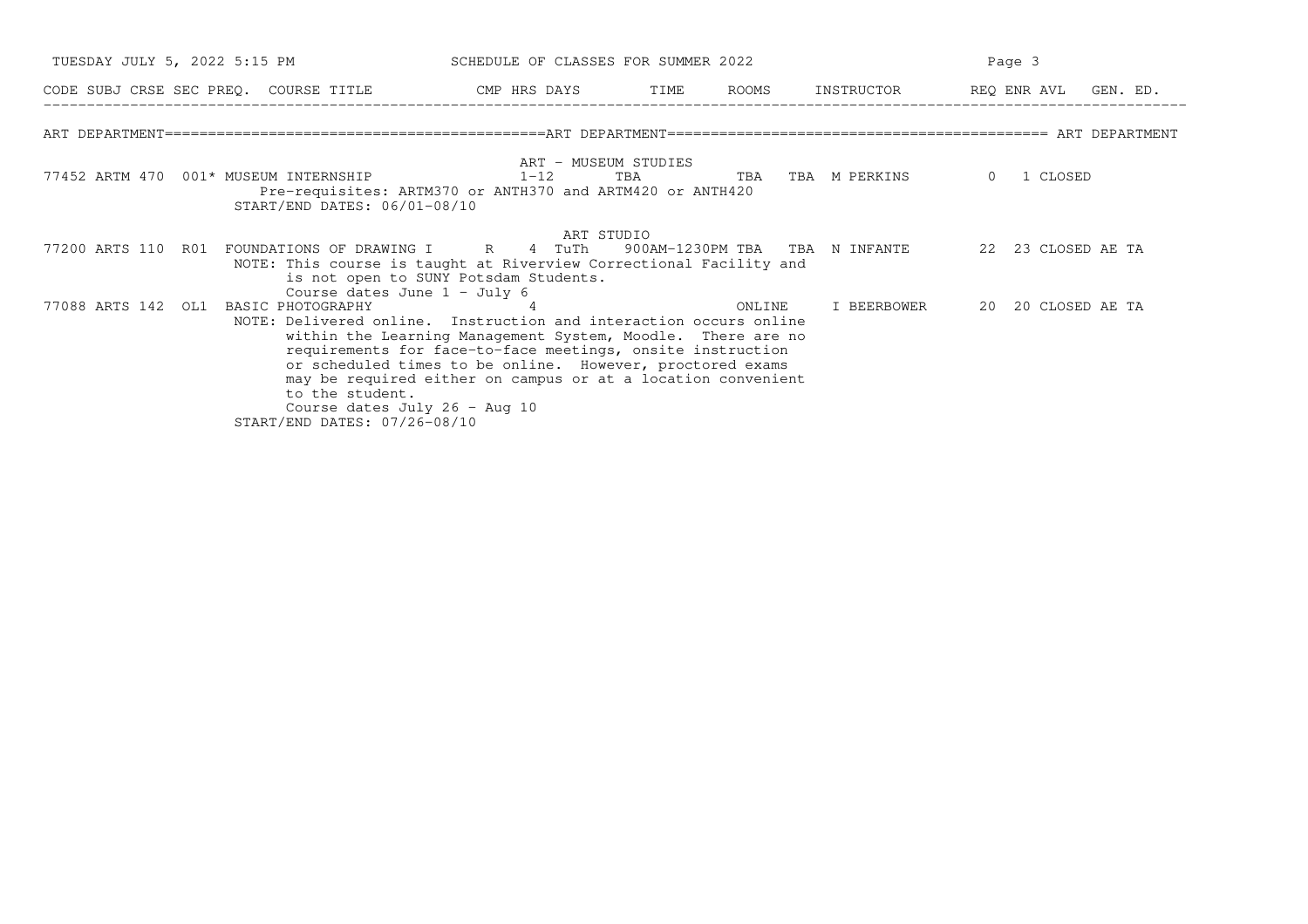SCHEDULE OF CLASSES FOR SUMMER 2022

TUESDAY JULY 5, 2022 5:15 PM

## ART DEPARTMENT

| CODE | SUBJ | CRSE | SEC | PREQ. | COURSE TITLE | CMP | HRS | DAYS | TIME | ROOMS | INSTRUCTOR | REQ | ENR | AVL | GEN. ED. |
|---|---|---|---|---|---|---|---|---|---|---|---|---|---|---|---|
| | | | | | **ART - MUSEUM STUDIES** | | | | | | | | | | |
| 77452 | ARTM | 470 | 001 | * | MUSEUM INTERNSHIP | | 1-12 | TBA | | TBA TBA | M PERKINS | | 0 | 1 | CLOSED |
| | | | | | Pre-requisites: ARTM370 or ANTH370 and ARTM420 or ANTH420 | | | | | | | | | | |
| | | | | | START/END DATES: 06/01-08/10 | | | | | | | | | | |
| | | | | | **ART STUDIO** | | | | | | | | | | |
| 77200 | ARTS | 110 | R01 | | FOUNDATIONS OF DRAWING I | R | 4 | TuTh | 900AM-1230PM | TBA TBA | N INFANTE | | 22 | 23 | CLOSED AE TA |
| | | | | | NOTE: This course is taught at Riverview Correctional Facility and is not open to SUNY Potsdam Students. Course dates June 1 - July 6 | | | | | | | | | | |
| 77088 | ARTS | 142 | OL1 | | BASIC PHOTOGRAPHY | | 4 | | | ONLINE | I BEERBOWER | | 20 | 20 | CLOSED AE TA |
| | | | | | NOTE: Delivered online. Instruction and interaction occurs online within the Learning Management System, Moodle. There are no requirements for face-to-face meetings, onsite instruction or scheduled times to be online. However, proctored exams may be required either on campus or at a location convenient to the student. Course dates July 26 - Aug 10 | | | | | | | | | | |
| | | | | | START/END DATES: 07/26-08/10 | | | | | | | | | | |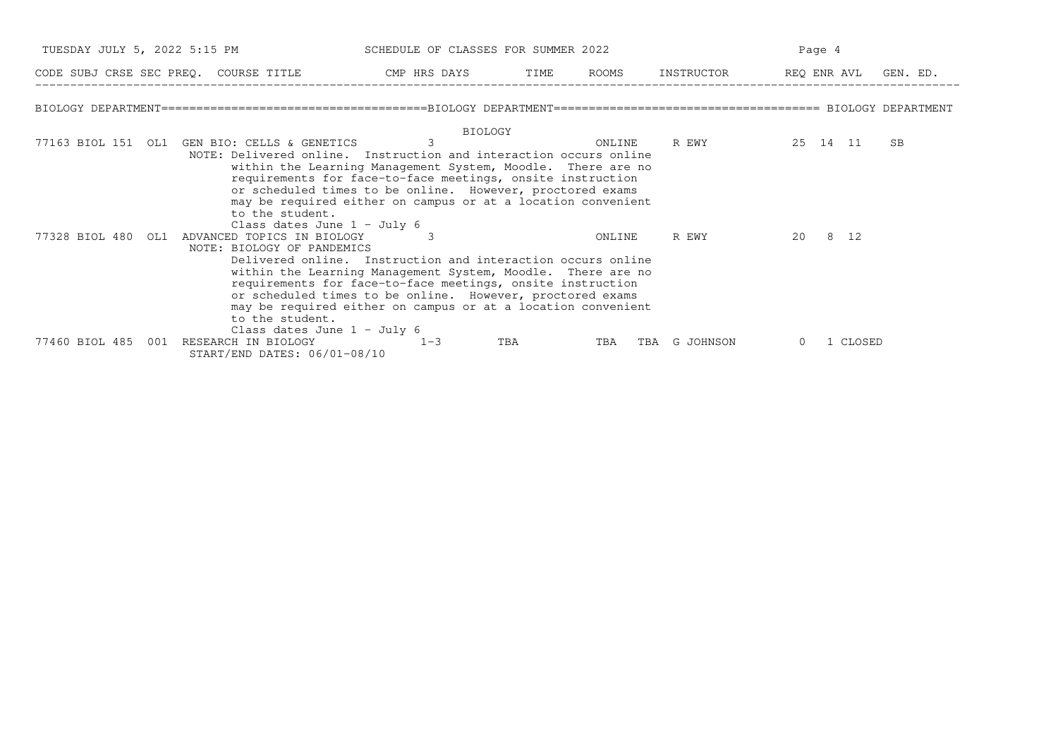| CODE | SUBJ | CRSE | SEC | PREQ. | COURSE TITLE | CMP | HRS | DAYS | TIME | ROOMS | INSTRUCTOR | REQ | ENR | AVL | GEN. ED. |
|---|---|---|---|---|---|---|---|---|---|---|---|---|---|---|---|

BIOLOGY DEPARTMENT=====================================BIOLOGY DEPARTMENT===================================== BIOLOGY DEPARTMENT

BIOLOGY

| CODE | SUBJ | CRSE | SEC | PREQ. | COURSE TITLE | CMP | HRS | DAYS | TIME | ROOMS | INSTRUCTOR | REQ | ENR | AVL | GEN. ED. |
|---|---|---|---|---|---|---|---|---|---|---|---|---|---|---|---|
| 77163 | BIOL | 151 | OL1 | | GEN BIO: CELLS & GENETICS | | 3 | | | ONLINE | R EWY | 25 | 14 | 11 | SB |

NOTE: Delivered online. Instruction and interaction occurs online within the Learning Management System, Moodle. There are no requirements for face-to-face meetings, onsite instruction or scheduled times to be online. However, proctored exams may be required either on campus or at a location convenient to the student.
Class dates June 1 - July 6

| CODE | SUBJ | CRSE | SEC | PREQ. | COURSE TITLE | CMP | HRS | DAYS | TIME | ROOMS | INSTRUCTOR | REQ | ENR | AVL | GEN. ED. |
|---|---|---|---|---|---|---|---|---|---|---|---|---|---|---|---|
| 77328 | BIOL | 480 | OL1 | | ADVANCED TOPICS IN BIOLOGY | | 3 | | | ONLINE | R EWY | 20 | 8 | 12 | |

NOTE: BIOLOGY OF PANDEMICS
Delivered online. Instruction and interaction occurs online within the Learning Management System, Moodle. There are no requirements for face-to-face meetings, onsite instruction or scheduled times to be online. However, proctored exams may be required either on campus or at a location convenient to the student.
Class dates June 1 - July 6

| CODE | SUBJ | CRSE | SEC | PREQ. | COURSE TITLE | CMP | HRS | DAYS | TIME | ROOMS | INSTRUCTOR | REQ | ENR | AVL | GEN. ED. |
|---|---|---|---|---|---|---|---|---|---|---|---|---|---|---|---|
| 77460 | BIOL | 485 | 001 | | RESEARCH IN BIOLOGY | | 1-3 | TBA | | TBA TBA | G JOHNSON | 0 | 1 | CLOSED | |

START/END DATES: 06/01-08/10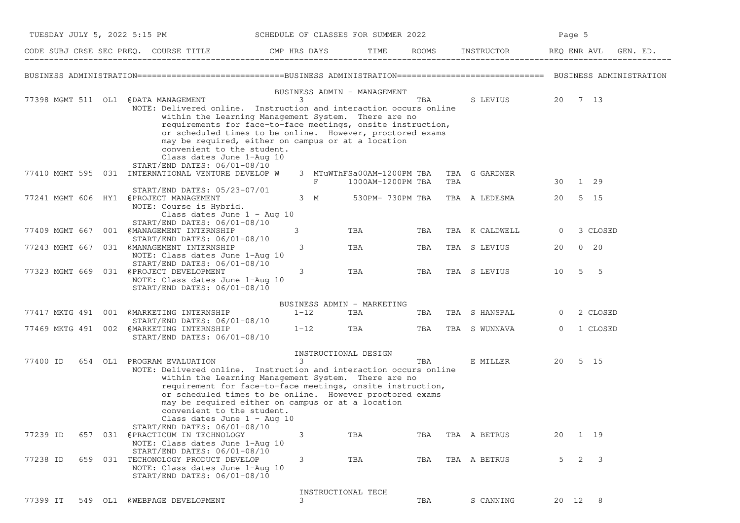SCHEDULE OF CLASSES FOR SUMMER 2022

## BUSINESS ADMINISTRATION

| CODE | SUBJ | CRSE | SEC | PREQ. | COURSE TITLE | CMP | HRS | DAYS | TIME | ROOMS | INSTRUCTOR | REQ | ENR | AVL | GEN. ED. |
|---|---|---|---|---|---|---|---|---|---|---|---|---|---|---|---|
| | | | | | **BUSINESS ADMIN - MANAGEMENT** | | | | | | | | | | |
| 77398 | MGMT | 511 | OL1 | | @DATA MANAGEMENT | | 3 | | | TBA | S LEVIUS | 20 | 7 | 13 | |
| | | | | | NOTE: Delivered online. Instruction and interaction occurs online within the Learning Management System. There are no requirements for face-to-face meetings, onsite instruction, or scheduled times to be online. However, proctored exams may be required, either on campus or at a location convenient to the student. Class dates June 1-Aug 10 | | | | | | | | | | |
| | | | | | START/END DATES: 06/01-08/10 | | | | | | | | | | |
| 77410 | MGMT | 595 | 031 | | INTERNATIONAL VENTURE DEVELOP W | | 3 | MTuWThFSa | 00AM-1200PM | TBA TBA | G GARDNER | | | | |
| | | | | | | | | F | 1000AM-1200PM | TBA TBA | | 30 | 1 | 29 | |
| | | | | | START/END DATES: 05/23-07/01 | | | | | | | | | | |
| 77241 | MGMT | 606 | HY1 | | @PROJECT MANAGEMENT | | 3 | M | 530PM- 730PM | TBA TBA | A LEDESMA | 20 | 5 | 15 | |
| | | | | | NOTE: Course is Hybrid. Class dates June 1 - Aug 10 | | | | | | | | | | |
| | | | | | START/END DATES: 06/01-08/10 | | | | | | | | | | |
| 77409 | MGMT | 667 | 001 | | @MANAGEMENT INTERNSHIP | | 3 | | TBA | TBA TBA | K CALDWELL | 0 | 3 | CLOSED | |
| | | | | | START/END DATES: 06/01-08/10 | | | | | | | | | | |
| 77243 | MGMT | 667 | 031 | | @MANAGEMENT INTERNSHIP | | 3 | | TBA | TBA TBA | S LEVIUS | 20 | 0 | 20 | |
| | | | | | NOTE: Class dates June 1-Aug 10 | | | | | | | | | | |
| | | | | | START/END DATES: 06/01-08/10 | | | | | | | | | | |
| 77323 | MGMT | 669 | 031 | | @PROJECT DEVELOPMENT | | 3 | | TBA | TBA TBA | S LEVIUS | 10 | 5 | 5 | |
| | | | | | NOTE: Class dates June 1-Aug 10 | | | | | | | | | | |
| | | | | | START/END DATES: 06/01-08/10 | | | | | | | | | | |
| | | | | | **BUSINESS ADMIN - MARKETING** | | | | | | | | | | |
| 77417 | MKTG | 491 | 001 | | @MARKETING INTERNSHIP | | 1-12 | | TBA | TBA TBA | S HANSPAL | 0 | 2 | CLOSED | |
| | | | | | START/END DATES: 06/01-08/10 | | | | | | | | | | |
| 77469 | MKTG | 491 | 002 | | @MARKETING INTERNSHIP | | 1-12 | | TBA | TBA TBA | S WUNNAVA | 0 | 1 | CLOSED | |
| | | | | | START/END DATES: 06/01-08/10 | | | | | | | | | | |
| | | | | | **INSTRUCTIONAL DESIGN** | | | | | | | | | | |
| 77400 | ID | 654 | OL1 | | PROGRAM EVALUATION | | 3 | | | TBA | E MILLER | 20 | 5 | 15 | |
| | | | | | NOTE: Delivered online. Instruction and interaction occurs online within the Learning Management System. There are no requirement for face-to-face meetings, onsite instruction, or scheduled times to be online. However proctored exams may be required either on campus or at a location convenient to the student. Class dates June 1 - Aug 10 | | | | | | | | | | |
| | | | | | START/END DATES: 06/01-08/10 | | | | | | | | | | |
| 77239 | ID | 657 | 031 | | @PRACTICUM IN TECHNOLOGY | | 3 | | TBA | TBA TBA | A BETRUS | 20 | 1 | 19 | |
| | | | | | NOTE: Class dates June 1-Aug 10 | | | | | | | | | | |
| | | | | | START/END DATES: 06/01-08/10 | | | | | | | | | | |
| 77238 | ID | 659 | 031 | | TECHONOLOGY PRODUCT DEVELOP | | 3 | | TBA | TBA TBA | A BETRUS | 5 | 2 | 3 | |
| | | | | | NOTE: Class dates June 1-Aug 10 | | | | | | | | | | |
| | | | | | START/END DATES: 06/01-08/10 | | | | | | | | | | |
| | | | | | **INSTRUCTIONAL TECH** | | | | | | | | | | |
| 77399 | IT | 549 | OL1 | | @WEBPAGE DEVELOPMENT | | 3 | | | TBA | S CANNING | 20 | 12 | 8 | |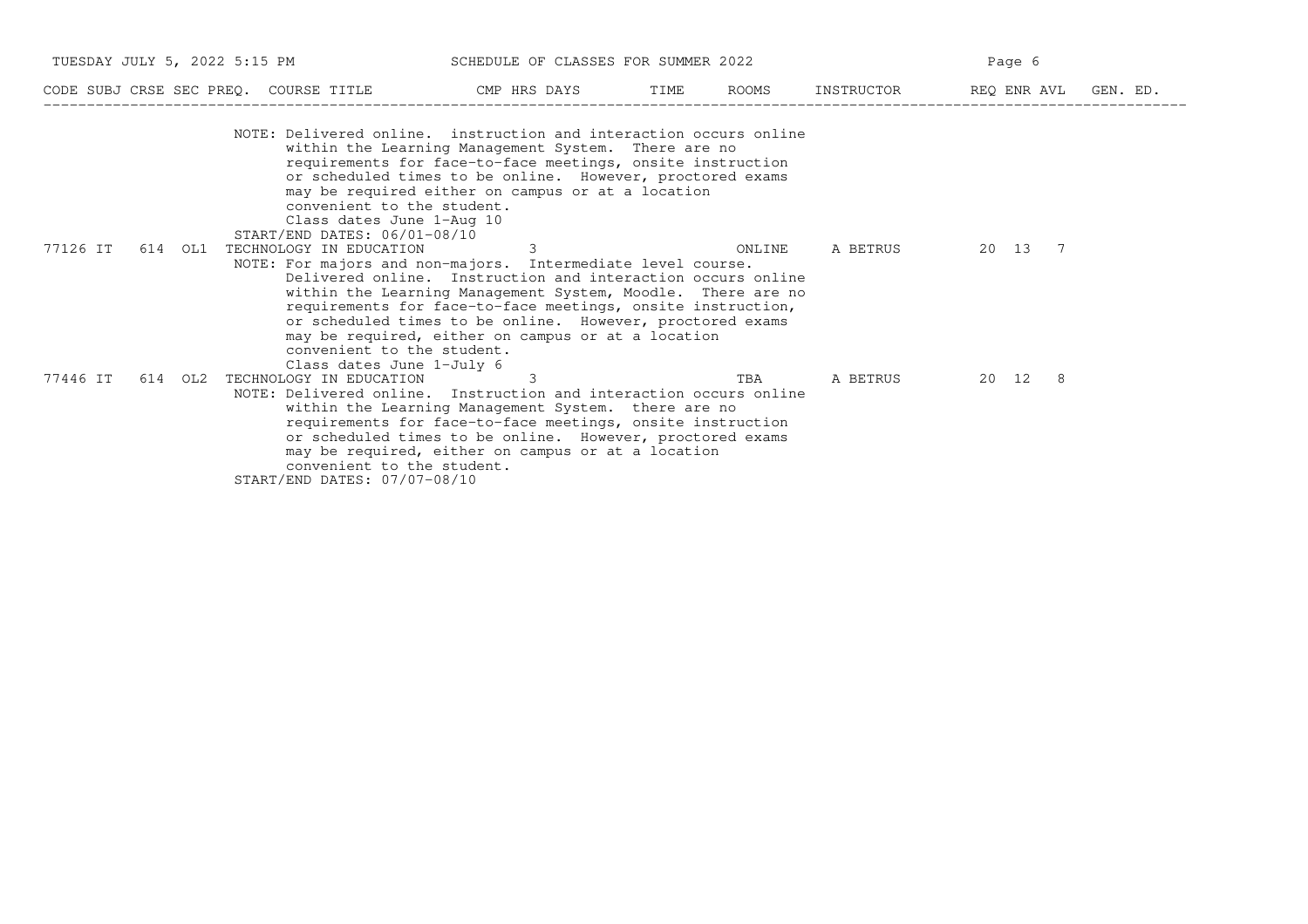| CODE | SUBJ | CRSE | SEC | PREQ. | COURSE TITLE | CMP | HRS | DAYS | TIME | ROOMS | INSTRUCTOR | REQ | ENR | AVL | GEN. ED. |
|---|---|---|---|---|---|---|---|---|---|---|---|---|---|---|---|

NOTE: Delivered online. instruction and interaction occurs online within the Learning Management System. There are no requirements for face-to-face meetings, onsite instruction or scheduled times to be online. However, proctored exams may be required either on campus or at a location convenient to the student.
Class dates June 1-Aug 10
START/END DATES: 06/01-08/10

| CODE | SUBJ | CRSE | SEC | PREQ. | COURSE TITLE | CMP | HRS | DAYS | TIME | ROOMS | INSTRUCTOR | REQ | ENR | AVL | GEN. ED. |
|---|---|---|---|---|---|---|---|---|---|---|---|---|---|---|---|
| 77126 | IT | 614 | OL1 | | TECHNOLOGY IN EDUCATION | | 3 | | | ONLINE | A BETRUS | 20 | 13 | 7 | |

NOTE: For majors and non-majors. Intermediate level course. Delivered online. Instruction and interaction occurs online within the Learning Management System, Moodle. There are no requirements for face-to-face meetings, onsite instruction, or scheduled times to be online. However, proctored exams may be required, either on campus or at a location convenient to the student.
Class dates June 1-July 6

| CODE | SUBJ | CRSE | SEC | PREQ. | COURSE TITLE | CMP | HRS | DAYS | TIME | ROOMS | INSTRUCTOR | REQ | ENR | AVL | GEN. ED. |
|---|---|---|---|---|---|---|---|---|---|---|---|---|---|---|---|
| 77446 | IT | 614 | OL2 | | TECHNOLOGY IN EDUCATION | | 3 | | | TBA | A BETRUS | 20 | 12 | 8 | |

NOTE: Delivered online. Instruction and interaction occurs online within the Learning Management System. there are no requirements for face-to-face meetings, onsite instruction or scheduled times to be online. However, proctored exams may be required, either on campus or at a location convenient to the student.
START/END DATES: 07/07-08/10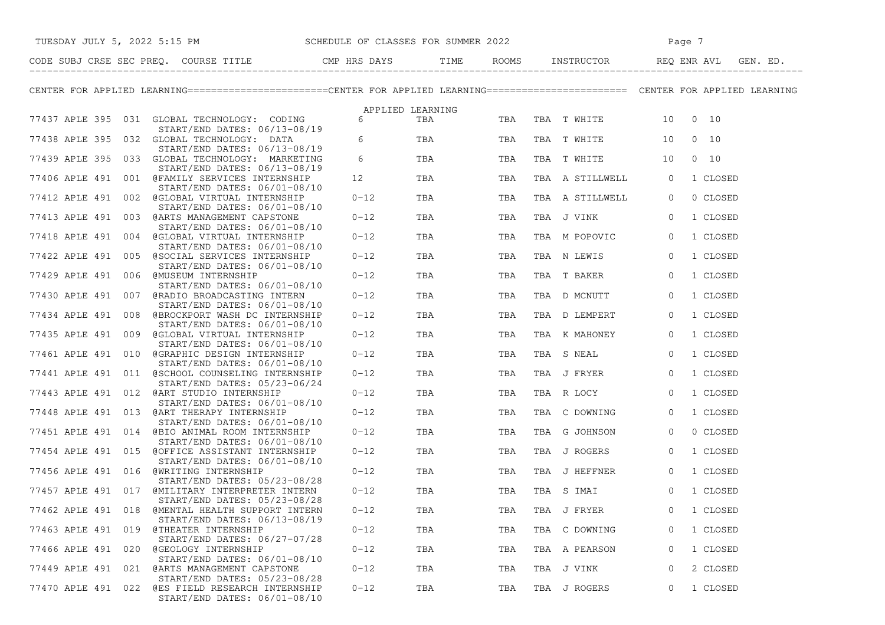## CENTER FOR APPLIED LEARNING

### APPLIED LEARNING

| CODE | SUBJ | CRSE | SEC | PREQ. | COURSE TITLE | CMP | HRS | DAYS | TIME | ROOMS | INSTRUCTOR | REQ | ENR | AVL | GEN. ED. |
|---|---|---|---|---|---|---|---|---|---|---|---|---|---|---|---|
| 77437 | APLE | 395 | 031 | | GLOBAL TECHNOLOGY: CODING<br>START/END DATES: 06/13-08/19 | | 6 | TBA | TBA | TBA | T WHITE | 10 | 0 | 10 | |
| 77438 | APLE | 395 | 032 | | GLOBAL TECHNOLOGY: DATA<br>START/END DATES: 06/13-08/19 | | 6 | TBA | TBA | TBA | T WHITE | 10 | 0 | 10 | |
| 77439 | APLE | 395 | 033 | | GLOBAL TECHNOLOGY: MARKETING<br>START/END DATES: 06/13-08/19 | | 6 | TBA | TBA | TBA | T WHITE | 10 | 0 | 10 | |
| 77406 | APLE | 491 | 001 | @ | FAMILY SERVICES INTERNSHIP<br>START/END DATES: 06/01-08/10 | | 12 | TBA | TBA | TBA | A STILLWELL | 0 | 1 | CLOSED | |
| 77412 | APLE | 491 | 002 | @ | GLOBAL VIRTUAL INTERNSHIP<br>START/END DATES: 06/01-08/10 | | 0-12 | TBA | TBA | TBA | A STILLWELL | 0 | 0 | CLOSED | |
| 77413 | APLE | 491 | 003 | @ | ARTS MANAGEMENT CAPSTONE<br>START/END DATES: 06/01-08/10 | | 0-12 | TBA | TBA | TBA | J VINK | 0 | 1 | CLOSED | |
| 77418 | APLE | 491 | 004 | @ | GLOBAL VIRTUAL INTERNSHIP<br>START/END DATES: 06/01-08/10 | | 0-12 | TBA | TBA | TBA | M POPOVIC | 0 | 1 | CLOSED | |
| 77422 | APLE | 491 | 005 | @ | SOCIAL SERVICES INTERNSHIP<br>START/END DATES: 06/01-08/10 | | 0-12 | TBA | TBA | TBA | N LEWIS | 0 | 1 | CLOSED | |
| 77429 | APLE | 491 | 006 | @ | MUSEUM INTERNSHIP<br>START/END DATES: 06/01-08/10 | | 0-12 | TBA | TBA | TBA | T BAKER | 0 | 1 | CLOSED | |
| 77430 | APLE | 491 | 007 | @ | RADIO BROADCASTING INTERN<br>START/END DATES: 06/01-08/10 | | 0-12 | TBA | TBA | TBA | D MCNUTT | 0 | 1 | CLOSED | |
| 77434 | APLE | 491 | 008 | @ | BROCKPORT WASH DC INTERNSHIP<br>START/END DATES: 06/01-08/10 | | 0-12 | TBA | TBA | TBA | D LEMPERT | 0 | 1 | CLOSED | |
| 77435 | APLE | 491 | 009 | @ | GLOBAL VIRTUAL INTERNSHIP<br>START/END DATES: 06/01-08/10 | | 0-12 | TBA | TBA | TBA | K MAHONEY | 0 | 1 | CLOSED | |
| 77461 | APLE | 491 | 010 | @ | GRAPHIC DESIGN INTERNSHIP<br>START/END DATES: 06/01-08/10 | | 0-12 | TBA | TBA | TBA | S NEAL | 0 | 1 | CLOSED | |
| 77441 | APLE | 491 | 011 | @ | SCHOOL COUNSELING INTERNSHIP<br>START/END DATES: 05/23-06/24 | | 0-12 | TBA | TBA | TBA | J FRYER | 0 | 1 | CLOSED | |
| 77443 | APLE | 491 | 012 | @ | ART STUDIO INTERNSHIP<br>START/END DATES: 06/01-08/10 | | 0-12 | TBA | TBA | TBA | R LOCY | 0 | 1 | CLOSED | |
| 77448 | APLE | 491 | 013 | @ | ART THERAPY INTERNSHIP<br>START/END DATES: 06/01-08/10 | | 0-12 | TBA | TBA | TBA | C DOWNING | 0 | 1 | CLOSED | |
| 77451 | APLE | 491 | 014 | @ | BIO ANIMAL ROOM INTERNSHIP<br>START/END DATES: 06/01-08/10 | | 0-12 | TBA | TBA | TBA | G JOHNSON | 0 | 0 | CLOSED | |
| 77454 | APLE | 491 | 015 | @ | OFFICE ASSISTANT INTERNSHIP<br>START/END DATES: 06/01-08/10 | | 0-12 | TBA | TBA | TBA | J ROGERS | 0 | 1 | CLOSED | |
| 77456 | APLE | 491 | 016 | @ | WRITING INTERNSHIP<br>START/END DATES: 05/23-08/28 | | 0-12 | TBA | TBA | TBA | J HEFFNER | 0 | 1 | CLOSED | |
| 77457 | APLE | 491 | 017 | @ | MILITARY INTERPRETER INTERN<br>START/END DATES: 05/23-08/28 | | 0-12 | TBA | TBA | TBA | S IMAI | 0 | 1 | CLOSED | |
| 77462 | APLE | 491 | 018 | @ | MENTAL HEALTH SUPPORT INTERN<br>START/END DATES: 06/13-08/19 | | 0-12 | TBA | TBA | TBA | J FRYER | 0 | 1 | CLOSED | |
| 77463 | APLE | 491 | 019 | @ | THEATER INTERNSHIP<br>START/END DATES: 06/27-07/28 | | 0-12 | TBA | TBA | TBA | C DOWNING | 0 | 1 | CLOSED | |
| 77466 | APLE | 491 | 020 | @ | GEOLOGY INTERNSHIP<br>START/END DATES: 06/01-08/10 | | 0-12 | TBA | TBA | TBA | A PEARSON | 0 | 1 | CLOSED | |
| 77449 | APLE | 491 | 021 | @ | ARTS MANAGEMENT CAPSTONE<br>START/END DATES: 05/23-08/28 | | 0-12 | TBA | TBA | TBA | J VINK | 0 | 2 | CLOSED | |
| 77470 | APLE | 491 | 022 | @ | ES FIELD RESEARCH INTERNSHIP<br>START/END DATES: 06/01-08/10 | | 0-12 | TBA | TBA | TBA | J ROGERS | 0 | 1 | CLOSED | |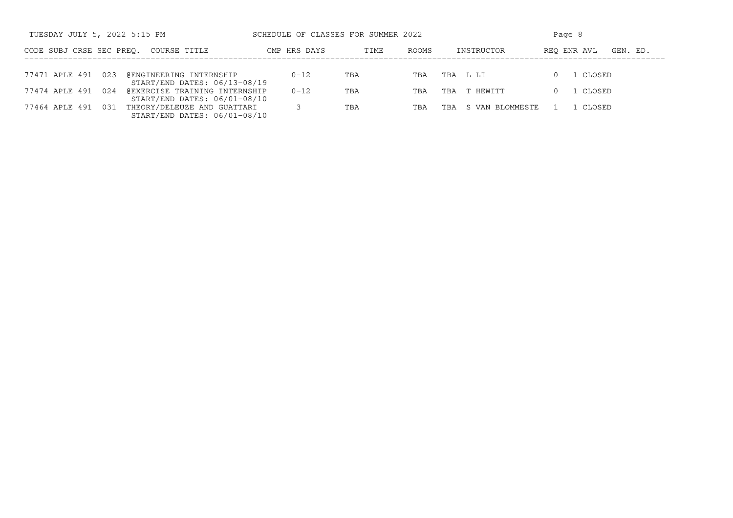| CODE | SUBJ | CRSE | SEC | PREQ. | COURSE TITLE | CMP | HRS | DAYS | TIME | ROOMS | INSTRUCTOR | REQ | ENR | AVL | GEN. ED. |
|---|---|---|---|---|---|---|---|---|---|---|---|---|---|---|---|
| 77471 | APLE | 491 | 023 | | @ENGINEERING INTERNSHIP START/END DATES: 06/13-08/19 | | 0-12 | TBA | | TBA | TBA L LI | | 0 | 1 | CLOSED |
| 77474 | APLE | 491 | 024 | | @EXERCISE TRAINING INTERNSHIP START/END DATES: 06/01-08/10 | | 0-12 | TBA | | TBA | TBA T HEWITT | | 0 | 1 | CLOSED |
| 77464 | APLE | 491 | 031 | | THEORY/DELEUZE AND GUATTARI START/END DATES: 06/01-08/10 | | 3 | TBA | | TBA | TBA S VAN BLOMMESTE | | 1 | 1 | CLOSED |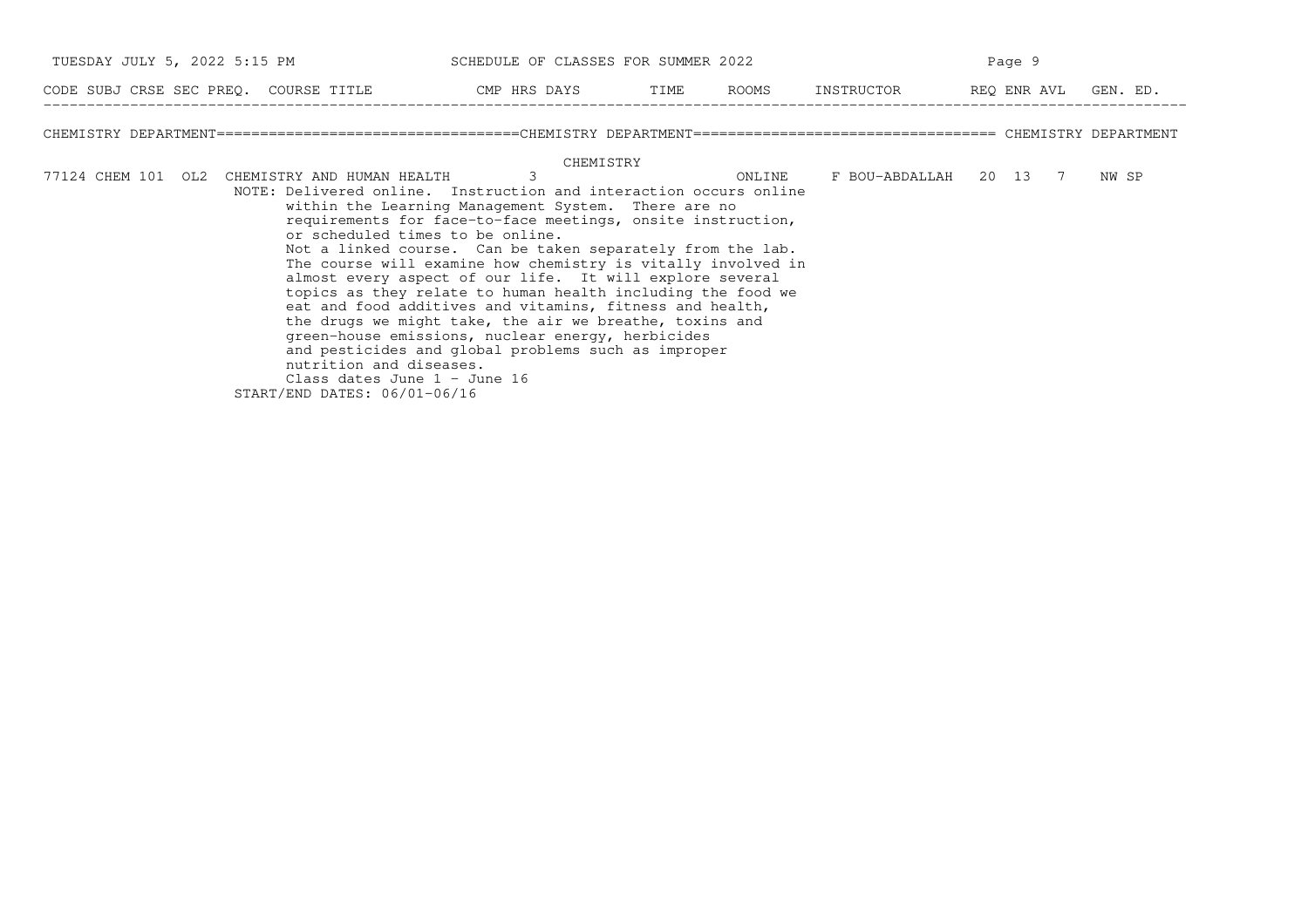SCHEDULE OF CLASSES FOR SUMMER 2022

| CODE | SUBJ | CRSE | SEC | PREQ. | COURSE TITLE | CMP | HRS | DAYS | TIME | ROOMS | INSTRUCTOR | REQ | ENR | AVL | GEN. ED. |
|---|---|---|---|---|---|---|---|---|---|---|---|---|---|---|---|

## CHEMISTRY DEPARTMENT

### CHEMISTRY

| CODE | SUBJ | CRSE | SEC | PREQ. | COURSE TITLE | CMP | HRS | DAYS | TIME | ROOMS | INSTRUCTOR | REQ | ENR | AVL | GEN. ED. |
|---|---|---|---|---|---|---|---|---|---|---|---|---|---|---|---|
| 77124 | CHEM | 101 | OL2 | | CHEMISTRY AND HUMAN HEALTH | | 3 | | | ONLINE | F BOU-ABDALLAH | 20 | 13 | 7 | NW SP |

NOTE: Delivered online. Instruction and interaction occurs online within the Learning Management System. There are no requirements for face-to-face meetings, onsite instruction, or scheduled times to be online.
Not a linked course. Can be taken separately from the lab.
The course will examine how chemistry is vitally involved in almost every aspect of our life. It will explore several topics as they relate to human health including the food we eat and food additives and vitamins, fitness and health, the drugs we might take, the air we breathe, toxins and green-house emissions, nuclear energy, herbicides and pesticides and global problems such as improper nutrition and diseases.
Class dates June 1 - June 16
START/END DATES: 06/01-06/16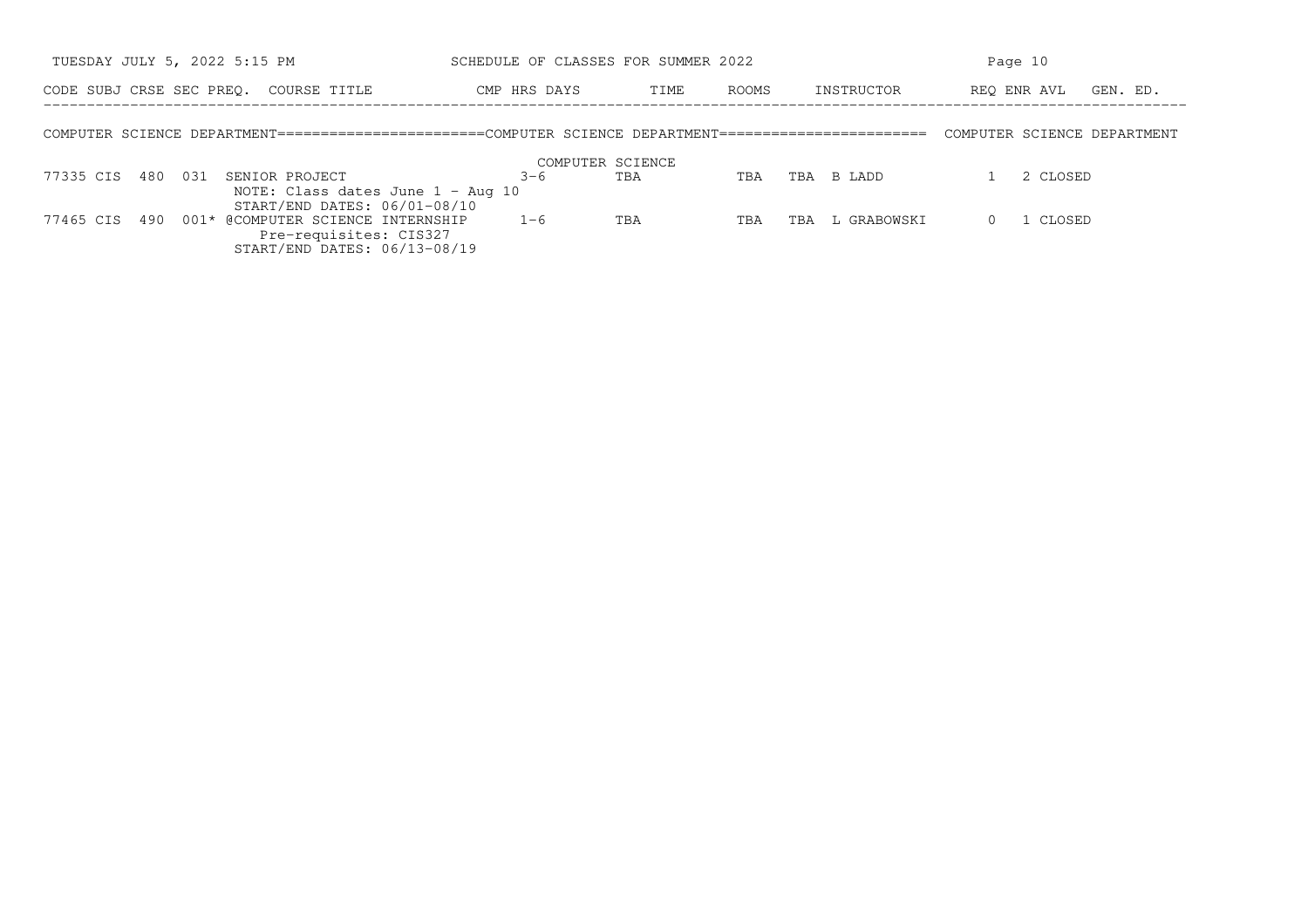SCHEDULE OF CLASSES FOR SUMMER 2022

COMPUTER SCIENCE DEPARTMENT

COMPUTER SCIENCE

| CODE | SUBJ | CRSE | SEC | PREQ. | COURSE TITLE | CMP | HRS | DAYS | TIME | ROOMS | INSTRUCTOR | REQ | ENR | AVL | GEN. ED. |
|---|---|---|---|---|---|---|---|---|---|---|---|---|---|---|---|
| 77335 | CIS | 480 | 031 | | SENIOR PROJECT<br>NOTE: Class dates June 1 - Aug 10<br>START/END DATES: 06/01-08/10 | | 3-6 | TBA | TBA | TBA | B LADD | | 1 | 2 CLOSED | |
| 77465 | CIS | 490 | 001 | * | @COMPUTER SCIENCE INTERNSHIP<br>Pre-requisites: CIS327<br>START/END DATES: 06/13-08/19 | | 1-6 | TBA | TBA | TBA | L GRABOWSKI | | 0 | 1 CLOSED | |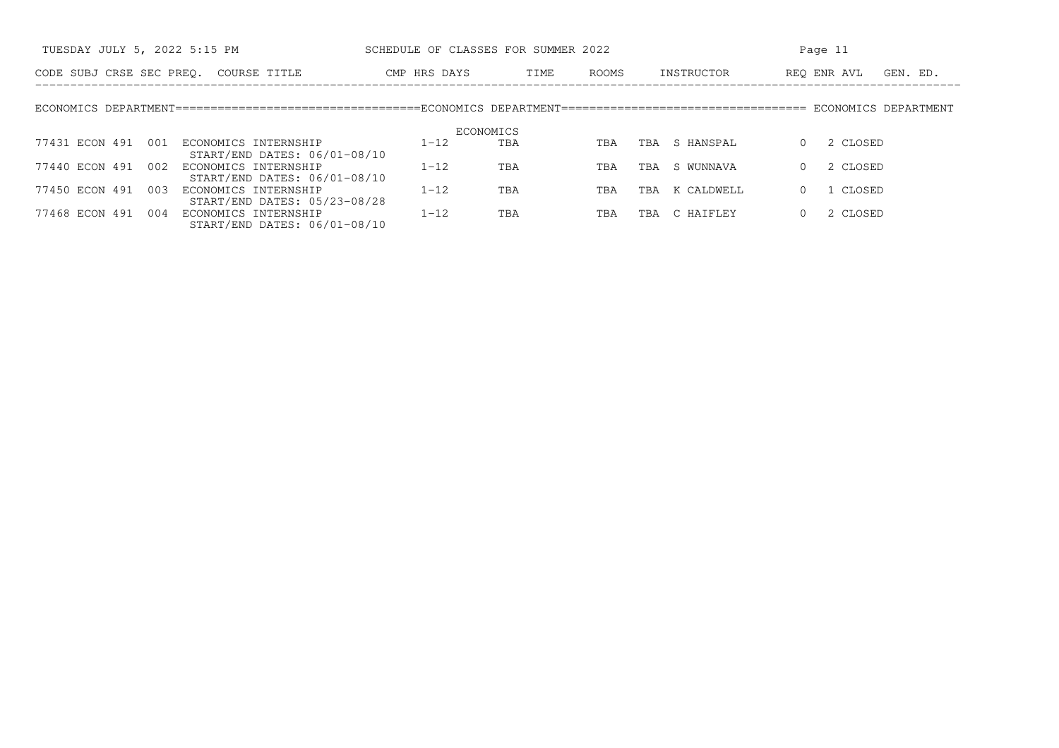SCHEDULE OF CLASSES FOR SUMMER 2022

## ECONOMICS DEPARTMENT

| CODE | SUBJ | CRSE | SEC | PREQ. | COURSE TITLE | CMP | HRS | DAYS | TIME | ROOMS | INSTRUCTOR | REQ | ENR | AVL | GEN. ED. |
|---|---|---|---|---|---|---|---|---|---|---|---|---|---|---|---|
| | | | | | | | | ECONOMICS | | | | | | | |
| 77431 | ECON | 491 | 001 | | ECONOMICS INTERNSHIP<br>START/END DATES: 06/01-08/10 | | 1-12 | TBA | TBA | TBA | S HANSPAL | 0 | 2 | CLOSED | |
| 77440 | ECON | 491 | 002 | | ECONOMICS INTERNSHIP<br>START/END DATES: 06/01-08/10 | | 1-12 | TBA | TBA | TBA | S WUNNAVA | 0 | 2 | CLOSED | |
| 77450 | ECON | 491 | 003 | | ECONOMICS INTERNSHIP<br>START/END DATES: 05/23-08/28 | | 1-12 | TBA | TBA | TBA | K CALDWELL | 0 | 1 | CLOSED | |
| 77468 | ECON | 491 | 004 | | ECONOMICS INTERNSHIP<br>START/END DATES: 06/01-08/10 | | 1-12 | TBA | TBA | TBA | C HAIFLEY | 0 | 2 | CLOSED | |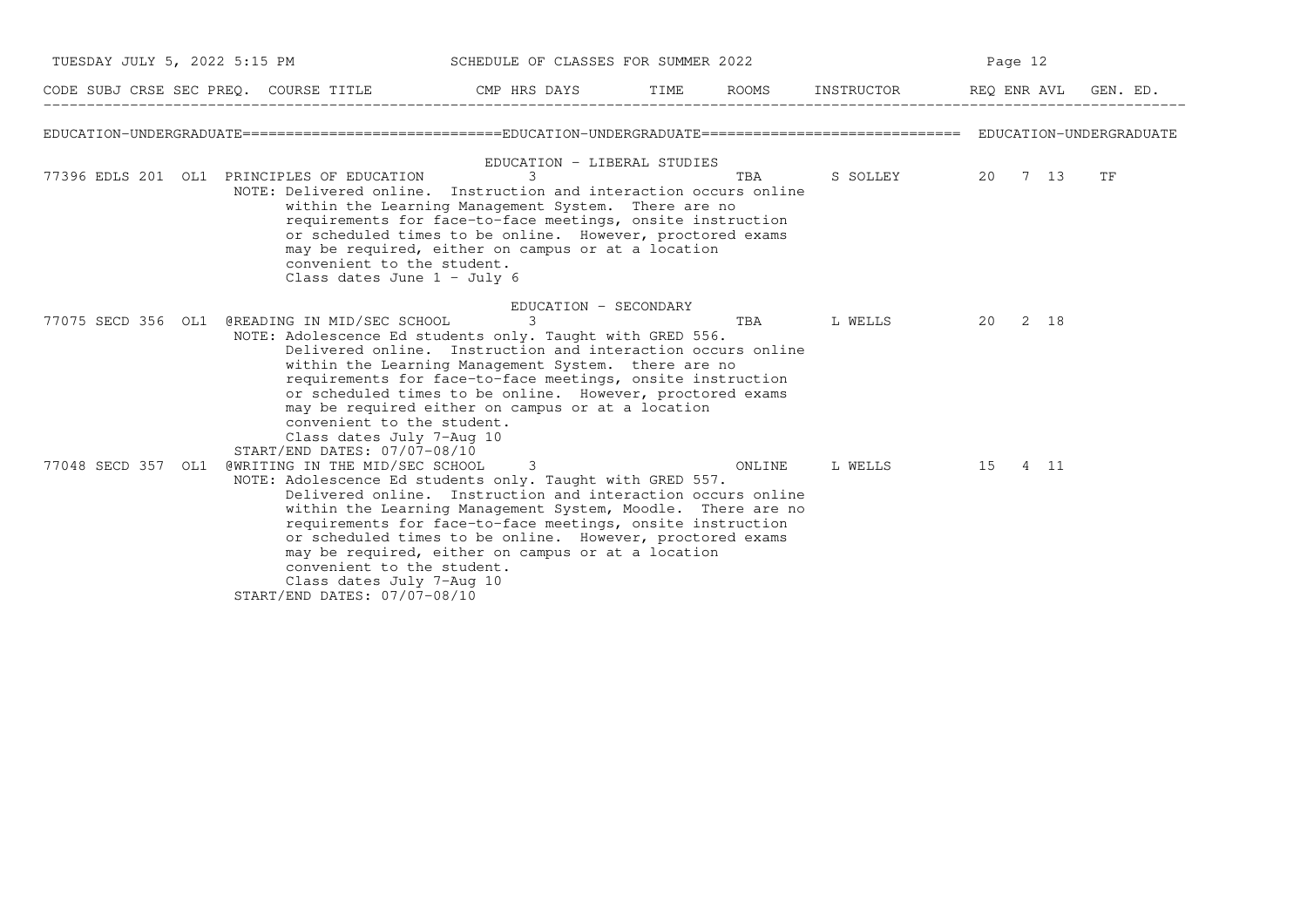SCHEDULE OF CLASSES FOR SUMMER 2022

| CODE | SUBJ | CRSE | SEC | PREQ. | COURSE TITLE | CMP | HRS | DAYS | TIME | ROOMS | INSTRUCTOR | REQ | ENR | AVL | GEN. ED. |
|---|---|---|---|---|---|---|---|---|---|---|---|---|---|---|---|

## EDUCATION-UNDERGRADUATE

### EDUCATION - LIBERAL STUDIES

| CODE | SUBJ | CRSE | SEC | PREQ. | COURSE TITLE | CMP | HRS | DAYS | TIME | ROOMS | INSTRUCTOR | REQ | ENR | AVL | GEN. ED. |
|---|---|---|---|---|---|---|---|---|---|---|---|---|---|---|---|
| 77396 | EDLS | 201 | OL1 | | PRINCIPLES OF EDUCATION | | 3 | | | TBA | S SOLLEY | 20 | 7 | 13 | TF |

NOTE: Delivered online. Instruction and interaction occurs online within the Learning Management System. There are no requirements for face-to-face meetings, onsite instruction or scheduled times to be online. However, proctored exams may be required, either on campus or at a location convenient to the student.
Class dates June 1 - July 6

### EDUCATION - SECONDARY

| CODE | SUBJ | CRSE | SEC | PREQ. | COURSE TITLE | CMP | HRS | DAYS | TIME | ROOMS | INSTRUCTOR | REQ | ENR | AVL | GEN. ED. |
|---|---|---|---|---|---|---|---|---|---|---|---|---|---|---|---|
| 77075 | SECD | 356 | OL1 | @ | READING IN MID/SEC SCHOOL | | 3 | | | TBA | L WELLS | 20 | 2 | 18 | |

NOTE: Adolescence Ed students only. Taught with GRED 556. Delivered online. Instruction and interaction occurs online within the Learning Management System. there are no requirements for face-to-face meetings, onsite instruction or scheduled times to be online. However, proctored exams may be required either on campus or at a location convenient to the student.
Class dates July 7-Aug 10
START/END DATES: 07/07-08/10

| CODE | SUBJ | CRSE | SEC | PREQ. | COURSE TITLE | CMP | HRS | DAYS | TIME | ROOMS | INSTRUCTOR | REQ | ENR | AVL | GEN. ED. |
|---|---|---|---|---|---|---|---|---|---|---|---|---|---|---|---|
| 77048 | SECD | 357 | OL1 | @ | WRITING IN THE MID/SEC SCHOOL | | 3 | | | ONLINE | L WELLS | 15 | 4 | 11 | |

NOTE: Adolescence Ed students only. Taught with GRED 557. Delivered online. Instruction and interaction occurs online within the Learning Management System, Moodle. There are no requirements for face-to-face meetings, onsite instruction or scheduled times to be online. However, proctored exams may be required, either on campus or at a location convenient to the student.
Class dates July 7-Aug 10
START/END DATES: 07/07-08/10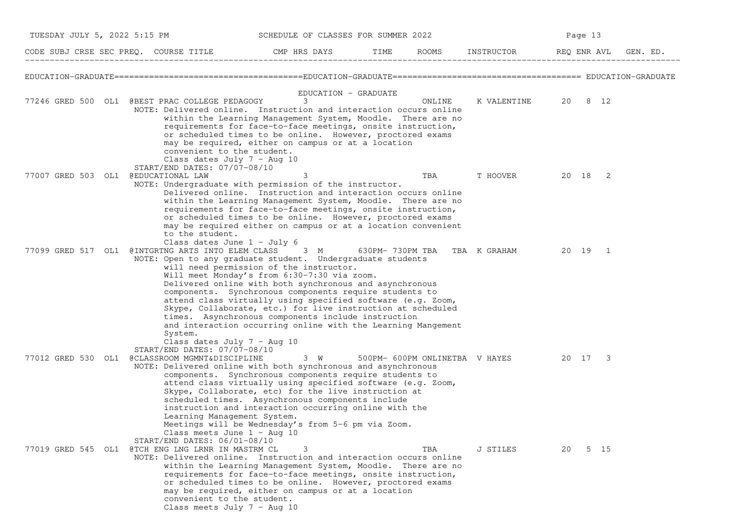# EDUCATION-GRADUATE

## EDUCATION - GRADUATE

| CODE | SUBJ | CRSE | SEC | PREQ. | COURSE TITLE | CMP | HRS | DAYS | TIME | ROOMS | INSTRUCTOR | REQ | ENR | AVL | GEN. ED. |
|---|---|---|---|---|---|---|---|---|---|---|---|---|---|---|---|
| 77246 | GRED | 500 | OL1 | @ | BEST PRAC COLLEGE PEDAGOGY | | 3 | | | ONLINE | K VALENTINE | 20 | 8 | 12 | |
| 77007 | GRED | 503 | OL1 | @ | EDUCATIONAL LAW | | 3 | | | TBA | T HOOVER | 20 | 18 | 2 | |
| 77099 | GRED | 517 | OL1 | @ | INTGRTNG ARTS INTO ELEM CLASS | | 3 | M | 630PM- 730PM | TBA TBA | K GRAHAM | 20 | 19 | 1 | |
| 77012 | GRED | 530 | OL1 | @ | CLASSROOM MGMNT&DISCIPLINE | | 3 | W | 500PM- 600PM | ONLINETBA | V HAYES | 20 | 17 | 3 | |
| 77019 | GRED | 545 | OL1 | @ | TCH ENG LNG LRNR IN MASTRM CL | | 3 | | | TBA | J STILES | 20 | 5 | 15 | |

**77246 GRED 500 OL1 @BEST PRAC COLLEGE PEDAGOGY**

NOTE: Delivered online. Instruction and interaction occurs online within the Learning Management System, Moodle. There are no requirements for face-to-face meetings, onsite instruction, or scheduled times to be online. However, proctored exams may be required, either on campus or at a location convenient to the student.
Class dates July 7 - Aug 10
START/END DATES: 07/07-08/10

**77007 GRED 503 OL1 @EDUCATIONAL LAW**

NOTE: Undergraduate with permission of the instructor.
Delivered online. Instruction and interaction occurs online within the Learning Management System, Moodle. There are no requirements for face-to-face meetings, onsite instruction, or scheduled times to be online. However, proctored exams may be required either on campus or at a location convenient to the student.
Class dates June 1 - July 6

**77099 GRED 517 OL1 @INTGRTNG ARTS INTO ELEM CLASS**

NOTE: Open to any graduate student. Undergraduate students will need permission of the instructor.
Will meet Monday's from 6:30-7:30 via zoom.
Delivered online with both synchronous and asynchronous components. Synchronous components require students to attend class virtually using specified software (e.g. Zoom, Skype, Collaborate, etc.) for live instruction at scheduled times. Asynchronous components include instruction and interaction occurring online with the Learning Mangement System.
Class dates July 7 - Aug 10
START/END DATES: 07/07-08/10

**77012 GRED 530 OL1 @CLASSROOM MGMNT&DISCIPLINE**

NOTE: Delivered online with both synchronous and asynchronous components. Synchronous components require students to attend class virtually using specified software (e.g. Zoom, Skype, Collaborate, etc) for the live instruction at scheduled times. Asynchronous components include instruction and interaction occurring online with the Learning Management System.
Meetings will be Wednesday's from 5-6 pm via Zoom.
Class meets June 1 - Aug 10
START/END DATES: 06/01-08/10

**77019 GRED 545 OL1 @TCH ENG LNG LRNR IN MASTRM CL**

NOTE: Delivered online. Instruction and interaction occurs online within the Learning Management System, Moodle. There are no requirements for face-to-face meetings, onsite instruction, or scheduled times to be online. However, proctored exams may be required, either on campus or at a location convenient to the student.
Class meets July 7 - Aug 10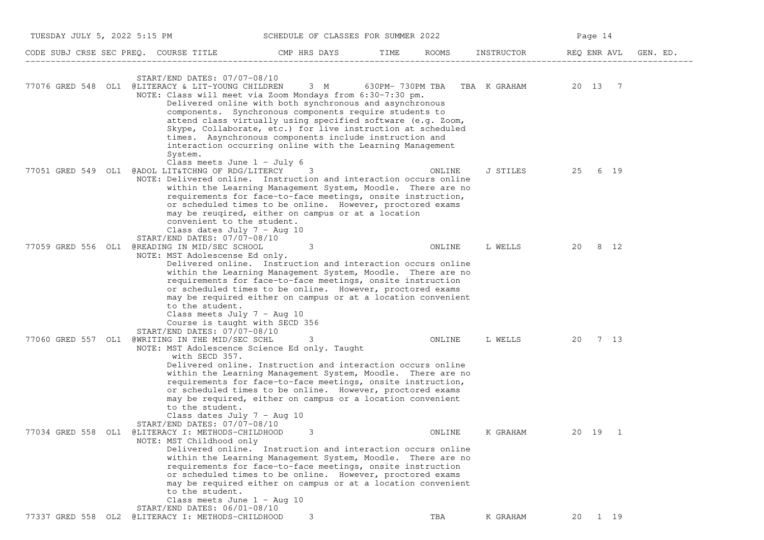| CODE | SUBJ | CRSE | SEC | PREQ. | COURSE TITLE | CMP | HRS | DAYS | TIME | ROOMS | INSTRUCTOR | REQ | ENR | AVL | GEN. ED. |
|---|---|---|---|---|---|---|---|---|---|---|---|---|---|---|---|
| | | | | | START/END DATES: 07/07-08/10 | | | | | | | | | | |
| 77076 | GRED | 548 | OL1 | | @LITERACY & LIT-YOUNG CHILDREN | | 3 | M | 630PM- 730PM | TBA TBA | K GRAHAM | 20 | 13 | 7 | |
| | | | | | NOTE: Class will meet via Zoom Mondays from 6:30-7:30 pm. Delivered online with both synchronous and asynchronous components. Synchronous components require students to attend class virtually using specified software (e.g. Zoom, Skype, Collaborate, etc.) for live instruction at scheduled times. Asynchronous components include instruction and interaction occurring online with the Learning Management System. Class meets June 1 - July 6 | | | | | | | | | | |
| 77051 | GRED | 549 | OL1 | | @ADOL LIT&TCHNG OF RDG/LITERCY | | 3 | | | ONLINE | J STILES | 25 | 6 | 19 | |
| | | | | | NOTE: Delivered online. Instruction and interaction occurs online within the Learning Management System, Moodle. There are no requirements for face-to-face meetings, onsite instruction, or scheduled times to be online. However, proctored exams may be reuqired, either on campus or at a location convenient to the student. Class dates July 7 - Aug 10 | | | | | | | | | | |
| | | | | | START/END DATES: 07/07-08/10 | | | | | | | | | | |
| 77059 | GRED | 556 | OL1 | | @READING IN MID/SEC SCHOOL | | 3 | | | ONLINE | L WELLS | 20 | 8 | 12 | |
| | | | | | NOTE: MST Adolescense Ed only. Delivered online. Instruction and interaction occurs online within the Learning Management System, Moodle. There are no requirements for face-to-face meetings, onsite instruction or scheduled times to be online. However, proctored exams may be required either on campus or at a location convenient to the student. Class meets July 7 - Aug 10 Course is taught with SECD 356 | | | | | | | | | | |
| | | | | | START/END DATES: 07/07-08/10 | | | | | | | | | | |
| 77060 | GRED | 557 | OL1 | | @WRITING IN THE MID/SEC SCHL | | 3 | | | ONLINE | L WELLS | 20 | 7 | 13 | |
| | | | | | NOTE: MST Adolescence Science Ed only. Taught with SECD 357. Delivered online. Instruction and interaction occurs online within the Learning Management System, Moodle. There are no requirements for face-to-face meetings, onsite instruction, or scheduled times to be online. However, proctored exams may be required, either on campus or a location convenient to the student. Class dates July 7 - Aug 10 | | | | | | | | | | |
| | | | | | START/END DATES: 07/07-08/10 | | | | | | | | | | |
| 77034 | GRED | 558 | OL1 | | @LITERACY I: METHODS-CHILDHOOD | | 3 | | | ONLINE | K GRAHAM | 20 | 19 | 1 | |
| | | | | | NOTE: MST Childhood only Delivered online. Instruction and interaction occurs online within the Learning Management System, Moodle. There are no requirements for face-to-face meetings, onsite instruction or scheduled times to be online. However, proctored exams may be required either on campus or at a location convenient to the student. Class meets June 1 - Aug 10 | | | | | | | | | | |
| | | | | | START/END DATES: 06/01-08/10 | | | | | | | | | | |
| 77337 | GRED | 558 | OL2 | | @LITERACY I: METHODS-CHILDHOOD | | 3 | | | TBA | K GRAHAM | 20 | 1 | 19 | |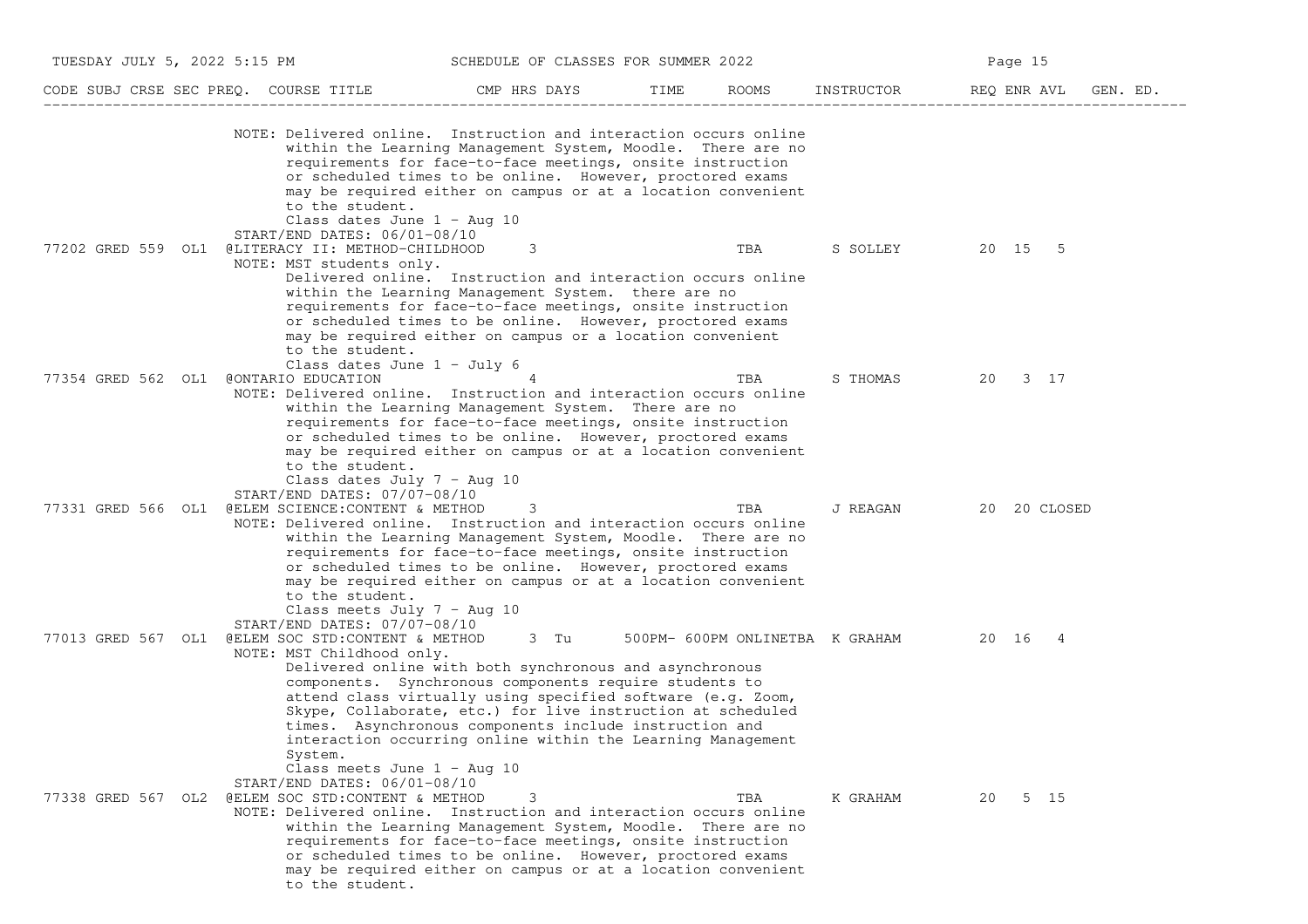| CODE | SUBJ | CRSE | SEC | PREQ. | COURSE TITLE | CMP | HRS | DAYS | TIME | ROOMS | INSTRUCTOR | REQ | ENR | AVL | GEN. ED. |
|---|---|---|---|---|---|---|---|---|---|---|---|---|---|---|---|

NOTE: Delivered online. Instruction and interaction occurs online within the Learning Management System, Moodle. There are no requirements for face-to-face meetings, onsite instruction or scheduled times to be online. However, proctored exams may be required either on campus or at a location convenient to the student.
Class dates June 1 - Aug 10
START/END DATES: 06/01-08/10

| CODE | SUBJ | CRSE | SEC | PREQ. | COURSE TITLE | CMP | HRS | DAYS | TIME | ROOMS | INSTRUCTOR | REQ | ENR | AVL | GEN. ED. |
|---|---|---|---|---|---|---|---|---|---|---|---|---|---|---|---|
| 77202 | GRED | 559 | OL1 | @ | LITERACY II: METHOD-CHILDHOOD | | 3 | | | TBA | S SOLLEY | 20 | 15 | 5 | |

NOTE: MST students only.
Delivered online. Instruction and interaction occurs online within the Learning Management System. there are no requirements for face-to-face meetings, onsite instruction or scheduled times to be online. However, proctored exams may be required either on campus or a location convenient to the student.
Class dates June 1 - July 6

| CODE | SUBJ | CRSE | SEC | PREQ. | COURSE TITLE | CMP | HRS | DAYS | TIME | ROOMS | INSTRUCTOR | REQ | ENR | AVL | GEN. ED. |
|---|---|---|---|---|---|---|---|---|---|---|---|---|---|---|---|
| 77354 | GRED | 562 | OL1 | @ | ONTARIO EDUCATION | | 4 | | | TBA | S THOMAS | 20 | 3 | 17 | |

NOTE: Delivered online. Instruction and interaction occurs online within the Learning Management System. There are no requirements for face-to-face meetings, onsite instruction or scheduled times to be online. However, proctored exams may be required either on campus or at a location convenient to the student.
Class dates July 7 - Aug 10
START/END DATES: 07/07-08/10

| CODE | SUBJ | CRSE | SEC | PREQ. | COURSE TITLE | CMP | HRS | DAYS | TIME | ROOMS | INSTRUCTOR | REQ | ENR | AVL | GEN. ED. |
|---|---|---|---|---|---|---|---|---|---|---|---|---|---|---|---|
| 77331 | GRED | 566 | OL1 | @ | ELEM SCIENCE:CONTENT & METHOD | | 3 | | | TBA | J REAGAN | 20 | 20 | CLOSED | |

NOTE: Delivered online. Instruction and interaction occurs online within the Learning Management System, Moodle. There are no requirements for face-to-face meetings, onsite instruction or scheduled times to be online. However, proctored exams may be required either on campus or at a location convenient to the student.
Class meets July 7 - Aug 10
START/END DATES: 07/07-08/10

| CODE | SUBJ | CRSE | SEC | PREQ. | COURSE TITLE | CMP | HRS | DAYS | TIME | ROOMS | INSTRUCTOR | REQ | ENR | AVL | GEN. ED. |
|---|---|---|---|---|---|---|---|---|---|---|---|---|---|---|---|
| 77013 | GRED | 567 | OL1 | @ | ELEM SOC STD:CONTENT & METHOD | | 3 | Tu | 500PM- 600PM | ONLINETBA | K GRAHAM | 20 | 16 | 4 | |

NOTE: MST Childhood only.
Delivered online with both synchronous and asynchronous components. Synchronous components require students to attend class virtually using specified software (e.g. Zoom, Skype, Collaborate, etc.) for live instruction at scheduled times. Asynchronous components include instruction and interaction occurring online within the Learning Management System.
Class meets June 1 - Aug 10
START/END DATES: 06/01-08/10

| CODE | SUBJ | CRSE | SEC | PREQ. | COURSE TITLE | CMP | HRS | DAYS | TIME | ROOMS | INSTRUCTOR | REQ | ENR | AVL | GEN. ED. |
|---|---|---|---|---|---|---|---|---|---|---|---|---|---|---|---|
| 77338 | GRED | 567 | OL2 | @ | ELEM SOC STD:CONTENT & METHOD | | 3 | | | TBA | K GRAHAM | 20 | 5 | 15 | |

NOTE: Delivered online. Instruction and interaction occurs online within the Learning Management System, Moodle. There are no requirements for face-to-face meetings, onsite instruction or scheduled times to be online. However, proctored exams may be required either on campus or at a location convenient to the student.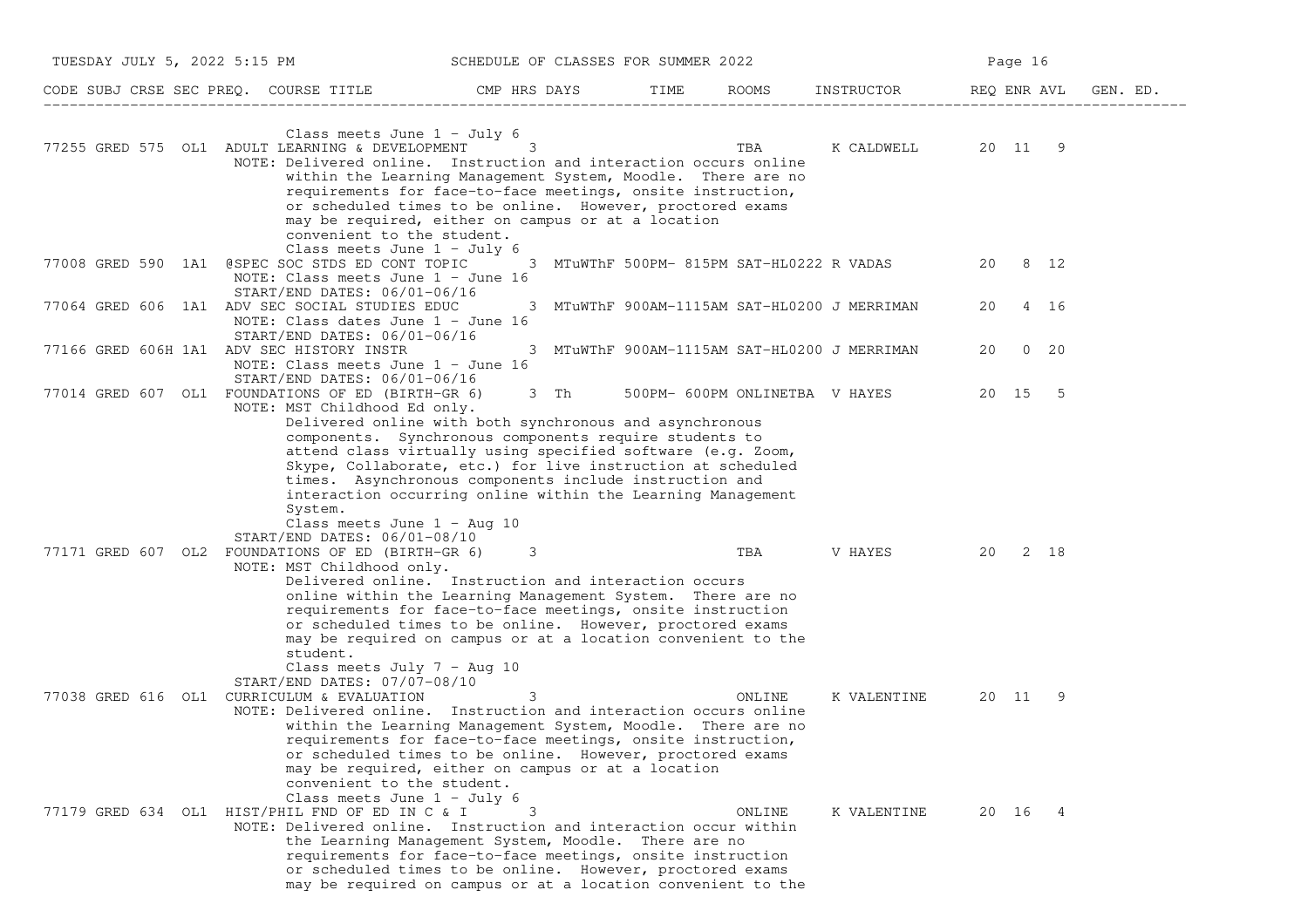| CODE | SUBJ | CRSE | SEC | PREQ. | COURSE TITLE | CMP | HRS | DAYS | TIME | ROOMS | INSTRUCTOR | REQ | ENR | AVL | GEN. ED. |
|---|---|---|---|---|---|---|---|---|---|---|---|---|---|---|---|
| | | | | | Class meets June 1 - July 6 | | | | | | | | | | |
| 77255 | GRED | 575 | OL1 | | ADULT LEARNING & DEVELOPMENT | | 3 | | | TBA | K CALDWELL | 20 | 11 | 9 | |
| | | | | | NOTE: Delivered online. Instruction and interaction occurs online within the Learning Management System, Moodle. There are no requirements for face-to-face meetings, onsite instruction, or scheduled times to be online. However, proctored exams may be required, either on campus or at a location convenient to the student. Class meets June 1 - July 6 | | | | | | | | | | |
| 77008 | GRED | 590 | 1A1 | @ | SPEC SOC STDS ED CONT TOPIC | | 3 | MTuWThF | 500PM- 815PM | SAT-HL0222 | R VADAS | 20 | 8 | 12 | |
| | | | | | NOTE: Class meets June 1 - June 16 START/END DATES: 06/01-06/16 | | | | | | | | | | |
| 77064 | GRED | 606 | 1A1 | | ADV SEC SOCIAL STUDIES EDUC | | 3 | MTuWThF | 900AM-1115AM | SAT-HL0200 | J MERRIMAN | 20 | 4 | 16 | |
| | | | | | NOTE: Class dates June 1 - June 16 START/END DATES: 06/01-06/16 | | | | | | | | | | |
| 77166 | GRED | 606H | 1A1 | | ADV SEC HISTORY INSTR | | 3 | MTuWThF | 900AM-1115AM | SAT-HL0200 | J MERRIMAN | 20 | 0 | 20 | |
| | | | | | NOTE: Class meets June 1 - June 16 START/END DATES: 06/01-06/16 | | | | | | | | | | |
| 77014 | GRED | 607 | OL1 | | FOUNDATIONS OF ED (BIRTH-GR 6) | | 3 | Th | 500PM- 600PM | ONLINETBA | V HAYES | 20 | 15 | 5 | |
| | | | | | NOTE: MST Childhood Ed only. Delivered online with both synchronous and asynchronous components. Synchronous components require students to attend class virtually using specified software (e.g. Zoom, Skype, Collaborate, etc.) for live instruction at scheduled times. Asynchronous components include instruction and interaction occurring online within the Learning Management System. Class meets June 1 - Aug 10 START/END DATES: 06/01-08/10 | | | | | | | | | | |
| 77171 | GRED | 607 | OL2 | | FOUNDATIONS OF ED (BIRTH-GR 6) | | 3 | | | TBA | V HAYES | 20 | 2 | 18 | |
| | | | | | NOTE: MST Childhood Ed only. Delivered online. Instruction and interaction occurs online within the Learning Management System. There are no requirements for face-to-face meetings, onsite instruction or scheduled times to be online. However, proctored exams may be required on campus or at a location convenient to the student. Class meets July 7 - Aug 10 START/END DATES: 07/07-08/10 | | | | | | | | | | |
| 77038 | GRED | 616 | OL1 | | CURRICULUM & EVALUATION | | 3 | | | ONLINE | K VALENTINE | 20 | 11 | 9 | |
| | | | | | NOTE: Delivered online. Instruction and interaction occurs online within the Learning Management System, Moodle. There are no requirements for face-to-face meetings, onsite instruction, or scheduled times to be online. However, proctored exams may be required, either on campus or at a location convenient to the student. Class meets June 1 - July 6 | | | | | | | | | | |
| 77179 | GRED | 634 | OL1 | | HIST/PHIL FND OF ED IN C & I | | 3 | | | ONLINE | K VALENTINE | 20 | 16 | 4 | |
| | | | | | NOTE: Delivered online. Instruction and interaction occur within the Learning Management System, Moodle. There are no requirements for face-to-face meetings, onsite instruction or scheduled times to be online. However, proctored exams may be required on campus or at a location convenient to the | | | | | | | | | | |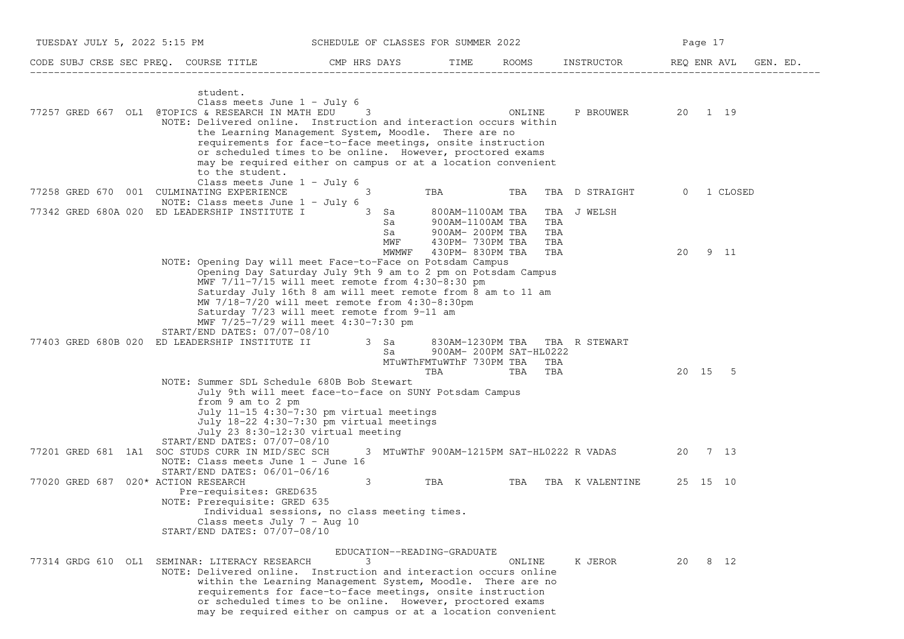CODE SUBJ CRSE SEC PREQ. COURSE TITLE CMP HRS DAYS TIME ROOMS INSTRUCTOR REQ ENR AVL GEN. ED.

```
                 student.
                 Class meets June 1 - July 6
77257 GRED 667  OL1  @TOPICS & RESEARCH IN MATH EDU     3                     ONLINE     P BROUWER        20   1  19
           NOTE: Delivered online.  Instruction and interaction occurs within
                 the Learning Management System, Moodle.  There are no
                 requirements for face-to-face meetings, onsite instruction
                 or scheduled times to be online.  However, proctored exams
                 may be required either on campus or at a location convenient
                 to the student.
                 Class meets June 1 - July 6
77258 GRED 670  001  CULMINATING EXPERIENCE             3        TBA          TBA   TBA D STRAIGHT        0   1 CLOSED
           NOTE: Class meets June 1 - July 6
77342 GRED 680A 020  ED LEADERSHIP INSTITUTE I          3  Sa     800AM-1100AM TBA   TBA  J WELSH
                                                           Sa     900AM-1100AM TBA   TBA
                                                           Sa     900AM- 200PM TBA   TBA
                                                           MWF    430PM- 730PM TBA   TBA
                                                           MWMWF  430PM- 830PM TBA   TBA                   20   9  11
           NOTE: Opening Day will meet Face-to-Face on Potsdam Campus
                 Opening Day Saturday July 9th 9 am to 2 pm on Potsdam Campus
                 MWF 7/11-7/15 will meet remote from 4:30-8:30 pm
                 Saturday July 16th 8 am will meet remote from 8 am to 11 am
                 MW 7/18-7/20 will meet remote from 4:30-8:30pm
                 Saturday 7/23 will meet remote from 9-11 am
                 MWF 7/25-7/29 will meet 4:30-7:30 pm
           START/END DATES: 07/07-08/10
77403 GRED 680B 020  ED LEADERSHIP INSTITUTE II         3  Sa     830AM-1230PM TBA   TBA  R STEWART
                                                           Sa     900AM- 200PM SAT-HL0222
                                                           MTuWThFMTuWThF 730PM TBA  TBA
                                                                  TBA          TBA   TBA                   20  15   5
           NOTE: Summer SDL Schedule 680B Bob Stewart
                 July 9th will meet face-to-face on SUNY Potsdam Campus
                 from 9 am to 2 pm
                 July 11-15 4:30-7:30 pm virtual meetings
                 July 18-22 4:30-7:30 pm virtual meetings
                 July 23 8:30-12:30 virtual meeting
           START/END DATES: 07/07-08/10
77201 GRED 681  1A1  SOC STUDS CURR IN MID/SEC SCH      3  MTuWThF 900AM-1215PM SAT-HL0222 R VADAS        20   7  13
           NOTE: Class meets June 1 - June 16
           START/END DATES: 06/01-06/16
77020 GRED 687  020* ACTION RESEARCH                    3        TBA          TBA   TBA K VALENTINE       25  15  10
                 Pre-requisites: GRED635
           NOTE: Prerequisite: GRED 635
                 Individual sessions, no class meeting times.
                 Class meets July 7 - Aug 10
           START/END DATES: 07/07-08/10
```

EDUCATION--READING-GRADUATE

```
77314 GRDG 610  OL1  SEMINAR: LITERACY RESEARCH         3                     ONLINE     K JEROR          20   8  12
           NOTE: Delivered online.  Instruction and interaction occurs online
                 within the Learning Management System, Moodle.  There are no
                 requirements for face-to-face meetings, onsite instruction
                 or scheduled times to be online.  However, proctored exams
                 may be required either on campus or at a location convenient
```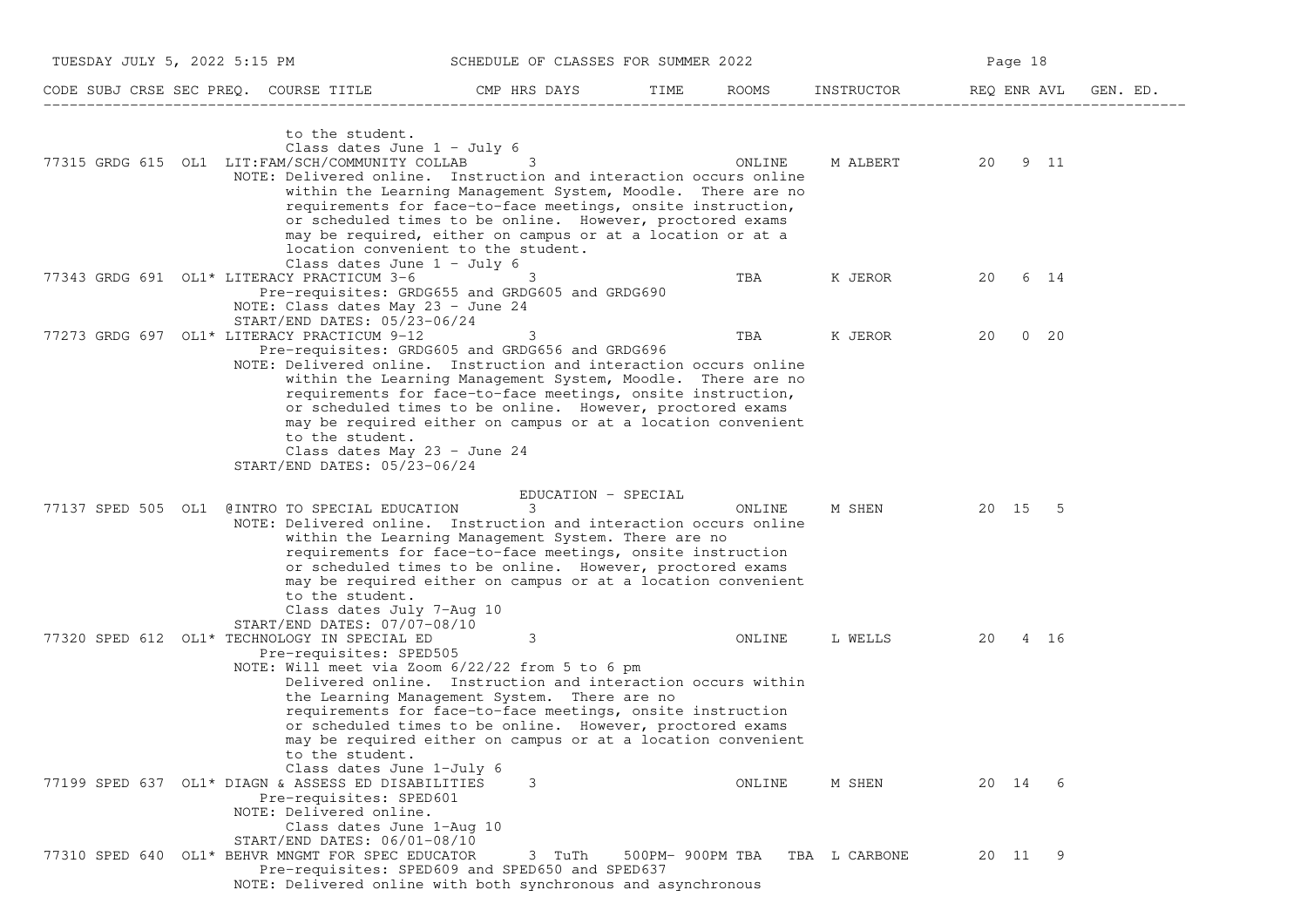| CODE | SUBJ | CRSE | SEC | PREQ. | COURSE TITLE | CMP | HRS | DAYS | TIME | ROOMS | INSTRUCTOR | REQ | ENR | AVL | GEN. ED. |
|---|---|---|---|---|---|---|---|---|---|---|---|---|---|---|---|

to the student.
Class dates June 1 - July 6

| CODE | SUBJ | CRSE | SEC | PREQ. | COURSE TITLE | CMP | HRS | DAYS | TIME | ROOMS | INSTRUCTOR | REQ | ENR | AVL | GEN. ED. |
|---|---|---|---|---|---|---|---|---|---|---|---|---|---|---|---|
| 77315 | GRDG | 615 | OL1 | | LIT:FAM/SCH/COMMUNITY COLLAB | | 3 | | | ONLINE | M ALBERT | 20 | 9 | 11 | |

NOTE: Delivered online. Instruction and interaction occurs online within the Learning Management System, Moodle. There are no requirements for face-to-face meetings, onsite instruction, or scheduled times to be online. However, proctored exams may be required, either on campus or at a location or at a location convenient to the student.
Class dates June 1 - July 6

| CODE | SUBJ | CRSE | SEC | PREQ. | COURSE TITLE | CMP | HRS | DAYS | TIME | ROOMS | INSTRUCTOR | REQ | ENR | AVL | GEN. ED. |
|---|---|---|---|---|---|---|---|---|---|---|---|---|---|---|---|
| 77343 | GRDG | 691 | OL1 | * | LITERACY PRACTICUM 3-6 | | 3 | | | TBA | K JEROR | 20 | 6 | 14 | |

Pre-requisites: GRDG655 and GRDG605 and GRDG690
NOTE: Class dates May 23 - June 24
START/END DATES: 05/23-06/24

| CODE | SUBJ | CRSE | SEC | PREQ. | COURSE TITLE | CMP | HRS | DAYS | TIME | ROOMS | INSTRUCTOR | REQ | ENR | AVL | GEN. ED. |
|---|---|---|---|---|---|---|---|---|---|---|---|---|---|---|---|
| 77273 | GRDG | 697 | OL1 | * | LITERACY PRACTICUM 9-12 | | 3 | | | TBA | K JEROR | 20 | 0 | 20 | |

Pre-requisites: GRDG605 and GRDG656 and GRDG696
NOTE: Delivered online. Instruction and interaction occurs online within the Learning Management System, Moodle. There are no requirements for face-to-face meetings, onsite instruction, or scheduled times to be online. However, proctored exams may be required either on campus or at a location convenient to the student.
Class dates May 23 - June 24
START/END DATES: 05/23-06/24

## EDUCATION - SPECIAL

| CODE | SUBJ | CRSE | SEC | PREQ. | COURSE TITLE | CMP | HRS | DAYS | TIME | ROOMS | INSTRUCTOR | REQ | ENR | AVL | GEN. ED. |
|---|---|---|---|---|---|---|---|---|---|---|---|---|---|---|---|
| 77137 | SPED | 505 | OL1 | | @INTRO TO SPECIAL EDUCATION | | 3 | | | ONLINE | M SHEN | 20 | 15 | 5 | |

NOTE: Delivered online. Instruction and interaction occurs online within the Learning Management System. There are no requirements for face-to-face meetings, onsite instruction or scheduled times to be online. However, proctored exams may be required either on campus or at a location convenient to the student.
Class dates July 7-Aug 10
START/END DATES: 07/07-08/10

| CODE | SUBJ | CRSE | SEC | PREQ. | COURSE TITLE | CMP | HRS | DAYS | TIME | ROOMS | INSTRUCTOR | REQ | ENR | AVL | GEN. ED. |
|---|---|---|---|---|---|---|---|---|---|---|---|---|---|---|---|
| 77320 | SPED | 612 | OL1 | * | TECHNOLOGY IN SPECIAL ED | | 3 | | | ONLINE | L WELLS | 20 | 4 | 16 | |

Pre-requisites: SPED505
NOTE: Will meet via Zoom 6/22/22 from 5 to 6 pm
Delivered online. Instruction and interaction occurs within the Learning Management System. There are no requirements for face-to-face meetings, onsite instruction or scheduled times to be online. However, proctored exams may be required either on campus or at a location convenient to the student.
Class dates June 1-July 6

| CODE | SUBJ | CRSE | SEC | PREQ. | COURSE TITLE | CMP | HRS | DAYS | TIME | ROOMS | INSTRUCTOR | REQ | ENR | AVL | GEN. ED. |
|---|---|---|---|---|---|---|---|---|---|---|---|---|---|---|---|
| 77199 | SPED | 637 | OL1 | * | DIAGN & ASSESS ED DISABILITIES | | 3 | | | ONLINE | M SHEN | 20 | 14 | 6 | |

Pre-requisites: SPED601
NOTE: Delivered online.
Class dates June 1-Aug 10
START/END DATES: 06/01-08/10

| CODE | SUBJ | CRSE | SEC | PREQ. | COURSE TITLE | CMP | HRS | DAYS | TIME | ROOMS | INSTRUCTOR | REQ | ENR | AVL | GEN. ED. |
|---|---|---|---|---|---|---|---|---|---|---|---|---|---|---|---|
| 77310 | SPED | 640 | OL1 | * | BEHVR MNGMT FOR SPEC EDUCATOR | | 3 | TuTh | 500PM- 900PM | TBA TBA | L CARBONE | 20 | 11 | 9 | |

Pre-requisites: SPED609 and SPED650 and SPED637
NOTE: Delivered online with both synchronous and asynchronous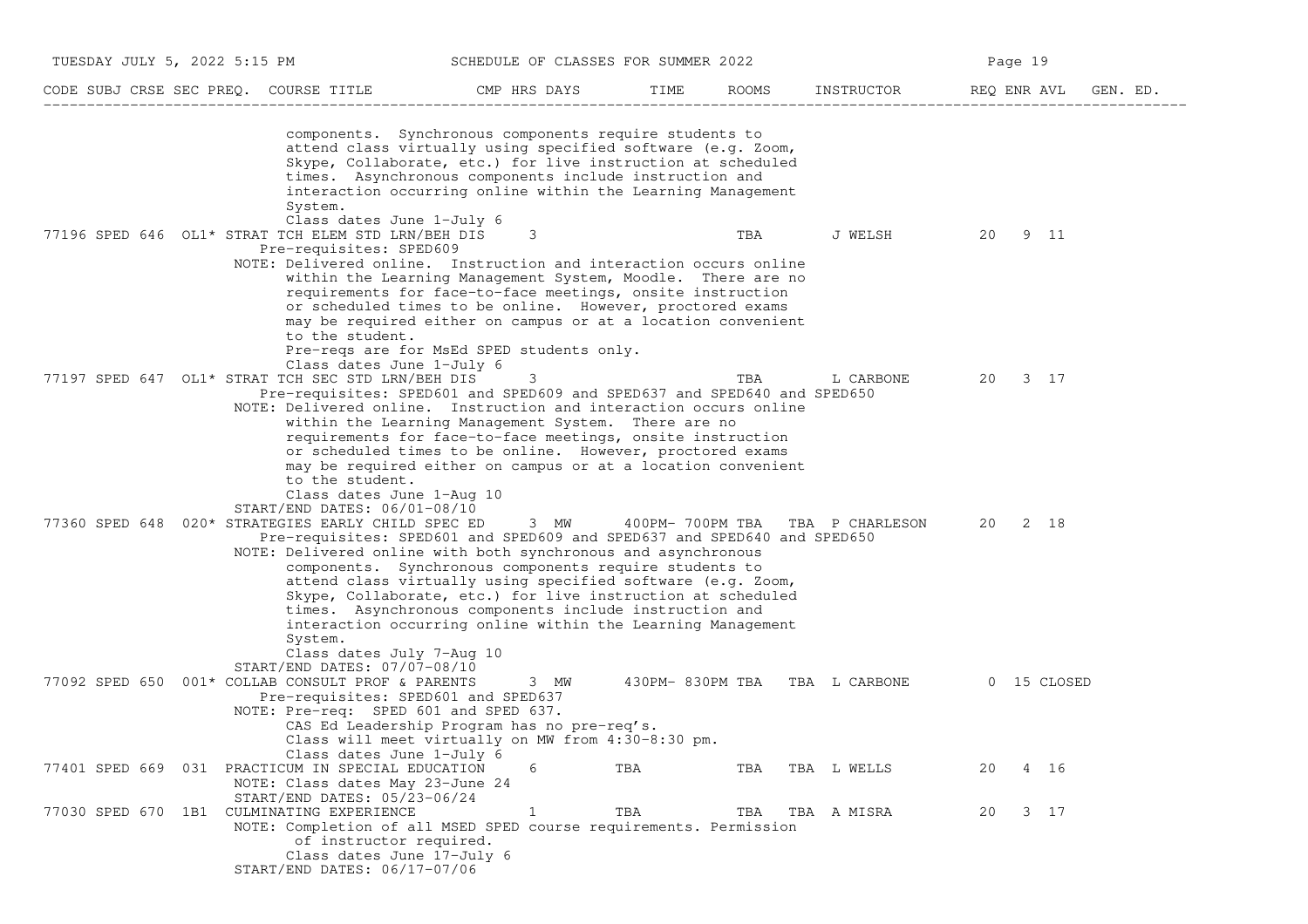| CODE | SUBJ | CRSE | SEC | PREQ. | COURSE TITLE | CMP | HRS | DAYS | TIME | ROOMS | INSTRUCTOR | REQ | ENR | AVL | GEN. ED. |
|---|---|---|---|---|---|---|---|---|---|---|---|---|---|---|---|

components. Synchronous components require students to attend class virtually using specified software (e.g. Zoom, Skype, Collaborate, etc.) for live instruction at scheduled times. Asynchronous components include instruction and interaction occurring online within the Learning Management System.
Class dates June 1-July 6

| CODE | SUBJ | CRSE | SEC | PREQ. | COURSE TITLE | CMP | HRS | DAYS | TIME | ROOMS | INSTRUCTOR | REQ | ENR | AVL | GEN. ED. |
|---|---|---|---|---|---|---|---|---|---|---|---|---|---|---|---|
| 77196 | SPED | 646 | OL1 | * | STRAT TCH ELEM STD LRN/BEH DIS | | 3 | | | TBA | J WELSH | 20 | 9 | 11 | |

Pre-requisites: SPED609
NOTE: Delivered online. Instruction and interaction occurs online within the Learning Management System, Moodle. There are no requirements for face-to-face meetings, onsite instruction or scheduled times to be online. However, proctored exams may be required either on campus or at a location convenient to the student.
Pre-reqs are for MsEd SPED students only.
Class dates June 1-July 6

| CODE | SUBJ | CRSE | SEC | PREQ. | COURSE TITLE | CMP | HRS | DAYS | TIME | ROOMS | INSTRUCTOR | REQ | ENR | AVL | GEN. ED. |
|---|---|---|---|---|---|---|---|---|---|---|---|---|---|---|---|
| 77197 | SPED | 647 | OL1 | * | STRAT TCH SEC STD LRN/BEH DIS | | 3 | | | TBA | L CARBONE | 20 | 3 | 17 | |

Pre-requisites: SPED601 and SPED609 and SPED637 and SPED640 and SPED650
NOTE: Delivered online. Instruction and interaction occurs online within the Learning Management System. There are no requirements for face-to-face meetings, onsite instruction or scheduled times to be online. However, proctored exams may be required either on campus or at a location convenient to the student.
Class dates June 1-Aug 10
START/END DATES: 06/01-08/10

| CODE | SUBJ | CRSE | SEC | PREQ. | COURSE TITLE | CMP | HRS | DAYS | TIME | ROOMS | INSTRUCTOR | REQ | ENR | AVL | GEN. ED. |
|---|---|---|---|---|---|---|---|---|---|---|---|---|---|---|---|
| 77360 | SPED | 648 | 020 | * | STRATEGIES EARLY CHILD SPEC ED | | 3 | MW | 400PM- 700PM | TBA TBA | P CHARLESON | 20 | 2 | 18 | |

Pre-requisites: SPED601 and SPED609 and SPED637 and SPED640 and SPED650
NOTE: Delivered online with both synchronous and asynchronous components. Synchronous components require students to attend class virtually using specified software (e.g. Zoom, Skype, Collaborate, etc.) for live instruction at scheduled times. Asynchronous components include instruction and interaction occurring online within the Learning Management System.
Class dates July 7-Aug 10
START/END DATES: 07/07-08/10

| CODE | SUBJ | CRSE | SEC | PREQ. | COURSE TITLE | CMP | HRS | DAYS | TIME | ROOMS | INSTRUCTOR | REQ | ENR | AVL | GEN. ED. |
|---|---|---|---|---|---|---|---|---|---|---|---|---|---|---|---|
| 77092 | SPED | 650 | 001 | * | COLLAB CONSULT PROF & PARENTS | | 3 | MW | 430PM- 830PM | TBA TBA | L CARBONE | 0 | 15 | CLOSED | |

Pre-requisites: SPED601 and SPED637
NOTE: Pre-req: SPED 601 and SPED 637.
CAS Ed Leadership Program has no pre-req's.
Class will meet virtually on MW from 4:30-8:30 pm.
Class dates June 1-July 6

| CODE | SUBJ | CRSE | SEC | PREQ. | COURSE TITLE | CMP | HRS | DAYS | TIME | ROOMS | INSTRUCTOR | REQ | ENR | AVL | GEN. ED. |
|---|---|---|---|---|---|---|---|---|---|---|---|---|---|---|---|
| 77401 | SPED | 669 | 031 | | PRACTICUM IN SPECIAL EDUCATION | | 6 | | TBA | TBA TBA | L WELLS | 20 | 4 | 16 | |

NOTE: Class dates May 23-June 24
START/END DATES: 05/23-06/24

| CODE | SUBJ | CRSE | SEC | PREQ. | COURSE TITLE | CMP | HRS | DAYS | TIME | ROOMS | INSTRUCTOR | REQ | ENR | AVL | GEN. ED. |
|---|---|---|---|---|---|---|---|---|---|---|---|---|---|---|---|
| 77030 | SPED | 670 | 1B1 | | CULMINATING EXPERIENCE | | 1 | | TBA | TBA TBA | A MISRA | 20 | 3 | 17 | |

NOTE: Completion of all MSED SPED course requirements. Permission of instructor required.
Class dates June 17-July 6
START/END DATES: 06/17-07/06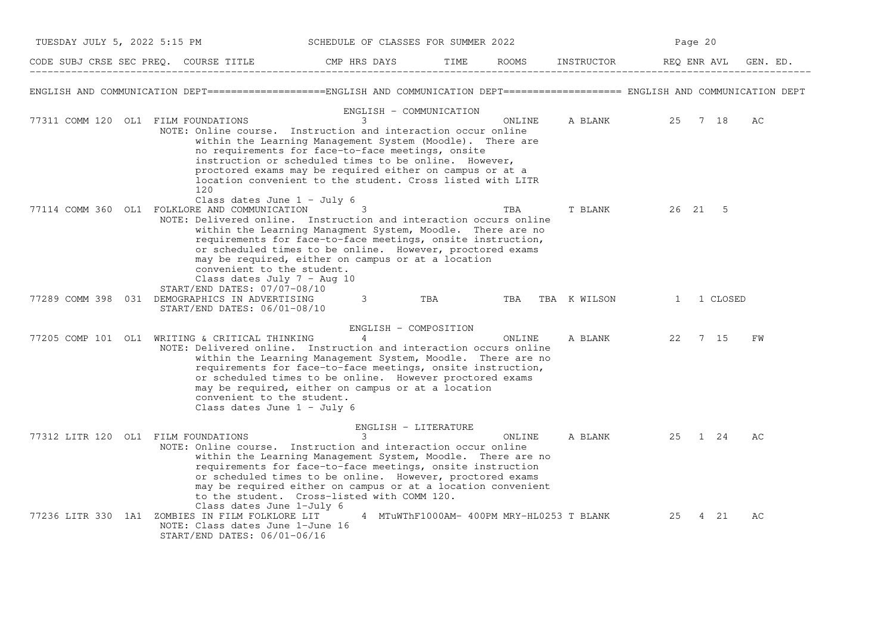## ENGLISH AND COMMUNICATION DEPT

| CODE | SUBJ | CRSE | SEC | PREQ. | COURSE TITLE | CMP | HRS | DAYS | TIME | ROOMS | INSTRUCTOR | REQ | ENR | AVL | GEN. ED. |
|---|---|---|---|---|---|---|---|---|---|---|---|---|---|---|---|
| | | | | | **ENGLISH - COMMUNICATION** | | | | | | | | | | |
| 77311 | COMM | 120 | OL1 | | FILM FOUNDATIONS | | 3 | | | ONLINE | A BLANK | 25 | 7 | 18 | AC |
| | | | | | NOTE: Online course. Instruction and interaction occur online within the Learning Management System (Moodle). There are no requirements for face-to-face meetings, onsite instruction or scheduled times to be online. However, proctored exams may be required either on campus or at a location convenient to the student. Cross listed with LITR 120 Class dates June 1 - July 6 | | | | | | | | | | |
| 77114 | COMM | 360 | OL1 | | FOLKLORE AND COMMUNICATION | | 3 | | | TBA | T BLANK | 26 | 21 | 5 | |
| | | | | | NOTE: Delivered online. Instruction and interaction occurs online within the Learning Managment System, Moodle. There are no requirements for face-to-face meetings, onsite instruction, or scheduled times to be online. However, proctored exams may be required, either on campus or at a location convenient to the student. Class dates July 7 - Aug 10 START/END DATES: 07/07-08/10 | | | | | | | | | | |
| 77289 | COMM | 398 | 031 | | DEMOGRAPHICS IN ADVERTISING | | 3 | TBA | | TBA | TBA K WILSON | 1 | 1 | CLOSED | |
| | | | | | START/END DATES: 06/01-08/10 | | | | | | | | | | |
| | | | | | **ENGLISH - COMPOSITION** | | | | | | | | | | |
| 77205 | COMP | 101 | OL1 | | WRITING & CRITICAL THINKING | | 4 | | | ONLINE | A BLANK | 22 | 7 | 15 | FW |
| | | | | | NOTE: Delivered online. Instruction and interaction occurs online within the Learning Management System, Moodle. There are no requirements for face-to-face meetings, onsite instruction, or scheduled times to be online. However proctored exams may be required, either on campus or at a location convenient to the student. Class dates June 1 - July 6 | | | | | | | | | | |
| | | | | | **ENGLISH - LITERATURE** | | | | | | | | | | |
| 77312 | LITR | 120 | OL1 | | FILM FOUNDATIONS | | 3 | | | ONLINE | A BLANK | 25 | 1 | 24 | AC |
| | | | | | NOTE: Online course. Instruction and interaction occur online within the Learning Management System, Moodle. There are no requirements for face-to-face meetings, onsite instruction or scheduled times to be online. However, proctored exams may be required either on campus or at a location convenient to the student. Cross-listed with COMM 120. Class dates June 1-July 6 | | | | | | | | | | |
| 77236 | LITR | 330 | 1A1 | | ZOMBIES IN FILM FOLKLORE LIT | | 4 | MTuWThF | 1000AM- 400PM | MRY-HL0253 | T BLANK | 25 | 4 | 21 | AC |
| | | | | | NOTE: Class dates June 1-June 16 START/END DATES: 06/01-06/16 | | | | | | | | | | |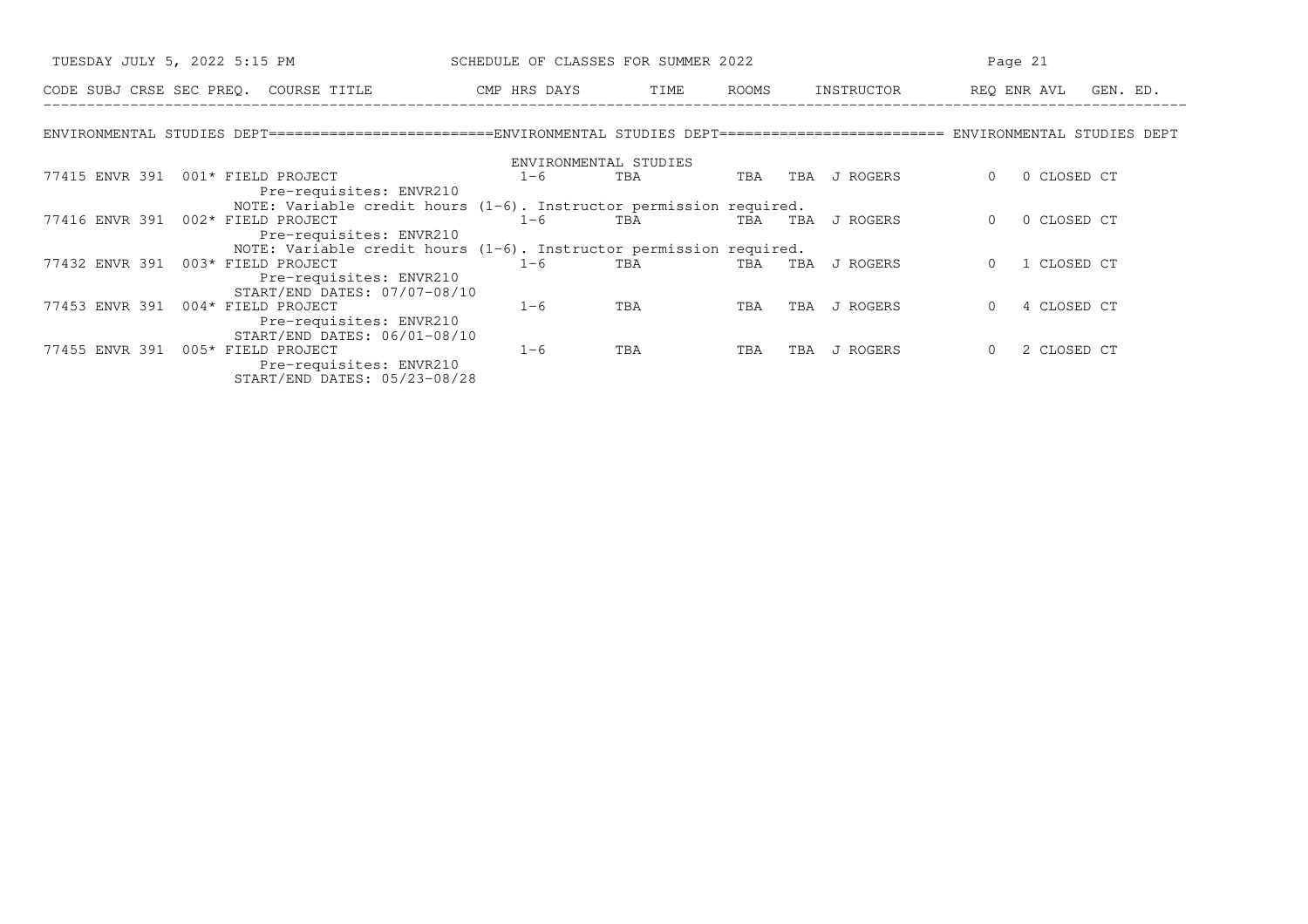| CODE | SUBJ | CRSE | SEC | PREQ. | COURSE TITLE | CMP | HRS | DAYS | TIME | ROOMS | INSTRUCTOR | REQ | ENR | AVL | GEN. ED. |
|---|---|---|---|---|---|---|---|---|---|---|---|---|---|---|---|

ENVIRONMENTAL STUDIES DEPT=========================ENVIRONMENTAL STUDIES DEPT========================= ENVIRONMENTAL STUDIES DEPT

ENVIRONMENTAL STUDIES

| CODE | SUBJ | CRSE | SEC | PREQ. | COURSE TITLE | CMP | HRS | DAYS | TIME | ROOMS | INSTRUCTOR | REQ | ENR | AVL | GEN. ED. |
|---|---|---|---|---|---|---|---|---|---|---|---|---|---|---|---|
| 77415 | ENVR | 391 | 001 | * | FIELD PROJECT | | 1-6 | TBA | | TBA | TBA J ROGERS | | 0 | 0 | CLOSED CT |
| | | | | | Pre-requisites: ENVR210 | | | | | | | | | | |
| | | | | | NOTE: Variable credit hours (1-6). Instructor permission required. | | | | | | | | | | |
| 77416 | ENVR | 391 | 002 | * | FIELD PROJECT | | 1-6 | TBA | | TBA | TBA J ROGERS | | 0 | 0 | CLOSED CT |
| | | | | | Pre-requisites: ENVR210 | | | | | | | | | | |
| | | | | | NOTE: Variable credit hours (1-6). Instructor permission required. | | | | | | | | | | |
| 77432 | ENVR | 391 | 003 | * | FIELD PROJECT | | 1-6 | TBA | | TBA | TBA J ROGERS | | 0 | 1 | CLOSED CT |
| | | | | | Pre-requisites: ENVR210 | | | | | | | | | | |
| | | | | | START/END DATES: 07/07-08/10 | | | | | | | | | | |
| 77453 | ENVR | 391 | 004 | * | FIELD PROJECT | | 1-6 | TBA | | TBA | TBA J ROGERS | | 0 | 4 | CLOSED CT |
| | | | | | Pre-requisites: ENVR210 | | | | | | | | | | |
| | | | | | START/END DATES: 06/01-08/10 | | | | | | | | | | |
| 77455 | ENVR | 391 | 005 | * | FIELD PROJECT | | 1-6 | TBA | | TBA | TBA J ROGERS | | 0 | 2 | CLOSED CT |
| | | | | | Pre-requisites: ENVR210 | | | | | | | | | | |
| | | | | | START/END DATES: 05/23-08/28 | | | | | | | | | | |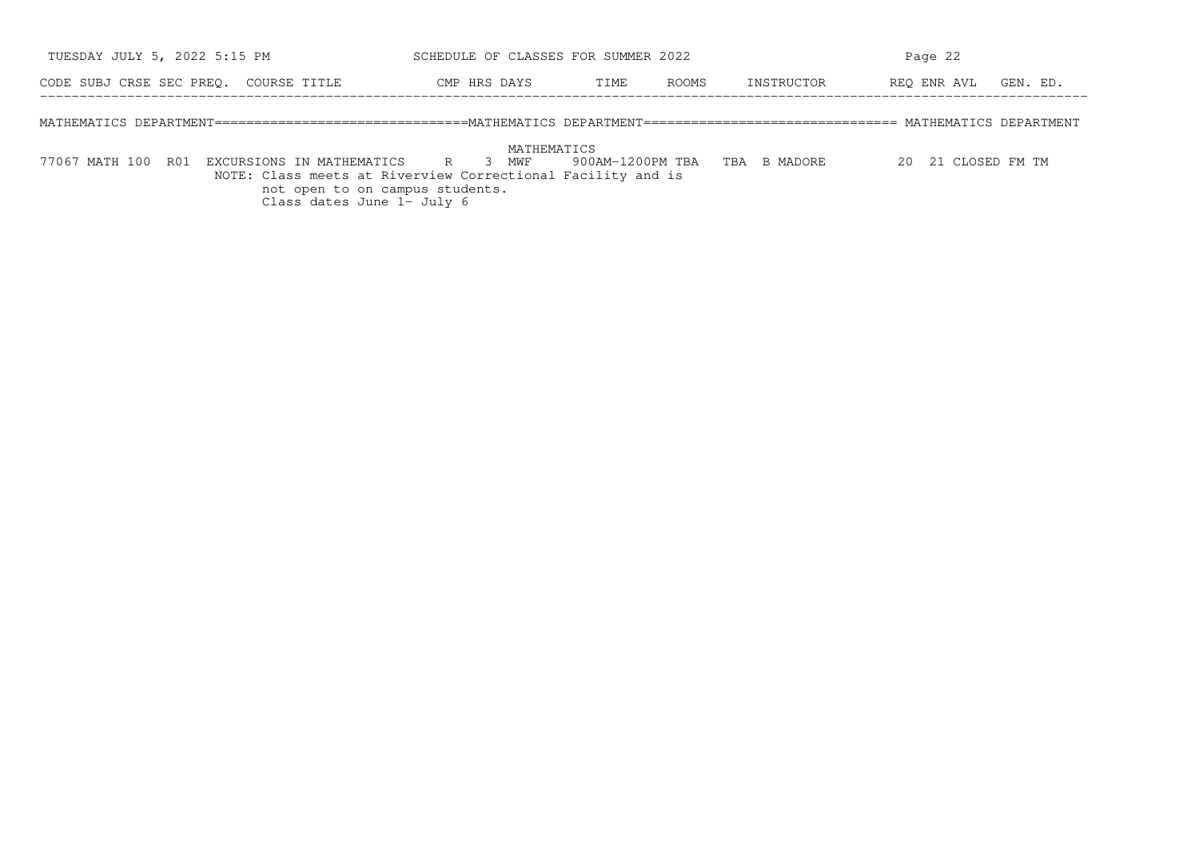SCHEDULE OF CLASSES FOR SUMMER 2022

## MATHEMATICS DEPARTMENT

| CODE | SUBJ | CRSE | SEC | PREQ. | COURSE TITLE | CMP | HRS | DAYS | TIME | ROOMS | INSTRUCTOR | REQ | ENR | AVL | GEN. ED. |
|---|---|---|---|---|---|---|---|---|---|---|---|---|---|---|---|
| | | | | | | | | MATHEMATICS | | | | | | | |
| 77067 | MATH | 100 | R01 | | EXCURSIONS IN MATHEMATICS | R | 3 | MWF | 900AM-1200PM | TBA TBA | B MADORE | 20 | 21 | CLOSED | FM TM |

NOTE: Class meets at Riverview Correctional Facility and is not open to on campus students.
Class dates June 1- July 6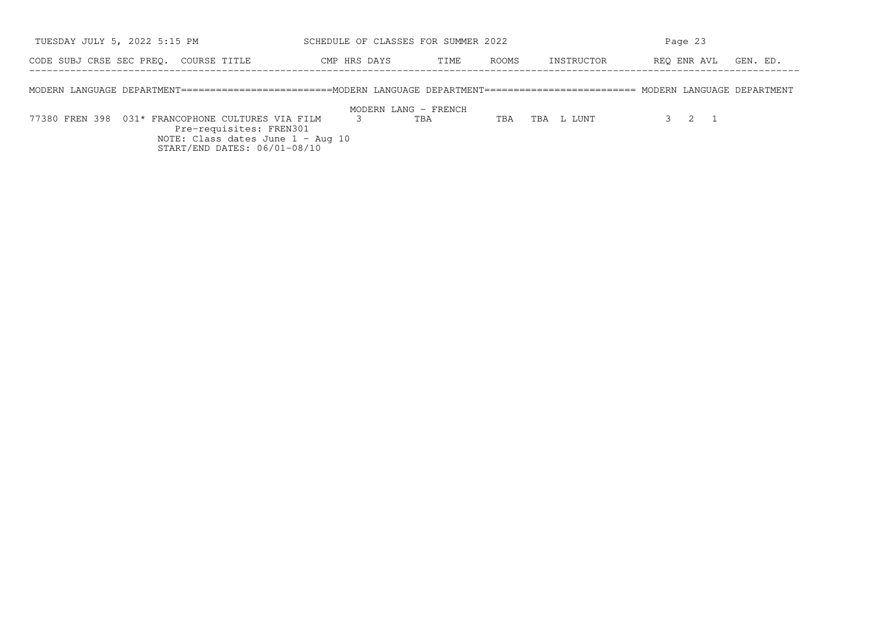| CODE | SUBJ | CRSE | SEC | PREQ. | COURSE TITLE | CMP | HRS | DAYS | TIME | ROOMS | INSTRUCTOR | REQ | ENR | AVL | GEN. ED. |
|---|---|---|---|---|---|---|---|---|---|---|---|---|---|---|---|

MODERN LANGUAGE DEPARTMENT=========================MODERN LANGUAGE DEPARTMENT========================= MODERN LANGUAGE DEPARTMENT

MODERN LANG - FRENCH

| CODE | SUBJ | CRSE | SEC | PREQ. | COURSE TITLE | CMP | HRS | DAYS | TIME | ROOMS | INSTRUCTOR | REQ | ENR | AVL | GEN. ED. |
|---|---|---|---|---|---|---|---|---|---|---|---|---|---|---|---|
| 77380 | FREN | 398 | 031 | * | FRANCOPHONE CULTURES VIA FILM | | 3 | | TBA | TBA | TBA L LUNT | 3 | 2 | 1 | |

Pre-requisites: FREN301
NOTE: Class dates June 1 - Aug 10
START/END DATES: 06/01-08/10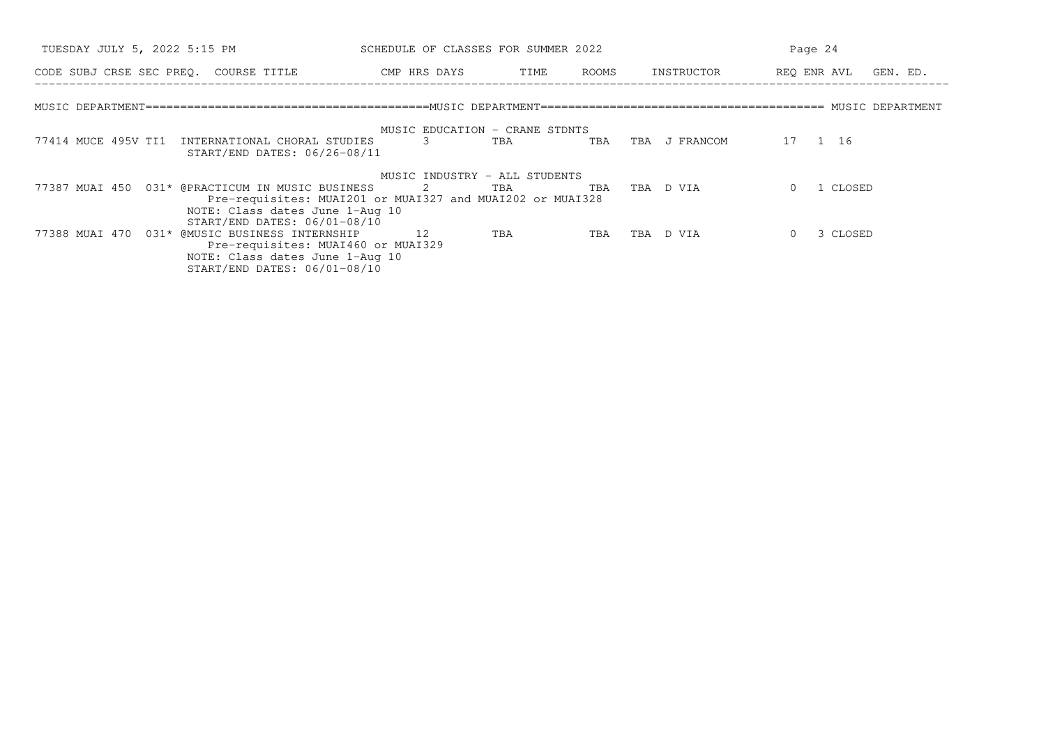SCHEDULE OF CLASSES FOR SUMMER 2022

| CODE | SUBJ | CRSE | SEC | PREQ. | COURSE TITLE | CMP | HRS | DAYS | TIME | ROOMS | INSTRUCTOR | REQ | ENR | AVL | GEN. ED. |
|---|---|---|---|---|---|---|---|---|---|---|---|---|---|---|---|

## MUSIC DEPARTMENT

### MUSIC EDUCATION - CRANE STDNTS

| CODE | SUBJ | CRSE | SEC | PREQ. | COURSE TITLE | CMP | HRS | DAYS | TIME | ROOMS | INSTRUCTOR | REQ | ENR | AVL | GEN. ED. |
|---|---|---|---|---|---|---|---|---|---|---|---|---|---|---|---|
| 77414 | MUCE | 495V | TI1 | | INTERNATIONAL CHORAL STUDIES | | 3 | TBA | TBA | TBA | J FRANCOM | 17 | 1 | 16 | |
| | | | | | START/END DATES: 06/26-08/11 | | | | | | | | | | |

### MUSIC INDUSTRY - ALL STUDENTS

| CODE | SUBJ | CRSE | SEC | PREQ. | COURSE TITLE | CMP | HRS | DAYS | TIME | ROOMS | INSTRUCTOR | REQ | ENR | AVL | GEN. ED. |
|---|---|---|---|---|---|---|---|---|---|---|---|---|---|---|---|
| 77387 | MUAI | 450 | 031 | * | @PRACTICUM IN MUSIC BUSINESS | | 2 | TBA | TBA | TBA | D VIA | 0 | 1 | CLOSED | |
| | | | | | Pre-requisites: MUAI201 or MUAI327 and MUAI202 or MUAI328 | | | | | | | | | | |
| | | | | | NOTE: Class dates June 1-Aug 10 | | | | | | | | | | |
| | | | | | START/END DATES: 06/01-08/10 | | | | | | | | | | |
| 77388 | MUAI | 470 | 031 | * | @MUSIC BUSINESS INTERNSHIP | | 12 | TBA | TBA | TBA | D VIA | 0 | 3 | CLOSED | |
| | | | | | Pre-requisites: MUAI460 or MUAI329 | | | | | | | | | | |
| | | | | | NOTE: Class dates June 1-Aug 10 | | | | | | | | | | |
| | | | | | START/END DATES: 06/01-08/10 | | | | | | | | | | |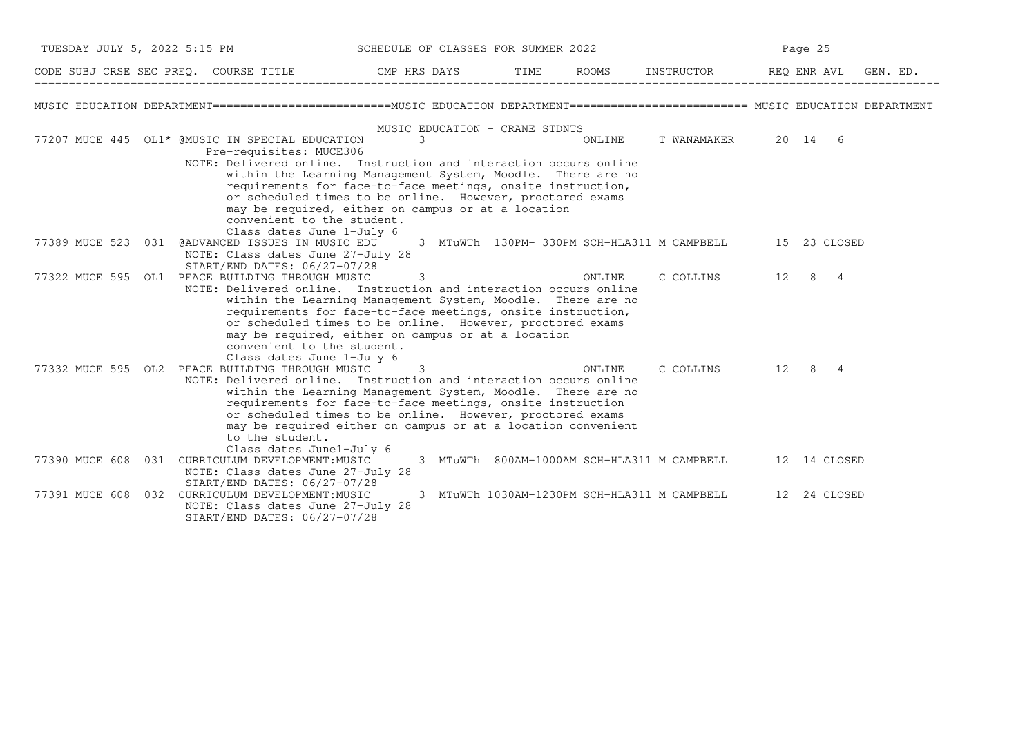# MUSIC EDUCATION DEPARTMENT

## MUSIC EDUCATION - CRANE STDNTS

| CODE | SUBJ | CRSE | SEC | PREQ. | COURSE TITLE | CMP | HRS | DAYS | TIME | ROOMS | INSTRUCTOR | REQ | ENR | AVL | GEN. ED. |
|---|---|---|---|---|---|---|---|---|---|---|---|---|---|---|---|
| 77207 | MUCE | 445 | OL1 | * | @MUSIC IN SPECIAL EDUCATION | | 3 | | | ONLINE | T WANAMAKER | 20 | 14 | 6 | |
| | | | | | Pre-requisites: MUCE306 | | | | | | | | | | |
| | | | | | NOTE: Delivered online. Instruction and interaction occurs online within the Learning Management System, Moodle. There are no requirements for face-to-face meetings, onsite instruction, or scheduled times to be online. However, proctored exams may be required, either on campus or at a location convenient to the student. Class dates June 1-July 6 | | | | | | | | | | |
| 77389 | MUCE | 523 | 031 | | @ADVANCED ISSUES IN MUSIC EDU | | 3 | MTuWTh | 130PM- 330PM | SCH-HLA311 | M CAMPBELL | 15 | 23 | CLOSED | |
| | | | | | NOTE: Class dates June 27-July 28 START/END DATES: 06/27-07/28 | | | | | | | | | | |
| 77322 | MUCE | 595 | OL1 | | PEACE BUILDING THROUGH MUSIC | | 3 | | | ONLINE | C COLLINS | 12 | 8 | 4 | |
| | | | | | NOTE: Delivered online. Instruction and interaction occurs online within the Learning Management System, Moodle. There are no requirements for face-to-face meetings, onsite instruction, or scheduled times to be online. However, proctored exams may be required, either on campus or at a location convenient to the student. Class dates June 1-July 6 | | | | | | | | | | |
| 77332 | MUCE | 595 | OL2 | | PEACE BUILDING THROUGH MUSIC | | 3 | | | ONLINE | C COLLINS | 12 | 8 | 4 | |
| | | | | | NOTE: Delivered online. Instruction and interaction occurs online within the Learning Management System, Moodle. There are no requirements for face-to-face meetings, onsite instruction or scheduled times to be online. However, proctored exams may be required either on campus or at a location convenient to the student. Class dates June1-July 6 | | | | | | | | | | |
| 77390 | MUCE | 608 | 031 | | CURRICULUM DEVELOPMENT:MUSIC | | 3 | MTuWTh | 800AM-1000AM | SCH-HLA311 | M CAMPBELL | 12 | 14 | CLOSED | |
| | | | | | NOTE: Class dates June 27-July 28 START/END DATES: 06/27-07/28 | | | | | | | | | | |
| 77391 | MUCE | 608 | 032 | | CURRICULUM DEVELOPMENT:MUSIC | | 3 | MTuWTh | 1030AM-1230PM | SCH-HLA311 | M CAMPBELL | 12 | 24 | CLOSED | |
| | | | | | NOTE: Class dates June 27-July 28 START/END DATES: 06/27-07/28 | | | | | | | | | | |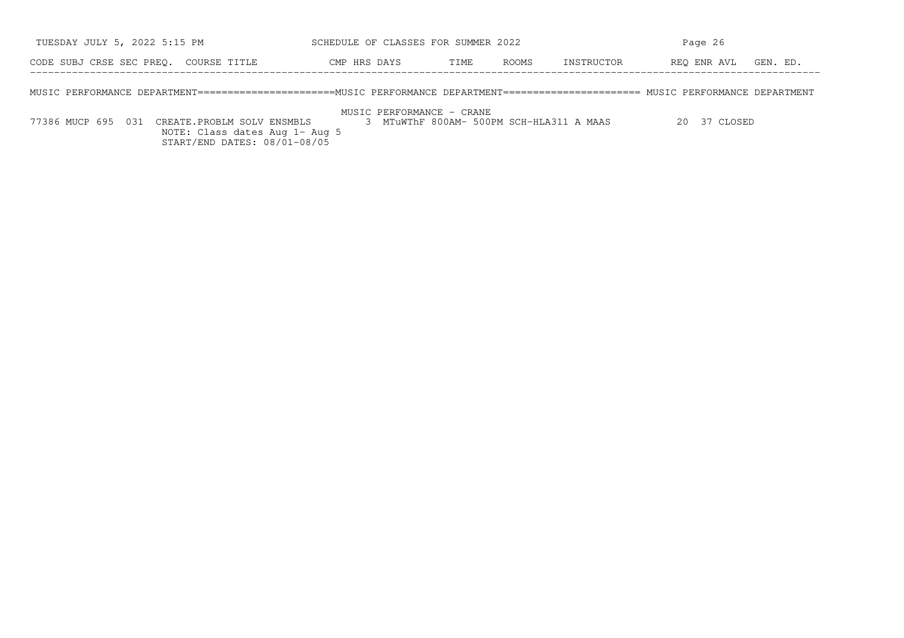| CODE | SUBJ | CRSE | SEC | PREQ. | COURSE TITLE | CMP | HRS | DAYS | TIME | ROOMS | INSTRUCTOR | REQ | ENR | AVL | GEN. ED. |
|---|---|---|---|---|---|---|---|---|---|---|---|---|---|---|---|

MUSIC PERFORMANCE DEPARTMENT======================MUSIC PERFORMANCE DEPARTMENT====================== MUSIC PERFORMANCE DEPARTMENT

MUSIC PERFORMANCE - CRANE

| CODE | SUBJ | CRSE | SEC | PREQ. | COURSE TITLE | CMP | HRS | DAYS | TIME | ROOMS | INSTRUCTOR | REQ | ENR | AVL | GEN. ED. |
|---|---|---|---|---|---|---|---|---|---|---|---|---|---|---|---|
| 77386 | MUCP | 695 | 031 | | CREATE.PROBLM SOLV ENSMBLS | | 3 | MTuWThF | 800AM- 500PM | SCH-HLA311 | A MAAS | | 20 | 37 CLOSED | |
| | | | | | NOTE: Class dates Aug 1- Aug 5 | | | | | | | | | | |
| | | | | | START/END DATES: 08/01-08/05 | | | | | | | | | | |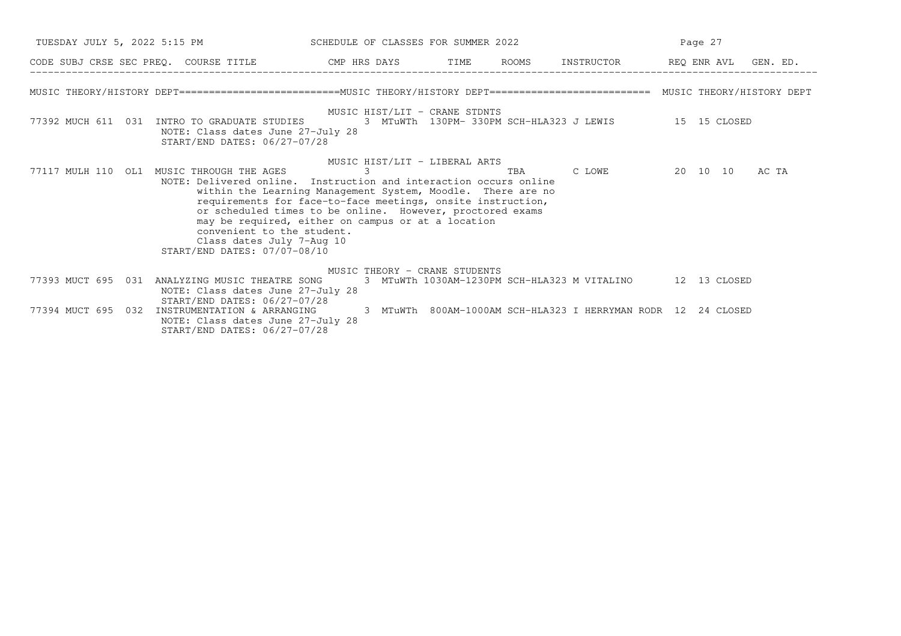| CODE | SUBJ | CRSE | SEC | PREQ. | COURSE TITLE | CMP | HRS | DAYS | TIME | ROOMS | INSTRUCTOR | REQ | ENR | AVL | GEN. ED. |
|---|---|---|---|---|---|---|---|---|---|---|---|---|---|---|---|

## MUSIC THEORY/HISTORY DEPT

### MUSIC HIST/LIT - CRANE STDNTS

| CODE | SUBJ | CRSE | SEC | COURSE TITLE | HRS | DAYS | TIME | ROOMS | INSTRUCTOR | REQ | ENR | AVL | GEN. ED. |
|---|---|---|---|---|---|---|---|---|---|---|---|---|---|
| 77392 | MUCH | 611 | 031 | INTRO TO GRADUATE STUDIES | 3 | MTuWTh | 130PM- 330PM | SCH-HLA323 | J LEWIS | 15 | 15 | CLOSED | |

NOTE: Class dates June 27-July 28
START/END DATES: 06/27-07/28

### MUSIC HIST/LIT - LIBERAL ARTS

| CODE | SUBJ | CRSE | SEC | COURSE TITLE | HRS | DAYS | TIME | ROOMS | INSTRUCTOR | REQ | ENR | AVL | GEN. ED. |
|---|---|---|---|---|---|---|---|---|---|---|---|---|---|
| 77117 | MULH | 110 | OL1 | MUSIC THROUGH THE AGES | 3 | | TBA | | C LOWE | 20 | 10 | 10 | AC TA |

NOTE: Delivered online. Instruction and interaction occurs online within the Learning Management System, Moodle. There are no requirements for face-to-face meetings, onsite instruction, or scheduled times to be online. However, proctored exams may be required, either on campus or at a location convenient to the student.
Class dates July 7-Aug 10
START/END DATES: 07/07-08/10

### MUSIC THEORY - CRANE STUDENTS

| CODE | SUBJ | CRSE | SEC | COURSE TITLE | HRS | DAYS | TIME | ROOMS | INSTRUCTOR | REQ | ENR | AVL | GEN. ED. |
|---|---|---|---|---|---|---|---|---|---|---|---|---|---|
| 77393 | MUCT | 695 | 031 | ANALYZING MUSIC THEATRE SONG | 3 | MTuWTh | 1030AM-1230PM | SCH-HLA323 | M VITALINO | 12 | 13 | CLOSED | |

NOTE: Class dates June 27-July 28
START/END DATES: 06/27-07/28

| CODE | SUBJ | CRSE | SEC | COURSE TITLE | HRS | DAYS | TIME | ROOMS | INSTRUCTOR | REQ | ENR | AVL | GEN. ED. |
|---|---|---|---|---|---|---|---|---|---|---|---|---|---|
| 77394 | MUCT | 695 | 032 | INSTRUMENTATION & ARRANGING | 3 | MTuWTh | 800AM-1000AM | SCH-HLA323 | I HERRYMAN RODR | 12 | 24 | CLOSED | |

NOTE: Class dates June 27-July 28
START/END DATES: 06/27-07/28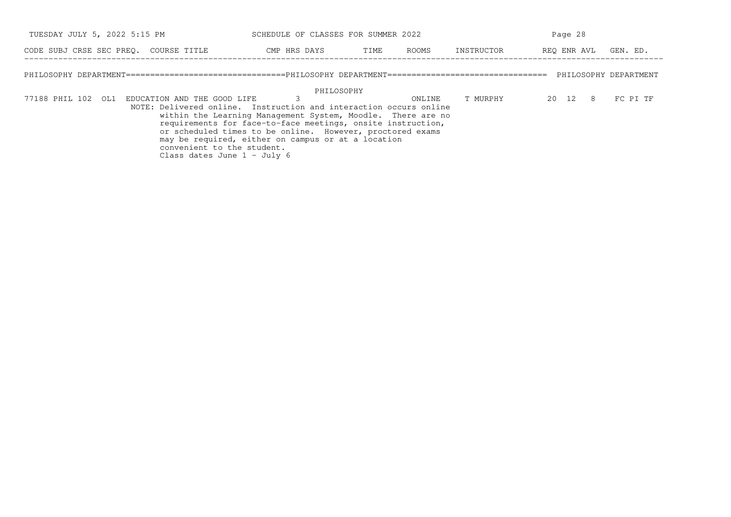## PHILOSOPHY DEPARTMENT

### PHILOSOPHY

| CODE | SUBJ | CRSE | SEC | PREQ. | COURSE TITLE | CMP | HRS | DAYS | TIME | ROOMS | INSTRUCTOR | REQ | ENR | AVL | GEN. ED. |
|---|---|---|---|---|---|---|---|---|---|---|---|---|---|---|---|
| 77188 | PHIL | 102 | OL1 | | EDUCATION AND THE GOOD LIFE | | 3 | | | ONLINE | T MURPHY | 20 | 12 | 8 | FC PI TF |

NOTE: Delivered online. Instruction and interaction occurs online within the Learning Management System, Moodle. There are no requirements for face-to-face meetings, onsite instruction, or scheduled times to be online. However, proctored exams may be required, either on campus or at a location convenient to the student.
Class dates June 1 - July 6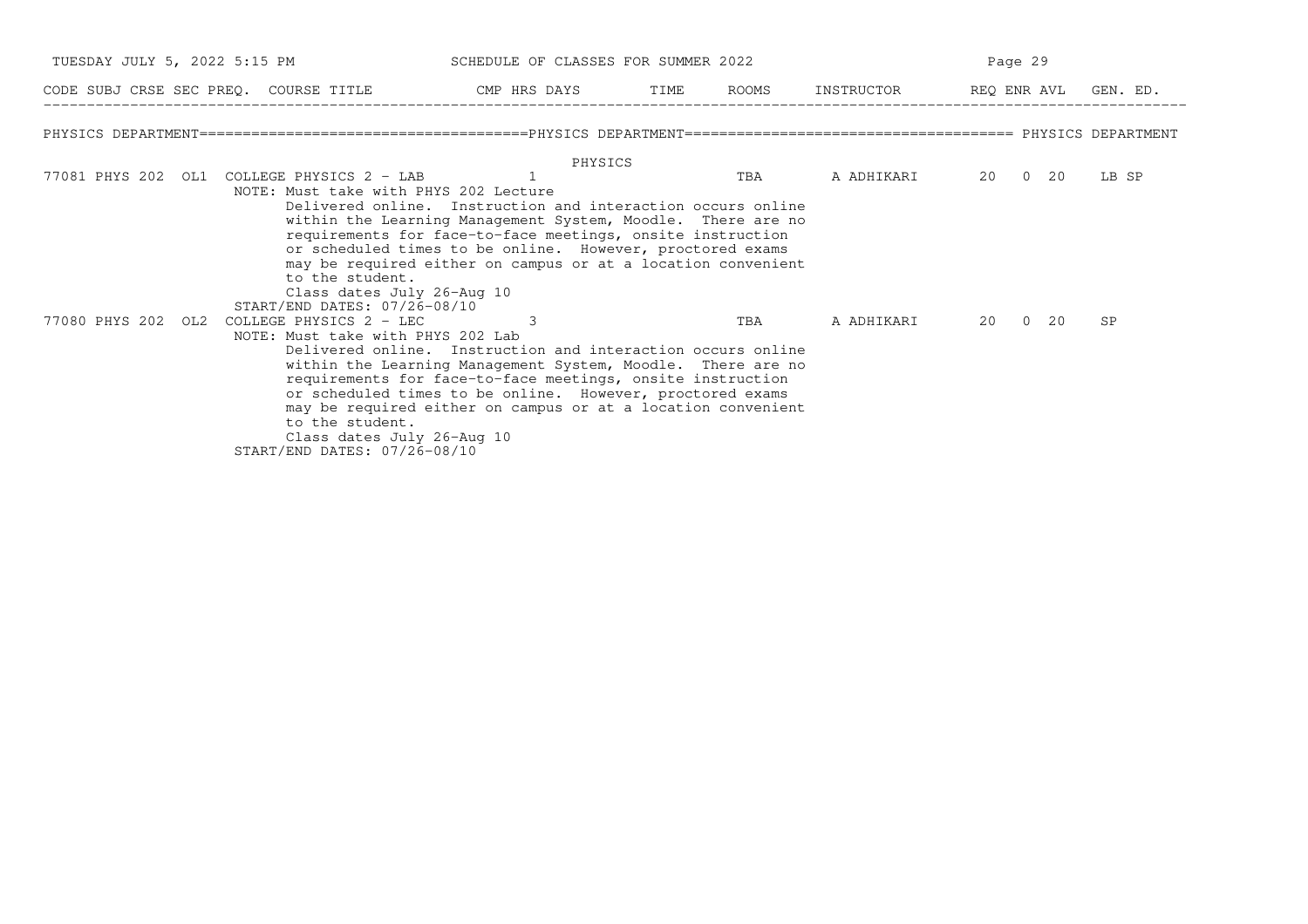## PHYSICS DEPARTMENT

### PHYSICS

| CODE | SUBJ | CRSE | SEC | PREQ. | COURSE TITLE | CMP | HRS | DAYS | TIME | ROOMS | INSTRUCTOR | REQ | ENR | AVL | GEN. ED. |
|---|---|---|---|---|---|---|---|---|---|---|---|---|---|---|---|
| 77081 | PHYS | 202 | OL1 | | COLLEGE PHYSICS 2 - LAB | | 1 | | | TBA | A ADHIKARI | 20 | 0 | 20 | LB SP |

NOTE: Must take with PHYS 202 Lecture

Delivered online. Instruction and interaction occurs online within the Learning Management System, Moodle. There are no requirements for face-to-face meetings, onsite instruction or scheduled times to be online. However, proctored exams may be required either on campus or at a location convenient to the student.

Class dates July 26-Aug 10

START/END DATES: 07/26-08/10

| CODE | SUBJ | CRSE | SEC | PREQ. | COURSE TITLE | CMP | HRS | DAYS | TIME | ROOMS | INSTRUCTOR | REQ | ENR | AVL | GEN. ED. |
|---|---|---|---|---|---|---|---|---|---|---|---|---|---|---|---|
| 77080 | PHYS | 202 | OL2 | | COLLEGE PHYSICS 2 - LEC | | 3 | | | TBA | A ADHIKARI | 20 | 0 | 20 | SP |

NOTE: Must take with PHYS 202 Lab

Delivered online. Instruction and interaction occurs online within the Learning Management System, Moodle. There are no requirements for face-to-face meetings, onsite instruction or scheduled times to be online. However, proctored exams may be required either on campus or at a location convenient to the student.

Class dates July 26-Aug 10

START/END DATES: 07/26-08/10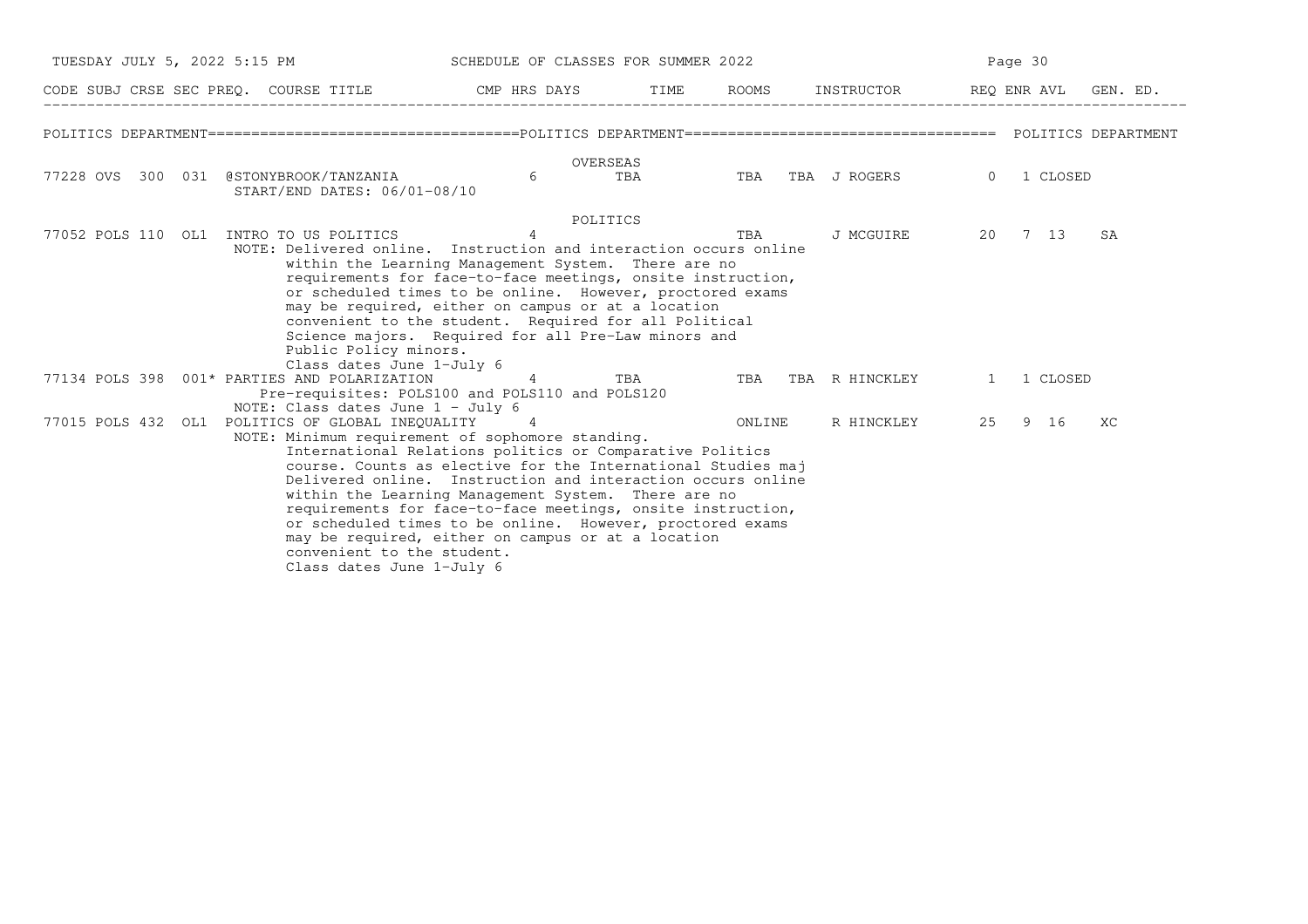| CODE | SUBJ | CRSE | SEC | PREQ. | COURSE TITLE | CMP | HRS | DAYS | TIME | ROOMS | INSTRUCTOR | REQ | ENR | AVL | GEN. ED. |
|---|---|---|---|---|---|---|---|---|---|---|---|---|---|---|---|

## POLITICS DEPARTMENT

### OVERSEAS

| CODE | SUBJ | CRSE | SEC | PREQ. | COURSE TITLE | CMP | HRS | DAYS | TIME | ROOMS | INSTRUCTOR | REQ | ENR | AVL | GEN. ED. |
|---|---|---|---|---|---|---|---|---|---|---|---|---|---|---|---|
| 77228 | OVS | 300 | 031 | | @STONYBROOK/TANZANIA | | 6 | | TBA | TBA | TBA J ROGERS | 0 | 1 | CLOSED | |

START/END DATES: 06/01-08/10

### POLITICS

| CODE | SUBJ | CRSE | SEC | PREQ. | COURSE TITLE | CMP | HRS | DAYS | TIME | ROOMS | INSTRUCTOR | REQ | ENR | AVL | GEN. ED. |
|---|---|---|---|---|---|---|---|---|---|---|---|---|---|---|---|
| 77052 | POLS | 110 | OL1 | | INTRO TO US POLITICS | | 4 | | | TBA | J MCGUIRE | 20 | 7 | 13 | SA |

NOTE: Delivered online. Instruction and interaction occurs online within the Learning Management System. There are no requirements for face-to-face meetings, onsite instruction, or scheduled times to be online. However, proctored exams may be required, either on campus or at a location convenient to the student. Required for all Political Science majors. Required for all Pre-Law minors and Public Policy minors.
Class dates June 1-July 6

| CODE | SUBJ | CRSE | SEC | PREQ. | COURSE TITLE | CMP | HRS | DAYS | TIME | ROOMS | INSTRUCTOR | REQ | ENR | AVL | GEN. ED. |
|---|---|---|---|---|---|---|---|---|---|---|---|---|---|---|---|
| 77134 | POLS | 398 | 001 | * | PARTIES AND POLARIZATION | | 4 | | TBA | TBA | TBA R HINCKLEY | 1 | 1 | CLOSED | |

Pre-requisites: POLS100 and POLS110 and POLS120
NOTE: Class dates June 1 - July 6

| CODE | SUBJ | CRSE | SEC | PREQ. | COURSE TITLE | CMP | HRS | DAYS | TIME | ROOMS | INSTRUCTOR | REQ | ENR | AVL | GEN. ED. |
|---|---|---|---|---|---|---|---|---|---|---|---|---|---|---|---|
| 77015 | POLS | 432 | OL1 | | POLITICS OF GLOBAL INEQUALITY | | 4 | | | ONLINE | R HINCKLEY | 25 | 9 | 16 | XC |

NOTE: Minimum requirement of sophomore standing.
International Relations politics or Comparative Politics course. Counts as elective for the International Studies maj
Delivered online. Instruction and interaction occurs online within the Learning Management System. There are no requirements for face-to-face meetings, onsite instruction, or scheduled times to be online. However, proctored exams may be required, either on campus or at a location convenient to the student.
Class dates June 1-July 6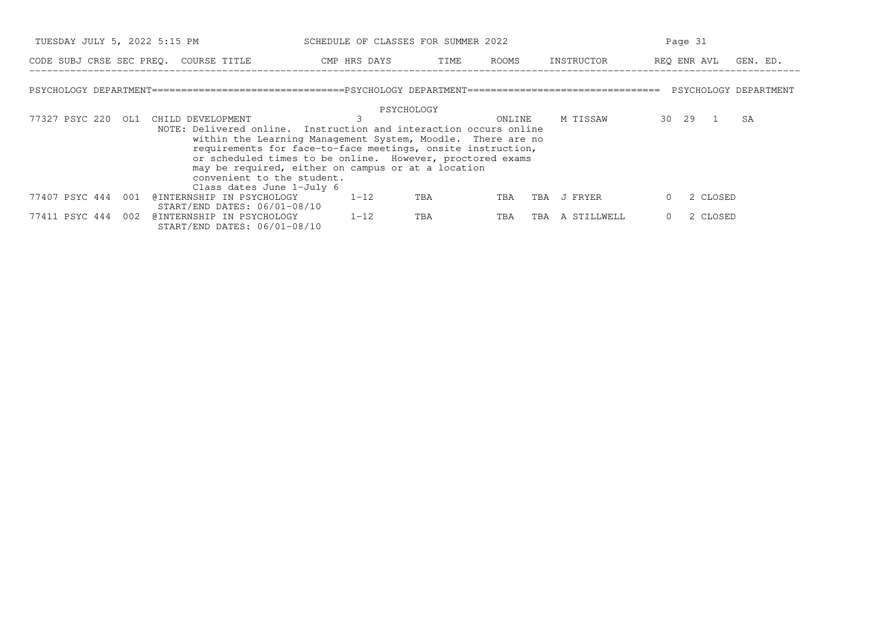## PSYCHOLOGY DEPARTMENT

### PSYCHOLOGY

| CODE | SUBJ | CRSE | SEC | PREQ. | COURSE TITLE | CMP | HRS | DAYS | TIME | ROOMS | INSTRUCTOR | REQ | ENR | AVL | GEN. ED. |
|---|---|---|---|---|---|---|---|---|---|---|---|---|---|---|---|
| 77327 | PSYC | 220 | OL1 | | CHILD DEVELOPMENT | | 3 | | | ONLINE | M TISSAW | 30 | 29 | 1 | SA |
| | | | | | NOTE: Delivered online. Instruction and interaction occurs online within the Learning Management System, Moodle. There are no requirements for face-to-face meetings, onsite instruction, or scheduled times to be online. However, proctored exams may be required, either on campus or at a location convenient to the student. Class dates June 1-July 6 | | | | | | | | | | |
| 77407 | PSYC | 444 | 001 | @ | INTERNSHIP IN PSYCHOLOGY | | 1-12 | TBA | | TBA | TBA J FRYER | 0 | 2 | CLOSED | |
| | | | | | START/END DATES: 06/01-08/10 | | | | | | | | | | |
| 77411 | PSYC | 444 | 002 | @ | INTERNSHIP IN PSYCHOLOGY | | 1-12 | TBA | | TBA | TBA A STILLWELL | 0 | 2 | CLOSED | |
| | | | | | START/END DATES: 06/01-08/10 | | | | | | | | | | |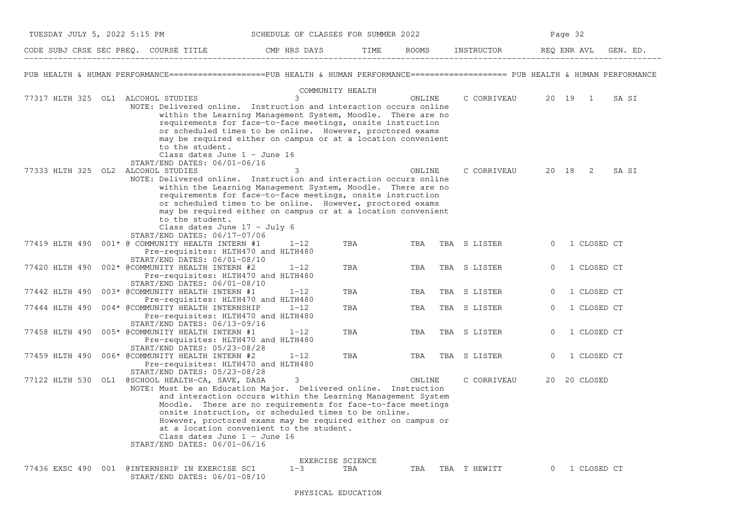CODE SUBJ CRSE SEC PREQ. COURSE TITLE CMP HRS DAYS TIME ROOMS INSTRUCTOR REQ ENR AVL GEN. ED.

## PUB HEALTH & HUMAN PERFORMANCE

### COMMUNITY HEALTH

| CODE | SUBJ | CRSE | SEC | PREQ. | COURSE TITLE | CMP | HRS | DAYS | TIME | ROOMS | INSTRUCTOR | REQ | ENR | AVL | GEN. ED. |
|---|---|---|---|---|---|---|---|---|---|---|---|---|---|---|---|
| 77317 | HLTH | 325 | OL1 | | ALCOHOL STUDIES | | 3 | | | ONLINE | C CORRIVEAU | 20 | 19 | 1 | SA SI |
| 77333 | HLTH | 325 | OL2 | | ALCOHOL STUDIES | | 3 | | | ONLINE | C CORRIVEAU | 20 | 18 | 2 | SA SI |
| 77419 | HLTH | 490 | 001* | @ | COMMUNITY HEALTH INTERN #1 | | 1-12 | TBA | TBA | TBA TBA | S LISTER | 0 | 1 | CLOSED | CT |
| 77420 | HLTH | 490 | 002* | @ | COMMUNITY HEALTH INTERN #2 | | 1-12 | TBA | TBA | TBA TBA | S LISTER | 0 | 1 | CLOSED | CT |
| 77442 | HLTH | 490 | 003* | @ | COMMUNITY HEALTH INTERN #1 | | 1-12 | TBA | TBA | TBA TBA | S LISTER | 0 | 1 | CLOSED | CT |
| 77444 | HLTH | 490 | 004* | @ | COMMUNITY HEALTH INTERNSHIP | | 1-12 | TBA | TBA | TBA TBA | S LISTER | 0 | 1 | CLOSED | CT |
| 77458 | HLTH | 490 | 005* | @ | COMMUNITY HEALTH INTERN #1 | | 1-12 | TBA | TBA | TBA TBA | S LISTER | 0 | 1 | CLOSED | CT |
| 77459 | HLTH | 490 | 006* | @ | COMMUNITY HEALTH INTERN #2 | | 1-12 | TBA | TBA | TBA TBA | S LISTER | 0 | 1 | CLOSED | CT |
| 77122 | HLTH | 530 | OL1 | @ | SCHOOL HEALTH-CA, SAVE, DASA | | 3 | | | ONLINE | C CORRIVEAU | 20 | 20 | CLOSED | |

**77317 HLTH 325 OL1** — NOTE: Delivered online. Instruction and interaction occurs online within the Learning Management System, Moodle. There are no requirements for face-to-face meetings, onsite instruction or scheduled times to be online. However, proctored exams may be required either on campus or at a location convenient to the student. Class dates June 1 - June 16. START/END DATES: 06/01-06/16

**77333 HLTH 325 OL2** — NOTE: Delivered online. Instruction and interaction occurs online within the Learning Management System, Moodle. There are no requirements for face-to-face meetings, onsite instruction or scheduled times to be online. However, proctored exams may be required either on campus or at a location convenient to the student. Class dates June 17 - July 6. START/END DATES: 06/17-07/06

**77419 HLTH 490 001** — Pre-requisites: HLTH470 and HLTH480. START/END DATES: 06/01-08/10

**77420 HLTH 490 002** — Pre-requisites: HLTH470 and HLTH480. START/END DATES: 06/01-08/10

**77442 HLTH 490 003** — Pre-requisites: HLTH470 and HLTH480

**77444 HLTH 490 004** — Pre-requisites: HLTH470 and HLTH480. START/END DATES: 06/13-09/16

**77458 HLTH 490 005** — Pre-requisites: HLTH470 and HLTH480. START/END DATES: 05/23-08/28

**77459 HLTH 490 006** — Pre-requisites: HLTH470 and HLTH480. START/END DATES: 05/23-08/28

**77122 HLTH 530 OL1** — NOTE: Must be an Education Major. Delivered online. Instruction and interaction occurs within the Learning Management System Moodle. There are no requirements for face-to-face meetings onsite instruction, or scheduled times to be online. However, proctored exams may be required either on campus or at a location convenient to the student. Class dates June 1 - June 16. START/END DATES: 06/01-06/16

### EXERCISE SCIENCE

| CODE | SUBJ | CRSE | SEC | PREQ. | COURSE TITLE | CMP | HRS | DAYS | TIME | ROOMS | INSTRUCTOR | REQ | ENR | AVL | GEN. ED. |
|---|---|---|---|---|---|---|---|---|---|---|---|---|---|---|---|
| 77436 | EXSC | 490 | 001 | @ | INTERNSHIP IN EXERCISE SCI | | 1-3 | TBA | TBA | TBA TBA | T HEWITT | 0 | 1 | CLOSED | CT |

**77436 EXSC 490 001** — START/END DATES: 06/01-08/10

### PHYSICAL EDUCATION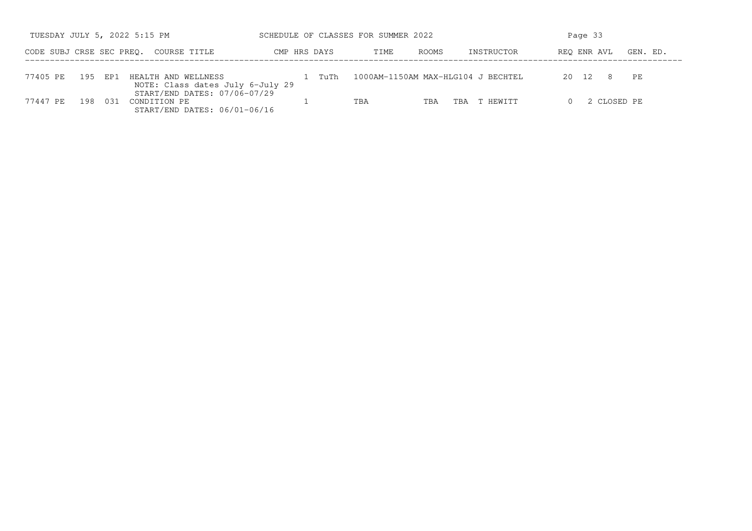SCHEDULE OF CLASSES FOR SUMMER 2022

| CODE | SUBJ | CRSE | SEC | PREQ. | COURSE TITLE | CMP | HRS | DAYS | TIME | ROOMS | INSTRUCTOR | REQ | ENR | AVL | GEN. ED. |
|---|---|---|---|---|---|---|---|---|---|---|---|---|---|---|---|
| 77405 | PE | 195 | EP1 | | HEALTH AND WELLNESS<br>NOTE: Class dates July 6-July 29<br>START/END DATES: 07/06-07/29 | | 1 | TuTh | 1000AM-1150AM | MAX-HLG104 | J BECHTEL | 20 | 12 | 8 | PE |
| 77447 | PE | 198 | 031 | | CONDITION PE<br>START/END DATES: 06/01-06/16 | | 1 | | TBA | TBA | TBA T HEWITT | 0 | 2 | CLOSED | PE |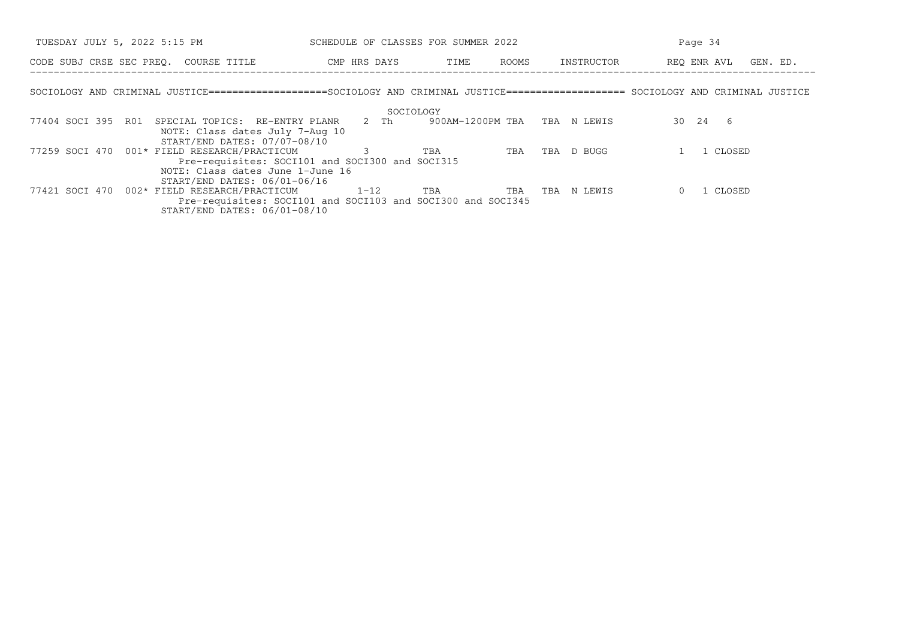SCHEDULE OF CLASSES FOR SUMMER 2022

| CODE | SUBJ | CRSE | SEC | PREQ. | COURSE TITLE | CMP | HRS | DAYS | TIME | ROOMS | INSTRUCTOR | REQ | ENR | AVL | GEN. ED. |
|---|---|---|---|---|---|---|---|---|---|---|---|---|---|---|---|

## SOCIOLOGY AND CRIMINAL JUSTICE

### SOCIOLOGY

| CODE | SUBJ | CRSE | SEC | PREQ. | COURSE TITLE | CMP | HRS | DAYS | TIME | ROOMS | INSTRUCTOR | REQ | ENR | AVL | GEN. ED. |
|---|---|---|---|---|---|---|---|---|---|---|---|---|---|---|---|
| 77404 | SOCI | 395 | R01 | | SPECIAL TOPICS: RE-ENTRY PLANR | | 2 | Th | 900AM-1200PM | TBA TBA | N LEWIS | 30 | 24 | 6 | |
| | | | | | NOTE: Class dates July 7-Aug 10 | | | | | | | | | | |
| | | | | | START/END DATES: 07/07-08/10 | | | | | | | | | | |
| 77259 | SOCI | 470 | 001 | * | FIELD RESEARCH/PRACTICUM | | 3 | | TBA | TBA TBA | D BUGG | 1 | 1 | CLOSED | |
| | | | | | Pre-requisites: SOCI101 and SOCI300 and SOCI315 | | | | | | | | | | |
| | | | | | NOTE: Class dates June 1-June 16 | | | | | | | | | | |
| | | | | | START/END DATES: 06/01-06/16 | | | | | | | | | | |
| 77421 | SOCI | 470 | 002 | * | FIELD RESEARCH/PRACTICUM | | 1-12 | | TBA | TBA TBA | N LEWIS | 0 | 1 | CLOSED | |
| | | | | | Pre-requisites: SOCI101 and SOCI103 and SOCI300 and SOCI345 | | | | | | | | | | |
| | | | | | START/END DATES: 06/01-08/10 | | | | | | | | | | |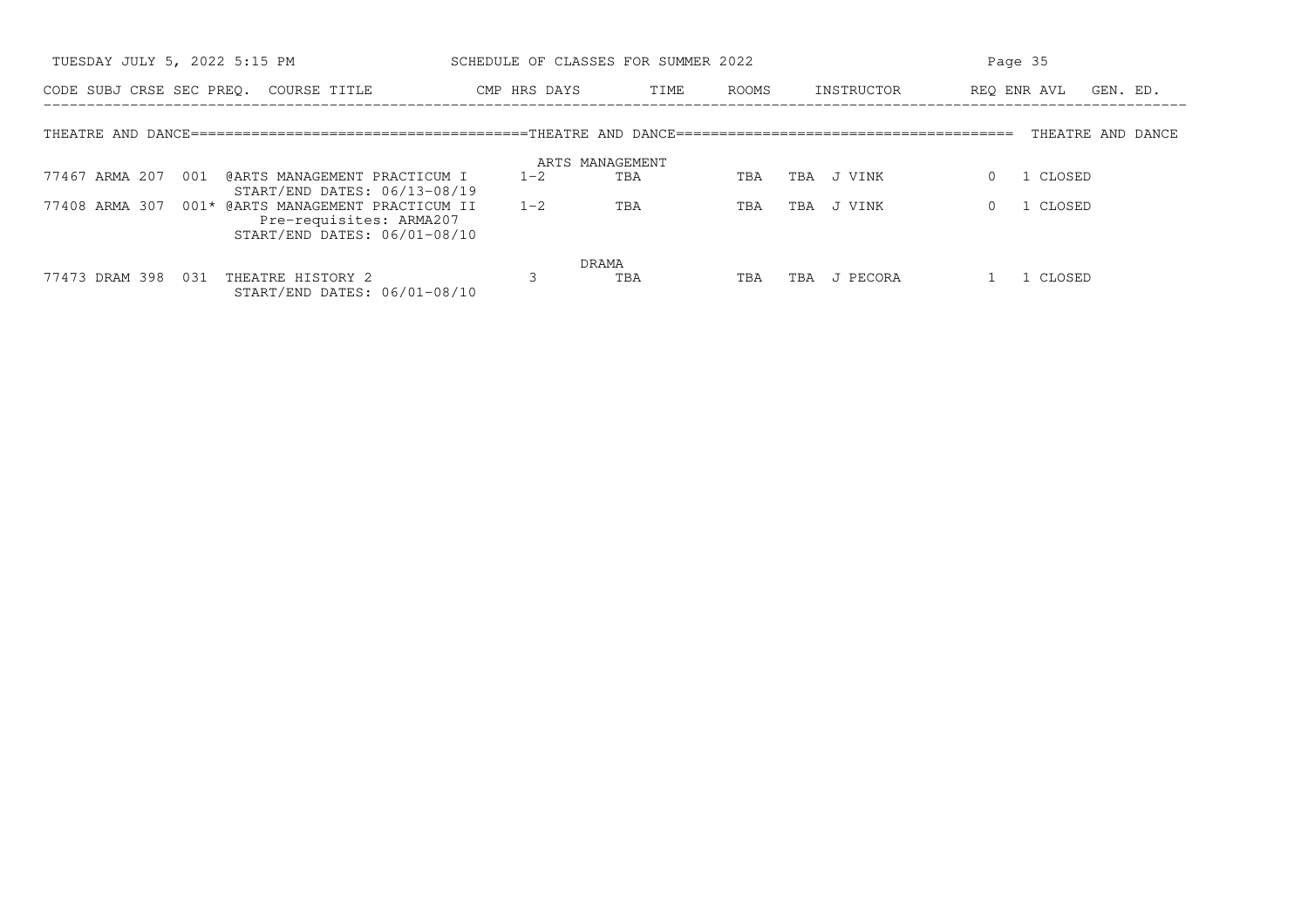| CODE | SUBJ | CRSE | SEC | PREQ. | COURSE TITLE | CMP | HRS | DAYS | TIME | ROOMS | INSTRUCTOR | REQ | ENR | AVL | GEN. ED. |
|---|---|---|---|---|---|---|---|---|---|---|---|---|---|---|---|

THEATRE AND DANCE==================================THEATRE AND DANCE================================== THEATRE AND DANCE

**ARTS MANAGEMENT**

| CODE | SUBJ | CRSE | SEC | PREQ. | COURSE TITLE | CMP | HRS | DAYS | TIME | ROOMS | INSTRUCTOR | REQ | ENR | AVL | GEN. ED. |
|---|---|---|---|---|---|---|---|---|---|---|---|---|---|---|---|
| 77467 | ARMA | 207 | 001 | | @ARTS MANAGEMENT PRACTICUM I<br>START/END DATES: 06/13-08/19 | | 1-2 | TBA | | TBA | TBA J VINK | | 0 | 1 CLOSED | |
| 77408 | ARMA | 307 | 001 | * | @ARTS MANAGEMENT PRACTICUM II<br>Pre-requisites: ARMA207<br>START/END DATES: 06/01-08/10 | | 1-2 | TBA | | TBA | TBA J VINK | | 0 | 1 CLOSED | |

**DRAMA**

| CODE | SUBJ | CRSE | SEC | PREQ. | COURSE TITLE | CMP | HRS | DAYS | TIME | ROOMS | INSTRUCTOR | REQ | ENR | AVL | GEN. ED. |
|---|---|---|---|---|---|---|---|---|---|---|---|---|---|---|---|
| 77473 | DRAM | 398 | 031 | | THEATRE HISTORY 2<br>START/END DATES: 06/01-08/10 | | 3 | TBA | | TBA | TBA J PECORA | | 1 | 1 CLOSED | |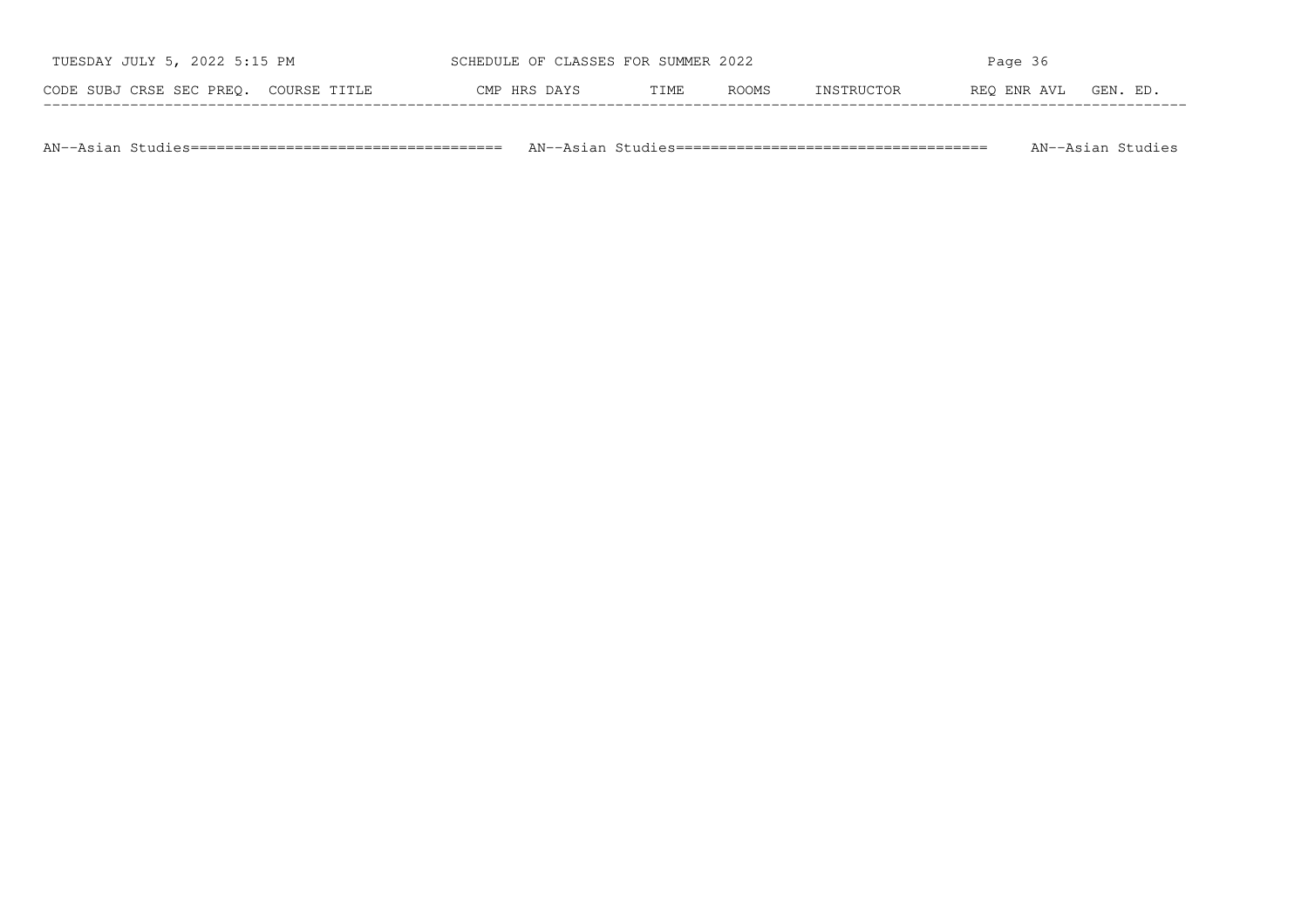| CODE | SUBJ | CRSE | SEC | PREQ. | COURSE TITLE | CMP | HRS | DAYS | TIME | ROOMS | INSTRUCTOR | REQ | ENR | AVL | GEN. ED. |
|---|---|---|---|---|---|---|---|---|---|---|---|---|---|---|---|

AN--Asian Studies==================================== AN--Asian Studies==================================== AN--Asian Studies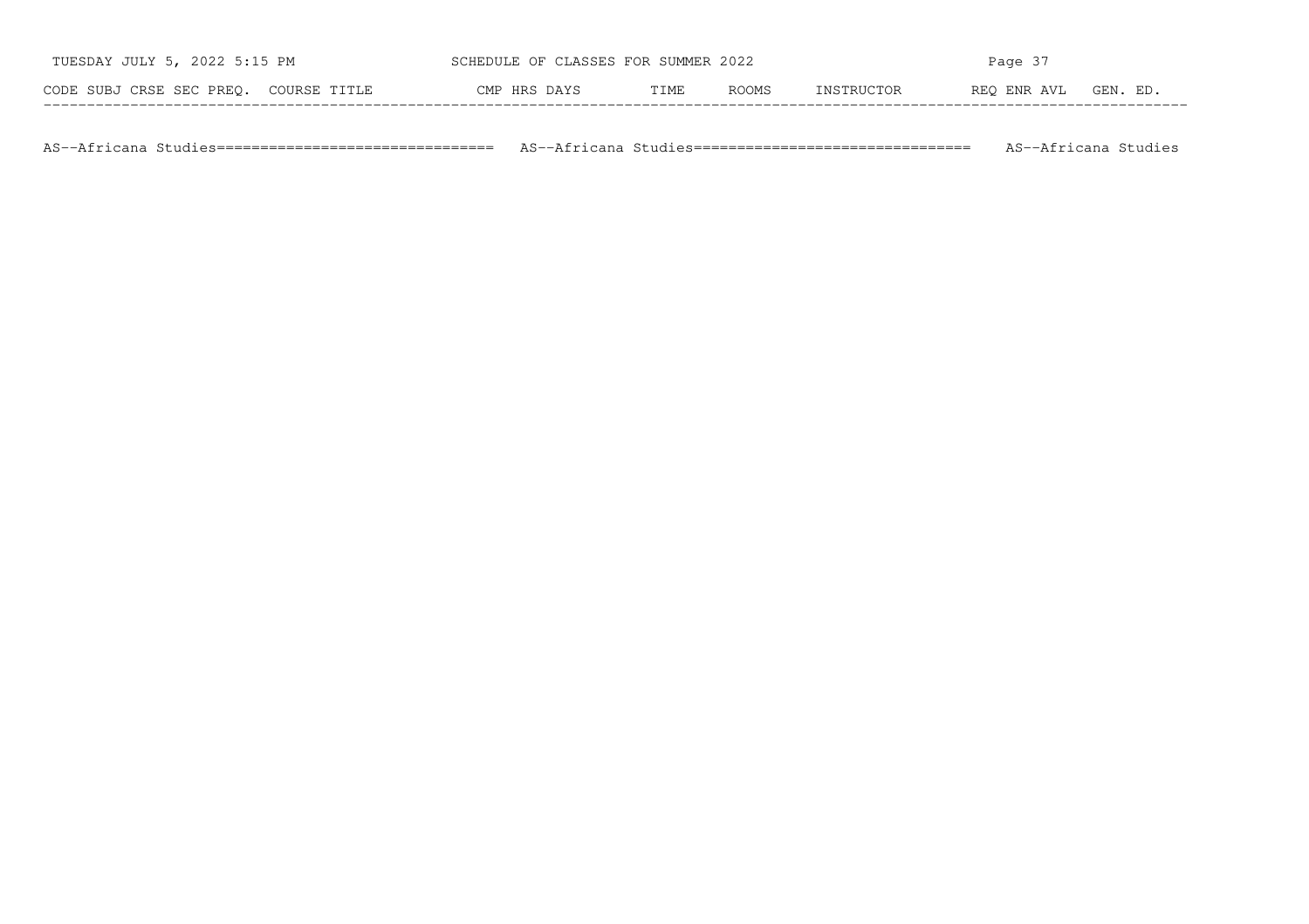| CODE | SUBJ | CRSE | SEC | PREQ. | COURSE TITLE | CMP | HRS | DAYS | TIME | ROOMS | INSTRUCTOR | REQ | ENR | AVL | GEN. ED. |
|---|---|---|---|---|---|---|---|---|---|---|---|---|---|---|---|

AS--Africana Studies================================ AS--Africana Studies================================ AS--Africana Studies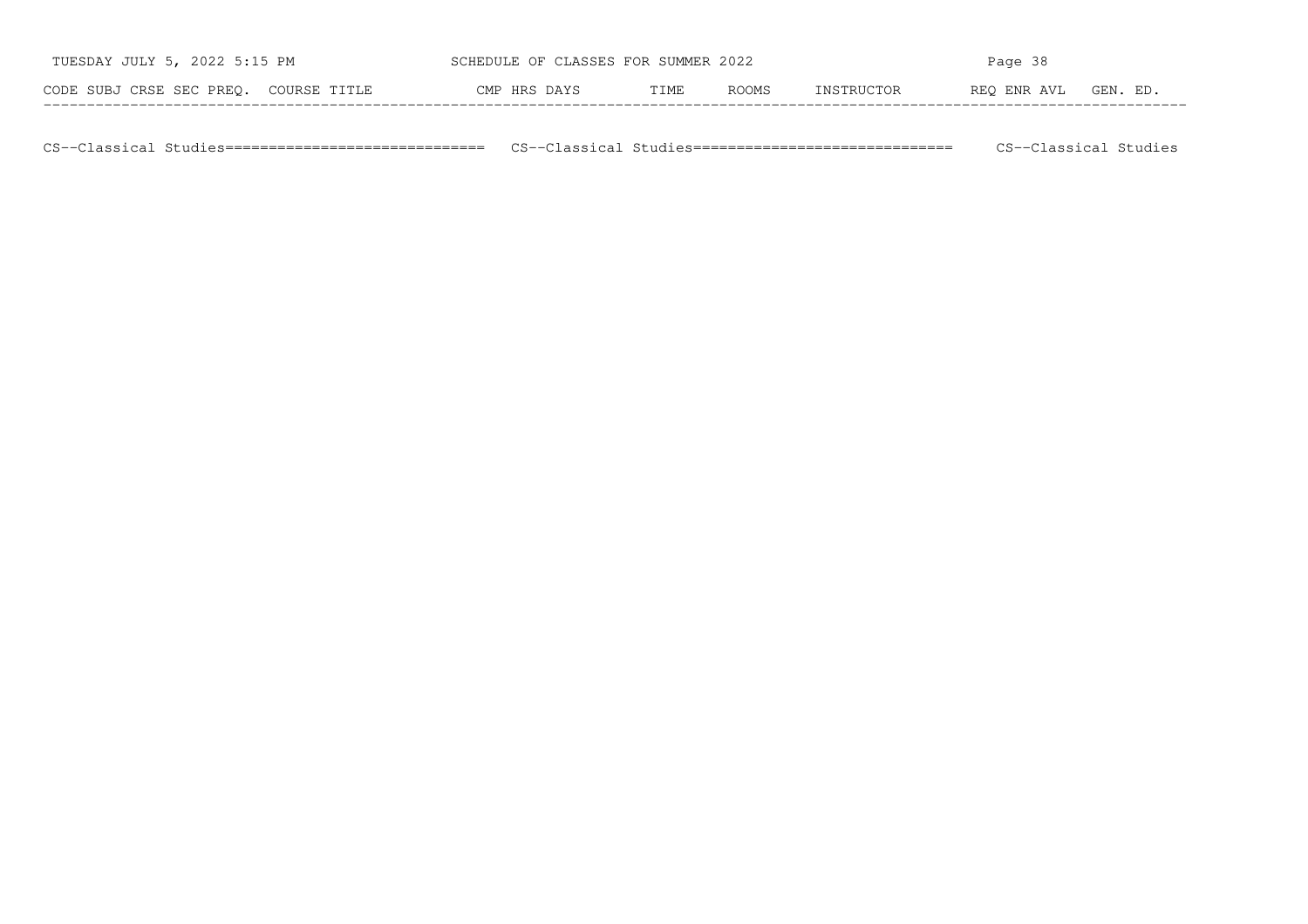| CODE | SUBJ | CRSE | SEC | PREQ. | COURSE TITLE | CMP | HRS | DAYS | TIME | ROOMS | INSTRUCTOR | REQ | ENR | AVL | GEN. ED. |
|---|---|---|---|---|---|---|---|---|---|---|---|---|---|---|---|

CS--Classical Studies============================== CS--Classical Studies============================== CS--Classical Studies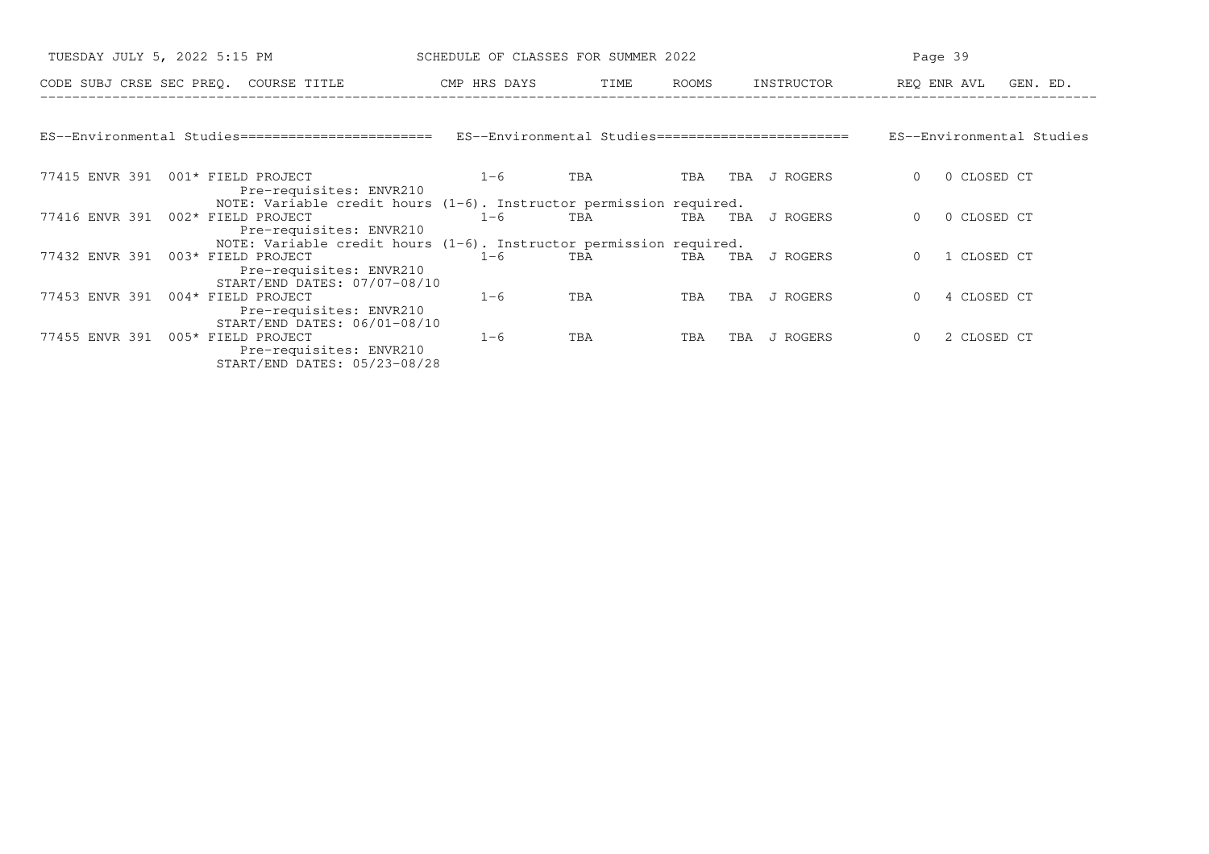SCHEDULE OF CLASSES FOR SUMMER 2022

| CODE | SUBJ | CRSE | SEC | PREQ. | COURSE TITLE | CMP | HRS | DAYS | TIME | ROOMS | INSTRUCTOR | REQ | ENR | AVL | GEN. ED. |
|---|---|---|---|---|---|---|---|---|---|---|---|---|---|---|---|

## ES--Environmental Studies

| CODE | SUBJ | CRSE | SEC | PREQ. | COURSE TITLE | CMP | HRS | DAYS | TIME | ROOMS | INSTRUCTOR | REQ | ENR | AVL | GEN. ED. |
|---|---|---|---|---|---|---|---|---|---|---|---|---|---|---|---|
| 77415 | ENVR | 391 | 001 | * | FIELD PROJECT | | 1-6 | TBA | | TBA | TBA J ROGERS | 0 | 0 | CLOSED | CT |
| | | | | | Pre-requisites: ENVR210 | | | | | | | | | | |
| | | | | | NOTE: Variable credit hours (1-6). Instructor permission required. | | | | | | | | | | |
| 77416 | ENVR | 391 | 002 | * | FIELD PROJECT | | 1-6 | TBA | | TBA | TBA J ROGERS | 0 | 0 | CLOSED | CT |
| | | | | | Pre-requisites: ENVR210 | | | | | | | | | | |
| | | | | | NOTE: Variable credit hours (1-6). Instructor permission required. | | | | | | | | | | |
| 77432 | ENVR | 391 | 003 | * | FIELD PROJECT | | 1-6 | TBA | | TBA | TBA J ROGERS | 0 | 1 | CLOSED | CT |
| | | | | | Pre-requisites: ENVR210 | | | | | | | | | | |
| | | | | | START/END DATES: 07/07-08/10 | | | | | | | | | | |
| 77453 | ENVR | 391 | 004 | * | FIELD PROJECT | | 1-6 | TBA | | TBA | TBA J ROGERS | 0 | 4 | CLOSED | CT |
| | | | | | Pre-requisites: ENVR210 | | | | | | | | | | |
| | | | | | START/END DATES: 06/01-08/10 | | | | | | | | | | |
| 77455 | ENVR | 391 | 005 | * | FIELD PROJECT | | 1-6 | TBA | | TBA | TBA J ROGERS | 0 | 2 | CLOSED | CT |
| | | | | | Pre-requisites: ENVR210 | | | | | | | | | | |
| | | | | | START/END DATES: 05/23-08/28 | | | | | | | | | | |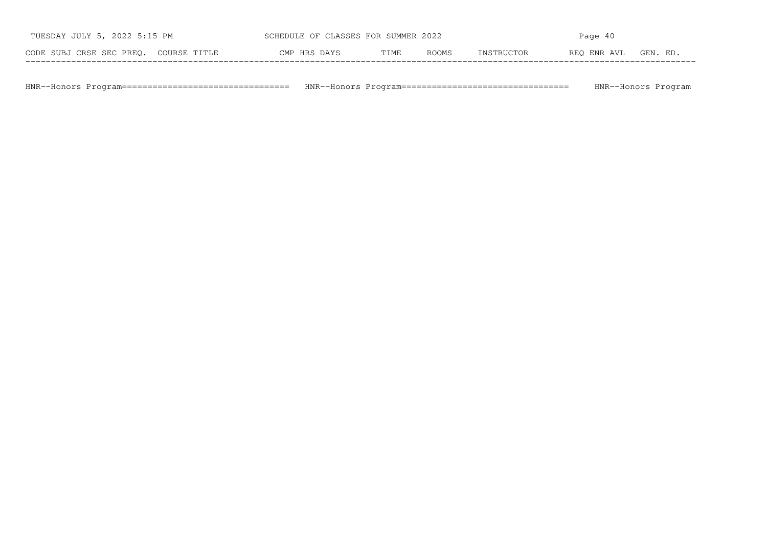| CODE | SUBJ | CRSE | SEC | PREQ. | COURSE TITLE | CMP | HRS | DAYS | TIME | ROOMS | INSTRUCTOR | REQ | ENR | AVL | GEN. ED. |
|---|---|---|---|---|---|---|---|---|---|---|---|---|---|---|---|

HNR--Honors Program================================ HNR--Honors Program================================ HNR--Honors Program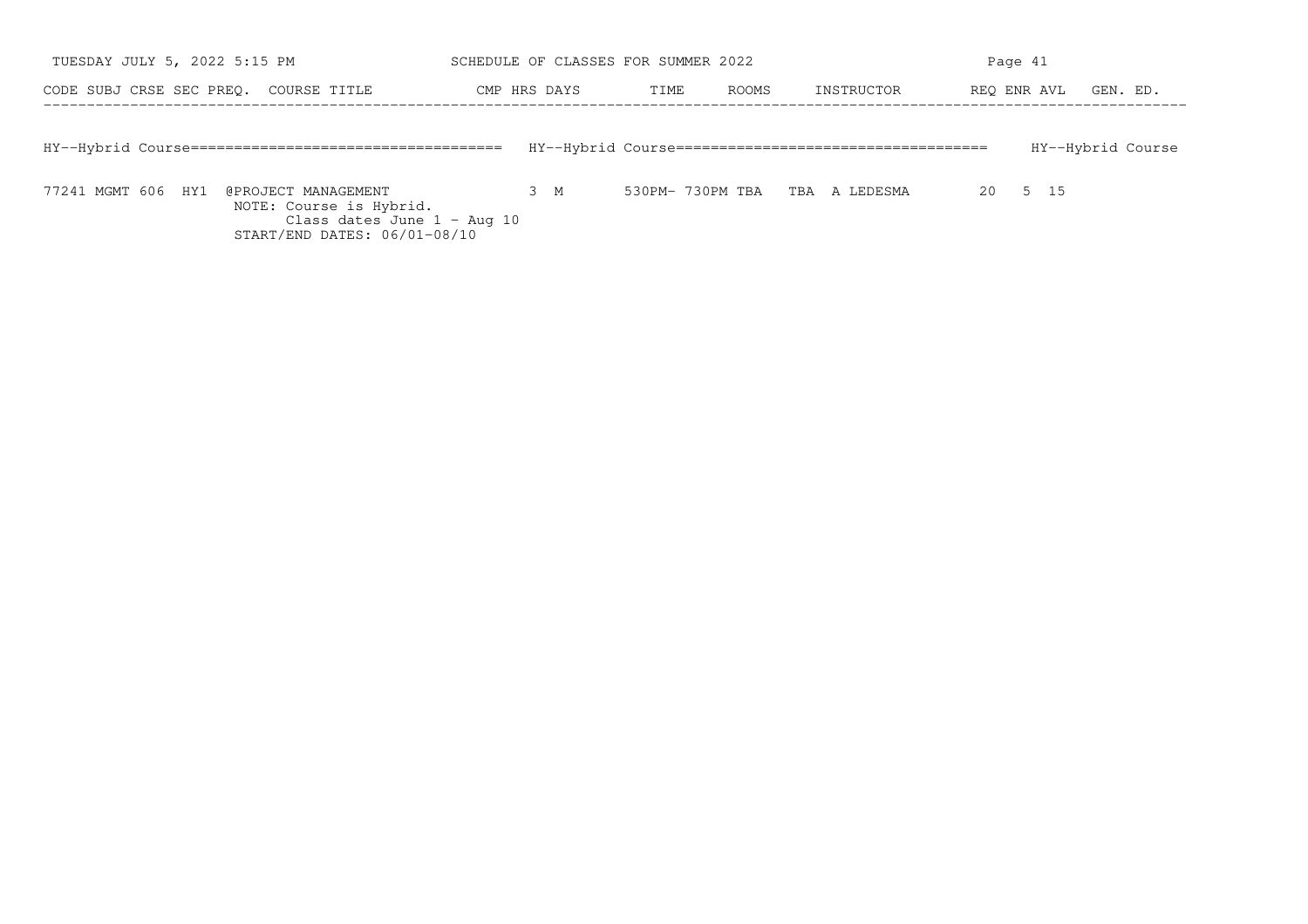| CODE | SUBJ | CRSE | SEC | PREQ. | COURSE TITLE | CMP | HRS | DAYS | TIME | ROOMS | INSTRUCTOR | REQ | ENR | AVL | GEN. ED. |
|---|---|---|---|---|---|---|---|---|---|---|---|---|---|---|---|

HY--Hybrid Course===================================== HY--Hybrid Course===================================== HY--Hybrid Course

| CODE | SUBJ | CRSE | SEC | PREQ. | COURSE TITLE | CMP | HRS | DAYS | TIME | ROOMS | INSTRUCTOR | REQ | ENR | AVL | GEN. ED. |
|---|---|---|---|---|---|---|---|---|---|---|---|---|---|---|---|
| 77241 | MGMT | 606 | HY1 | | @PROJECT MANAGEMENT | | 3 | M | 530PM- 730PM | TBA TBA | A LEDESMA | 20 | 5 | 15 | |

NOTE: Course is Hybrid.
Class dates June 1 - Aug 10
START/END DATES: 06/01-08/10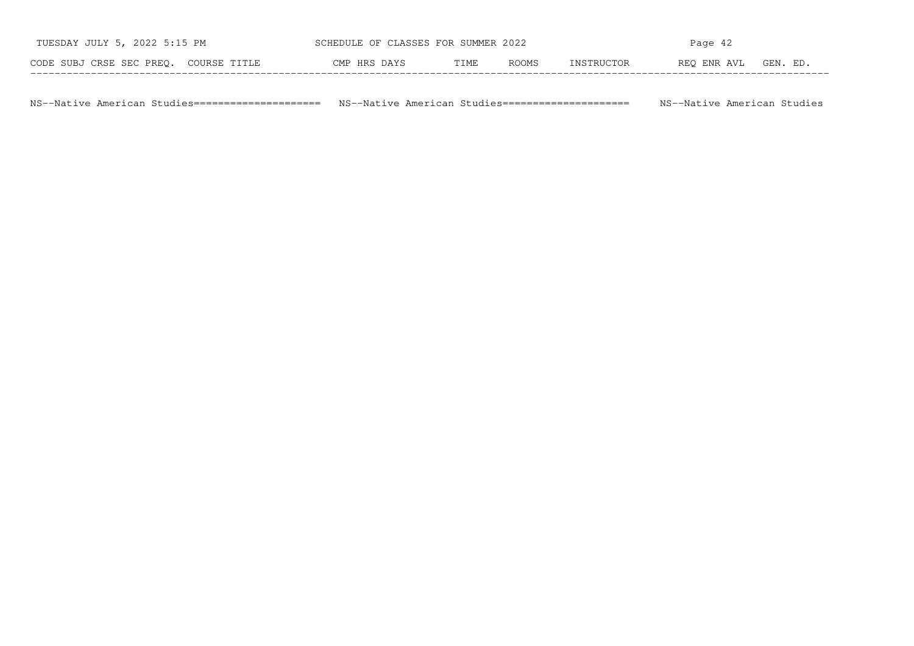| CODE | SUBJ | CRSE | SEC | PREQ. | COURSE TITLE | CMP | HRS | DAYS | TIME | ROOMS | INSTRUCTOR | REQ | ENR | AVL | GEN. ED. |
|---|---|---|---|---|---|---|---|---|---|---|---|---|---|---|---|

NS--Native American Studies===================== NS--Native American Studies===================== NS--Native American Studies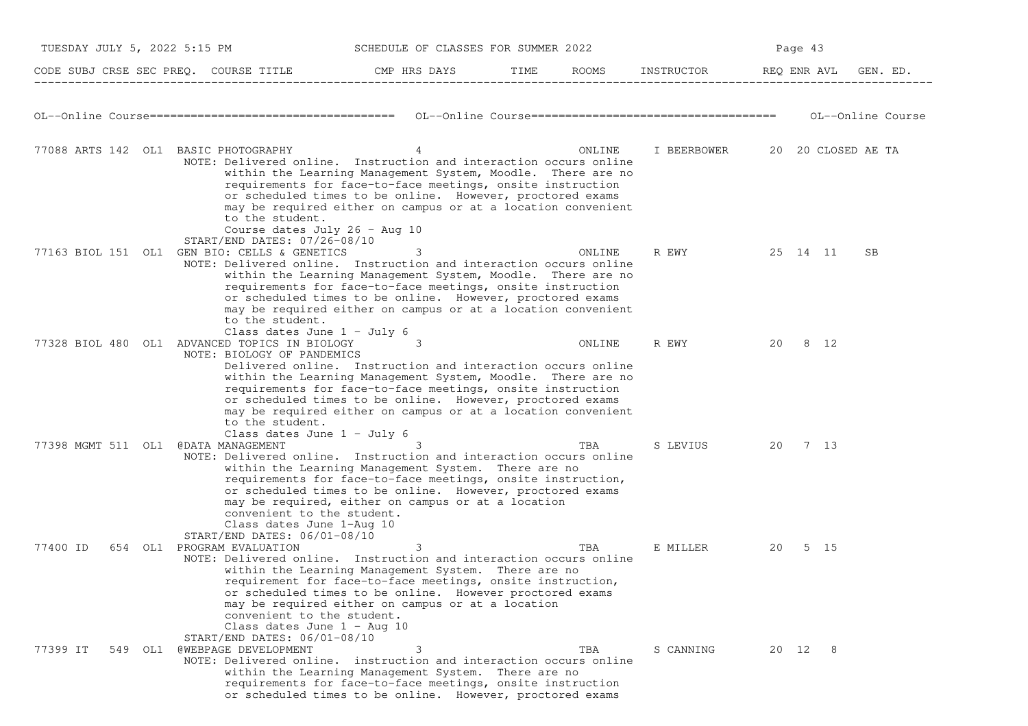SCHEDULE OF CLASSES FOR SUMMER 2022

| CODE | SUBJ | CRSE | SEC | PREQ. | COURSE TITLE | CMP | HRS | DAYS | TIME | ROOMS | INSTRUCTOR | REQ | ENR | AVL | GEN. ED. |
|---|---|---|---|---|---|---|---|---|---|---|---|---|---|---|---|

## OL--Online Course

| CODE | SUBJ | CRSE | SEC | PREQ. | COURSE TITLE | CMP | HRS | DAYS | TIME | ROOMS | INSTRUCTOR | REQ | ENR | AVL | GEN. ED. |
|---|---|---|---|---|---|---|---|---|---|---|---|---|---|---|---|
| 77088 | ARTS | 142 | OL1 | | BASIC PHOTOGRAPHY | | 4 | | | ONLINE | I BEERBOWER | 20 | 20 | CLOSED | AE TA |
| 77163 | BIOL | 151 | OL1 | | GEN BIO: CELLS & GENETICS | | 3 | | | ONLINE | R EWY | 25 | 14 | 11 | SB |
| 77328 | BIOL | 480 | OL1 | | ADVANCED TOPICS IN BIOLOGY | | 3 | | | ONLINE | R EWY | 20 | 8 | 12 | |
| 77398 | MGMT | 511 | OL1 | | @DATA MANAGEMENT | | 3 | | | TBA | S LEVIUS | 20 | 7 | 13 | |
| 77400 | ID | 654 | OL1 | | PROGRAM EVALUATION | | 3 | | | TBA | E MILLER | 20 | 5 | 15 | |
| 77399 | IT | 549 | OL1 | | @WEBPAGE DEVELOPMENT | | 3 | | | TBA | S CANNING | 20 | 12 | 8 | |

**77088 ARTS 142 OL1 BASIC PHOTOGRAPHY**
NOTE: Delivered online. Instruction and interaction occurs online within the Learning Management System, Moodle. There are no requirements for face-to-face meetings, onsite instruction or scheduled times to be online. However, proctored exams may be required either on campus or at a location convenient to the student.
Course dates July 26 - Aug 10
START/END DATES: 07/26-08/10

**77163 BIOL 151 OL1 GEN BIO: CELLS & GENETICS**
NOTE: Delivered online. Instruction and interaction occurs online within the Learning Management System, Moodle. There are no requirements for face-to-face meetings, onsite instruction or scheduled times to be online. However, proctored exams may be required either on campus or at a location convenient to the student.
Class dates June 1 - July 6

**77328 BIOL 480 OL1 ADVANCED TOPICS IN BIOLOGY**
NOTE: BIOLOGY OF PANDEMICS
Delivered online. Instruction and interaction occurs online within the Learning Management System, Moodle. There are no requirements for face-to-face meetings, onsite instruction or scheduled times to be online. However, proctored exams may be required either on campus or at a location convenient to the student.
Class dates June 1 - July 6

**77398 MGMT 511 OL1 @DATA MANAGEMENT**
NOTE: Delivered online. Instruction and interaction occurs online within the Learning Management System. There are no requirements for face-to-face meetings, onsite instruction, or scheduled times to be online. However, proctored exams may be required, either on campus or at a location convenient to the student.
Class dates June 1-Aug 10
START/END DATES: 06/01-08/10

**77400 ID 654 OL1 PROGRAM EVALUATION**
NOTE: Delivered online. Instruction and interaction occurs online within the Learning Management System. There are no requirement for face-to-face meetings, onsite instruction, or scheduled times to be online. However proctored exams may be required either on campus or at a location convenient to the student.
Class dates June 1 - Aug 10
START/END DATES: 06/01-08/10

**77399 IT 549 OL1 @WEBPAGE DEVELOPMENT**
NOTE: Delivered online. instruction and interaction occurs online within the Learning Management System. There are no requirements for face-to-face meetings, onsite instruction or scheduled times to be online. However, proctored exams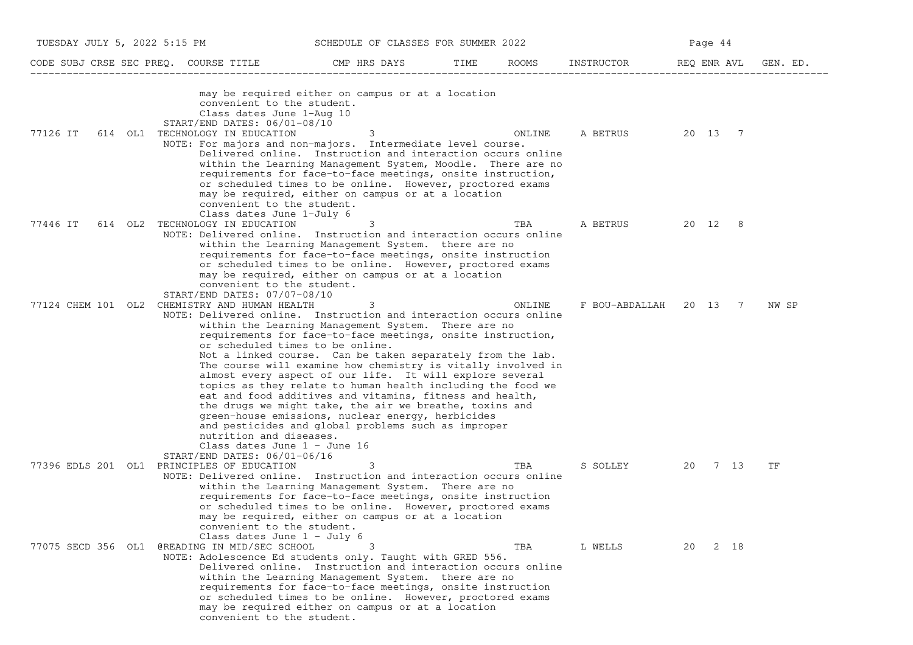| CODE | SUBJ | CRSE | SEC | PREQ. | COURSE TITLE | CMP | HRS | DAYS | TIME | ROOMS | INSTRUCTOR | REQ | ENR | AVL | GEN. ED. |
|---|---|---|---|---|---|---|---|---|---|---|---|---|---|---|---|

may be required either on campus or at a location convenient to the student.
Class dates June 1-Aug 10
START/END DATES: 06/01-08/10

| CODE | SUBJ | CRSE | SEC | PREQ. | COURSE TITLE | CMP | HRS | DAYS | TIME | ROOMS | INSTRUCTOR | REQ | ENR | AVL | GEN. ED. |
|---|---|---|---|---|---|---|---|---|---|---|---|---|---|---|---|
| 77126 | IT | 614 | OL1 | | TECHNOLOGY IN EDUCATION | | 3 | | | ONLINE | A BETRUS | 20 | 13 | 7 | |

NOTE: For majors and non-majors. Intermediate level course. Delivered online. Instruction and interaction occurs online within the Learning Management System, Moodle. There are no requirements for face-to-face meetings, onsite instruction, or scheduled times to be online. However, proctored exams may be required, either on campus or at a location convenient to the student.
Class dates June 1-July 6

| CODE | SUBJ | CRSE | SEC | PREQ. | COURSE TITLE | CMP | HRS | DAYS | TIME | ROOMS | INSTRUCTOR | REQ | ENR | AVL | GEN. ED. |
|---|---|---|---|---|---|---|---|---|---|---|---|---|---|---|---|
| 77446 | IT | 614 | OL2 | | TECHNOLOGY IN EDUCATION | | 3 | | | TBA | A BETRUS | 20 | 12 | 8 | |

NOTE: Delivered online. Instruction and interaction occurs online within the Learning Management System. there are no requirements for face-to-face meetings, onsite instruction or scheduled times to be online. However, proctored exams may be required, either on campus or at a location convenient to the student.
START/END DATES: 07/07-08/10

| CODE | SUBJ | CRSE | SEC | PREQ. | COURSE TITLE | CMP | HRS | DAYS | TIME | ROOMS | INSTRUCTOR | REQ | ENR | AVL | GEN. ED. |
|---|---|---|---|---|---|---|---|---|---|---|---|---|---|---|---|
| 77124 | CHEM | 101 | OL2 | | CHEMISTRY AND HUMAN HEALTH | | 3 | | | ONLINE | F BOU-ABDALLAH | 20 | 13 | 7 | NW SP |

NOTE: Delivered online. Instruction and interaction occurs online within the Learning Management System. There are no requirements for face-to-face meetings, onsite instruction, or scheduled times to be online.
Not a linked course. Can be taken separately from the lab. The course will examine how chemistry is vitally involved in almost every aspect of our life. It will explore several topics as they relate to human health including the food we eat and food additives and vitamins, fitness and health, the drugs we might take, the air we breathe, toxins and green-house emissions, nuclear energy, herbicides and pesticides and global problems such as improper nutrition and diseases.
Class dates June 1 - June 16
START/END DATES: 06/01-06/16

| CODE | SUBJ | CRSE | SEC | PREQ. | COURSE TITLE | CMP | HRS | DAYS | TIME | ROOMS | INSTRUCTOR | REQ | ENR | AVL | GEN. ED. |
|---|---|---|---|---|---|---|---|---|---|---|---|---|---|---|---|
| 77396 | EDLS | 201 | OL1 | | PRINCIPLES OF EDUCATION | | 3 | | | TBA | S SOLLEY | 20 | 7 | 13 | TF |

NOTE: Delivered online. Instruction and interaction occurs online within the Learning Management System. There are no requirements for face-to-face meetings, onsite instruction or scheduled times to be online. However, proctored exams may be required, either on campus or at a location convenient to the student.
Class dates June 1 - July 6

| CODE | SUBJ | CRSE | SEC | PREQ. | COURSE TITLE | CMP | HRS | DAYS | TIME | ROOMS | INSTRUCTOR | REQ | ENR | AVL | GEN. ED. |
|---|---|---|---|---|---|---|---|---|---|---|---|---|---|---|---|
| 77075 | SECD | 356 | OL1 | | @READING IN MID/SEC SCHOOL | | 3 | | | TBA | L WELLS | 20 | 2 | 18 | |

NOTE: Adolescence Ed students only. Taught with GRED 556. Delivered online. Instruction and interaction occurs online within the Learning Management System. there are no requirements for face-to-face meetings, onsite instruction or scheduled times to be online. However, proctored exams may be required either on campus or at a location convenient to the student.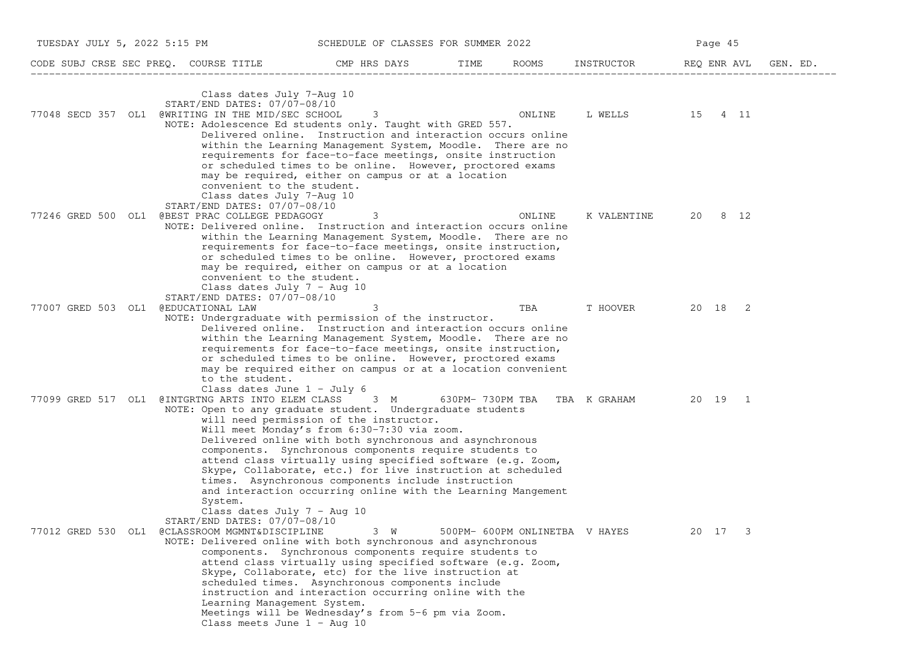| CODE | SUBJ | CRSE | SEC | PREQ. | COURSE TITLE | CMP | HRS | DAYS | TIME | ROOMS | INSTRUCTOR | REQ | ENR | AVL | GEN. ED. |
|---|---|---|---|---|---|---|---|---|---|---|---|---|---|---|---|

Class dates July 7-Aug 10
START/END DATES: 07/07-08/10

| CODE | SUBJ | CRSE | SEC | PREQ. | COURSE TITLE | CMP | HRS | DAYS | TIME | ROOMS | INSTRUCTOR | REQ | ENR | AVL | GEN. ED. |
|---|---|---|---|---|---|---|---|---|---|---|---|---|---|---|---|
| 77048 | SECD | 357 | OL1 | | @WRITING IN THE MID/SEC SCHOOL | | 3 | | | ONLINE | L WELLS | 15 | 4 | 11 | |

NOTE: Adolescence Ed students only. Taught with GRED 557.
Delivered online. Instruction and interaction occurs online within the Learning Management System, Moodle. There are no requirements for face-to-face meetings, onsite instruction or scheduled times to be online. However, proctored exams may be required, either on campus or at a location convenient to the student.
Class dates July 7-Aug 10
START/END DATES: 07/07-08/10

| CODE | SUBJ | CRSE | SEC | PREQ. | COURSE TITLE | CMP | HRS | DAYS | TIME | ROOMS | INSTRUCTOR | REQ | ENR | AVL | GEN. ED. |
|---|---|---|---|---|---|---|---|---|---|---|---|---|---|---|---|
| 77246 | GRED | 500 | OL1 | | @BEST PRAC COLLEGE PEDAGOGY | | 3 | | | ONLINE | K VALENTINE | 20 | 8 | 12 | |

NOTE: Delivered online. Instruction and interaction occurs online within the Learning Management System, Moodle. There are no requirements for face-to-face meetings, onsite instruction, or scheduled times to be online. However, proctored exams may be required, either on campus or at a location convenient to the student.
Class dates July 7 - Aug 10
START/END DATES: 07/07-08/10

| CODE | SUBJ | CRSE | SEC | PREQ. | COURSE TITLE | CMP | HRS | DAYS | TIME | ROOMS | INSTRUCTOR | REQ | ENR | AVL | GEN. ED. |
|---|---|---|---|---|---|---|---|---|---|---|---|---|---|---|---|
| 77007 | GRED | 503 | OL1 | | @EDUCATIONAL LAW | | 3 | | | TBA | T HOOVER | 20 | 18 | 2 | |

NOTE: Undergraduate with permission of the instructor.
Delivered online. Instruction and interaction occurs online within the Learning Management System, Moodle. There are no requirements for face-to-face meetings, onsite instruction, or scheduled times to be online. However, proctored exams may be required either on campus or at a location convenient to the student.
Class dates June 1 - July 6

| CODE | SUBJ | CRSE | SEC | PREQ. | COURSE TITLE | CMP | HRS | DAYS | TIME | ROOMS | INSTRUCTOR | REQ | ENR | AVL | GEN. ED. |
|---|---|---|---|---|---|---|---|---|---|---|---|---|---|---|---|
| 77099 | GRED | 517 | OL1 | | @INTGRTNG ARTS INTO ELEM CLASS | | 3 | M | 630PM- 730PM | TBA TBA | K GRAHAM | 20 | 19 | 1 | |

NOTE: Open to any graduate student. Undergraduate students will need permission of the instructor.
Will meet Monday's from 6:30-7:30 via zoom.
Delivered online with both synchronous and asynchronous components. Synchronous components require students to attend class virtually using specified software (e.g. Zoom, Skype, Collaborate, etc.) for live instruction at scheduled times. Asynchronous components include instruction and interaction occurring online with the Learning Mangement System.
Class dates July 7 - Aug 10
START/END DATES: 07/07-08/10

| CODE | SUBJ | CRSE | SEC | PREQ. | COURSE TITLE | CMP | HRS | DAYS | TIME | ROOMS | INSTRUCTOR | REQ | ENR | AVL | GEN. ED. |
|---|---|---|---|---|---|---|---|---|---|---|---|---|---|---|---|
| 77012 | GRED | 530 | OL1 | | @CLASSROOM MGMNT&DISCIPLINE | | 3 | W | 500PM- 600PM | ONLINETBA | V HAYES | 20 | 17 | 3 | |

NOTE: Delivered online with both synchronous and asynchronous components. Synchronous components require students to attend class virtually using specified software (e.g. Zoom, Skype, Collaborate, etc) for the live instruction at scheduled times. Asynchronous components include instruction and interaction occurring online with the Learning Management System.
Meetings will be Wednesday's from 5-6 pm via Zoom.
Class meets June 1 - Aug 10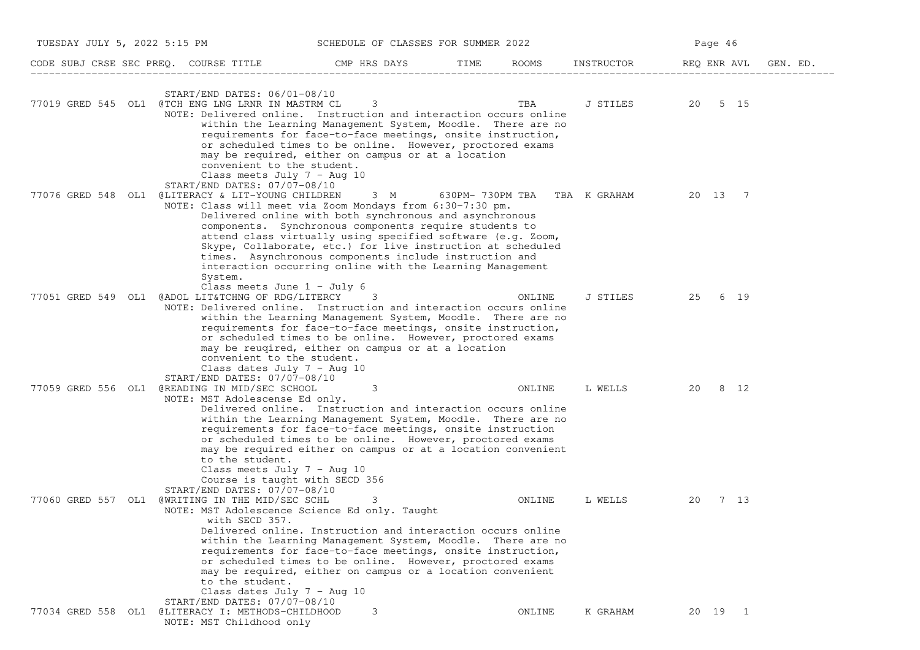CODE SUBJ CRSE SEC PREQ. COURSE TITLE CMP HRS DAYS TIME ROOMS INSTRUCTOR REQ ENR AVL GEN. ED.

START/END DATES: 06/01-08/10

77019 GRED 545 OL1 @TCH ENG LNG LRNR IN MASTRM CL 3 TBA J STILES 20 5 15

NOTE: Delivered online. Instruction and interaction occurs online within the Learning Management System, Moodle. There are no requirements for face-to-face meetings, onsite instruction, or scheduled times to be online. However, proctored exams may be required, either on campus or at a location convenient to the student.
Class meets July 7 - Aug 10

START/END DATES: 07/07-08/10

77076 GRED 548 OL1 @LITERACY & LIT-YOUNG CHILDREN 3 M 630PM- 730PM TBA TBA K GRAHAM 20 13 7

NOTE: Class will meet via Zoom Mondays from 6:30-7:30 pm.
Delivered online with both synchronous and asynchronous components. Synchronous components require students to attend class virtually using specified software (e.g. Zoom, Skype, Collaborate, etc.) for live instruction at scheduled times. Asynchronous components include instruction and interaction occurring online with the Learning Management System.
Class meets June 1 - July 6

77051 GRED 549 OL1 @ADOL LIT&TCHNG OF RDG/LITERCY 3 ONLINE J STILES 25 6 19

NOTE: Delivered online. Instruction and interaction occurs online within the Learning Management System, Moodle. There are no requirements for face-to-face meetings, onsite instruction, or scheduled times to be online. However, proctored exams may be reuqired, either on campus or at a location convenient to the student.
Class dates July 7 - Aug 10

START/END DATES: 07/07-08/10

77059 GRED 556 OL1 @READING IN MID/SEC SCHOOL 3 ONLINE L WELLS 20 8 12

NOTE: MST Adolescense Ed only.
Delivered online. Instruction and interaction occurs online within the Learning Management System, Moodle. There are no requirements for face-to-face meetings, onsite instruction or scheduled times to be online. However, proctored exams may be required either on campus or at a location convenient to the student.
Class meets July 7 - Aug 10
Course is taught with SECD 356

START/END DATES: 07/07-08/10

77060 GRED 557 OL1 @WRITING IN THE MID/SEC SCHL 3 ONLINE L WELLS 20 7 13

NOTE: MST Adolescence Science Ed only. Taught with SECD 357.
Delivered online. Instruction and interaction occurs online within the Learning Management System, Moodle. There are no requirements for face-to-face meetings, onsite instruction, or scheduled times to be online. However, proctored exams may be required, either on campus or a location convenient to the student.
Class dates July 7 - Aug 10

START/END DATES: 07/07-08/10

77034 GRED 558 OL1 @LITERACY I: METHODS-CHILDHOOD 3 ONLINE K GRAHAM 20 19 1

NOTE: MST Childhood only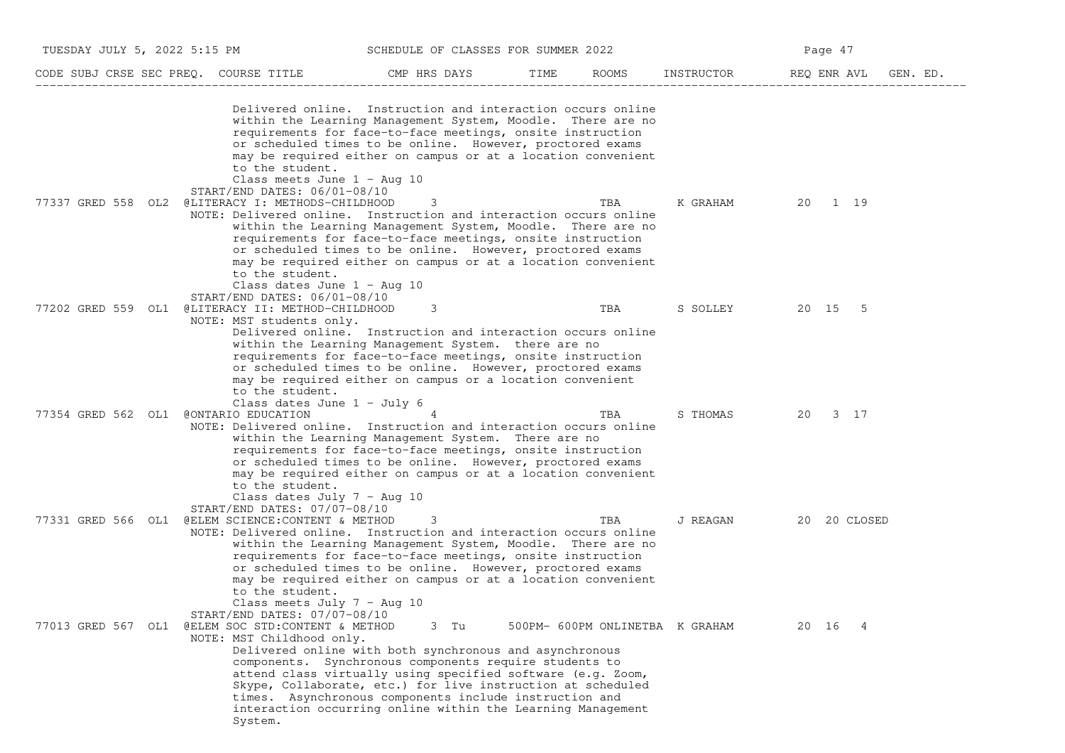| CODE | SUBJ | CRSE | SEC | PREQ. | COURSE TITLE | CMP | HRS | DAYS | TIME | ROOMS | INSTRUCTOR | REQ | ENR | AVL | GEN. ED. |
|---|---|---|---|---|---|---|---|---|---|---|---|---|---|---|---|

Delivered online. Instruction and interaction occurs online within the Learning Management System, Moodle. There are no requirements for face-to-face meetings, onsite instruction or scheduled times to be online. However, proctored exams may be required either on campus or at a location convenient to the student.
Class meets June 1 - Aug 10
START/END DATES: 06/01-08/10

| CODE | SUBJ | CRSE | SEC | PREQ. | COURSE TITLE | CMP | HRS | DAYS | TIME | ROOMS | INSTRUCTOR | REQ | ENR | AVL | GEN. ED. |
|---|---|---|---|---|---|---|---|---|---|---|---|---|---|---|---|
| 77337 | GRED | 558 | OL2 | | @LITERACY I: METHODS-CHILDHOOD | | 3 | | | TBA | K GRAHAM | 20 | 1 | 19 | |

NOTE: Delivered online. Instruction and interaction occurs online within the Learning Management System, Moodle. There are no requirements for face-to-face meetings, onsite instruction or scheduled times to be online. However, proctored exams may be required either on campus or at a location convenient to the student.
Class dates June 1 - Aug 10
START/END DATES: 06/01-08/10

| CODE | SUBJ | CRSE | SEC | PREQ. | COURSE TITLE | CMP | HRS | DAYS | TIME | ROOMS | INSTRUCTOR | REQ | ENR | AVL | GEN. ED. |
|---|---|---|---|---|---|---|---|---|---|---|---|---|---|---|---|
| 77202 | GRED | 559 | OL1 | | @LITERACY II: METHOD-CHILDHOOD | | 3 | | | TBA | S SOLLEY | 20 | 15 | 5 | |

NOTE: MST students only.
Delivered online. Instruction and interaction occurs online within the Learning Management System. there are no requirements for face-to-face meetings, onsite instruction or scheduled times to be online. However, proctored exams may be required either on campus or a location convenient to the student.
Class dates June 1 - July 6

| CODE | SUBJ | CRSE | SEC | PREQ. | COURSE TITLE | CMP | HRS | DAYS | TIME | ROOMS | INSTRUCTOR | REQ | ENR | AVL | GEN. ED. |
|---|---|---|---|---|---|---|---|---|---|---|---|---|---|---|---|
| 77354 | GRED | 562 | OL1 | | @ONTARIO EDUCATION | | 4 | | | TBA | S THOMAS | 20 | 3 | 17 | |

NOTE: Delivered online. Instruction and interaction occurs online within the Learning Management System. There are no requirements for face-to-face meetings, onsite instruction or scheduled times to be online. However, proctored exams may be required either on campus or at a location convenient to the student.
Class dates July 7 - Aug 10
START/END DATES: 07/07-08/10

| CODE | SUBJ | CRSE | SEC | PREQ. | COURSE TITLE | CMP | HRS | DAYS | TIME | ROOMS | INSTRUCTOR | REQ | ENR | AVL | GEN. ED. |
|---|---|---|---|---|---|---|---|---|---|---|---|---|---|---|---|
| 77331 | GRED | 566 | OL1 | | @ELEM SCIENCE:CONTENT & METHOD | | 3 | | | TBA | J REAGAN | 20 | 20 | CLOSED | |

NOTE: Delivered online. Instruction and interaction occurs online within the Learning Management System, Moodle. There are no requirements for face-to-face meetings, onsite instruction or scheduled times to be online. However, proctored exams may be required either on campus or at a location convenient to the student.
Class meets July 7 - Aug 10
START/END DATES: 07/07-08/10

| CODE | SUBJ | CRSE | SEC | PREQ. | COURSE TITLE | CMP | HRS | DAYS | TIME | ROOMS | INSTRUCTOR | REQ | ENR | AVL | GEN. ED. |
|---|---|---|---|---|---|---|---|---|---|---|---|---|---|---|---|
| 77013 | GRED | 567 | OL1 | | @ELEM SOC STD:CONTENT & METHOD | | 3 | Tu | 500PM- 600PM | ONLINETBA | K GRAHAM | 20 | 16 | 4 | |

NOTE: MST Childhood only.
Delivered online with both synchronous and asynchronous components. Synchronous components require students to attend class virtually using specified software (e.g. Zoom, Skype, Collaborate, etc.) for live instruction at scheduled times. Asynchronous components include instruction and interaction occurring online within the Learning Management System.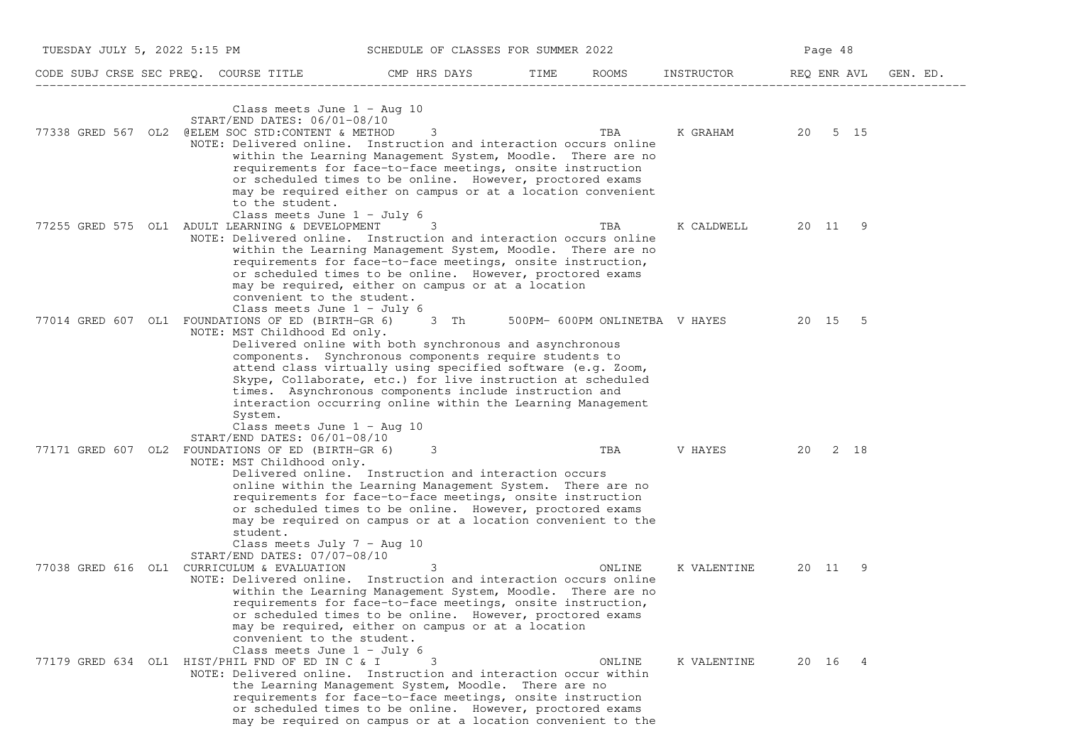| CODE | SUBJ | CRSE | SEC | PREQ. | COURSE TITLE | CMP | HRS | DAYS | TIME | ROOMS | INSTRUCTOR | REQ | ENR | AVL | GEN. ED. |
|---|---|---|---|---|---|---|---|---|---|---|---|---|---|---|---|

Class meets June 1 - Aug 10
START/END DATES: 06/01-08/10

| CODE | SUBJ | CRSE | SEC | PREQ. | COURSE TITLE | CMP | HRS | DAYS | TIME | ROOMS | INSTRUCTOR | REQ | ENR | AVL | GEN. ED. |
|---|---|---|---|---|---|---|---|---|---|---|---|---|---|---|---|
| 77338 | GRED | 567 | OL2 | @ | ELEM SOC STD:CONTENT & METHOD | | 3 | | | TBA | K GRAHAM | 20 | 5 | 15 | |

NOTE: Delivered online. Instruction and interaction occurs online within the Learning Management System, Moodle. There are no requirements for face-to-face meetings, onsite instruction or scheduled times to be online. However, proctored exams may be required either on campus or at a location convenient to the student.
Class meets June 1 - July 6

| CODE | SUBJ | CRSE | SEC | PREQ. | COURSE TITLE | CMP | HRS | DAYS | TIME | ROOMS | INSTRUCTOR | REQ | ENR | AVL | GEN. ED. |
|---|---|---|---|---|---|---|---|---|---|---|---|---|---|---|---|
| 77255 | GRED | 575 | OL1 | | ADULT LEARNING & DEVELOPMENT | | 3 | | | TBA | K CALDWELL | 20 | 11 | 9 | |

NOTE: Delivered online. Instruction and interaction occurs online within the Learning Management System, Moodle. There are no requirements for face-to-face meetings, onsite instruction, or scheduled times to be online. However, proctored exams may be required, either on campus or at a location convenient to the student.
Class meets June 1 - July 6

| CODE | SUBJ | CRSE | SEC | PREQ. | COURSE TITLE | CMP | HRS | DAYS | TIME | ROOMS | INSTRUCTOR | REQ | ENR | AVL | GEN. ED. |
|---|---|---|---|---|---|---|---|---|---|---|---|---|---|---|---|
| 77014 | GRED | 607 | OL1 | | FOUNDATIONS OF ED (BIRTH-GR 6) | | 3 | Th | 500PM- 600PM | ONLINETBA | V HAYES | 20 | 15 | 5 | |

NOTE: MST Childhood Ed only.
Delivered online with both synchronous and asynchronous components. Synchronous components require students to attend class virtually using specified software (e.g. Zoom, Skype, Collaborate, etc.) for live instruction at scheduled times. Asynchronous components include instruction and interaction occurring online within the Learning Management System.
Class meets June 1 - Aug 10
START/END DATES: 06/01-08/10

| CODE | SUBJ | CRSE | SEC | PREQ. | COURSE TITLE | CMP | HRS | DAYS | TIME | ROOMS | INSTRUCTOR | REQ | ENR | AVL | GEN. ED. |
|---|---|---|---|---|---|---|---|---|---|---|---|---|---|---|---|
| 77171 | GRED | 607 | OL2 | | FOUNDATIONS OF ED (BIRTH-GR 6) | | 3 | | | TBA | V HAYES | 20 | 2 | 18 | |

NOTE: MST Childhood only.
Delivered online. Instruction and interaction occurs online within the Learning Management System. There are no requirements for face-to-face meetings, onsite instruction or scheduled times to be online. However, proctored exams may be required on campus or at a location convenient to the student.
Class meets July 7 - Aug 10
START/END DATES: 07/07-08/10

| CODE | SUBJ | CRSE | SEC | PREQ. | COURSE TITLE | CMP | HRS | DAYS | TIME | ROOMS | INSTRUCTOR | REQ | ENR | AVL | GEN. ED. |
|---|---|---|---|---|---|---|---|---|---|---|---|---|---|---|---|
| 77038 | GRED | 616 | OL1 | | CURRICULUM & EVALUATION | | 3 | | | ONLINE | K VALENTINE | 20 | 11 | 9 | |

NOTE: Delivered online. Instruction and interaction occurs online within the Learning Management System, Moodle. There are no requirements for face-to-face meetings, onsite instruction, or scheduled times to be online. However, proctored exams may be required, either on campus or at a location convenient to the student.
Class meets June 1 - July 6

| CODE | SUBJ | CRSE | SEC | PREQ. | COURSE TITLE | CMP | HRS | DAYS | TIME | ROOMS | INSTRUCTOR | REQ | ENR | AVL | GEN. ED. |
|---|---|---|---|---|---|---|---|---|---|---|---|---|---|---|---|
| 77179 | GRED | 634 | OL1 | | HIST/PHIL FND OF ED IN C & I | | 3 | | | ONLINE | K VALENTINE | 20 | 16 | 4 | |

NOTE: Delivered online. Instruction and interaction occur within the Learning Management System, Moodle. There are no requirements for face-to-face meetings, onsite instruction or scheduled times to be online. However, proctored exams may be required on campus or at a location convenient to the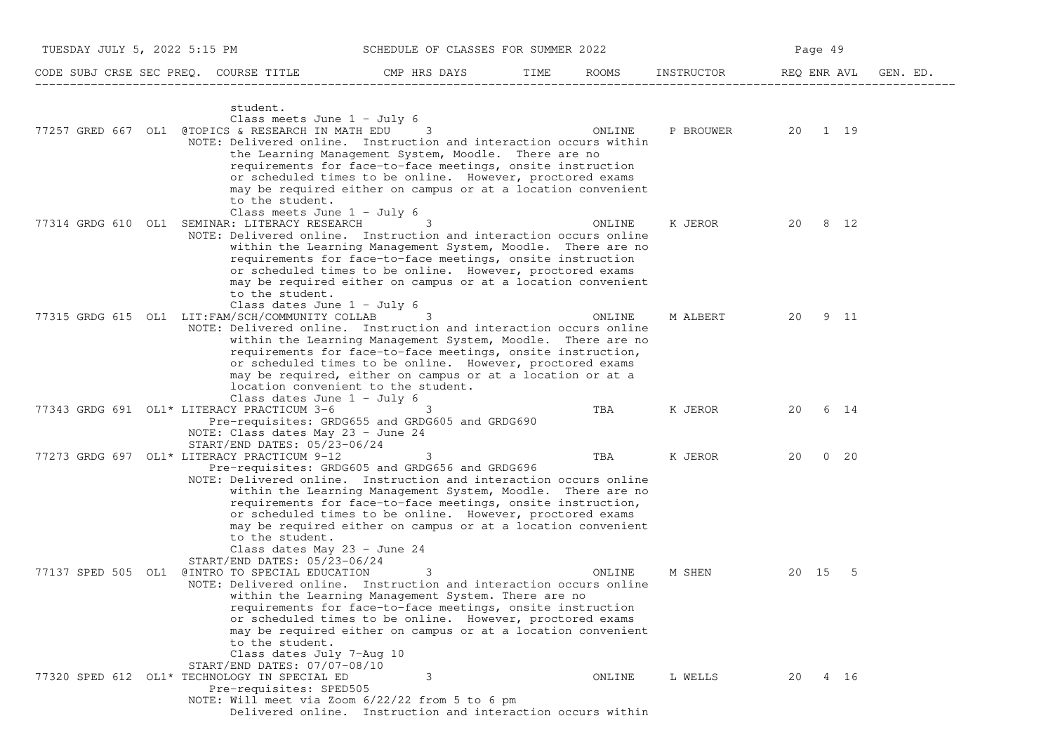| CODE | SUBJ | CRSE | SEC | PREQ. | COURSE TITLE | CMP | HRS | DAYS | TIME | ROOMS | INSTRUCTOR | REQ | ENR | AVL | GEN. ED. |
|---|---|---|---|---|---|---|---|---|---|---|---|---|---|---|---|

student.
Class meets June 1 - July 6

| CODE | SUBJ | CRSE | SEC | PREQ. | COURSE TITLE | CMP | HRS | DAYS | TIME | ROOMS | INSTRUCTOR | REQ | ENR | AVL | GEN. ED. |
|---|---|---|---|---|---|---|---|---|---|---|---|---|---|---|---|
| 77257 | GRED | 667 | OL1 | | @TOPICS & RESEARCH IN MATH EDU | | 3 | | | ONLINE | P BROUWER | 20 | 1 | 19 | |

NOTE: Delivered online. Instruction and interaction occurs within the Learning Management System, Moodle. There are no requirements for face-to-face meetings, onsite instruction or scheduled times to be online. However, proctored exams may be required either on campus or at a location convenient to the student.
Class meets June 1 - July 6

| CODE | SUBJ | CRSE | SEC | PREQ. | COURSE TITLE | CMP | HRS | DAYS | TIME | ROOMS | INSTRUCTOR | REQ | ENR | AVL | GEN. ED. |
|---|---|---|---|---|---|---|---|---|---|---|---|---|---|---|---|
| 77314 | GRDG | 610 | OL1 | | SEMINAR: LITERACY RESEARCH | | 3 | | | ONLINE | K JEROR | 20 | 8 | 12 | |

NOTE: Delivered online. Instruction and interaction occurs online within the Learning Management System, Moodle. There are no requirements for face-to-face meetings, onsite instruction or scheduled times to be online. However, proctored exams may be required either on campus or at a location convenient to the student.
Class dates June 1 - July 6

| CODE | SUBJ | CRSE | SEC | PREQ. | COURSE TITLE | CMP | HRS | DAYS | TIME | ROOMS | INSTRUCTOR | REQ | ENR | AVL | GEN. ED. |
|---|---|---|---|---|---|---|---|---|---|---|---|---|---|---|---|
| 77315 | GRDG | 615 | OL1 | | LIT:FAM/SCH/COMMUNITY COLLAB | | 3 | | | ONLINE | M ALBERT | 20 | 9 | 11 | |

NOTE: Delivered online. Instruction and interaction occurs online within the Learning Management System, Moodle. There are no requirements for face-to-face meetings, onsite instruction, or scheduled times to be online. However, proctored exams may be required, either on campus or at a location or at a location convenient to the student.
Class dates June 1 - July 6

| CODE | SUBJ | CRSE | SEC | PREQ. | COURSE TITLE | CMP | HRS | DAYS | TIME | ROOMS | INSTRUCTOR | REQ | ENR | AVL | GEN. ED. |
|---|---|---|---|---|---|---|---|---|---|---|---|---|---|---|---|
| 77343 | GRDG | 691 | OL1 | * | LITERACY PRACTICUM 3-6 | | 3 | | | TBA | K JEROR | 20 | 6 | 14 | |

Pre-requisites: GRDG655 and GRDG605 and GRDG690
NOTE: Class dates May 23 - June 24
START/END DATES: 05/23-06/24

| CODE | SUBJ | CRSE | SEC | PREQ. | COURSE TITLE | CMP | HRS | DAYS | TIME | ROOMS | INSTRUCTOR | REQ | ENR | AVL | GEN. ED. |
|---|---|---|---|---|---|---|---|---|---|---|---|---|---|---|---|
| 77273 | GRDG | 697 | OL1 | * | LITERACY PRACTICUM 9-12 | | 3 | | | TBA | K JEROR | 20 | 0 | 20 | |

Pre-requisites: GRDG605 and GRDG656 and GRDG696
NOTE: Delivered online. Instruction and interaction occurs online within the Learning Management System, Moodle. There are no requirements for face-to-face meetings, onsite instruction, or scheduled times to be online. However, proctored exams may be required either on campus or at a location convenient to the student.
Class dates May 23 - June 24
START/END DATES: 05/23-06/24

| CODE | SUBJ | CRSE | SEC | PREQ. | COURSE TITLE | CMP | HRS | DAYS | TIME | ROOMS | INSTRUCTOR | REQ | ENR | AVL | GEN. ED. |
|---|---|---|---|---|---|---|---|---|---|---|---|---|---|---|---|
| 77137 | SPED | 505 | OL1 | | @INTRO TO SPECIAL EDUCATION | | 3 | | | ONLINE | M SHEN | 20 | 15 | 5 | |

NOTE: Delivered online. Instruction and interaction occurs online within the Learning Management System. There are no requirements for face-to-face meetings, onsite instruction or scheduled times to be online. However, proctored exams may be required either on campus or at a location convenient to the student.
Class dates July 7-Aug 10
START/END DATES: 07/07-08/10

| CODE | SUBJ | CRSE | SEC | PREQ. | COURSE TITLE | CMP | HRS | DAYS | TIME | ROOMS | INSTRUCTOR | REQ | ENR | AVL | GEN. ED. |
|---|---|---|---|---|---|---|---|---|---|---|---|---|---|---|---|
| 77320 | SPED | 612 | OL1 | * | TECHNOLOGY IN SPECIAL ED | | 3 | | | ONLINE | L WELLS | 20 | 4 | 16 | |

Pre-requisites: SPED505
NOTE: Will meet via Zoom 6/22/22 from 5 to 6 pm
Delivered online. Instruction and interaction occurs within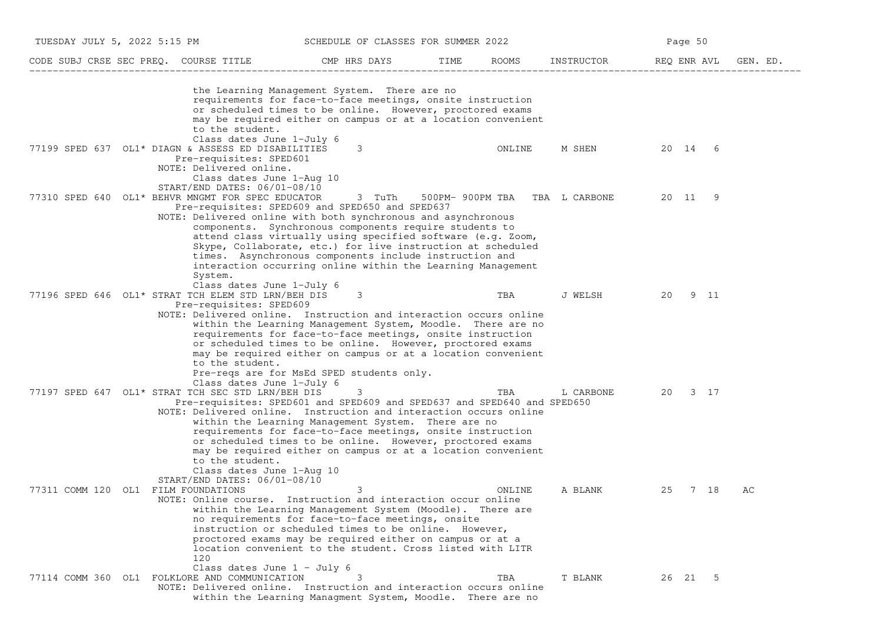CODE SUBJ CRSE SEC PREQ. COURSE TITLE | CMP HRS DAYS | TIME | ROOMS | INSTRUCTOR | REQ ENR AVL | GEN. ED.

the Learning Management System. There are no requirements for face-to-face meetings, onsite instruction or scheduled times to be online. However, proctored exams may be required either on campus or at a location convenient to the student.
Class dates June 1-July 6

| CODE | SUBJ | CRSE | SEC | PREQ. | COURSE TITLE | CMP | HRS | DAYS | TIME | ROOMS | INSTRUCTOR | REQ | ENR | AVL | GEN. ED. |
|---|---|---|---|---|---|---|---|---|---|---|---|---|---|---|---|
| 77199 | SPED | 637 | OL1 | * | DIAGN & ASSESS ED DISABILITIES | | 3 | | | ONLINE | M SHEN | 20 | 14 | 6 | |

Pre-requisites: SPED601
NOTE: Delivered online.
Class dates June 1-Aug 10
START/END DATES: 06/01-08/10

| CODE | SUBJ | CRSE | SEC | PREQ. | COURSE TITLE | CMP | HRS | DAYS | TIME | ROOMS | INSTRUCTOR | REQ | ENR | AVL | GEN. ED. |
|---|---|---|---|---|---|---|---|---|---|---|---|---|---|---|---|
| 77310 | SPED | 640 | OL1 | * | BEHVR MNGMT FOR SPEC EDUCATOR | | 3 | TuTh | 500PM- 900PM | TBA TBA | L CARBONE | 20 | 11 | 9 | |

Pre-requisites: SPED609 and SPED650 and SPED637
NOTE: Delivered online with both synchronous and asynchronous components. Synchronous components require students to attend class virtually using specified software (e.g. Zoom, Skype, Collaborate, etc.) for live instruction at scheduled times. Asynchronous components include instruction and interaction occurring online within the Learning Management System.
Class dates June 1-July 6

| CODE | SUBJ | CRSE | SEC | PREQ. | COURSE TITLE | CMP | HRS | DAYS | TIME | ROOMS | INSTRUCTOR | REQ | ENR | AVL | GEN. ED. |
|---|---|---|---|---|---|---|---|---|---|---|---|---|---|---|---|
| 77196 | SPED | 646 | OL1 | * | STRAT TCH ELEM STD LRN/BEH DIS | | 3 | | | TBA | J WELSH | 20 | 9 | 11 | |

Pre-requisites: SPED609
NOTE: Delivered online. Instruction and interaction occurs online within the Learning Management System, Moodle. There are no requirements for face-to-face meetings, onsite instruction or scheduled times to be online. However, proctored exams may be required either on campus or at a location convenient to the student.
Pre-reqs are for MsEd SPED students only.
Class dates June 1-July 6

| CODE | SUBJ | CRSE | SEC | PREQ. | COURSE TITLE | CMP | HRS | DAYS | TIME | ROOMS | INSTRUCTOR | REQ | ENR | AVL | GEN. ED. |
|---|---|---|---|---|---|---|---|---|---|---|---|---|---|---|---|
| 77197 | SPED | 647 | OL1 | * | STRAT TCH SEC STD LRN/BEH DIS | | 3 | | | TBA | L CARBONE | 20 | 3 | 17 | |

Pre-requisites: SPED601 and SPED609 and SPED637 and SPED640 and SPED650
NOTE: Delivered online. Instruction and interaction occurs online within the Learning Management System. There are no requirements for face-to-face meetings, onsite instruction or scheduled times to be online. However, proctored exams may be required either on campus or at a location convenient to the student.
Class dates June 1-Aug 10
START/END DATES: 06/01-08/10

| CODE | SUBJ | CRSE | SEC | PREQ. | COURSE TITLE | CMP | HRS | DAYS | TIME | ROOMS | INSTRUCTOR | REQ | ENR | AVL | GEN. ED. |
|---|---|---|---|---|---|---|---|---|---|---|---|---|---|---|---|
| 77311 | COMM | 120 | OL1 | | FILM FOUNDATIONS | | 3 | | | ONLINE | A BLANK | 25 | 7 | 18 | AC |

NOTE: Online course. Instruction and interaction occur online within the Learning Management System (Moodle). There are no requirements for face-to-face meetings, onsite instruction or scheduled times to be online. However, proctored exams may be required either on campus or at a location convenient to the student. Cross listed with LITR 120
Class dates June 1 - July 6

| CODE | SUBJ | CRSE | SEC | PREQ. | COURSE TITLE | CMP | HRS | DAYS | TIME | ROOMS | INSTRUCTOR | REQ | ENR | AVL | GEN. ED. |
|---|---|---|---|---|---|---|---|---|---|---|---|---|---|---|---|
| 77114 | COMM | 360 | OL1 | | FOLKLORE AND COMMUNICATION | | 3 | | | TBA | T BLANK | 26 | 21 | 5 | |

NOTE: Delivered online. Instruction and interaction occurs online within the Learning Managment System, Moodle. There are no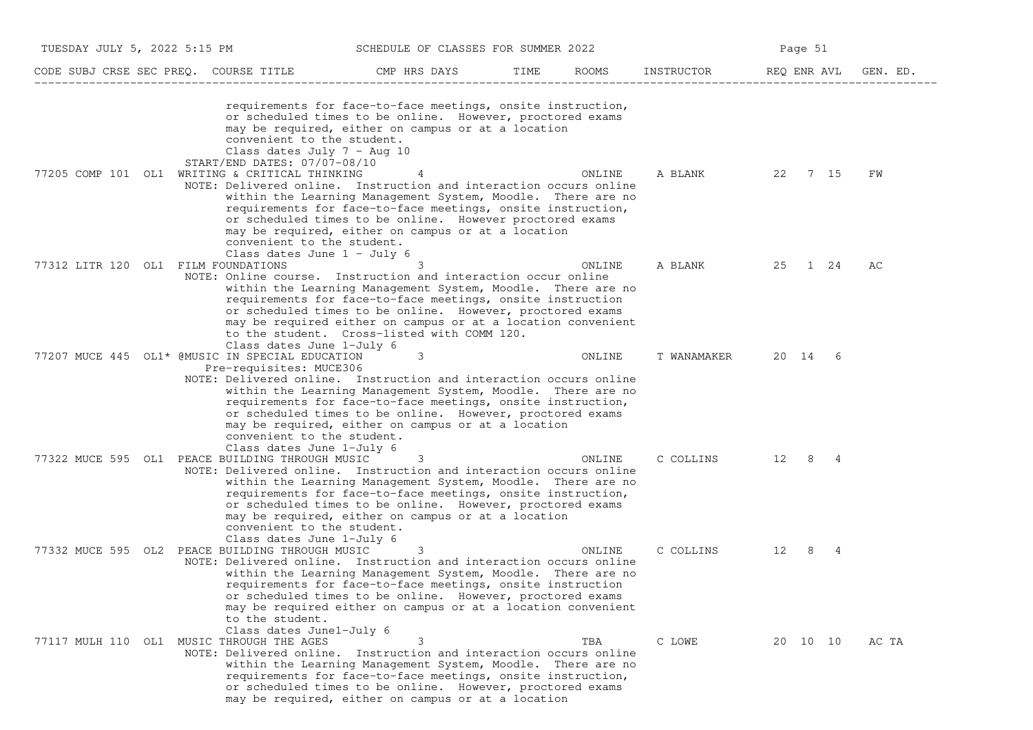| CODE | SUBJ | CRSE | SEC | PREQ. | COURSE TITLE | CMP | HRS | DAYS | TIME | ROOMS | INSTRUCTOR | REQ | ENR | AVL | GEN. ED. |
|---|---|---|---|---|---|---|---|---|---|---|---|---|---|---|---|

requirements for face-to-face meetings, onsite instruction, or scheduled times to be online. However, proctored exams may be required, either on campus or at a location convenient to the student.
Class dates July 7 - Aug 10
START/END DATES: 07/07-08/10

| CODE | SUBJ | CRSE | SEC | PREQ. | COURSE TITLE | CMP | HRS | DAYS | TIME | ROOMS | INSTRUCTOR | REQ | ENR | AVL | GEN. ED. |
|---|---|---|---|---|---|---|---|---|---|---|---|---|---|---|---|
| 77205 | COMP | 101 | OL1 | | WRITING & CRITICAL THINKING | | 4 | | | ONLINE | A BLANK | 22 | 7 | 15 | FW |

NOTE: Delivered online. Instruction and interaction occurs online within the Learning Management System, Moodle. There are no requirements for face-to-face meetings, onsite instruction, or scheduled times to be online. However proctored exams may be required, either on campus or at a location convenient to the student.
Class dates June 1 - July 6

| CODE | SUBJ | CRSE | SEC | PREQ. | COURSE TITLE | CMP | HRS | DAYS | TIME | ROOMS | INSTRUCTOR | REQ | ENR | AVL | GEN. ED. |
|---|---|---|---|---|---|---|---|---|---|---|---|---|---|---|---|
| 77312 | LITR | 120 | OL1 | | FILM FOUNDATIONS | | 3 | | | ONLINE | A BLANK | 25 | 1 | 24 | AC |

NOTE: Online course. Instruction and interaction occur online within the Learning Management System, Moodle. There are no requirements for face-to-face meetings, onsite instruction or scheduled times to be online. However, proctored exams may be required either on campus or at a location convenient to the student. Cross-listed with COMM 120.
Class dates June 1-July 6

| CODE | SUBJ | CRSE | SEC | PREQ. | COURSE TITLE | CMP | HRS | DAYS | TIME | ROOMS | INSTRUCTOR | REQ | ENR | AVL | GEN. ED. |
|---|---|---|---|---|---|---|---|---|---|---|---|---|---|---|---|
| 77207 | MUCE | 445 | OL1 | * | @MUSIC IN SPECIAL EDUCATION | | 3 | | | ONLINE | T WANAMAKER | 20 | 14 | 6 | |

Pre-requisites: MUCE306
NOTE: Delivered online. Instruction and interaction occurs online within the Learning Management System, Moodle. There are no requirements for face-to-face meetings, onsite instruction, or scheduled times to be online. However, proctored exams may be required, either on campus or at a location convenient to the student.
Class dates June 1-July 6

| CODE | SUBJ | CRSE | SEC | PREQ. | COURSE TITLE | CMP | HRS | DAYS | TIME | ROOMS | INSTRUCTOR | REQ | ENR | AVL | GEN. ED. |
|---|---|---|---|---|---|---|---|---|---|---|---|---|---|---|---|
| 77322 | MUCE | 595 | OL1 | | PEACE BUILDING THROUGH MUSIC | | 3 | | | ONLINE | C COLLINS | 12 | 8 | 4 | |

NOTE: Delivered online. Instruction and interaction occurs online within the Learning Management System, Moodle. There are no requirements for face-to-face meetings, onsite instruction, or scheduled times to be online. However, proctored exams may be required, either on campus or at a location convenient to the student.
Class dates June 1-July 6

| CODE | SUBJ | CRSE | SEC | PREQ. | COURSE TITLE | CMP | HRS | DAYS | TIME | ROOMS | INSTRUCTOR | REQ | ENR | AVL | GEN. ED. |
|---|---|---|---|---|---|---|---|---|---|---|---|---|---|---|---|
| 77332 | MUCE | 595 | OL2 | | PEACE BUILDING THROUGH MUSIC | | 3 | | | ONLINE | C COLLINS | 12 | 8 | 4 | |

NOTE: Delivered online. Instruction and interaction occurs online within the Learning Management System, Moodle. There are no requirements for face-to-face meetings, onsite instruction or scheduled times to be online. However, proctored exams may be required either on campus or at a location convenient to the student.
Class dates June1-July 6

| CODE | SUBJ | CRSE | SEC | PREQ. | COURSE TITLE | CMP | HRS | DAYS | TIME | ROOMS | INSTRUCTOR | REQ | ENR | AVL | GEN. ED. |
|---|---|---|---|---|---|---|---|---|---|---|---|---|---|---|---|
| 77117 | MULH | 110 | OL1 | | MUSIC THROUGH THE AGES | | 3 | | | TBA | C LOWE | 20 | 10 | 10 | AC TA |

NOTE: Delivered online. Instruction and interaction occurs online within the Learning Management System, Moodle. There are no requirements for face-to-face meetings, onsite instruction, or scheduled times to be online. However, proctored exams may be required, either on campus or at a location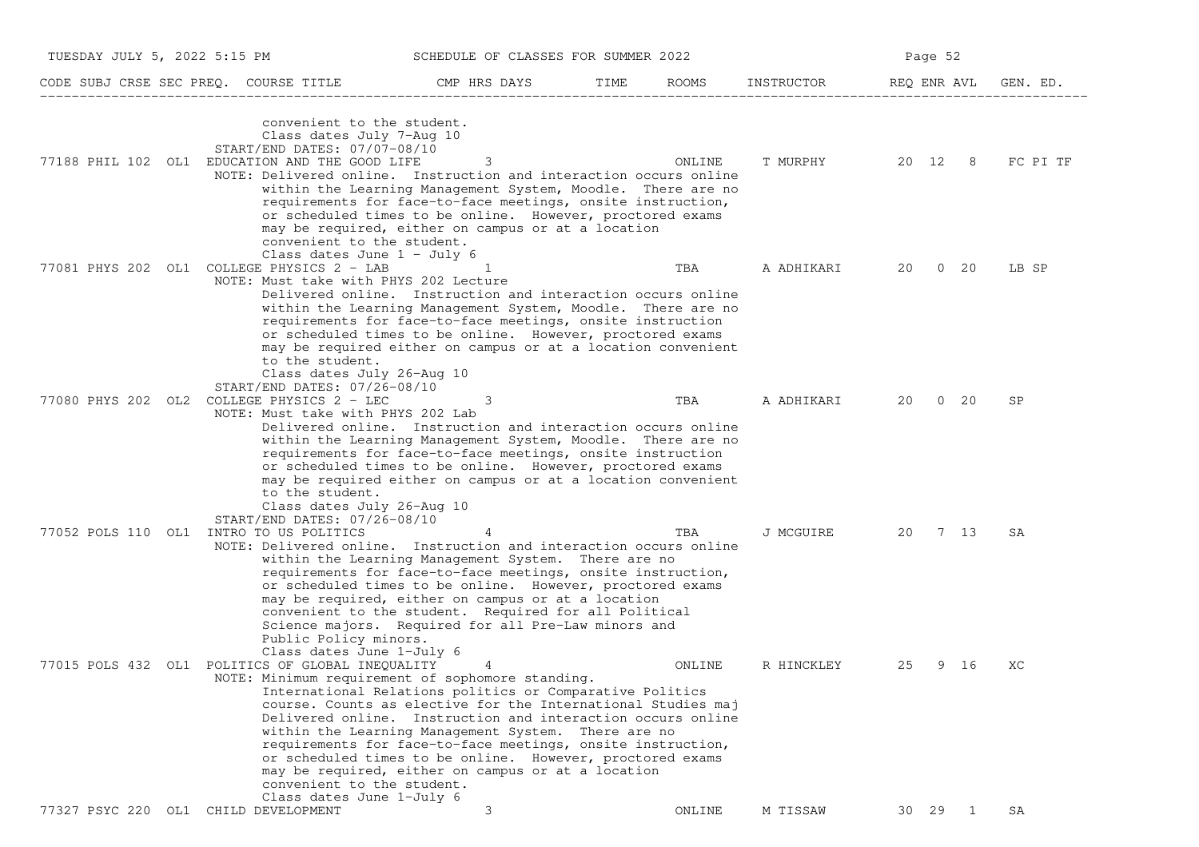| CODE | SUBJ | CRSE | SEC | PREQ. | COURSE TITLE | CMP | HRS | DAYS | TIME | ROOMS | INSTRUCTOR | REQ | ENR | AVL | GEN. ED. |
|---|---|---|---|---|---|---|---|---|---|---|---|---|---|---|---|
| | | | | | convenient to the student. Class dates July 7-Aug 10 START/END DATES: 07/07-08/10 | | | | | | | | | | |
| 77188 | PHIL | 102 | OL1 | | EDUCATION AND THE GOOD LIFE | | 3 | | | ONLINE | T MURPHY | 20 | 12 | 8 | FC PI TF |
| | | | | | NOTE: Delivered online. Instruction and interaction occurs online within the Learning Management System, Moodle. There are no requirements for face-to-face meetings, onsite instruction, or scheduled times to be online. However, proctored exams may be required, either on campus or at a location convenient to the student. Class dates June 1 - July 6 | | | | | | | | | | |
| 77081 | PHYS | 202 | OL1 | | COLLEGE PHYSICS 2 - LAB | | 1 | | | TBA | A ADHIKARI | 20 | 0 | 20 | LB SP |
| | | | | | NOTE: Must take with PHYS 202 Lecture Delivered online. Instruction and interaction occurs online within the Learning Management System, Moodle. There are no requirements for face-to-face meetings, onsite instruction or scheduled times to be online. However, proctored exams may be required either on campus or at a location convenient to the student. Class dates July 26-Aug 10 START/END DATES: 07/26-08/10 | | | | | | | | | | |
| 77080 | PHYS | 202 | OL2 | | COLLEGE PHYSICS 2 - LEC | | 3 | | | TBA | A ADHIKARI | 20 | 0 | 20 | SP |
| | | | | | NOTE: Must take with PHYS 202 Lab Delivered online. Instruction and interaction occurs online within the Learning Management System, Moodle. There are no requirements for face-to-face meetings, onsite instruction or scheduled times to be online. However, proctored exams may be required either on campus or at a location convenient to the student. Class dates July 26-Aug 10 START/END DATES: 07/26-08/10 | | | | | | | | | | |
| 77052 | POLS | 110 | OL1 | | INTRO TO US POLITICS | | 4 | | | TBA | J MCGUIRE | 20 | 7 | 13 | SA |
| | | | | | NOTE: Delivered online. Instruction and interaction occurs online within the Learning Management System. There are no requirements for face-to-face meetings, onsite instruction, or scheduled times to be online. However, proctored exams may be required, either on campus or at a location convenient to the student. Required for all Political Science majors. Required for all Pre-Law minors and Public Policy minors. Class dates June 1-July 6 | | | | | | | | | | |
| 77015 | POLS | 432 | OL1 | | POLITICS OF GLOBAL INEQUALITY | | 4 | | | ONLINE | R HINCKLEY | 25 | 9 | 16 | XC |
| | | | | | NOTE: Minimum requirement of sophomore standing. International Relations politics or Comparative Politics course. Counts as elective for the International Studies maj Delivered online. Instruction and interaction occurs online within the Learning Management System. There are no requirements for face-to-face meetings, onsite instruction, or scheduled times to be online. However, proctored exams may be required, either on campus or at a location convenient to the student. Class dates June 1-July 6 | | | | | | | | | | |
| 77327 | PSYC | 220 | OL1 | | CHILD DEVELOPMENT | | 3 | | | ONLINE | M TISSAW | 30 | 29 | 1 | SA |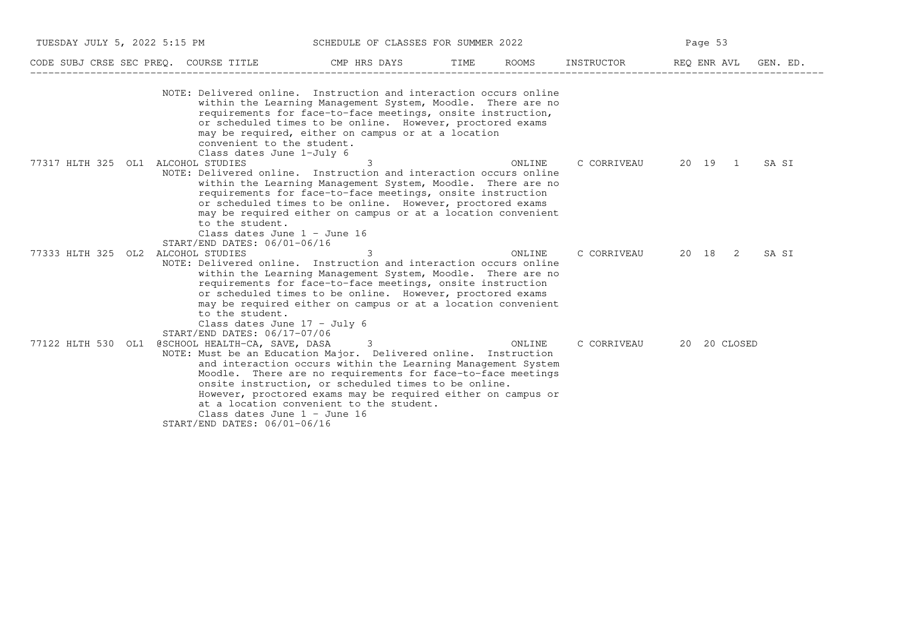| CODE | SUBJ | CRSE | SEC | PREQ. | COURSE TITLE | CMP | HRS | DAYS | TIME | ROOMS | INSTRUCTOR | REQ | ENR | AVL | GEN. ED. |
|---|---|---|---|---|---|---|---|---|---|---|---|---|---|---|---|

NOTE: Delivered online. Instruction and interaction occurs online within the Learning Management System, Moodle. There are no requirements for face-to-face meetings, onsite instruction, or scheduled times to be online. However, proctored exams may be required, either on campus or at a location convenient to the student.
Class dates June 1-July 6

| CODE | SUBJ | CRSE | SEC | PREQ. | COURSE TITLE | CMP | HRS | DAYS | TIME | ROOMS | INSTRUCTOR | REQ | ENR | AVL | GEN. ED. |
|---|---|---|---|---|---|---|---|---|---|---|---|---|---|---|---|
| 77317 | HLTH | 325 | OL1 | | ALCOHOL STUDIES | | 3 | | | ONLINE | C CORRIVEAU | 20 | 19 | 1 | SA SI |

NOTE: Delivered online. Instruction and interaction occurs online within the Learning Management System, Moodle. There are no requirements for face-to-face meetings, onsite instruction or scheduled times to be online. However, proctored exams may be required either on campus or at a location convenient to the student.
Class dates June 1 - June 16
START/END DATES: 06/01-06/16

| CODE | SUBJ | CRSE | SEC | PREQ. | COURSE TITLE | CMP | HRS | DAYS | TIME | ROOMS | INSTRUCTOR | REQ | ENR | AVL | GEN. ED. |
|---|---|---|---|---|---|---|---|---|---|---|---|---|---|---|---|
| 77333 | HLTH | 325 | OL2 | | ALCOHOL STUDIES | | 3 | | | ONLINE | C CORRIVEAU | 20 | 18 | 2 | SA SI |

NOTE: Delivered online. Instruction and interaction occurs online within the Learning Management System, Moodle. There are no requirements for face-to-face meetings, onsite instruction or scheduled times to be online. However, proctored exams may be required either on campus or at a location convenient to the student.
Class dates June 17 - July 6
START/END DATES: 06/17-07/06

| CODE | SUBJ | CRSE | SEC | PREQ. | COURSE TITLE | CMP | HRS | DAYS | TIME | ROOMS | INSTRUCTOR | REQ | ENR | AVL | GEN. ED. |
|---|---|---|---|---|---|---|---|---|---|---|---|---|---|---|---|
| 77122 | HLTH | 530 | OL1 | @ | SCHOOL HEALTH-CA, SAVE, DASA | | 3 | | | ONLINE | C CORRIVEAU | 20 | 20 | CLOSED | |

NOTE: Must be an Education Major. Delivered online. Instruction and interaction occurs within the Learning Management System Moodle. There are no requirements for face-to-face meetings onsite instruction, or scheduled times to be online. However, proctored exams may be required either on campus or at a location convenient to the student.
Class dates June 1 - June 16
START/END DATES: 06/01-06/16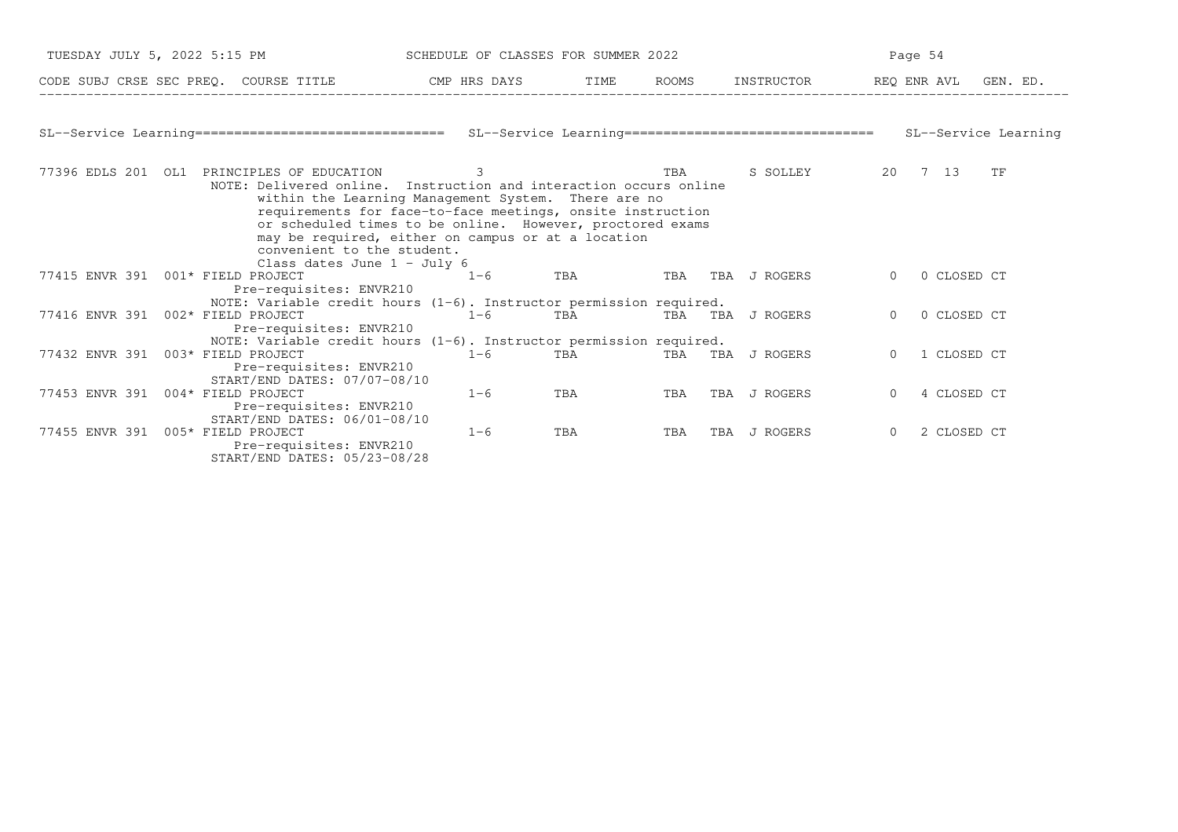| CODE | SUBJ | CRSE | SEC | PREQ. | COURSE TITLE | CMP | HRS | DAYS | TIME | ROOMS | INSTRUCTOR | REQ | ENR | AVL | GEN. ED. |
|---|---|---|---|---|---|---|---|---|---|---|---|---|---|---|---|

## SL--Service Learning

| CODE | SUBJ | CRSE | SEC | PREQ. | COURSE TITLE | CMP | HRS | DAYS | TIME | ROOMS | INSTRUCTOR | REQ | ENR | AVL | GEN. ED. |
|---|---|---|---|---|---|---|---|---|---|---|---|---|---|---|---|
| 77396 | EDLS | 201 | OL1 | | PRINCIPLES OF EDUCATION | | 3 | | | TBA | S SOLLEY | 20 | 7 | 13 | TF |
| | | | | | NOTE: Delivered online. Instruction and interaction occurs online within the Learning Management System. There are no requirements for face-to-face meetings, onsite instruction or scheduled times to be online. However, proctored exams may be required, either on campus or at a location convenient to the student. Class dates June 1 - July 6 | | | | | | | | | | |
| 77415 | ENVR | 391 | 001 | * | FIELD PROJECT | | 1-6 | TBA | TBA | TBA | J ROGERS | 0 | 0 | CLOSED | CT |
| | | | | | Pre-requisites: ENVR210 | | | | | | | | | | |
| | | | | | NOTE: Variable credit hours (1-6). Instructor permission required. | | | | | | | | | | |
| 77416 | ENVR | 391 | 002 | * | FIELD PROJECT | | 1-6 | TBA | TBA | TBA | J ROGERS | 0 | 0 | CLOSED | CT |
| | | | | | Pre-requisites: ENVR210 | | | | | | | | | | |
| | | | | | NOTE: Variable credit hours (1-6). Instructor permission required. | | | | | | | | | | |
| 77432 | ENVR | 391 | 003 | * | FIELD PROJECT | | 1-6 | TBA | TBA | TBA | J ROGERS | 0 | 1 | CLOSED | CT |
| | | | | | Pre-requisites: ENVR210 | | | | | | | | | | |
| | | | | | START/END DATES: 07/07-08/10 | | | | | | | | | | |
| 77453 | ENVR | 391 | 004 | * | FIELD PROJECT | | 1-6 | TBA | TBA | TBA | J ROGERS | 0 | 4 | CLOSED | CT |
| | | | | | Pre-requisites: ENVR210 | | | | | | | | | | |
| | | | | | START/END DATES: 06/01-08/10 | | | | | | | | | | |
| 77455 | ENVR | 391 | 005 | * | FIELD PROJECT | | 1-6 | TBA | TBA | TBA | J ROGERS | 0 | 2 | CLOSED | CT |
| | | | | | Pre-requisites: ENVR210 | | | | | | | | | | |
| | | | | | START/END DATES: 05/23-08/28 | | | | | | | | | | |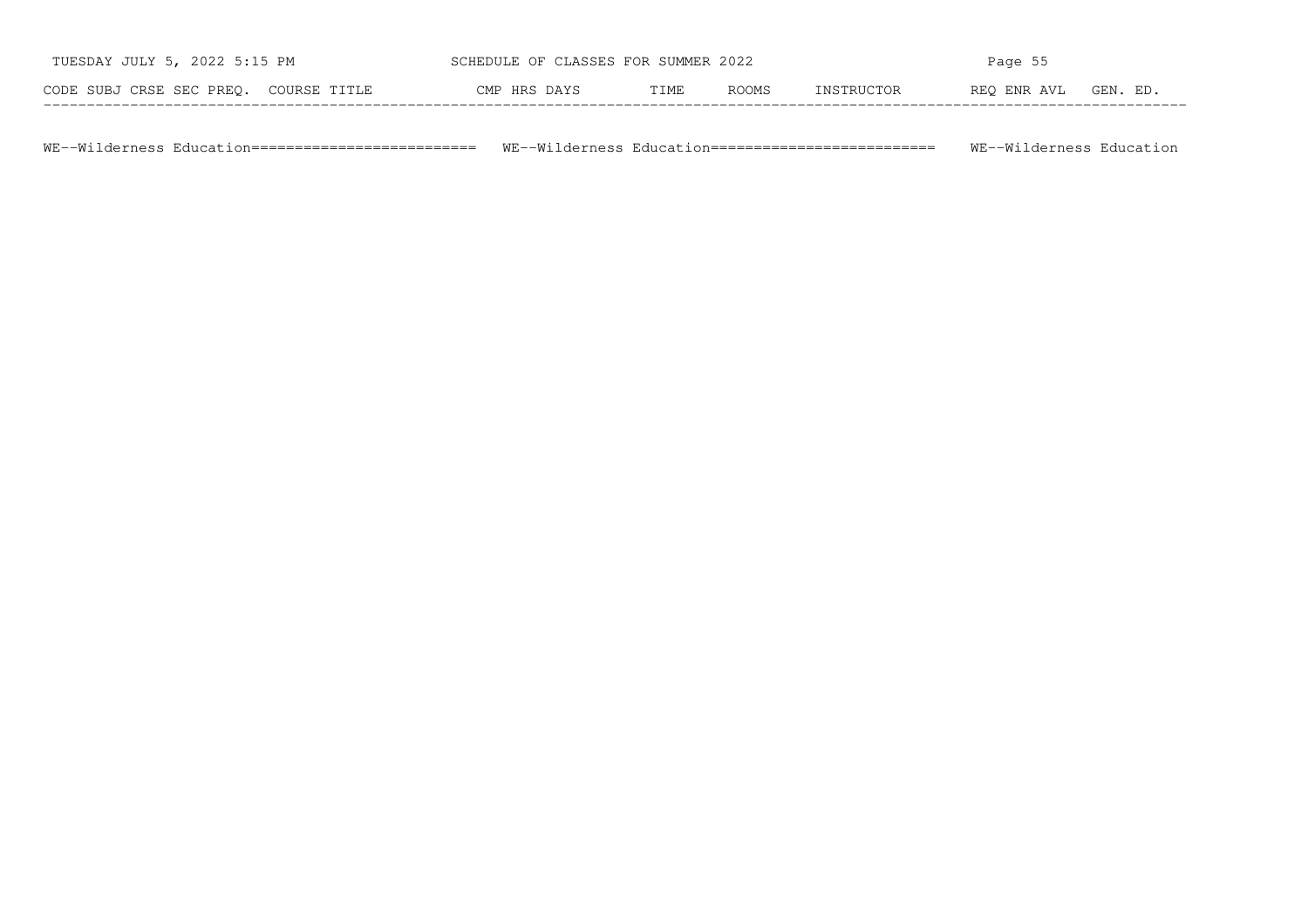| CODE | SUBJ | CRSE | SEC | PREQ. | COURSE TITLE | CMP | HRS | DAYS | TIME | ROOMS | INSTRUCTOR | REQ | ENR | AVL | GEN. ED. |
|---|---|---|---|---|---|---|---|---|---|---|---|---|---|---|---|

WE--Wilderness Education========================== WE--Wilderness Education========================== WE--Wilderness Education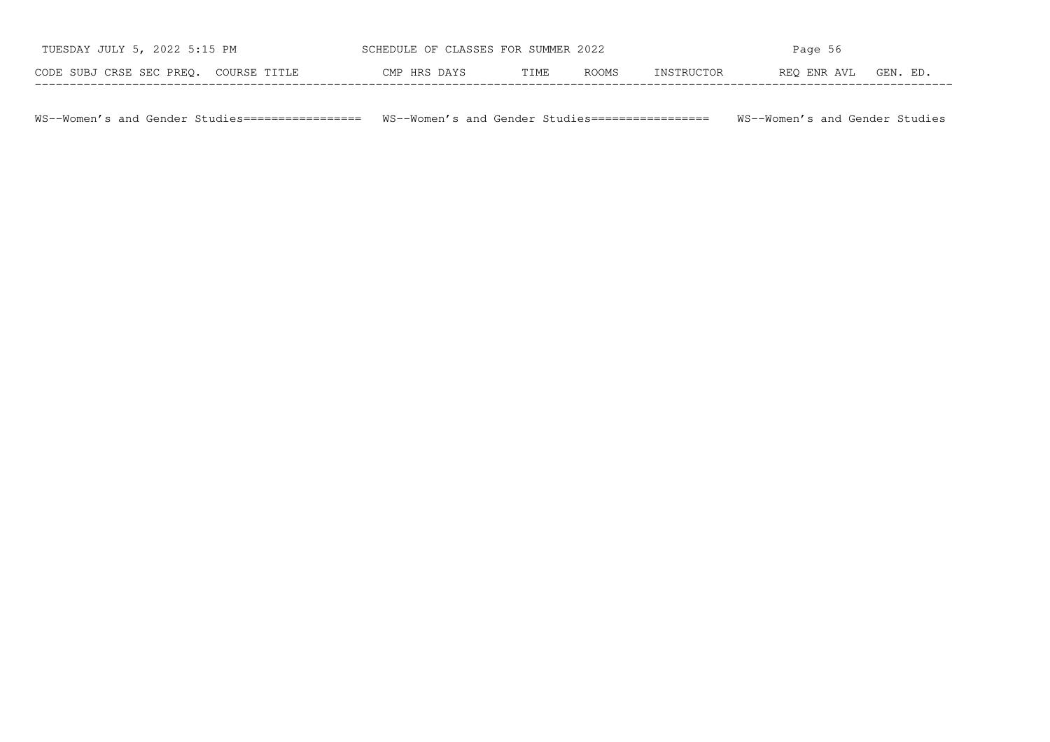| CODE | SUBJ | CRSE | SEC | PREQ. | COURSE TITLE | CMP | HRS | DAYS | TIME | ROOMS | INSTRUCTOR | REQ | ENR | AVL | GEN. ED. |
|---|---|---|---|---|---|---|---|---|---|---|---|---|---|---|---|

WS--Women's and Gender Studies================= WS--Women's and Gender Studies================= WS--Women's and Gender Studies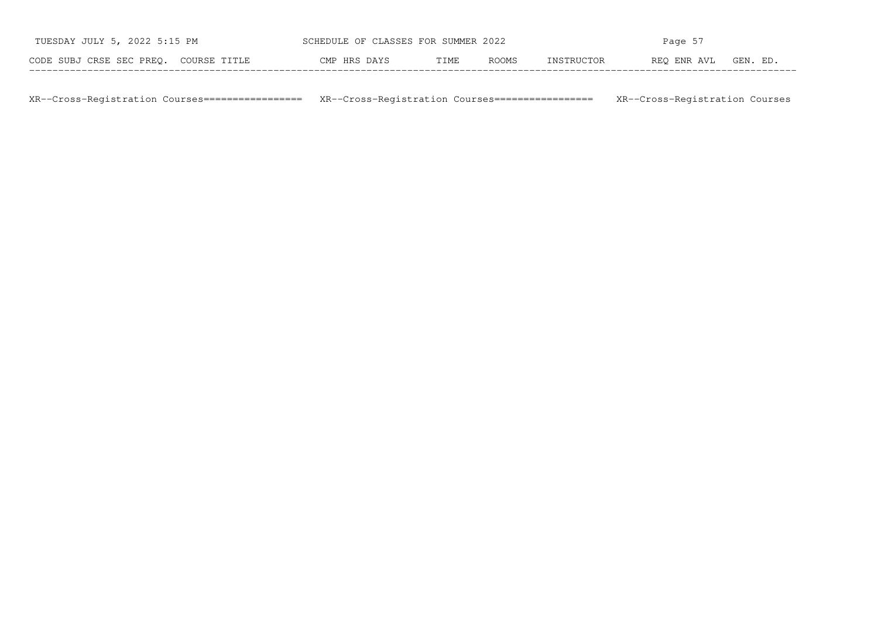| CODE | SUBJ | CRSE | SEC | PREQ. | COURSE TITLE | CMP | HRS | DAYS | TIME | ROOMS | INSTRUCTOR | REQ | ENR | AVL | GEN. ED. |
|---|---|---|---|---|---|---|---|---|---|---|---|---|---|---|---|

XR--Cross-Registration Courses================= XR--Cross-Registration Courses================= XR--Cross-Registration Courses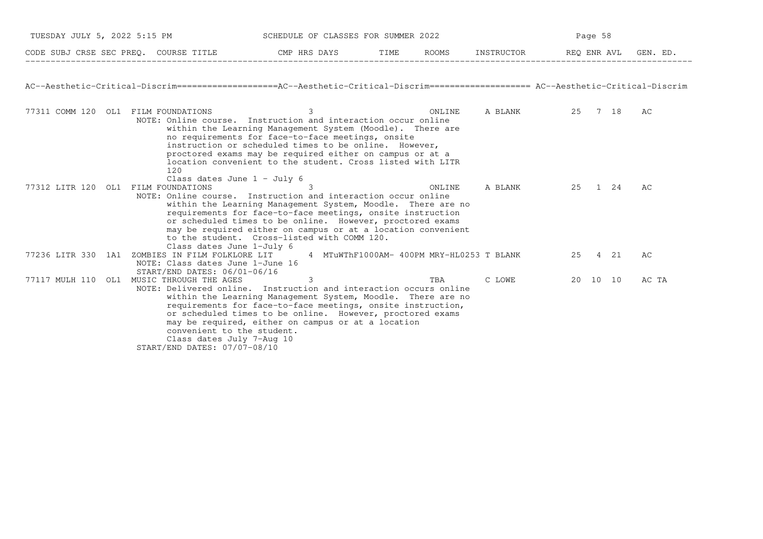SCHEDULE OF CLASSES FOR SUMMER 2022

| CODE | SUBJ | CRSE | SEC | PREQ. | COURSE TITLE | CMP | HRS | DAYS | TIME | ROOMS | INSTRUCTOR | REQ | ENR | AVL | GEN. ED. |
|---|---|---|---|---|---|---|---|---|---|---|---|---|---|---|---|

## AC--Aesthetic-Critical-Discrim

| CODE | SUBJ | CRSE | SEC | PREQ. | COURSE TITLE | CMP | HRS | DAYS | TIME | ROOMS | INSTRUCTOR | REQ | ENR | AVL | GEN. ED. |
|---|---|---|---|---|---|---|---|---|---|---|---|---|---|---|---|
| 77311 | COMM | 120 | OL1 | | FILM FOUNDATIONS | | 3 | | | ONLINE | A BLANK | 25 | 7 | 18 | AC |
| | | | | | NOTE: Online course. Instruction and interaction occur online within the Learning Management System (Moodle). There are no requirements for face-to-face meetings, onsite instruction or scheduled times to be online. However, proctored exams may be required either on campus or at a location convenient to the student. Cross listed with LITR 120<br>Class dates June 1 - July 6 | | | | | | | | | | |
| 77312 | LITR | 120 | OL1 | | FILM FOUNDATIONS | | 3 | | | ONLINE | A BLANK | 25 | 1 | 24 | AC |
| | | | | | NOTE: Online course. Instruction and interaction occur online within the Learning Management System, Moodle. There are no requirements for face-to-face meetings, onsite instruction or scheduled times to be online. However, proctored exams may be required either on campus or at a location convenient to the student. Cross-listed with COMM 120.<br>Class dates June 1-July 6 | | | | | | | | | | |
| 77236 | LITR | 330 | 1A1 | | ZOMBIES IN FILM FOLKLORE LIT | | 4 | MTuWThF | 1000AM- 400PM | MRY-HL0253 | T BLANK | 25 | 4 | 21 | AC |
| | | | | | NOTE: Class dates June 1-June 16<br>START/END DATES: 06/01-06/16 | | | | | | | | | | |
| 77117 | MULH | 110 | OL1 | | MUSIC THROUGH THE AGES | | 3 | | | TBA | C LOWE | 20 | 10 | 10 | AC TA |
| | | | | | NOTE: Delivered online. Instruction and interaction occurs online within the Learning Management System, Moodle. There are no requirements for face-to-face meetings, onsite instruction, or scheduled times to be online. However, proctored exams may be required, either on campus or at a location convenient to the student.<br>Class dates July 7-Aug 10<br>START/END DATES: 07/07-08/10 | | | | | | | | | | |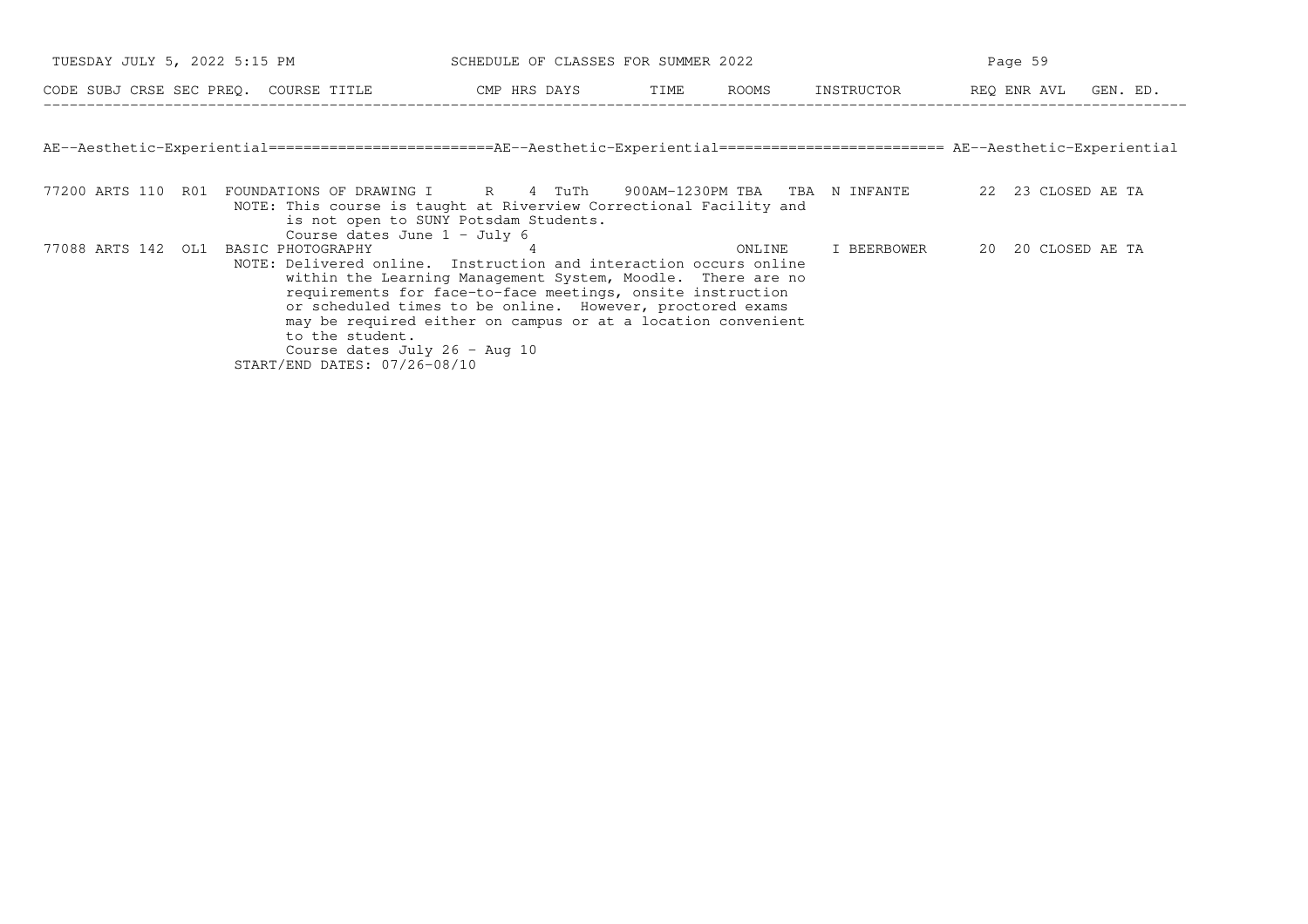| CODE | SUBJ | CRSE | SEC | PREQ. | COURSE TITLE | CMP | HRS | DAYS | TIME | ROOMS | INSTRUCTOR | REQ | ENR | AVL | GEN. ED. |
|---|---|---|---|---|---|---|---|---|---|---|---|---|---|---|---|

## AE--Aesthetic-Experiential

| CODE | SUBJ | CRSE | SEC | PREQ. | COURSE TITLE | CMP | HRS | DAYS | TIME | ROOMS | INSTRUCTOR | REQ | ENR | AVL | GEN. ED. |
|---|---|---|---|---|---|---|---|---|---|---|---|---|---|---|---|
| 77200 | ARTS | 110 | R01 | | FOUNDATIONS OF DRAWING I | R | 4 | TuTh | 900AM-1230PM | TBA TBA | N INFANTE | 22 | 23 | CLOSED | AE TA |
| | | | | | NOTE: This course is taught at Riverview Correctional Facility and is not open to SUNY Potsdam Students. Course dates June 1 - July 6 | | | | | | | | | | |
| 77088 | ARTS | 142 | OL1 | | BASIC PHOTOGRAPHY | | 4 | | | ONLINE | I BEERBOWER | 20 | 20 | CLOSED | AE TA |
| | | | | | NOTE: Delivered online. Instruction and interaction occurs online within the Learning Management System, Moodle. There are no requirements for face-to-face meetings, onsite instruction or scheduled times to be online. However, proctored exams may be required either on campus or at a location convenient to the student. Course dates July 26 - Aug 10 | | | | | | | | | | |
| | | | | | START/END DATES: 07/26-08/10 | | | | | | | | | | |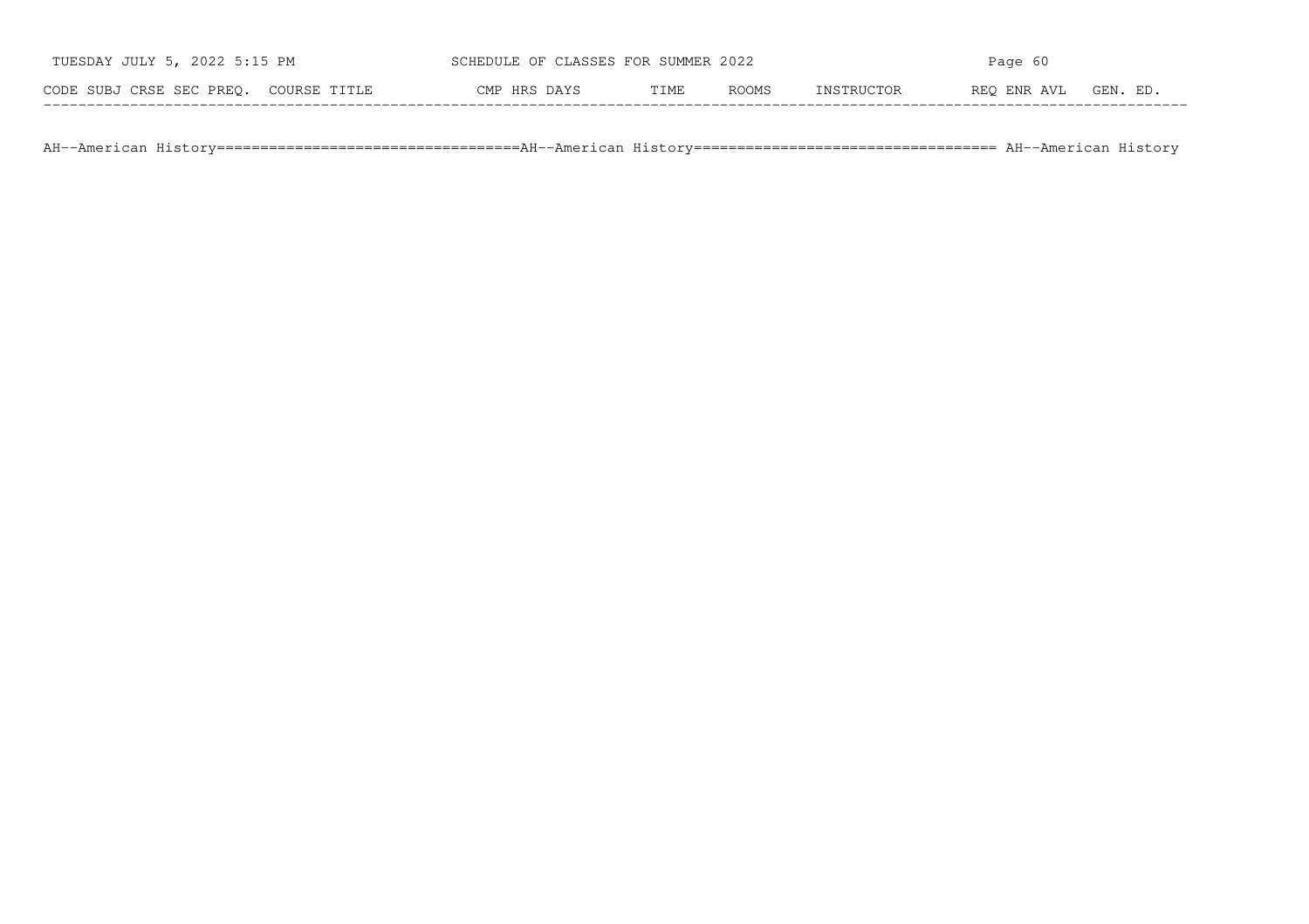| CODE | SUBJ | CRSE | SEC | PREQ. | COURSE TITLE | CMP | HRS | DAYS | TIME | ROOMS | INSTRUCTOR | REQ | ENR | AVL | GEN. ED. |
|---|---|---|---|---|---|---|---|---|---|---|---|---|---|---|---|

AH--American History==================================AH--American History================================== AH--American History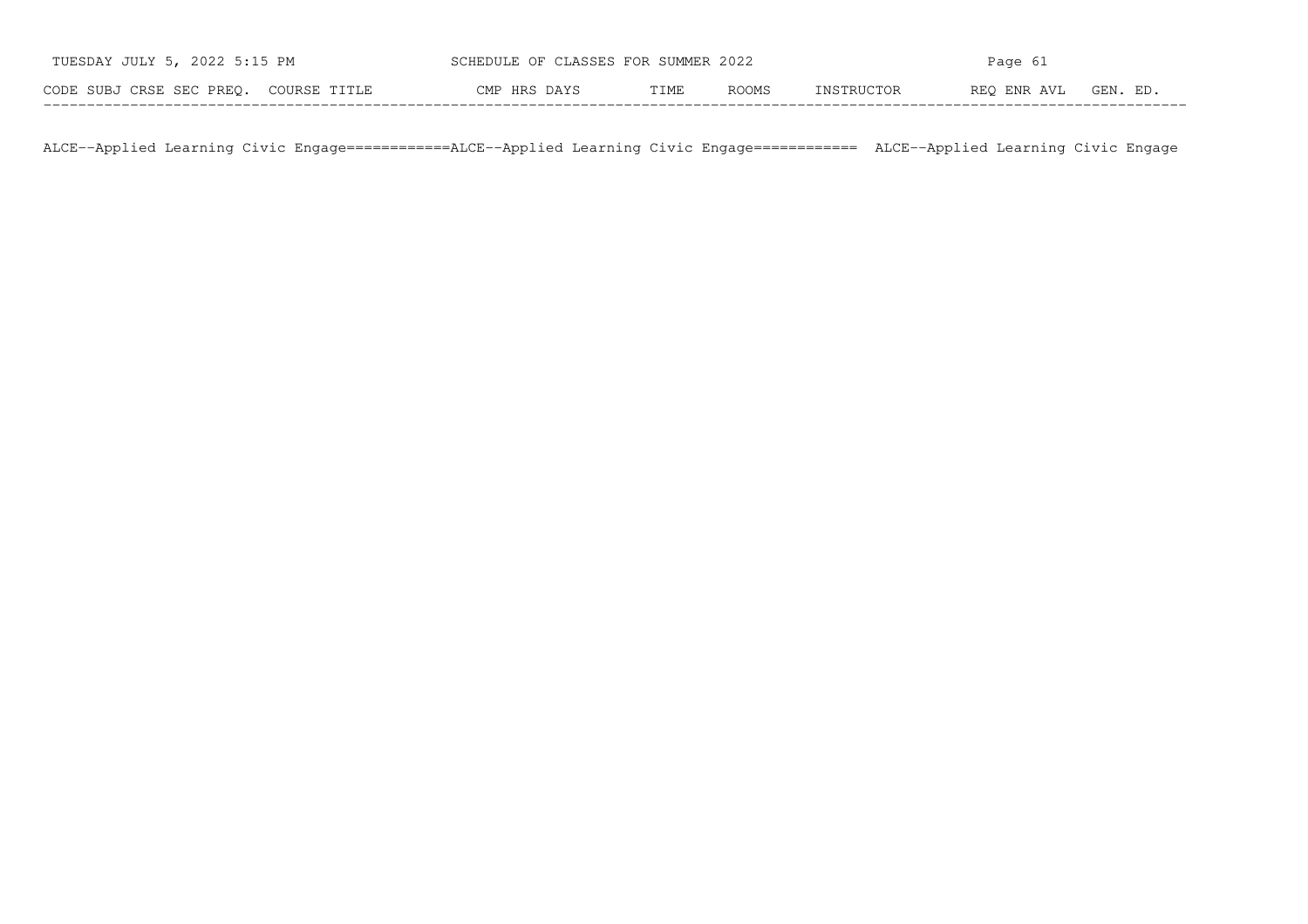| CODE | SUBJ | CRSE | SEC | PREQ. | COURSE TITLE | CMP | HRS | DAYS | TIME | ROOMS | INSTRUCTOR | REQ | ENR | AVL | GEN. ED. |
|---|---|---|---|---|---|---|---|---|---|---|---|---|---|---|---|

ALCE--Applied Learning Civic Engage============ALCE--Applied Learning Civic Engage============ ALCE--Applied Learning Civic Engage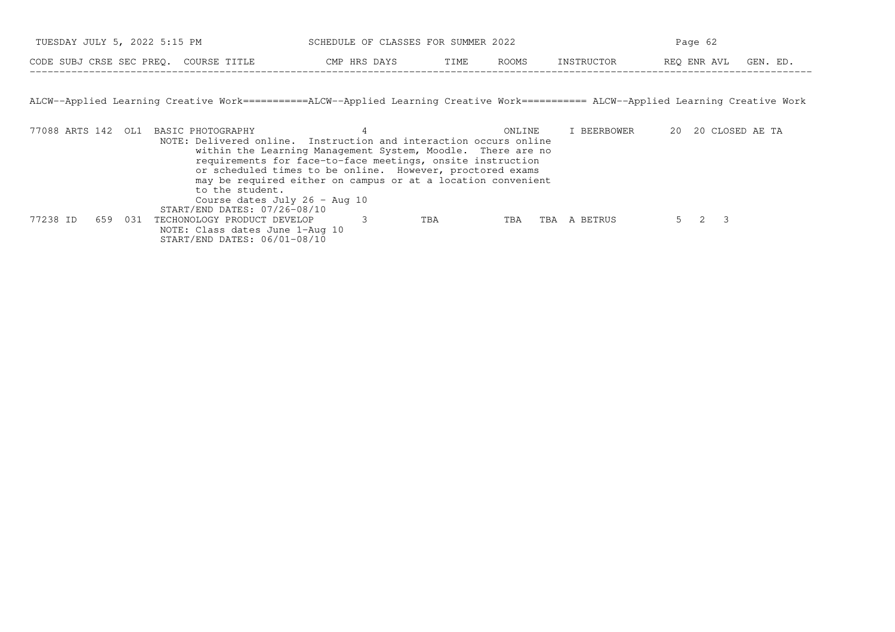ALCW--Applied Learning Creative Work===========ALCW--Applied Learning Creative Work=========== ALCW--Applied Learning Creative Work

| CODE | SUBJ | CRSE | SEC | PREQ. | COURSE TITLE | CMP | HRS | DAYS | TIME | ROOMS | INSTRUCTOR | REQ | ENR | AVL | GEN. ED. |
|---|---|---|---|---|---|---|---|---|---|---|---|---|---|---|---|
| 77088 | ARTS | 142 | OL1 | | BASIC PHOTOGRAPHY | | 4 | | | ONLINE | I BEERBOWER | 20 | 20 | CLOSED | AE TA |
| | | | | | NOTE: Delivered online. Instruction and interaction occurs online within the Learning Management System, Moodle. There are no requirements for face-to-face meetings, onsite instruction or scheduled times to be online. However, proctored exams may be required either on campus or at a location convenient to the student. Course dates July 26 - Aug 10 START/END DATES: 07/26-08/10 | | | | | | | | | | |
| 77238 | ID | 659 | 031 | | TECHONOLOGY PRODUCT DEVELOP | | 3 | TBA | | TBA | TBA A BETRUS | 5 | 2 | 3 | |
| | | | | | NOTE: Class dates June 1-Aug 10 START/END DATES: 06/01-08/10 | | | | | | | | | | |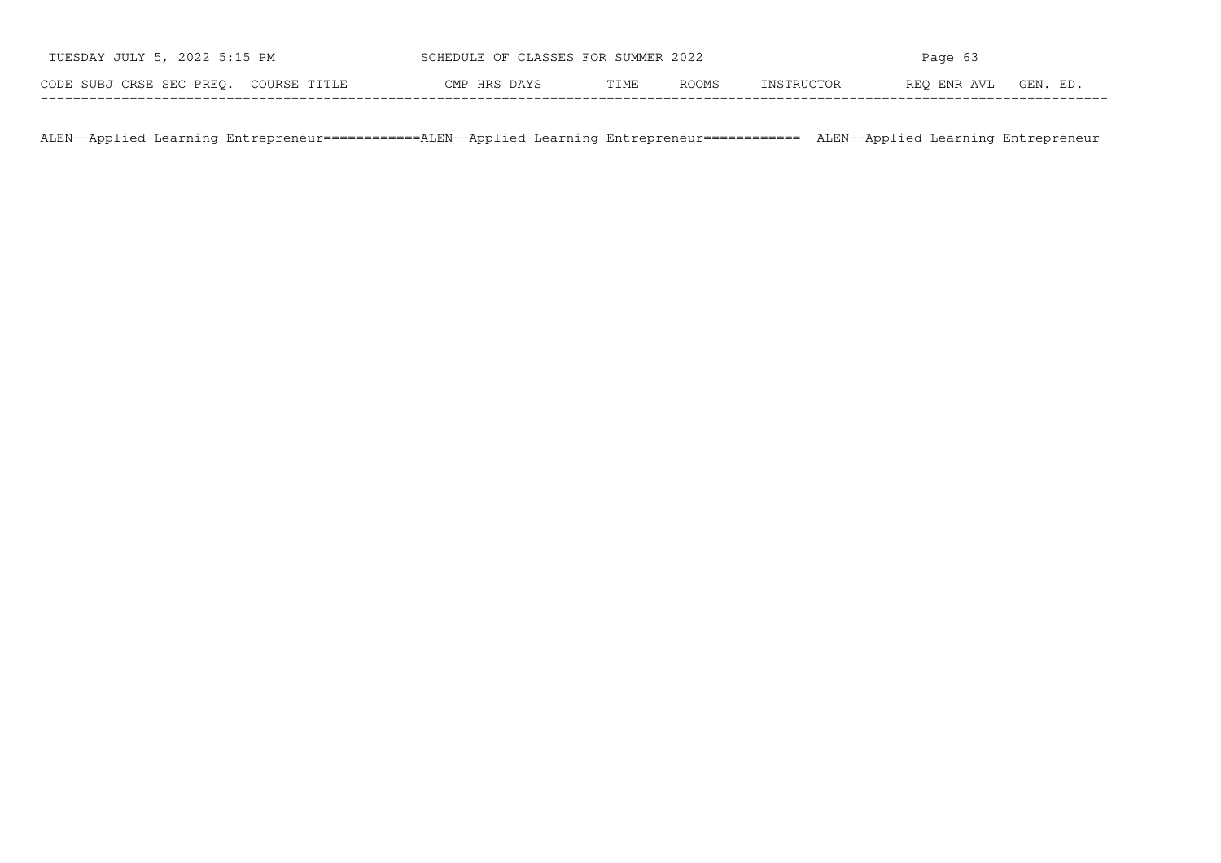| CODE | SUBJ | CRSE | SEC | PREQ. | COURSE TITLE | CMP | HRS | DAYS | TIME | ROOMS | INSTRUCTOR | REQ | ENR | AVL | GEN. ED. |
|---|---|---|---|---|---|---|---|---|---|---|---|---|---|---|---|

ALEN--Applied Learning Entrepreneur============ALEN--Applied Learning Entrepreneur============ ALEN--Applied Learning Entrepreneur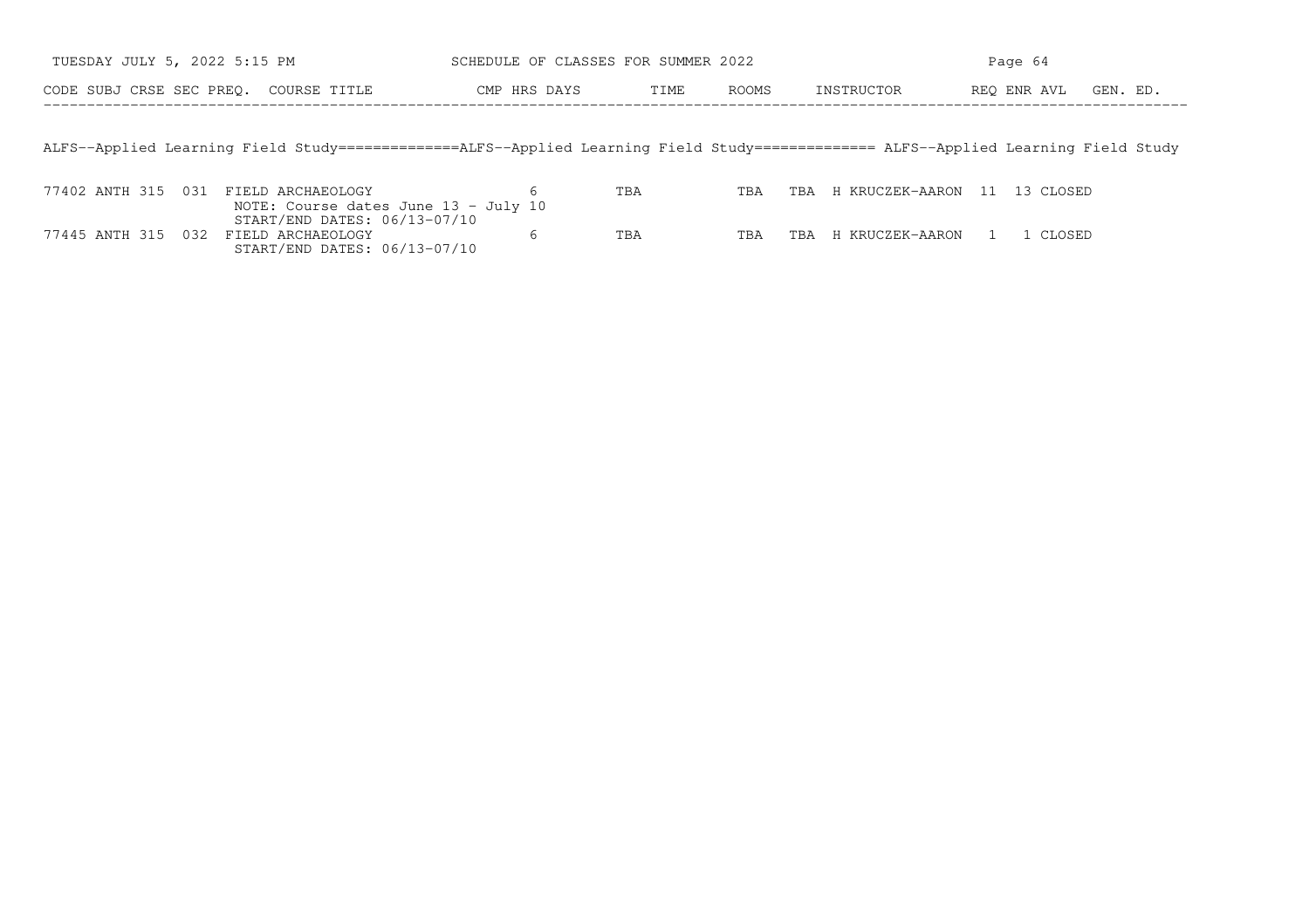| CODE | SUBJ | CRSE | SEC | PREQ. | COURSE TITLE | CMP | HRS | DAYS | TIME | ROOMS | INSTRUCTOR | REQ | ENR | AVL | GEN. ED. |
|---|---|---|---|---|---|---|---|---|---|---|---|---|---|---|---|

## ALFS--Applied Learning Field Study

| CODE | SUBJ | CRSE | SEC | PREQ. | COURSE TITLE | CMP | HRS | DAYS | TIME | ROOMS | INSTRUCTOR | REQ | ENR | AVL | GEN. ED. |
|---|---|---|---|---|---|---|---|---|---|---|---|---|---|---|---|
| 77402 | ANTH | 315 | 031 | | FIELD ARCHAEOLOGY<br>NOTE: Course dates June 13 - July 10<br>START/END DATES: 06/13-07/10 | | 6 | TBA | TBA | TBA | H KRUCZEK-AARON | 11 | 13 | CLOSED | |
| 77445 | ANTH | 315 | 032 | | FIELD ARCHAEOLOGY<br>START/END DATES: 06/13-07/10 | | 6 | TBA | TBA | TBA | H KRUCZEK-AARON | 1 | 1 | CLOSED | |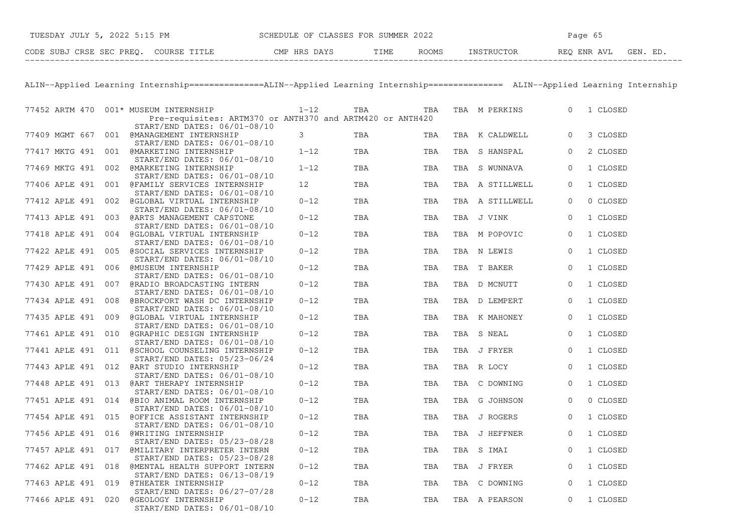ALIN--Applied Learning Internship===============ALIN--Applied Learning Internship=============== ALIN--Applied Learning Internship

| CODE | SUBJ | CRSE | SEC | PREQ. | COURSE TITLE | CMP | HRS | DAYS | TIME | ROOMS | INSTRUCTOR | REQ | ENR | AVL | GEN. ED. |
|---|---|---|---|---|---|---|---|---|---|---|---|---|---|---|---|
| 77452 | ARTM | 470 | 001 | * | MUSEUM INTERNSHIP<br>Pre-requisites: ARTM370 or ANTH370 and ARTM420 or ANTH420<br>START/END DATES: 06/01-08/10 | | 1-12 | TBA | TBA | TBA | M PERKINS | 0 | 1 | CLOSED | |
| 77409 | MGMT | 667 | 001 | | @MANAGEMENT INTERNSHIP<br>START/END DATES: 06/01-08/10 | | 3 | TBA | TBA | TBA | K CALDWELL | 0 | 3 | CLOSED | |
| 77417 | MKTG | 491 | 001 | | @MARKETING INTERNSHIP<br>START/END DATES: 06/01-08/10 | | 1-12 | TBA | TBA | TBA | S HANSPAL | 0 | 2 | CLOSED | |
| 77469 | MKTG | 491 | 002 | | @MARKETING INTERNSHIP<br>START/END DATES: 06/01-08/10 | | 1-12 | TBA | TBA | TBA | S WUNNAVA | 0 | 1 | CLOSED | |
| 77406 | APLE | 491 | 001 | | @FAMILY SERVICES INTERNSHIP<br>START/END DATES: 06/01-08/10 | | 12 | TBA | TBA | TBA | A STILLWELL | 0 | 1 | CLOSED | |
| 77412 | APLE | 491 | 002 | | @GLOBAL VIRTUAL INTERNSHIP<br>START/END DATES: 06/01-08/10 | | 0-12 | TBA | TBA | TBA | A STILLWELL | 0 | 0 | CLOSED | |
| 77413 | APLE | 491 | 003 | | @ARTS MANAGEMENT CAPSTONE<br>START/END DATES: 06/01-08/10 | | 0-12 | TBA | TBA | TBA | J VINK | 0 | 1 | CLOSED | |
| 77418 | APLE | 491 | 004 | | @GLOBAL VIRTUAL INTERNSHIP<br>START/END DATES: 06/01-08/10 | | 0-12 | TBA | TBA | TBA | M POPOVIC | 0 | 1 | CLOSED | |
| 77422 | APLE | 491 | 005 | | @SOCIAL SERVICES INTERNSHIP<br>START/END DATES: 06/01-08/10 | | 0-12 | TBA | TBA | TBA | N LEWIS | 0 | 1 | CLOSED | |
| 77429 | APLE | 491 | 006 | | @MUSEUM INTERNSHIP<br>START/END DATES: 06/01-08/10 | | 0-12 | TBA | TBA | TBA | T BAKER | 0 | 1 | CLOSED | |
| 77430 | APLE | 491 | 007 | | @RADIO BROADCASTING INTERN<br>START/END DATES: 06/01-08/10 | | 0-12 | TBA | TBA | TBA | D MCNUTT | 0 | 1 | CLOSED | |
| 77434 | APLE | 491 | 008 | | @BROCKPORT WASH DC INTERNSHIP<br>START/END DATES: 06/01-08/10 | | 0-12 | TBA | TBA | TBA | D LEMPERT | 0 | 1 | CLOSED | |
| 77435 | APLE | 491 | 009 | | @GLOBAL VIRTUAL INTERNSHIP<br>START/END DATES: 06/01-08/10 | | 0-12 | TBA | TBA | TBA | K MAHONEY | 0 | 1 | CLOSED | |
| 77461 | APLE | 491 | 010 | | @GRAPHIC DESIGN INTERNSHIP<br>START/END DATES: 06/01-08/10 | | 0-12 | TBA | TBA | TBA | S NEAL | 0 | 1 | CLOSED | |
| 77441 | APLE | 491 | 011 | | @SCHOOL COUNSELING INTERNSHIP<br>START/END DATES: 05/23-06/24 | | 0-12 | TBA | TBA | TBA | J FRYER | 0 | 1 | CLOSED | |
| 77443 | APLE | 491 | 012 | | @ART STUDIO INTERNSHIP<br>START/END DATES: 06/01-08/10 | | 0-12 | TBA | TBA | TBA | R LOCY | 0 | 1 | CLOSED | |
| 77448 | APLE | 491 | 013 | | @ART THERAPY INTERNSHIP<br>START/END DATES: 06/01-08/10 | | 0-12 | TBA | TBA | TBA | C DOWNING | 0 | 1 | CLOSED | |
| 77451 | APLE | 491 | 014 | | @BIO ANIMAL ROOM INTERNSHIP<br>START/END DATES: 06/01-08/10 | | 0-12 | TBA | TBA | TBA | G JOHNSON | 0 | 0 | CLOSED | |
| 77454 | APLE | 491 | 015 | | @OFFICE ASSISTANT INTERNSHIP<br>START/END DATES: 06/01-08/10 | | 0-12 | TBA | TBA | TBA | J ROGERS | 0 | 1 | CLOSED | |
| 77456 | APLE | 491 | 016 | | @WRITING INTERNSHIP<br>START/END DATES: 05/23-08/28 | | 0-12 | TBA | TBA | TBA | J HEFFNER | 0 | 1 | CLOSED | |
| 77457 | APLE | 491 | 017 | | @MILITARY INTERPRETER INTERN<br>START/END DATES: 05/23-08/28 | | 0-12 | TBA | TBA | TBA | S IMAI | 0 | 1 | CLOSED | |
| 77462 | APLE | 491 | 018 | | @MENTAL HEALTH SUPPORT INTERN<br>START/END DATES: 06/13-08/19 | | 0-12 | TBA | TBA | TBA | J FRYER | 0 | 1 | CLOSED | |
| 77463 | APLE | 491 | 019 | | @THEATER INTERNSHIP<br>START/END DATES: 06/27-07/28 | | 0-12 | TBA | TBA | TBA | C DOWNING | 0 | 1 | CLOSED | |
| 77466 | APLE | 491 | 020 | | @GEOLOGY INTERNSHIP<br>START/END DATES: 06/01-08/10 | | 0-12 | TBA | TBA | TBA | A PEARSON | 0 | 1 | CLOSED | |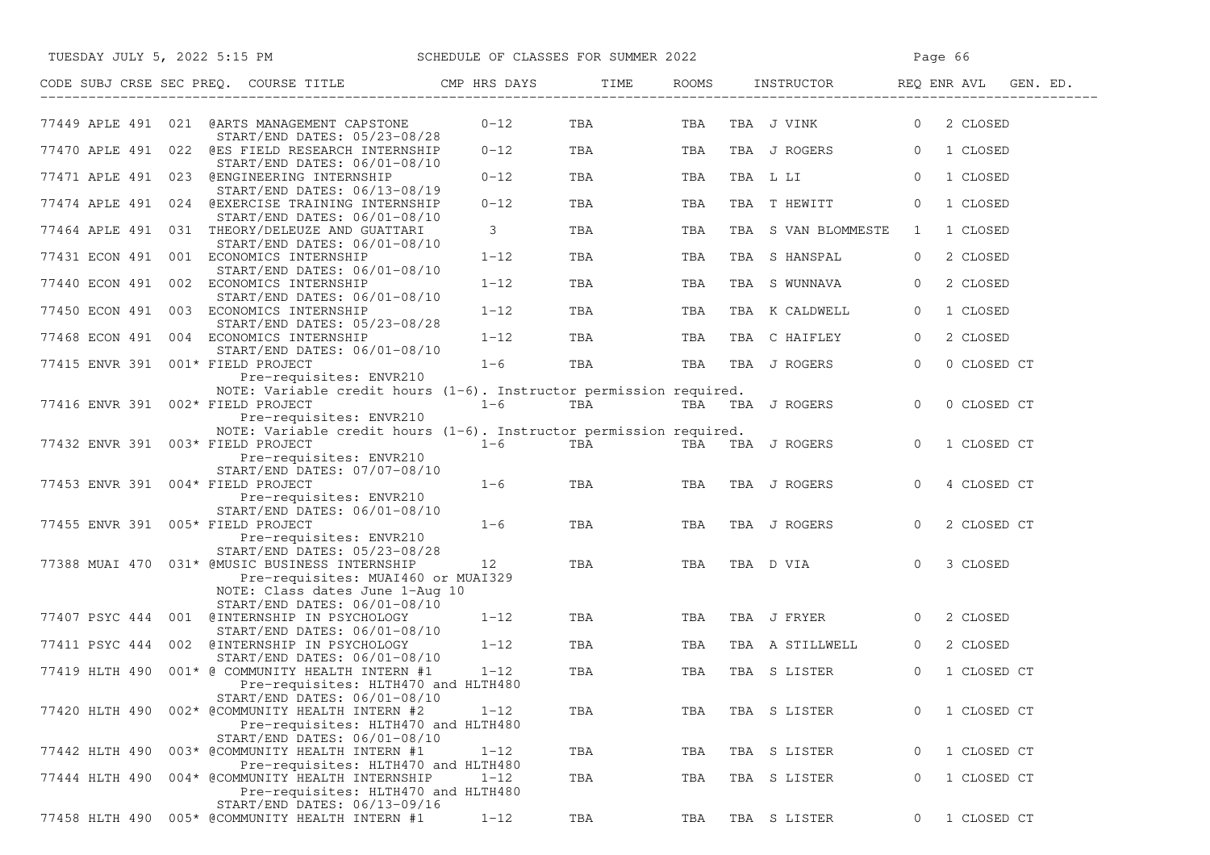| CODE | SUBJ | CRSE | SEC | PREQ. | COURSE TITLE | CMP | HRS | DAYS | TIME | ROOMS | INSTRUCTOR | REQ | ENR | AVL | GEN. ED. |
|---|---|---|---|---|---|---|---|---|---|---|---|---|---|---|---|
| 77449 | APLE | 491 | 021 | | @ARTS MANAGEMENT CAPSTONE | | 0-12 | TBA | | TBA | TBA J VINK | 0 | 2 | CLOSED | |
| | | | | | START/END DATES: 05/23-08/28 | | | | | | | | | | |
| 77470 | APLE | 491 | 022 | | @ES FIELD RESEARCH INTERNSHIP | | 0-12 | TBA | | TBA | TBA J ROGERS | 0 | 1 | CLOSED | |
| | | | | | START/END DATES: 06/01-08/10 | | | | | | | | | | |
| 77471 | APLE | 491 | 023 | | @ENGINEERING INTERNSHIP | | 0-12 | TBA | | TBA | TBA L LI | 0 | 1 | CLOSED | |
| | | | | | START/END DATES: 06/13-08/19 | | | | | | | | | | |
| 77474 | APLE | 491 | 024 | | @EXERCISE TRAINING INTERNSHIP | | 0-12 | TBA | | TBA | TBA T HEWITT | 0 | 1 | CLOSED | |
| | | | | | START/END DATES: 06/01-08/10 | | | | | | | | | | |
| 77464 | APLE | 491 | 031 | | THEORY/DELEUZE AND GUATTARI | | 3 | TBA | | TBA | TBA S VAN BLOMMESTE | 1 | 1 | CLOSED | |
| | | | | | START/END DATES: 06/01-08/10 | | | | | | | | | | |
| 77431 | ECON | 491 | 001 | | ECONOMICS INTERNSHIP | | 1-12 | TBA | | TBA | TBA S HANSPAL | 0 | 2 | CLOSED | |
| | | | | | START/END DATES: 06/01-08/10 | | | | | | | | | | |
| 77440 | ECON | 491 | 002 | | ECONOMICS INTERNSHIP | | 1-12 | TBA | | TBA | TBA S WUNNAVA | 0 | 2 | CLOSED | |
| | | | | | START/END DATES: 06/01-08/10 | | | | | | | | | | |
| 77450 | ECON | 491 | 003 | | ECONOMICS INTERNSHIP | | 1-12 | TBA | | TBA | TBA K CALDWELL | 0 | 1 | CLOSED | |
| | | | | | START/END DATES: 05/23-08/28 | | | | | | | | | | |
| 77468 | ECON | 491 | 004 | | ECONOMICS INTERNSHIP | | 1-12 | TBA | | TBA | TBA C HAIFLEY | 0 | 2 | CLOSED | |
| | | | | | START/END DATES: 06/01-08/10 | | | | | | | | | | |
| 77415 | ENVR | 391 | 001 | * | FIELD PROJECT | | 1-6 | TBA | | TBA | TBA J ROGERS | 0 | 0 | CLOSED | CT |
| | | | | | Pre-requisites: ENVR210 | | | | | | | | | | |
| | | | | | NOTE: Variable credit hours (1-6). Instructor permission required. | | | | | | | | | | |
| 77416 | ENVR | 391 | 002 | * | FIELD PROJECT | | 1-6 | TBA | | TBA | TBA J ROGERS | 0 | 0 | CLOSED | CT |
| | | | | | Pre-requisites: ENVR210 | | | | | | | | | | |
| | | | | | NOTE: Variable credit hours (1-6). Instructor permission required. | | | | | | | | | | |
| 77432 | ENVR | 391 | 003 | * | FIELD PROJECT | | 1-6 | TBA | | TBA | TBA J ROGERS | 0 | 1 | CLOSED | CT |
| | | | | | Pre-requisites: ENVR210 | | | | | | | | | | |
| | | | | | START/END DATES: 07/07-08/10 | | | | | | | | | | |
| 77453 | ENVR | 391 | 004 | * | FIELD PROJECT | | 1-6 | TBA | | TBA | TBA J ROGERS | 0 | 4 | CLOSED | CT |
| | | | | | Pre-requisites: ENVR210 | | | | | | | | | | |
| | | | | | START/END DATES: 06/01-08/10 | | | | | | | | | | |
| 77455 | ENVR | 391 | 005 | * | FIELD PROJECT | | 1-6 | TBA | | TBA | TBA J ROGERS | 0 | 2 | CLOSED | CT |
| | | | | | Pre-requisites: ENVR210 | | | | | | | | | | |
| | | | | | START/END DATES: 05/23-08/28 | | | | | | | | | | |
| 77388 | MUAI | 470 | 031 | * | @MUSIC BUSINESS INTERNSHIP | | 12 | TBA | | TBA | TBA D VIA | 0 | 3 | CLOSED | |
| | | | | | Pre-requisites: MUAI460 or MUAI329 | | | | | | | | | | |
| | | | | | NOTE: Class dates June 1-Aug 10 | | | | | | | | | | |
| | | | | | START/END DATES: 06/01-08/10 | | | | | | | | | | |
| 77407 | PSYC | 444 | 001 | | @INTERNSHIP IN PSYCHOLOGY | | 1-12 | TBA | | TBA | TBA J FRYER | 0 | 2 | CLOSED | |
| | | | | | START/END DATES: 06/01-08/10 | | | | | | | | | | |
| 77411 | PSYC | 444 | 002 | | @INTERNSHIP IN PSYCHOLOGY | | 1-12 | TBA | | TBA | TBA A STILLWELL | 0 | 2 | CLOSED | |
| | | | | | START/END DATES: 06/01-08/10 | | | | | | | | | | |
| 77419 | HLTH | 490 | 001 | * | @ COMMUNITY HEALTH INTERN #1 | | 1-12 | TBA | | TBA | TBA S LISTER | 0 | 1 | CLOSED | CT |
| | | | | | Pre-requisites: HLTH470 and HLTH480 | | | | | | | | | | |
| | | | | | START/END DATES: 06/01-08/10 | | | | | | | | | | |
| 77420 | HLTH | 490 | 002 | * | @COMMUNITY HEALTH INTERN #2 | | 1-12 | TBA | | TBA | TBA S LISTER | 0 | 1 | CLOSED | CT |
| | | | | | Pre-requisites: HLTH470 and HLTH480 | | | | | | | | | | |
| | | | | | START/END DATES: 06/01-08/10 | | | | | | | | | | |
| 77442 | HLTH | 490 | 003 | * | @COMMUNITY HEALTH INTERN #1 | | 1-12 | TBA | | TBA | TBA S LISTER | 0 | 1 | CLOSED | CT |
| | | | | | Pre-requisites: HLTH470 and HLTH480 | | | | | | | | | | |
| 77444 | HLTH | 490 | 004 | * | @COMMUNITY HEALTH INTERNSHIP | | 1-12 | TBA | | TBA | TBA S LISTER | 0 | 1 | CLOSED | CT |
| | | | | | Pre-requisites: HLTH470 and HLTH480 | | | | | | | | | | |
| | | | | | START/END DATES: 06/13-09/16 | | | | | | | | | | |
| 77458 | HLTH | 490 | 005 | * | @COMMUNITY HEALTH INTERN #1 | | 1-12 | TBA | | TBA | TBA S LISTER | 0 | 1 | CLOSED | CT |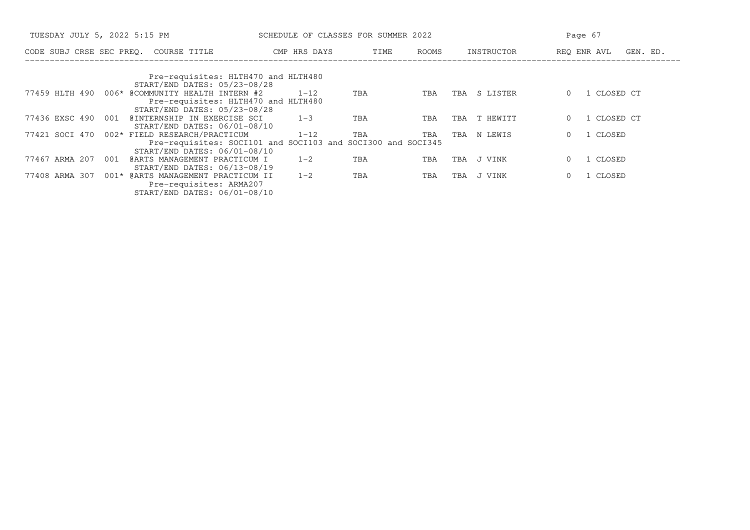| CODE | SUBJ | CRSE | SEC PREQ. | COURSE TITLE | CMP HRS | DAYS | TIME | ROOMS | INSTRUCTOR | REQ | ENR | AVL | GEN. ED. |
|---|---|---|---|---|---|---|---|---|---|---|---|---|---|
| | | | | Pre-requisites: HLTH470 and HLTH480 | | | | | | | | | |
| | | | | START/END DATES: 05/23-08/28 | | | | | | | | | |
| 77459 | HLTH | 490 | 006* | @COMMUNITY HEALTH INTERN #2 | 1-12 | TBA | | TBA | TBA S LISTER | | 0 | 1 | CLOSED CT |
| | | | | Pre-requisites: HLTH470 and HLTH480 | | | | | | | | | |
| | | | | START/END DATES: 05/23-08/28 | | | | | | | | | |
| 77436 | EXSC | 490 | 001 | @INTERNSHIP IN EXERCISE SCI | 1-3 | TBA | | TBA | TBA T HEWITT | | 0 | 1 | CLOSED CT |
| | | | | START/END DATES: 06/01-08/10 | | | | | | | | | |
| 77421 | SOCI | 470 | 002* | FIELD RESEARCH/PRACTICUM | 1-12 | TBA | | TBA | TBA N LEWIS | | 0 | 1 | CLOSED |
| | | | | Pre-requisites: SOCI101 and SOCI103 and SOCI300 and SOCI345 | | | | | | | | | |
| | | | | START/END DATES: 06/01-08/10 | | | | | | | | | |
| 77467 | ARMA | 207 | 001 | @ARTS MANAGEMENT PRACTICUM I | 1-2 | TBA | | TBA | TBA J VINK | | 0 | 1 | CLOSED |
| | | | | START/END DATES: 06/13-08/19 | | | | | | | | | |
| 77408 | ARMA | 307 | 001* | @ARTS MANAGEMENT PRACTICUM II | 1-2 | TBA | | TBA | TBA J VINK | | 0 | 1 | CLOSED |
| | | | | Pre-requisites: ARMA207 | | | | | | | | | |
| | | | | START/END DATES: 06/01-08/10 | | | | | | | | | |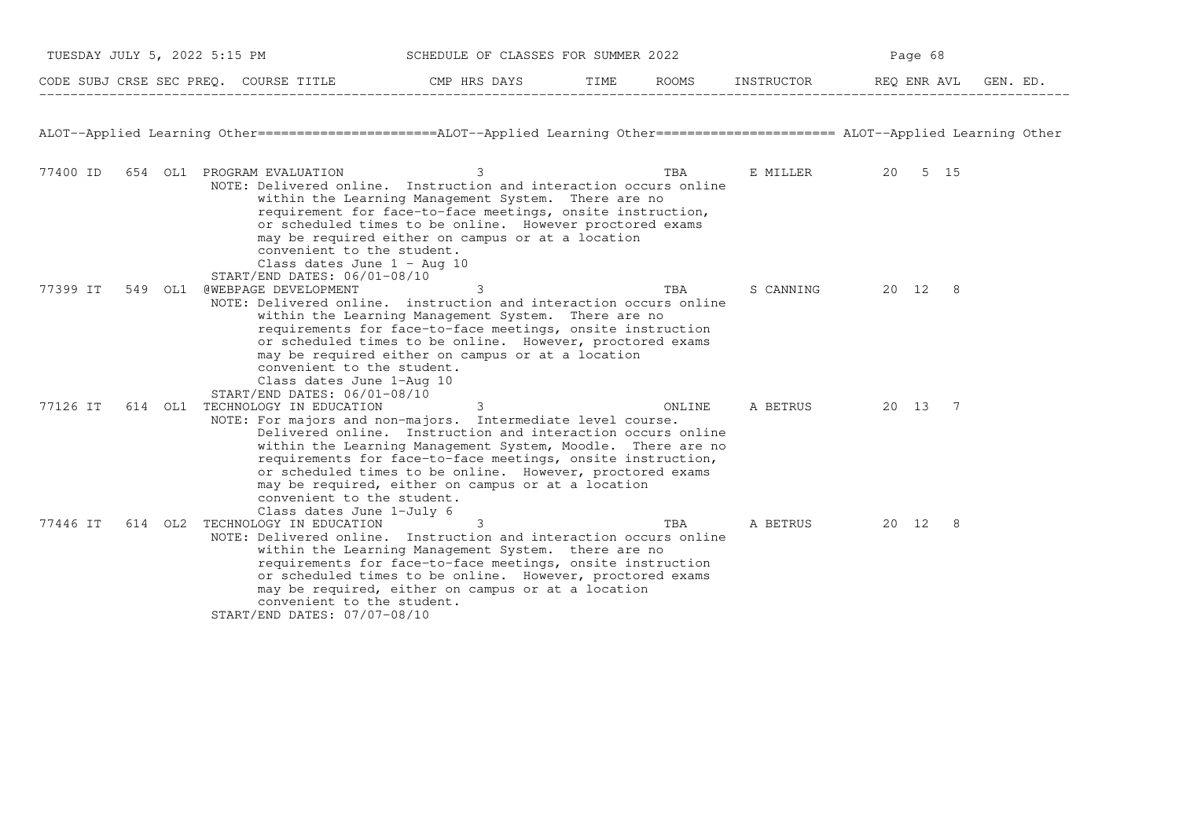| CODE | SUBJ | CRSE | SEC | PREQ. | COURSE TITLE | CMP | HRS | DAYS | TIME | ROOMS | INSTRUCTOR | REQ | ENR | AVL | GEN. ED. |
|---|---|---|---|---|---|---|---|---|---|---|---|---|---|---|---|

ALOT--Applied Learning Other======================ALOT--Applied Learning Other====================== ALOT--Applied Learning Other

| CODE | SUBJ | CRSE | SEC | PREQ. | COURSE TITLE | CMP | HRS | DAYS | TIME | ROOMS | INSTRUCTOR | REQ | ENR | AVL | GEN. ED. |
|---|---|---|---|---|---|---|---|---|---|---|---|---|---|---|---|
| 77400 | ID | 654 | OL1 | | PROGRAM EVALUATION | | 3 | | | TBA | E MILLER | 20 | 5 | 15 | |
| 77399 | IT | 549 | OL1 | | @WEBPAGE DEVELOPMENT | | 3 | | | TBA | S CANNING | 20 | 12 | 8 | |
| 77126 | IT | 614 | OL1 | | TECHNOLOGY IN EDUCATION | | 3 | | | ONLINE | A BETRUS | 20 | 13 | 7 | |
| 77446 | IT | 614 | OL2 | | TECHNOLOGY IN EDUCATION | | 3 | | | TBA | A BETRUS | 20 | 12 | 8 | |

**77400 ID 654 OL1 PROGRAM EVALUATION**

NOTE: Delivered online. Instruction and interaction occurs online within the Learning Management System. There are no requirement for face-to-face meetings, onsite instruction, or scheduled times to be online. However proctored exams may be required either on campus or at a location convenient to the student.
Class dates June 1 - Aug 10

START/END DATES: 06/01-08/10

**77399 IT 549 OL1 @WEBPAGE DEVELOPMENT**

NOTE: Delivered online. instruction and interaction occurs online within the Learning Management System. There are no requirements for face-to-face meetings, onsite instruction or scheduled times to be online. However, proctored exams may be required either on campus or at a location convenient to the student.
Class dates June 1-Aug 10

START/END DATES: 06/01-08/10

**77126 IT 614 OL1 TECHNOLOGY IN EDUCATION**

NOTE: For majors and non-majors. Intermediate level course. Delivered online. Instruction and interaction occurs online within the Learning Management System, Moodle. There are no requirements for face-to-face meetings, onsite instruction, or scheduled times to be online. However, proctored exams may be required, either on campus or at a location convenient to the student.
Class dates June 1-July 6

**77446 IT 614 OL2 TECHNOLOGY IN EDUCATION**

NOTE: Delivered online. Instruction and interaction occurs online within the Learning Management System. there are no requirements for face-to-face meetings, onsite instruction or scheduled times to be online. However, proctored exams may be required, either on campus or at a location convenient to the student.

START/END DATES: 07/07-08/10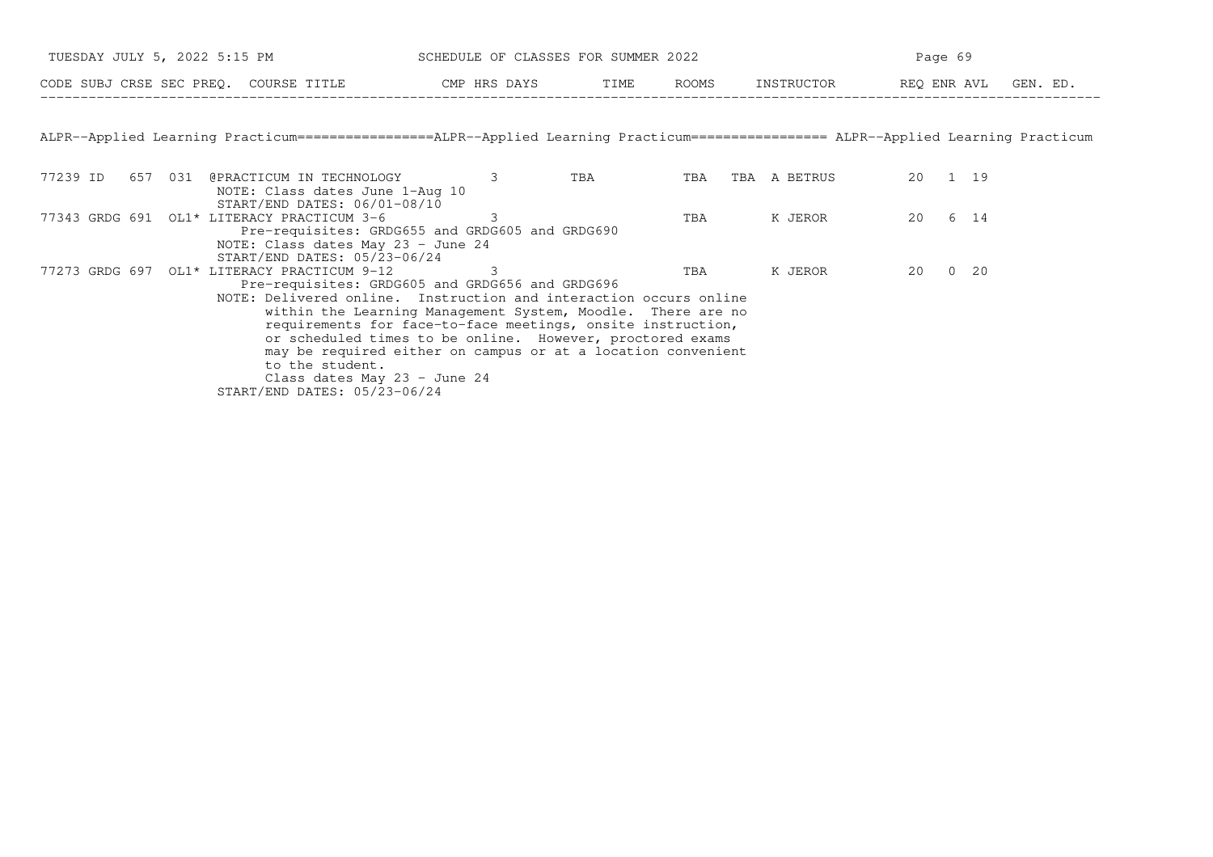| CODE | SUBJ | CRSE | SEC | PREQ. | COURSE TITLE | CMP | HRS | DAYS | TIME | ROOMS | INSTRUCTOR | REQ | ENR | AVL | GEN. ED. |
|---|---|---|---|---|---|---|---|---|---|---|---|---|---|---|---|

## ALPR--Applied Learning Practicum

| CODE | SUBJ | CRSE | SEC | PREQ. | COURSE TITLE | CMP | HRS | DAYS | TIME | ROOMS | INSTRUCTOR | REQ | ENR | AVL | GEN. ED. |
|---|---|---|---|---|---|---|---|---|---|---|---|---|---|---|---|
| 77239 | ID | 657 | 031 | | @PRACTICUM IN TECHNOLOGY | | 3 | | TBA | TBA | TBA A BETRUS | 20 | 1 | 19 | |
| | | | | | NOTE: Class dates June 1-Aug 10 | | | | | | | | | | |
| | | | | | START/END DATES: 06/01-08/10 | | | | | | | | | | |
| 77343 | GRDG | 691 | OL1 | * | LITERACY PRACTICUM 3-6 | | 3 | | | TBA | K JEROR | 20 | 6 | 14 | |
| | | | | | Pre-requisites: GRDG655 and GRDG605 and GRDG690 | | | | | | | | | | |
| | | | | | NOTE: Class dates May 23 - June 24 | | | | | | | | | | |
| | | | | | START/END DATES: 05/23-06/24 | | | | | | | | | | |
| 77273 | GRDG | 697 | OL1 | * | LITERACY PRACTICUM 9-12 | | 3 | | | TBA | K JEROR | 20 | 0 | 20 | |
| | | | | | Pre-requisites: GRDG605 and GRDG656 and GRDG696 | | | | | | | | | | |
| | | | | | NOTE: Delivered online. Instruction and interaction occurs online within the Learning Management System, Moodle. There are no requirements for face-to-face meetings, onsite instruction, or scheduled times to be online. However, proctored exams may be required either on campus or at a location convenient to the student. Class dates May 23 - June 24 | | | | | | | | | | |
| | | | | | START/END DATES: 05/23-06/24 | | | | | | | | | | |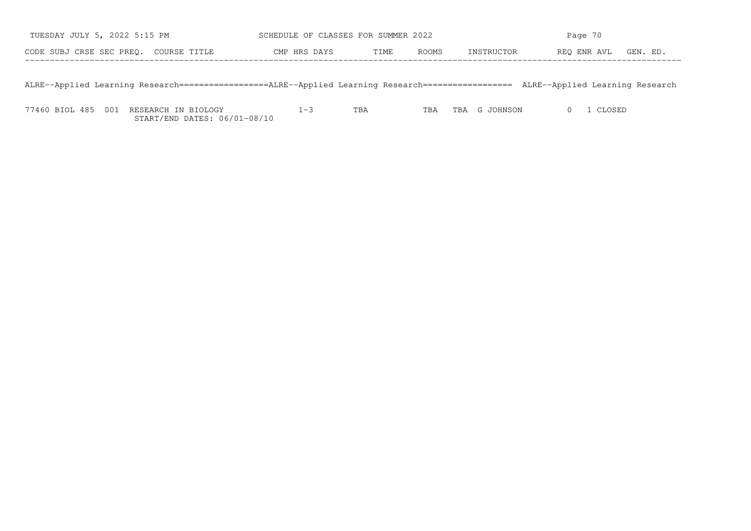| CODE | SUBJ | CRSE | SEC | PREQ. | COURSE TITLE | CMP | HRS | DAYS | TIME | ROOMS | INSTRUCTOR | REQ | ENR | AVL | GEN. ED. |
|---|---|---|---|---|---|---|---|---|---|---|---|---|---|---|---|

## ALRE--Applied Learning Research

| CODE | SUBJ | CRSE | SEC | PREQ. | COURSE TITLE | CMP | HRS | DAYS | TIME | ROOMS | INSTRUCTOR | REQ | ENR | AVL | GEN. ED. |
|---|---|---|---|---|---|---|---|---|---|---|---|---|---|---|---|
| 77460 | BIOL | 485 | 001 | | RESEARCH IN BIOLOGY<br>START/END DATES: 06/01-08/10 | | 1-3 | TBA | | TBA | TBA G JOHNSON | | 0 | 1 | CLOSED |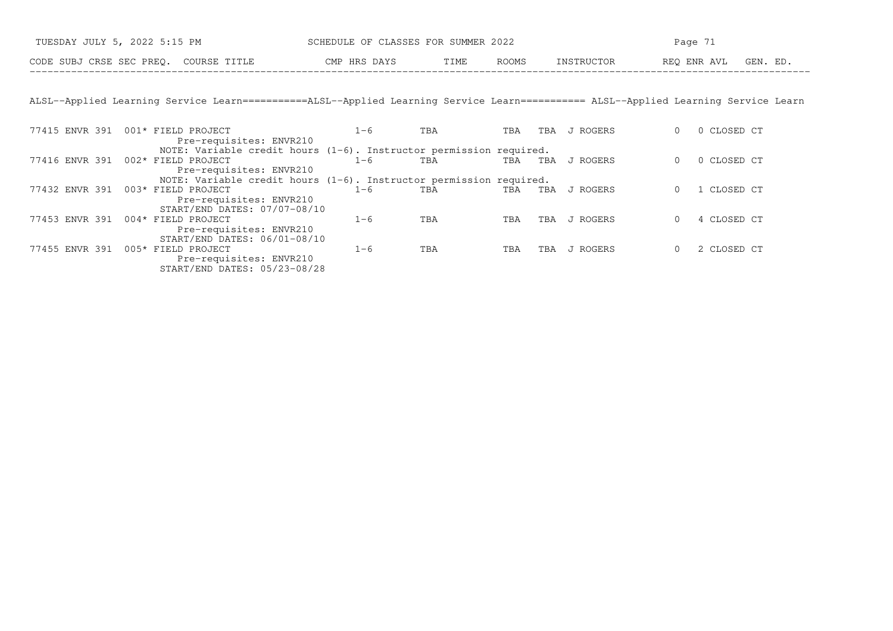| CODE | SUBJ | CRSE | SEC | PREQ. | COURSE TITLE | CMP | HRS | DAYS | TIME | ROOMS | INSTRUCTOR | REQ | ENR | AVL | GEN. ED. |
|---|---|---|---|---|---|---|---|---|---|---|---|---|---|---|---|

## ALSL--Applied Learning Service Learn

| CODE | SUBJ | CRSE | SEC | PREQ. | COURSE TITLE | CMP | HRS | DAYS | TIME | ROOMS | INSTRUCTOR | REQ | ENR | AVL | GEN. ED. |
|---|---|---|---|---|---|---|---|---|---|---|---|---|---|---|---|
| 77415 | ENVR | 391 | 001 | * | FIELD PROJECT | | 1-6 | TBA | | TBA | TBA J ROGERS | | 0 | 0 CLOSED | CT |
| | | | | | Pre-requisites: ENVR210 | | | | | | | | | | |
| | | | | | NOTE: Variable credit hours (1-6). Instructor permission required. | | | | | | | | | | |
| 77416 | ENVR | 391 | 002 | * | FIELD PROJECT | | 1-6 | TBA | | TBA | TBA J ROGERS | | 0 | 0 CLOSED | CT |
| | | | | | Pre-requisites: ENVR210 | | | | | | | | | | |
| | | | | | NOTE: Variable credit hours (1-6). Instructor permission required. | | | | | | | | | | |
| 77432 | ENVR | 391 | 003 | * | FIELD PROJECT | | 1-6 | TBA | | TBA | TBA J ROGERS | | 0 | 1 CLOSED | CT |
| | | | | | Pre-requisites: ENVR210 | | | | | | | | | | |
| | | | | | START/END DATES: 07/07-08/10 | | | | | | | | | | |
| 77453 | ENVR | 391 | 004 | * | FIELD PROJECT | | 1-6 | TBA | | TBA | TBA J ROGERS | | 0 | 4 CLOSED | CT |
| | | | | | Pre-requisites: ENVR210 | | | | | | | | | | |
| | | | | | START/END DATES: 06/01-08/10 | | | | | | | | | | |
| 77455 | ENVR | 391 | 005 | * | FIELD PROJECT | | 1-6 | TBA | | TBA | TBA J ROGERS | | 0 | 2 CLOSED | CT |
| | | | | | Pre-requisites: ENVR210 | | | | | | | | | | |
| | | | | | START/END DATES: 05/23-08/28 | | | | | | | | | | |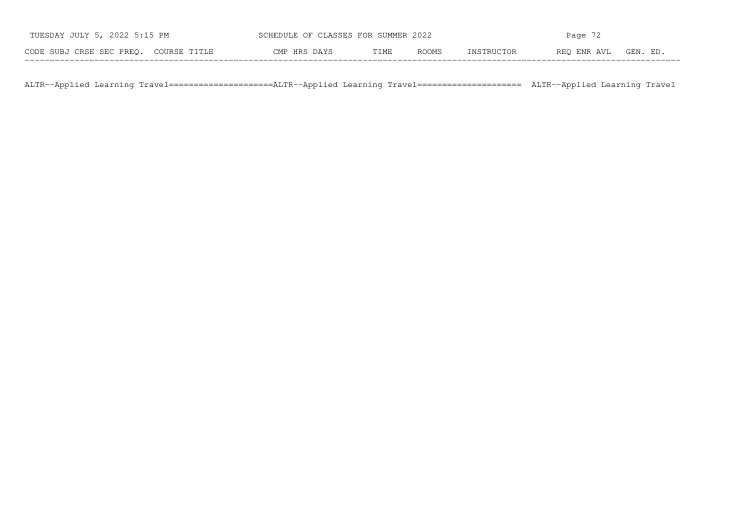| CODE | SUBJ | CRSE | SEC | PREQ. | COURSE TITLE | CMP | HRS | DAYS | TIME | ROOMS | INSTRUCTOR | REQ | ENR | AVL | GEN. ED. |
|---|---|---|---|---|---|---|---|---|---|---|---|---|---|---|---|

ALTR--Applied Learning Travel=====================ALTR--Applied Learning Travel===================== ALTR--Applied Learning Travel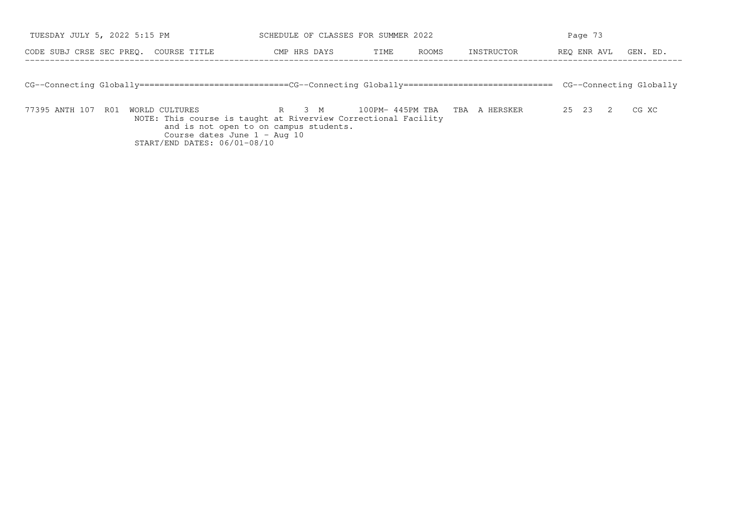| CODE | SUBJ | CRSE | SEC | PREQ. | COURSE TITLE | CMP | HRS | DAYS | TIME | ROOMS | INSTRUCTOR | REQ | ENR | AVL | GEN. ED. |
|---|---|---|---|---|---|---|---|---|---|---|---|---|---|---|---|

## CG--Connecting Globally

| CODE | SUBJ | CRSE | SEC | PREQ. | COURSE TITLE | CMP | HRS | DAYS | TIME | ROOMS | INSTRUCTOR | REQ | ENR | AVL | GEN. ED. |
|---|---|---|---|---|---|---|---|---|---|---|---|---|---|---|---|
| 77395 | ANTH | 107 | R01 | | WORLD CULTURES | R | 3 | M | 100PM- 445PM TBA | TBA | A HERSKER | 25 | 23 | 2 | CG XC |

NOTE: This course is taught at Riverview Correctional Facility and is not open to on campus students. Course dates June 1 - Aug 10

START/END DATES: 06/01-08/10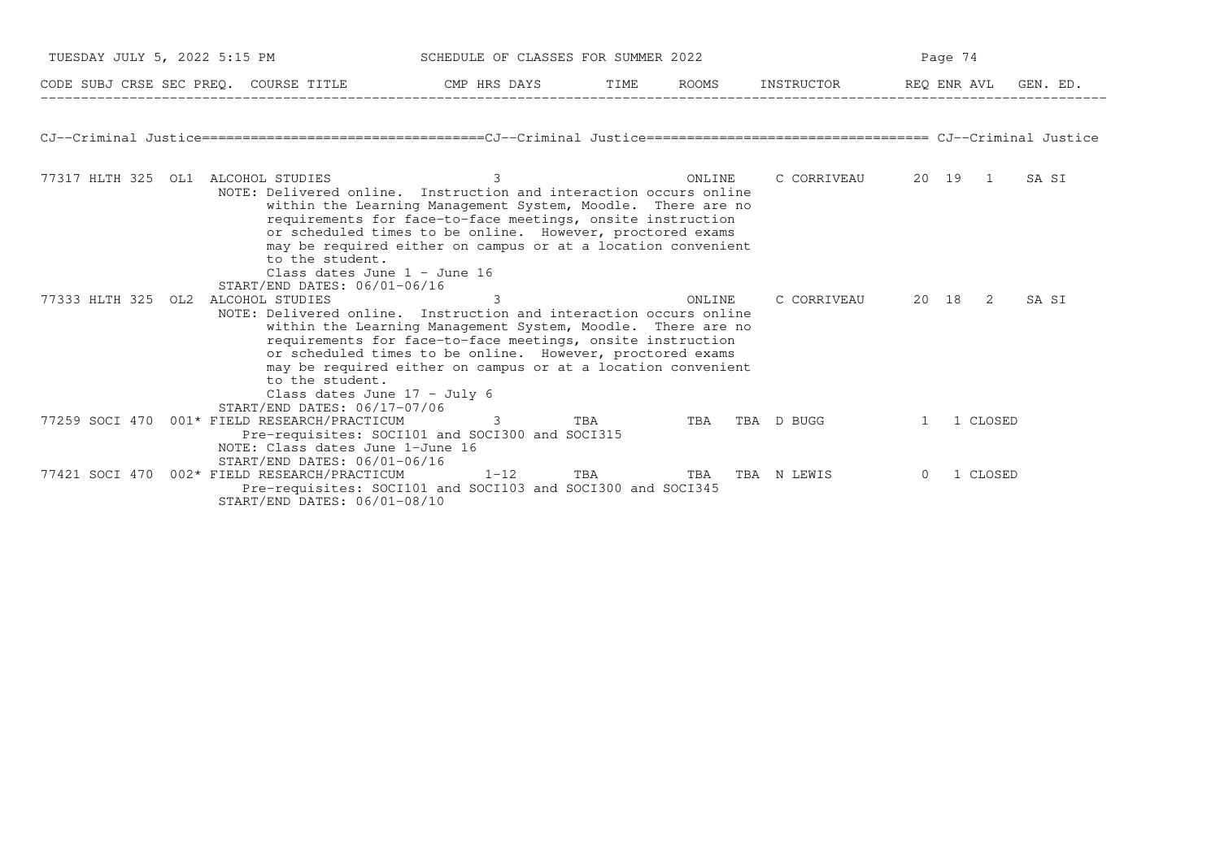## CJ--Criminal Justice

| CODE | SUBJ | CRSE | SEC | PREQ. | COURSE TITLE | CMP | HRS | DAYS | TIME | ROOMS | INSTRUCTOR | REQ | ENR | AVL | GEN. ED. |
|---|---|---|---|---|---|---|---|---|---|---|---|---|---|---|---|
| 77317 | HLTH | 325 | OL1 | | ALCOHOL STUDIES | | 3 | | | ONLINE | C CORRIVEAU | 20 | 19 | 1 | SA SI |
| 77333 | HLTH | 325 | OL2 | | ALCOHOL STUDIES | | 3 | | | ONLINE | C CORRIVEAU | 20 | 18 | 2 | SA SI |
| 77259 | SOCI | 470 | 001 | * | FIELD RESEARCH/PRACTICUM | | 3 | TBA | | TBA | TBA D BUGG | 1 | 1 | CLOSED | |
| 77421 | SOCI | 470 | 002 | * | FIELD RESEARCH/PRACTICUM | | 1-12 | TBA | | TBA | TBA N LEWIS | 0 | 1 | CLOSED | |

**77317 HLTH 325 OL1 ALCOHOL STUDIES**

NOTE: Delivered online. Instruction and interaction occurs online within the Learning Management System, Moodle. There are no requirements for face-to-face meetings, onsite instruction or scheduled times to be online. However, proctored exams may be required either on campus or at a location convenient to the student.
Class dates June 1 - June 16
START/END DATES: 06/01-06/16

**77333 HLTH 325 OL2 ALCOHOL STUDIES**

NOTE: Delivered online. Instruction and interaction occurs online within the Learning Management System, Moodle. There are no requirements for face-to-face meetings, onsite instruction or scheduled times to be online. However, proctored exams may be required either on campus or at a location convenient to the student.
Class dates June 17 - July 6
START/END DATES: 06/17-07/06

**77259 SOCI 470 001* FIELD RESEARCH/PRACTICUM**

Pre-requisites: SOCI101 and SOCI300 and SOCI315
NOTE: Class dates June 1-June 16
START/END DATES: 06/01-06/16

**77421 SOCI 470 002* FIELD RESEARCH/PRACTICUM**

Pre-requisites: SOCI101 and SOCI103 and SOCI300 and SOCI345
START/END DATES: 06/01-08/10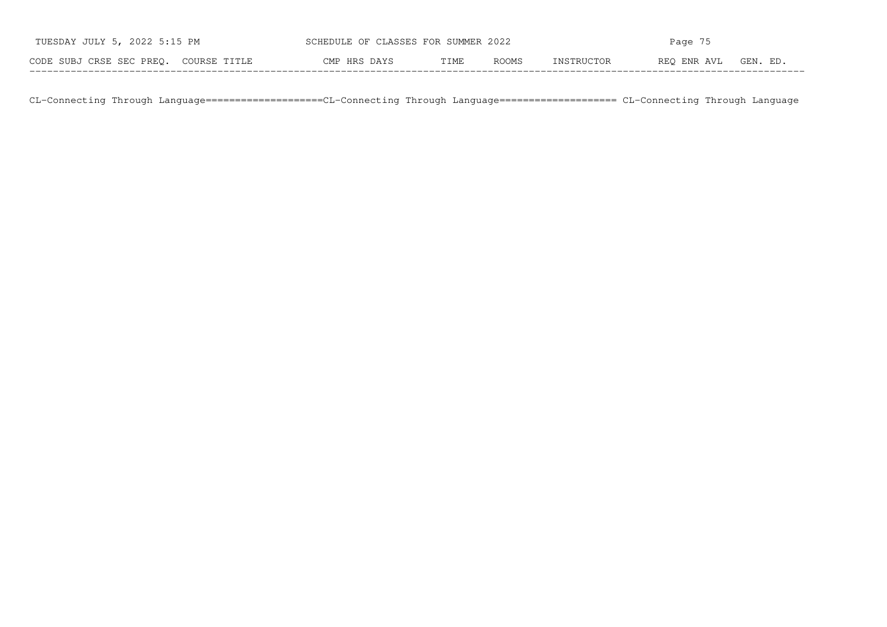| CODE | SUBJ | CRSE | SEC | PREQ. | COURSE TITLE | CMP | HRS | DAYS | TIME | ROOMS | INSTRUCTOR | REQ | ENR | AVL | GEN. ED. |
|---|---|---|---|---|---|---|---|---|---|---|---|---|---|---|---|

CL-Connecting Through Language====================CL-Connecting Through Language==================== CL-Connecting Through Language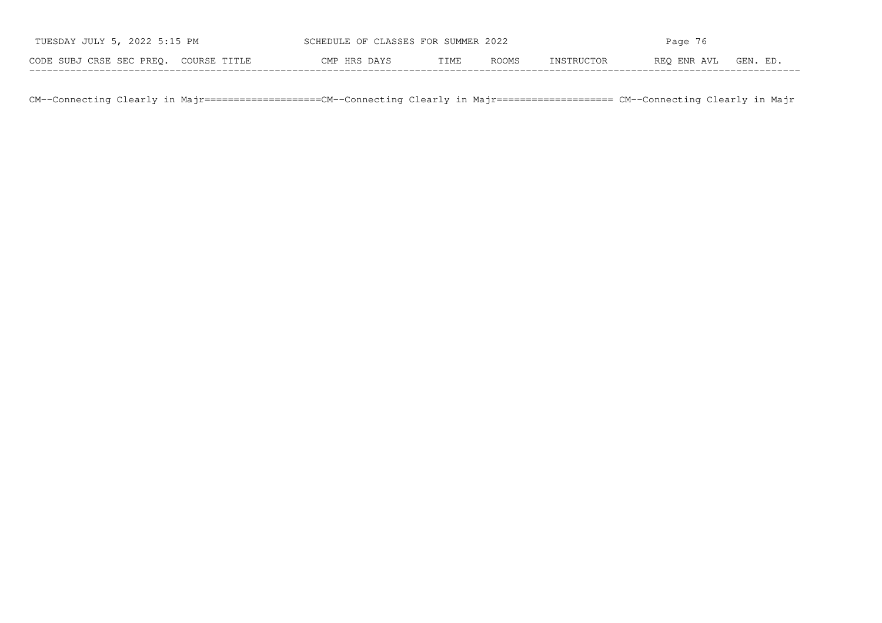| CODE | SUBJ | CRSE | SEC | PREQ. | COURSE TITLE | CMP | HRS | DAYS | TIME | ROOMS | INSTRUCTOR | REQ | ENR | AVL | GEN. ED. |
|---|---|---|---|---|---|---|---|---|---|---|---|---|---|---|---|

CM--Connecting Clearly in Majr====================CM--Connecting Clearly in Majr==================== CM--Connecting Clearly in Majr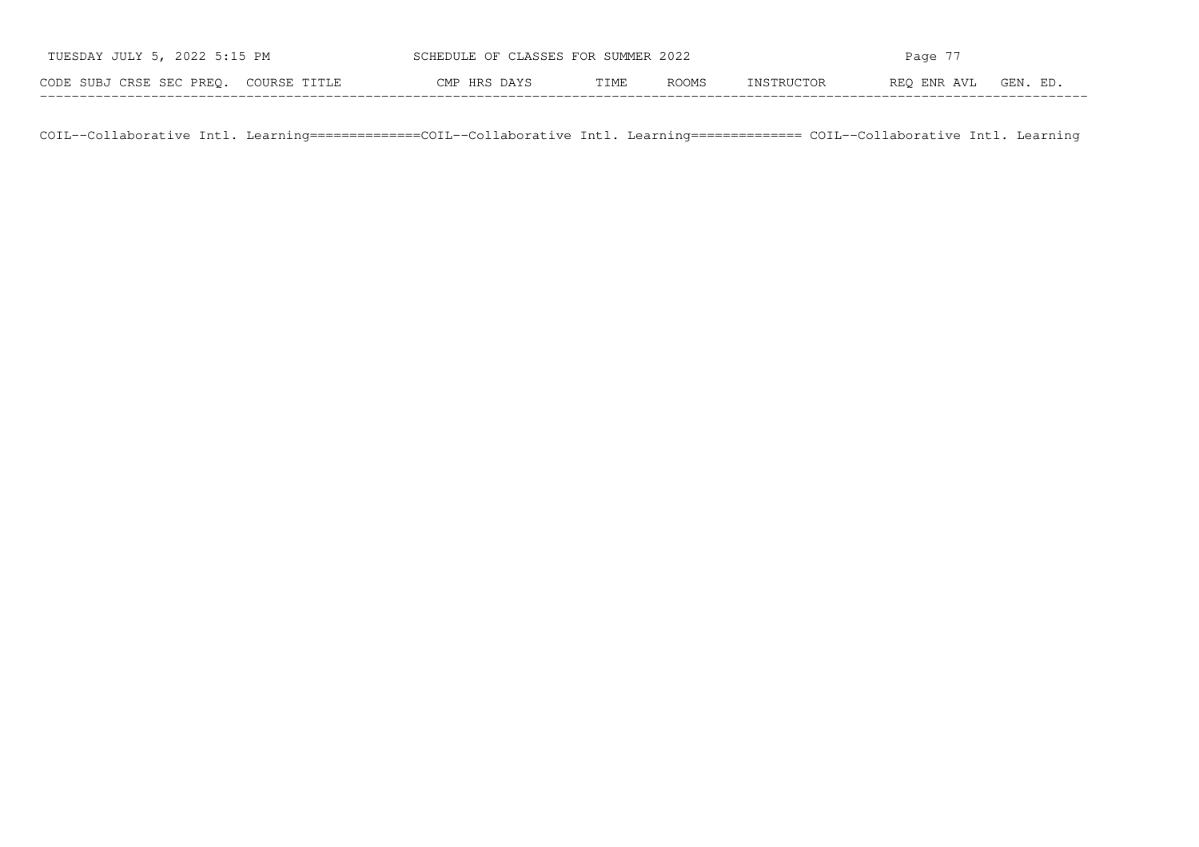| CODE | SUBJ | CRSE | SEC | PREQ. | COURSE TITLE | CMP | HRS | DAYS | TIME | ROOMS | INSTRUCTOR | REQ | ENR | AVL | GEN. ED. |
|---|---|---|---|---|---|---|---|---|---|---|---|---|---|---|---|

COIL--Collaborative Intl. Learning==============COIL--Collaborative Intl. Learning============== COIL--Collaborative Intl. Learning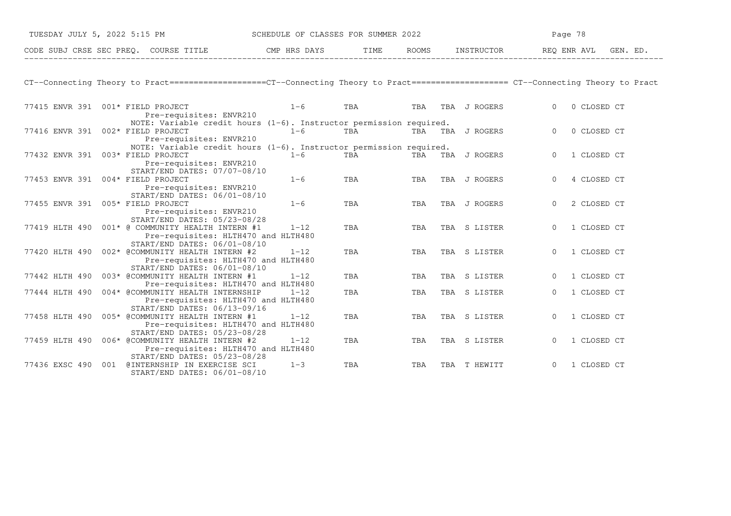SCHEDULE OF CLASSES FOR SUMMER 2022

CT--Connecting Theory to Pract

| CODE | SUBJ | CRSE | SEC | PREQ. | COURSE TITLE | CMP | HRS | DAYS | TIME | ROOMS | INSTRUCTOR | REQ | ENR | AVL | GEN. ED. |
|---|---|---|---|---|---|---|---|---|---|---|---|---|---|---|---|
| 77415 | ENVR | 391 | 001* | | FIELD PROJECT<br>Pre-requisites: ENVR210<br>NOTE: Variable credit hours (1-6). Instructor permission required. | | 1-6 | TBA | | TBA | TBA J ROGERS | 0 | 0 | CLOSED | CT |
| 77416 | ENVR | 391 | 002* | | FIELD PROJECT<br>Pre-requisites: ENVR210<br>NOTE: Variable credit hours (1-6). Instructor permission required. | | 1-6 | TBA | | TBA | TBA J ROGERS | 0 | 0 | CLOSED | CT |
| 77432 | ENVR | 391 | 003* | | FIELD PROJECT<br>Pre-requisites: ENVR210<br>START/END DATES: 07/07-08/10 | | 1-6 | TBA | | TBA | TBA J ROGERS | 0 | 1 | CLOSED | CT |
| 77453 | ENVR | 391 | 004* | | FIELD PROJECT<br>Pre-requisites: ENVR210<br>START/END DATES: 06/01-08/10 | | 1-6 | TBA | | TBA | TBA J ROGERS | 0 | 4 | CLOSED | CT |
| 77455 | ENVR | 391 | 005* | | FIELD PROJECT<br>Pre-requisites: ENVR210<br>START/END DATES: 05/23-08/28 | | 1-6 | TBA | | TBA | TBA J ROGERS | 0 | 2 | CLOSED | CT |
| 77419 | HLTH | 490 | 001* | | @ COMMUNITY HEALTH INTERN #1<br>Pre-requisites: HLTH470 and HLTH480<br>START/END DATES: 06/01-08/10 | | 1-12 | TBA | | TBA | TBA S LISTER | 0 | 1 | CLOSED | CT |
| 77420 | HLTH | 490 | 002* | | @COMMUNITY HEALTH INTERN #2<br>Pre-requisites: HLTH470 and HLTH480<br>START/END DATES: 06/01-08/10 | | 1-12 | TBA | | TBA | TBA S LISTER | 0 | 1 | CLOSED | CT |
| 77442 | HLTH | 490 | 003* | | @COMMUNITY HEALTH INTERN #1<br>Pre-requisites: HLTH470 and HLTH480 | | 1-12 | TBA | | TBA | TBA S LISTER | 0 | 1 | CLOSED | CT |
| 77444 | HLTH | 490 | 004* | | @COMMUNITY HEALTH INTERNSHIP<br>Pre-requisites: HLTH470 and HLTH480<br>START/END DATES: 06/13-09/16 | | 1-12 | TBA | | TBA | TBA S LISTER | 0 | 1 | CLOSED | CT |
| 77458 | HLTH | 490 | 005* | | @COMMUNITY HEALTH INTERN #1<br>Pre-requisites: HLTH470 and HLTH480<br>START/END DATES: 05/23-08/28 | | 1-12 | TBA | | TBA | TBA S LISTER | 0 | 1 | CLOSED | CT |
| 77459 | HLTH | 490 | 006* | | @COMMUNITY HEALTH INTERN #2<br>Pre-requisites: HLTH470 and HLTH480<br>START/END DATES: 05/23-08/28 | | 1-12 | TBA | | TBA | TBA S LISTER | 0 | 1 | CLOSED | CT |
| 77436 | EXSC | 490 | 001 | | @INTERNSHIP IN EXERCISE SCI<br>START/END DATES: 06/01-08/10 | | 1-3 | TBA | | TBA | TBA T HEWITT | 0 | 1 | CLOSED | CT |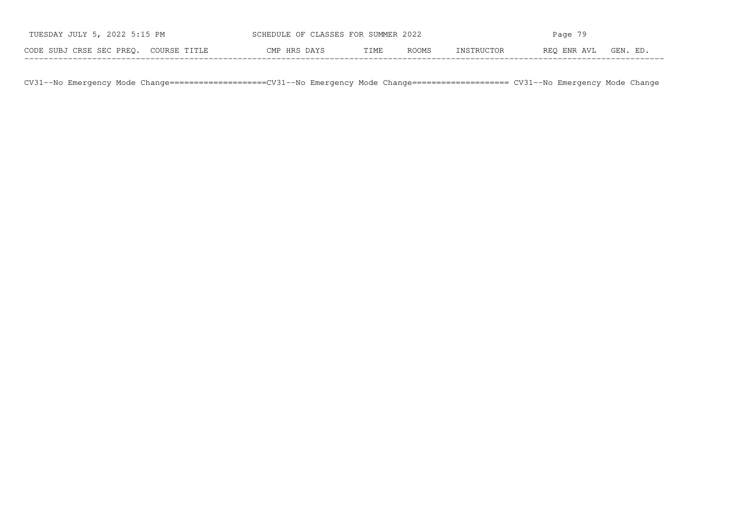| CODE | SUBJ | CRSE | SEC | PREQ. | COURSE TITLE | CMP | HRS | DAYS | TIME | ROOMS | INSTRUCTOR | REQ | ENR | AVL | GEN. ED. |
|---|---|---|---|---|---|---|---|---|---|---|---|---|---|---|---|

CV31--No Emergency Mode Change====================CV31--No Emergency Mode Change==================== CV31--No Emergency Mode Change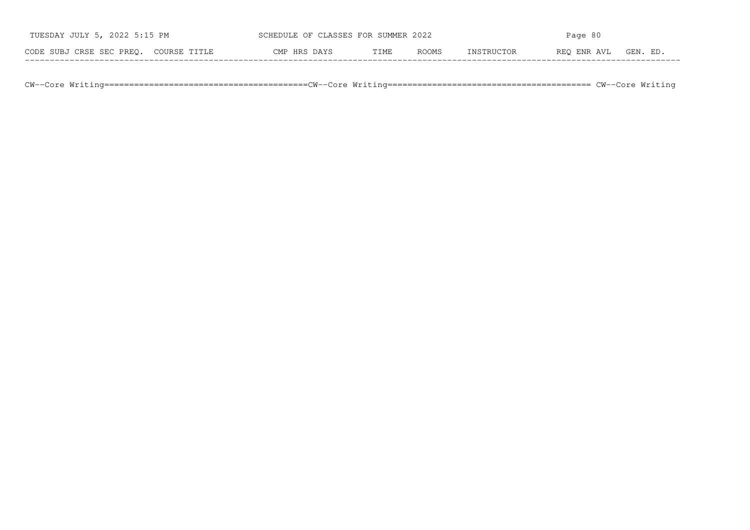| CODE | SUBJ | CRSE | SEC | PREQ. | COURSE TITLE | CMP | HRS | DAYS | TIME | ROOMS | INSTRUCTOR | REQ | ENR | AVL | GEN. ED. |
|---|---|---|---|---|---|---|---|---|---|---|---|---|---|---|---|

CW--Core Writing========================================CW--Core Writing======================================== CW--Core Writing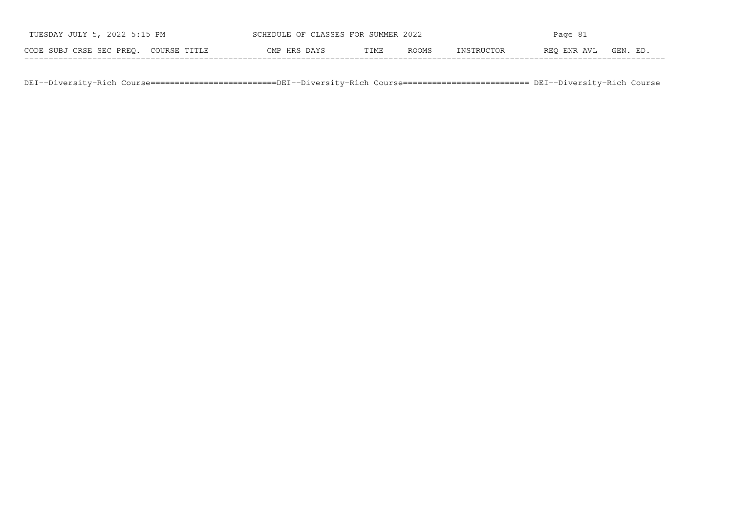| CODE | SUBJ | CRSE | SEC | PREQ. | COURSE TITLE | CMP | HRS | DAYS | TIME | ROOMS | INSTRUCTOR | REQ | ENR | AVL | GEN. ED. |
|---|---|---|---|---|---|---|---|---|---|---|---|---|---|---|---|

DEI--Diversity-Rich Course==========================DEI--Diversity-Rich Course========================== DEI--Diversity-Rich Course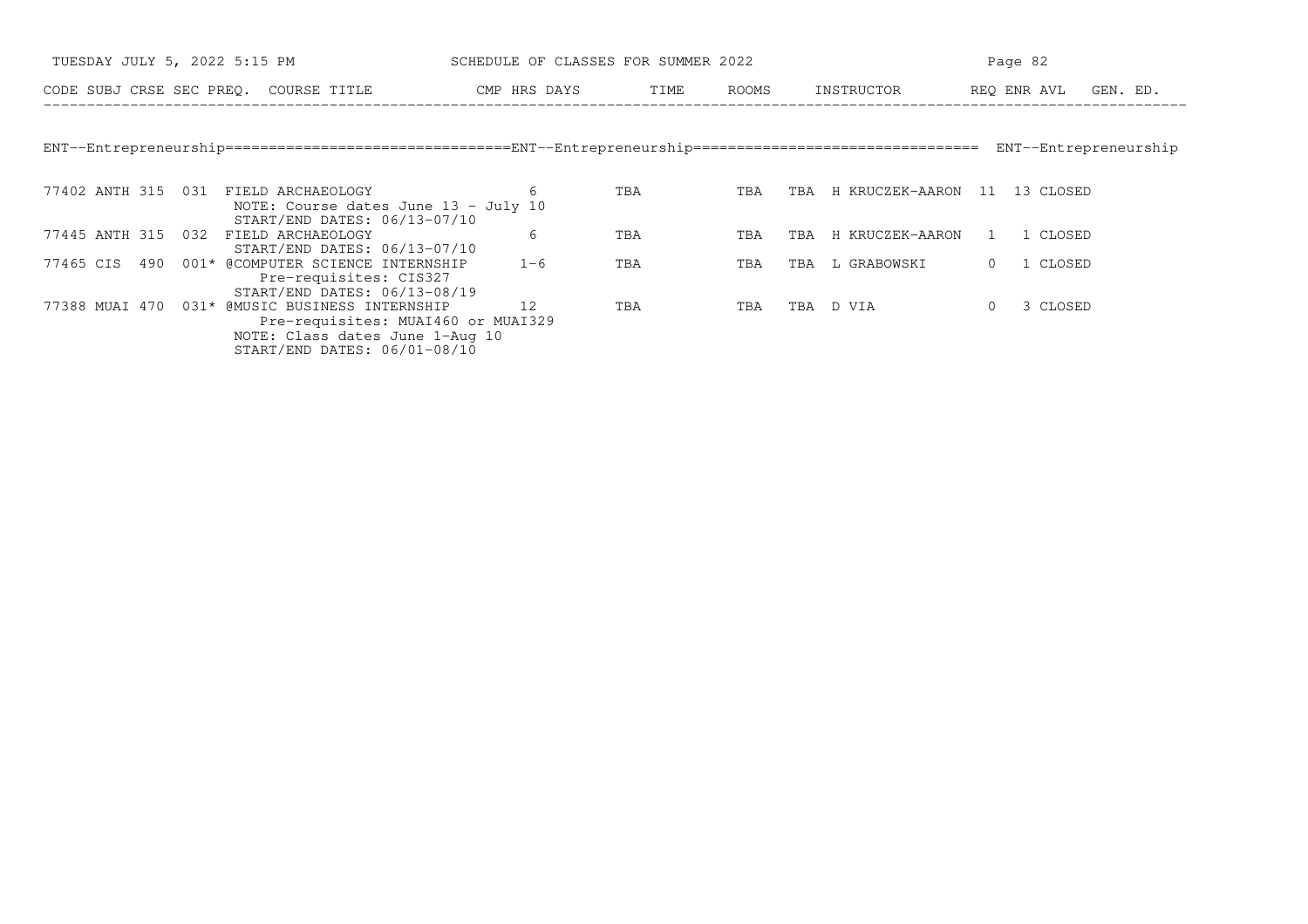SCHEDULE OF CLASSES FOR SUMMER 2022

## ENT--Entrepreneurship

| CODE | SUBJ | CRSE | SEC | PREQ. | COURSE TITLE | CMP | HRS | DAYS | TIME | ROOMS | INSTRUCTOR | REQ | ENR | AVL | GEN. ED. |
|---|---|---|---|---|---|---|---|---|---|---|---|---|---|---|---|
| 77402 | ANTH | 315 | 031 | | FIELD ARCHAEOLOGY<br>NOTE: Course dates June 13 - July 10<br>START/END DATES: 06/13-07/10 | | 6 | TBA | TBA | TBA | H KRUCZEK-AARON | 11 | 13 | CLOSED | |
| 77445 | ANTH | 315 | 032 | | FIELD ARCHAEOLOGY<br>START/END DATES: 06/13-07/10 | | 6 | TBA | TBA | TBA | H KRUCZEK-AARON | 1 | 1 | CLOSED | |
| 77465 | CIS | 490 | 001* | | @COMPUTER SCIENCE INTERNSHIP<br>Pre-requisites: CIS327<br>START/END DATES: 06/13-08/19 | | 1-6 | TBA | TBA | TBA | L GRABOWSKI | 0 | 1 | CLOSED | |
| 77388 | MUAI | 470 | 031* | | @MUSIC BUSINESS INTERNSHIP<br>Pre-requisites: MUAI460 or MUAI329<br>NOTE: Class dates June 1-Aug 10<br>START/END DATES: 06/01-08/10 | | 12 | TBA | TBA | TBA | D VIA | 0 | 3 | CLOSED | |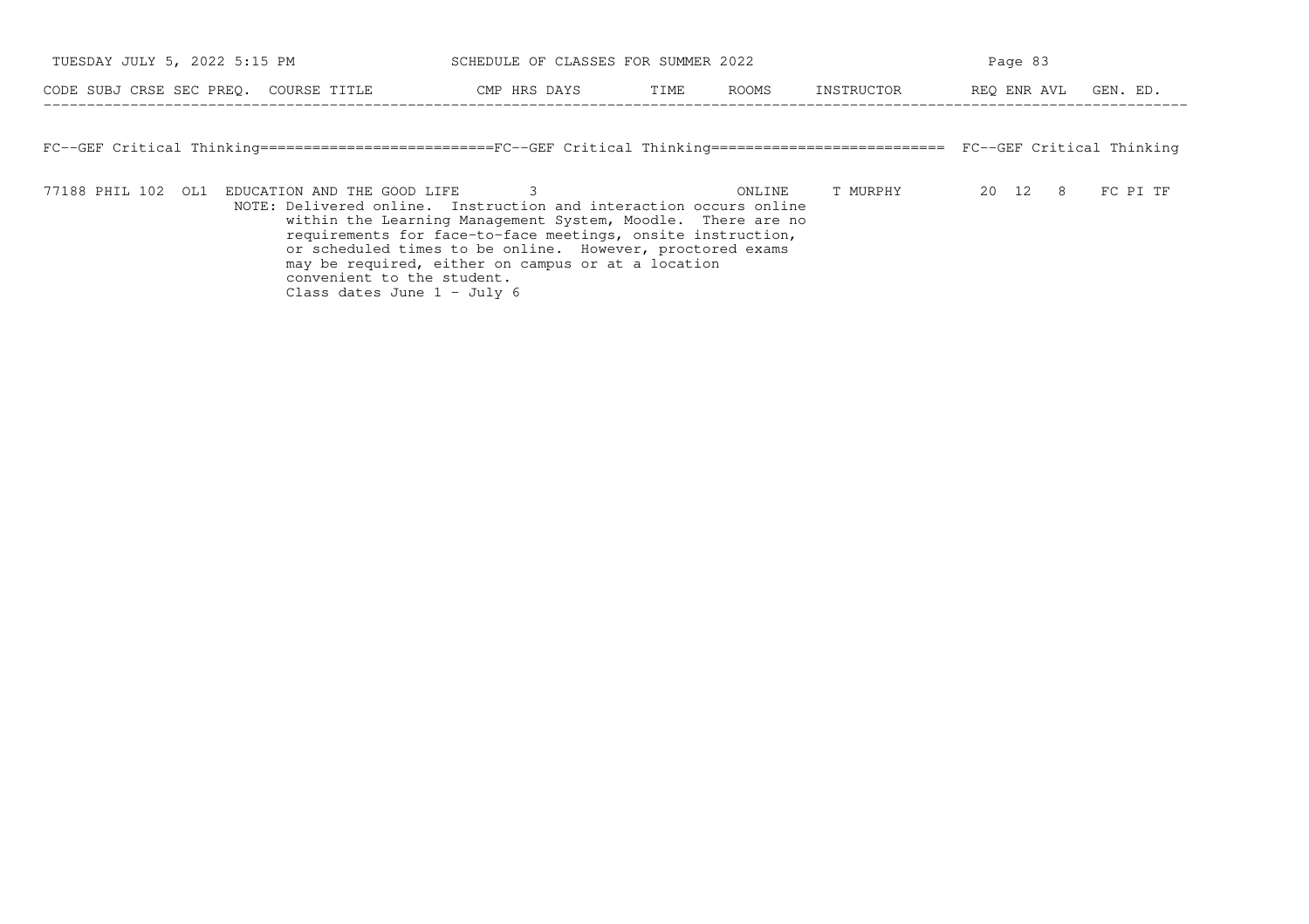| CODE | SUBJ | CRSE | SEC | PREQ. | COURSE TITLE | CMP | HRS | DAYS | TIME | ROOMS | INSTRUCTOR | REQ | ENR | AVL | GEN. ED. |
|---|---|---|---|---|---|---|---|---|---|---|---|---|---|---|---|

## FC--GEF Critical Thinking

| CODE | SUBJ | CRSE | SEC | PREQ. | COURSE TITLE | CMP | HRS | DAYS | TIME | ROOMS | INSTRUCTOR | REQ | ENR | AVL | GEN. ED. |
|---|---|---|---|---|---|---|---|---|---|---|---|---|---|---|---|
| 77188 | PHIL | 102 | OL1 | | EDUCATION AND THE GOOD LIFE | | 3 | | | ONLINE | T MURPHY | 20 | 12 | 8 | FC PI TF |

NOTE: Delivered online. Instruction and interaction occurs online within the Learning Management System, Moodle. There are no requirements for face-to-face meetings, onsite instruction, or scheduled times to be online. However, proctored exams may be required, either on campus or at a location convenient to the student.
Class dates June 1 - July 6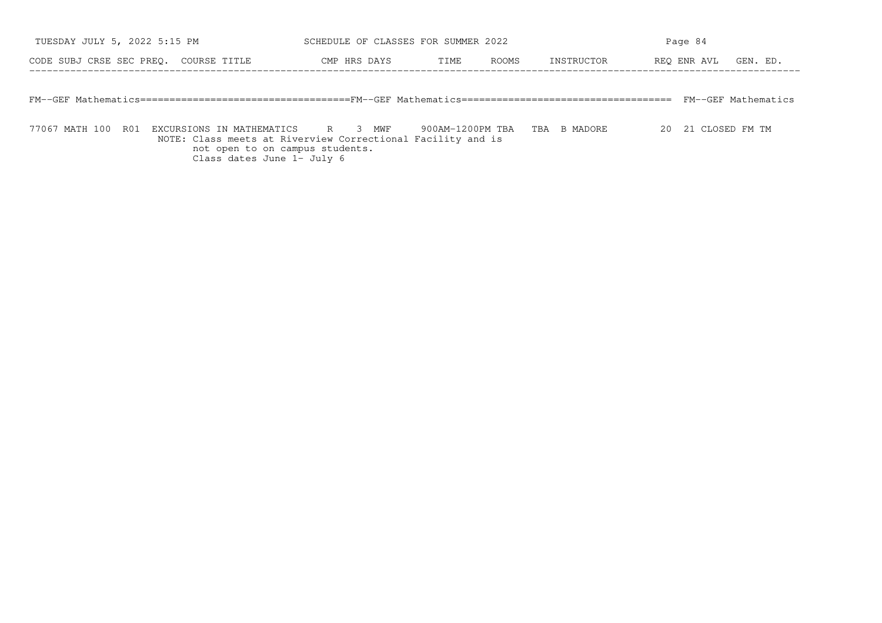| CODE | SUBJ | CRSE | SEC | PREQ. | COURSE TITLE | CMP | HRS | DAYS | TIME | ROOMS | INSTRUCTOR | REQ | ENR | AVL | GEN. ED. |
|---|---|---|---|---|---|---|---|---|---|---|---|---|---|---|---|

FM--GEF Mathematics====================================FM--GEF Mathematics==================================== FM--GEF Mathematics

| CODE | SUBJ | CRSE | SEC | PREQ. | COURSE TITLE | CMP | HRS | DAYS | TIME | ROOMS | INSTRUCTOR | REQ | ENR | AVL | GEN. ED. |
|---|---|---|---|---|---|---|---|---|---|---|---|---|---|---|---|
| 77067 | MATH | 100 | R01 | | EXCURSIONS IN MATHEMATICS | R | 3 | MWF | 900AM-1200PM | TBA TBA | B MADORE | 20 | 21 | CLOSED | FM TM |

NOTE: Class meets at Riverview Correctional Facility and is
not open to on campus students.
Class dates June 1- July 6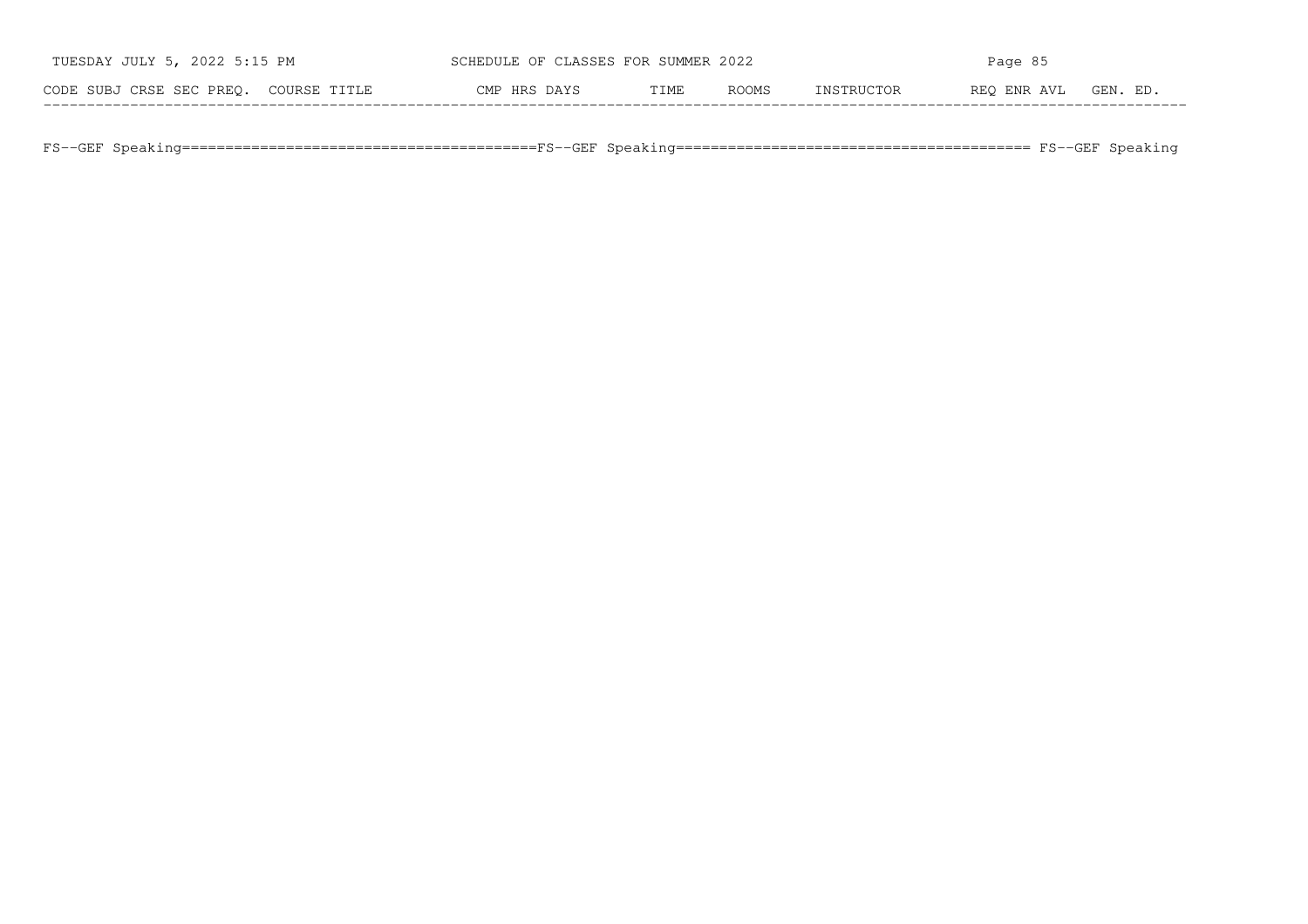| CODE | SUBJ | CRSE | SEC | PREQ. | COURSE TITLE | CMP | HRS | DAYS | TIME | ROOMS | INSTRUCTOR | REQ | ENR | AVL | GEN. ED. |
|---|---|---|---|---|---|---|---|---|---|---|---|---|---|---|---|

FS--GEF Speaking========================================FS--GEF Speaking======================================== FS--GEF Speaking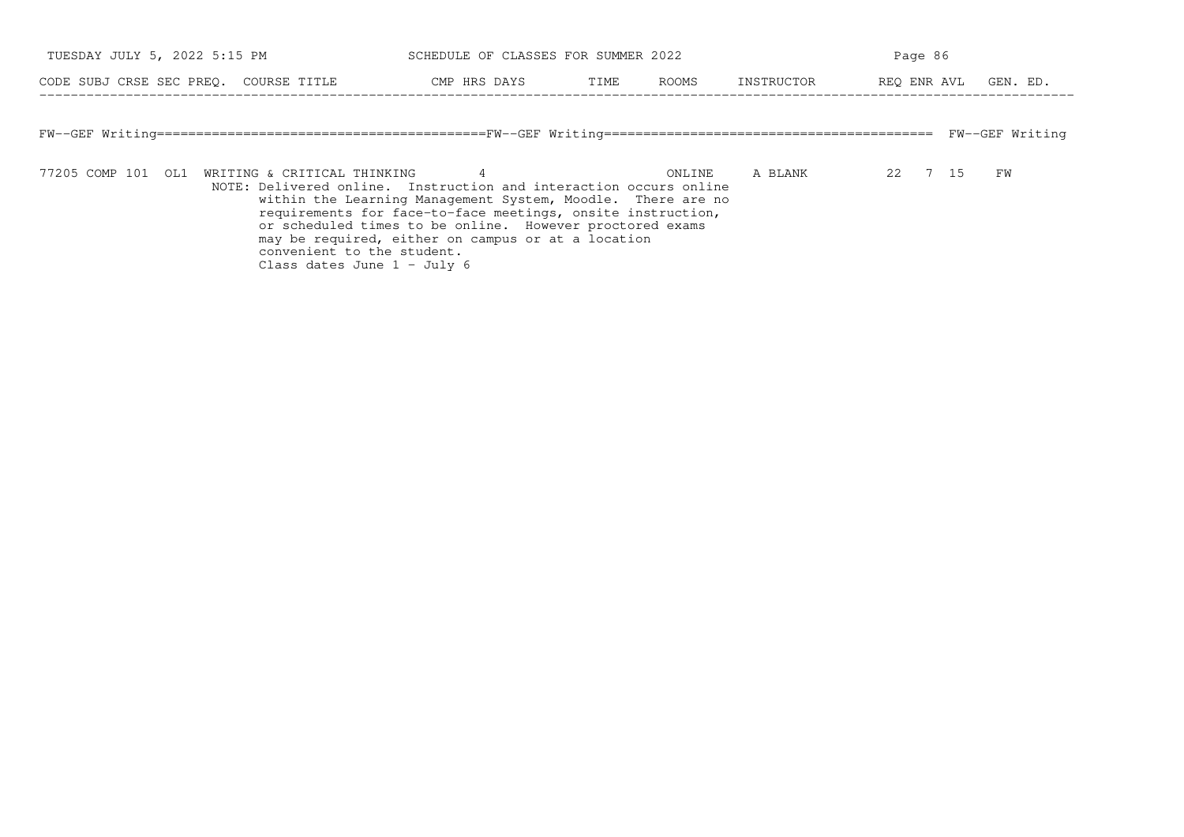| CODE | SUBJ | CRSE | SEC | PREQ. | COURSE TITLE | CMP | HRS | DAYS | TIME | ROOMS | INSTRUCTOR | REQ | ENR | AVL | GEN. ED. |
|---|---|---|---|---|---|---|---|---|---|---|---|---|---|---|---|

## FW--GEF Writing

| CODE | SUBJ | CRSE | SEC | PREQ. | COURSE TITLE | CMP | HRS | DAYS | TIME | ROOMS | INSTRUCTOR | REQ | ENR | AVL | GEN. ED. |
|---|---|---|---|---|---|---|---|---|---|---|---|---|---|---|---|
| 77205 | COMP | 101 | OL1 | | WRITING & CRITICAL THINKING | | 4 | | | ONLINE | A BLANK | 22 | 7 | 15 | FW |

NOTE: Delivered online. Instruction and interaction occurs online within the Learning Management System, Moodle. There are no requirements for face-to-face meetings, onsite instruction, or scheduled times to be online. However proctored exams may be required, either on campus or at a location convenient to the student.
Class dates June 1 - July 6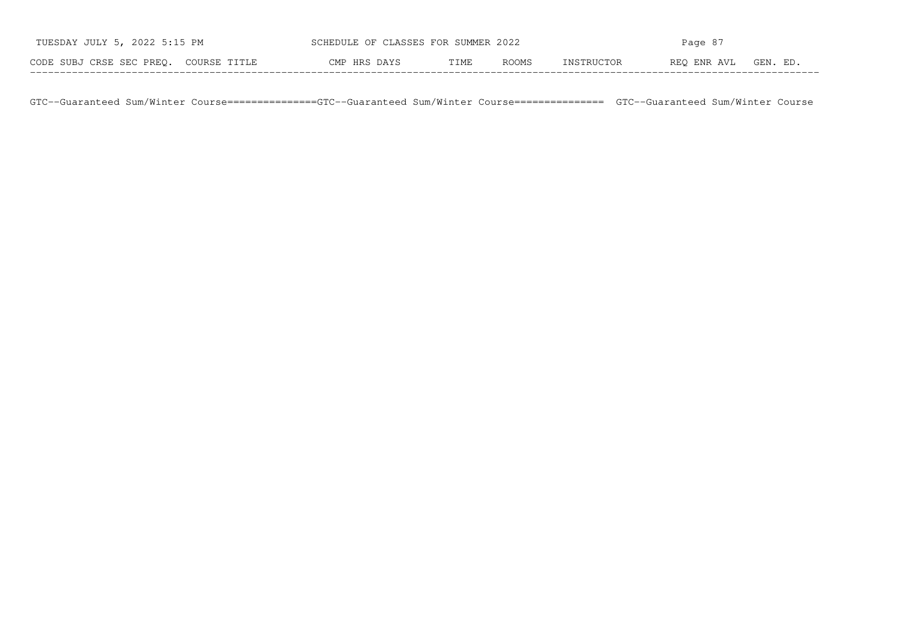| CODE | SUBJ | CRSE | SEC | PREQ. | COURSE TITLE | CMP | HRS | DAYS | TIME | ROOMS | INSTRUCTOR | REQ | ENR | AVL | GEN. ED. |
|---|---|---|---|---|---|---|---|---|---|---|---|---|---|---|---|

GTC--Guaranteed Sum/Winter Course===============GTC--Guaranteed Sum/Winter Course=============== GTC--Guaranteed Sum/Winter Course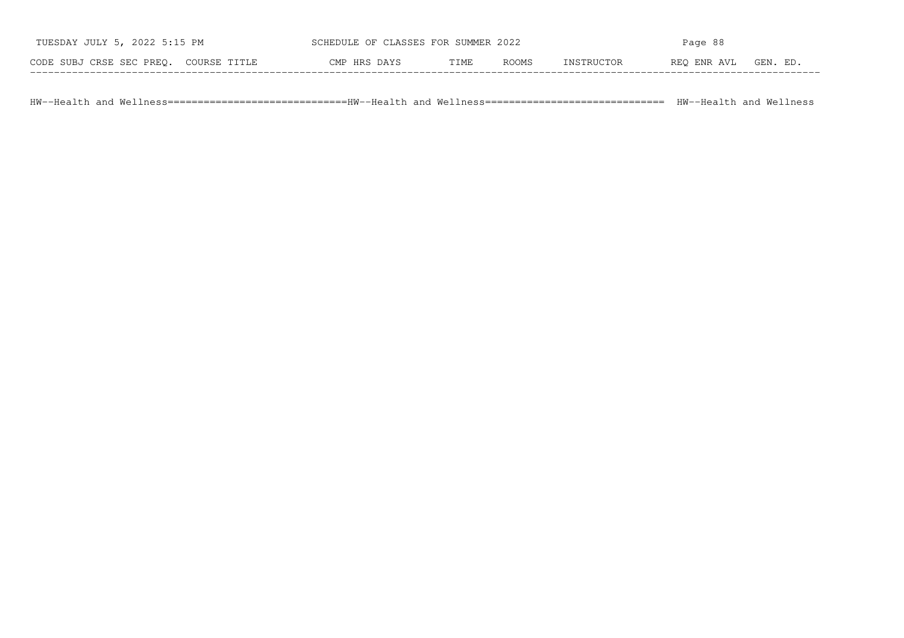| CODE | SUBJ | CRSE | SEC | PREQ. | COURSE TITLE | CMP | HRS | DAYS | TIME | ROOMS | INSTRUCTOR | REQ | ENR | AVL | GEN. ED. |
|---|---|---|---|---|---|---|---|---|---|---|---|---|---|---|---|

HW--Health and Wellness==============================HW--Health and Wellness============================== HW--Health and Wellness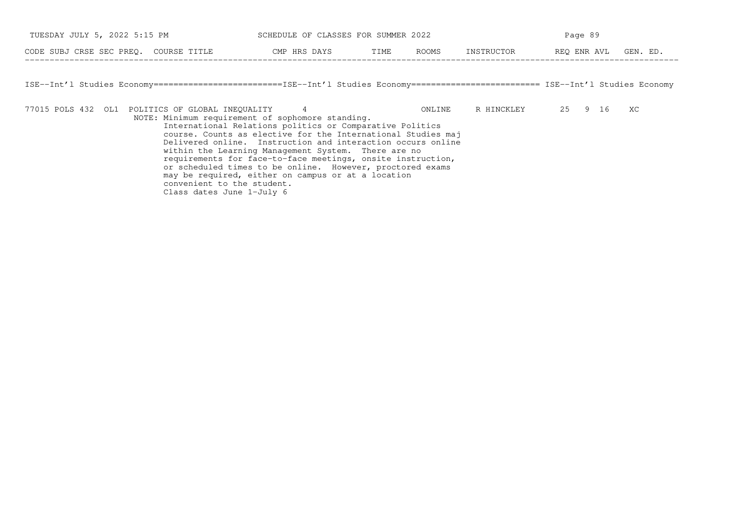| CODE | SUBJ | CRSE | SEC | PREQ. | COURSE TITLE | CMP | HRS | DAYS | TIME | ROOMS | INSTRUCTOR | REQ | ENR | AVL | GEN. ED. |
|---|---|---|---|---|---|---|---|---|---|---|---|---|---|---|---|

## ISE--Int'l Studies Economy

| CODE | SUBJ | CRSE | SEC | PREQ. | COURSE TITLE | CMP | HRS | DAYS | TIME | ROOMS | INSTRUCTOR | REQ | ENR | AVL | GEN. ED. |
|---|---|---|---|---|---|---|---|---|---|---|---|---|---|---|---|
| 77015 | POLS | 432 | OL1 | | POLITICS OF GLOBAL INEQUALITY | | 4 | | | ONLINE | R HINCKLEY | 25 | 9 | 16 | XC |

NOTE: Minimum requirement of sophomore standing.
International Relations politics or Comparative Politics course. Counts as elective for the International Studies maj Delivered online. Instruction and interaction occurs online within the Learning Management System. There are no requirements for face-to-face meetings, onsite instruction, or scheduled times to be online. However, proctored exams may be required, either on campus or at a location convenient to the student.
Class dates June 1-July 6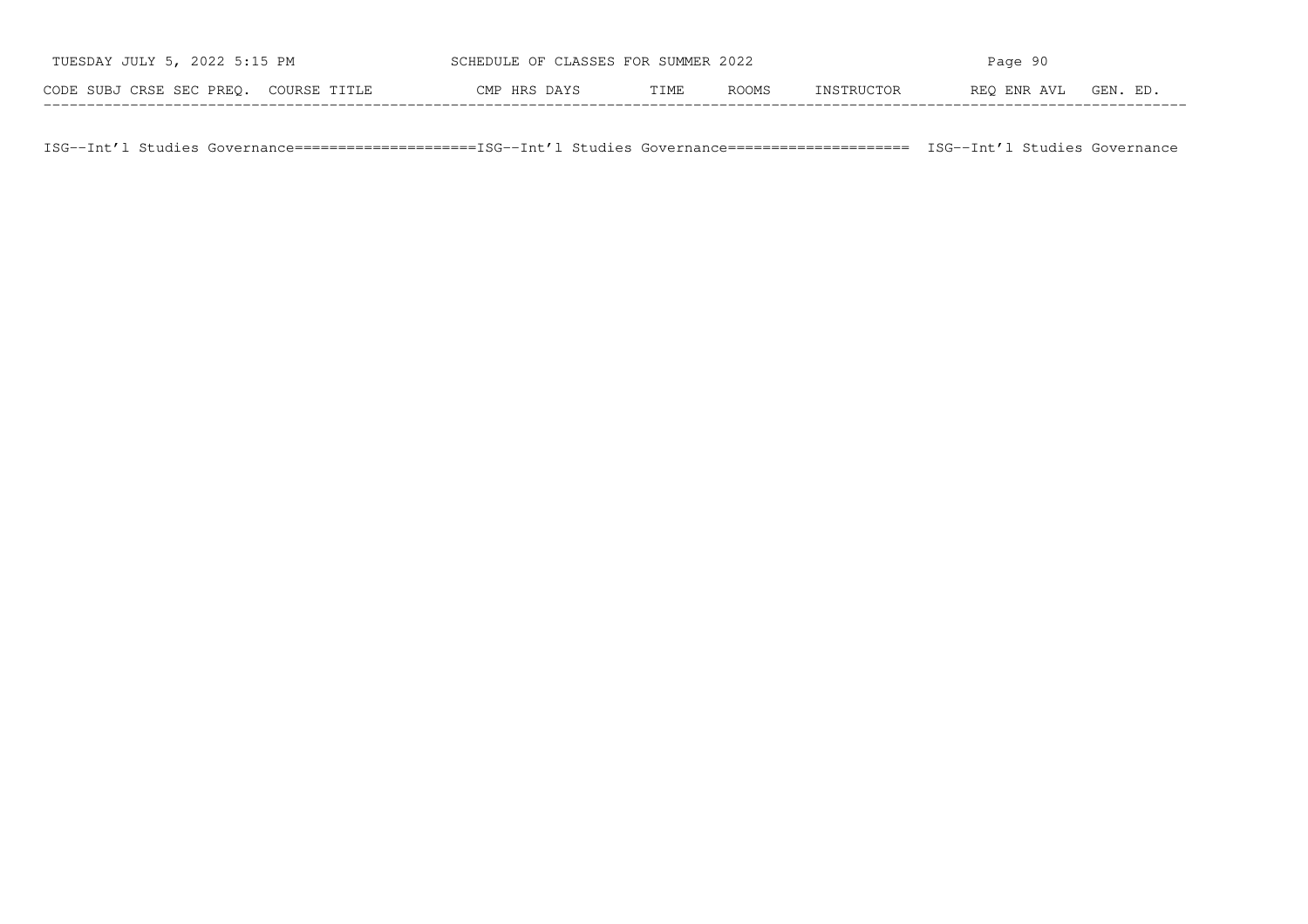| CODE | SUBJ | CRSE | SEC | PREQ. | COURSE TITLE | CMP | HRS | DAYS | TIME | ROOMS | INSTRUCTOR | REQ | ENR | AVL | GEN. ED. |
|---|---|---|---|---|---|---|---|---|---|---|---|---|---|---|---|

ISG--Int'l Studies Governance====================ISG--Int'l Studies Governance==================== ISG--Int'l Studies Governance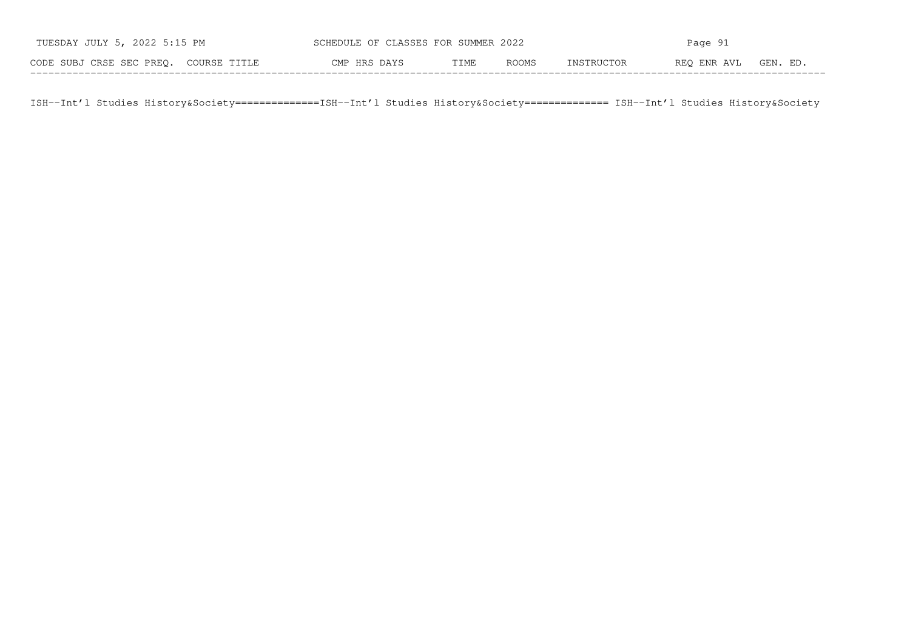| CODE | SUBJ | CRSE | SEC | PREQ. | COURSE TITLE | CMP | HRS | DAYS | TIME | ROOMS | INSTRUCTOR | REQ | ENR | AVL | GEN. ED. |
|---|---|---|---|---|---|---|---|---|---|---|---|---|---|---|---|

ISH--Int'l Studies History&Society==============ISH--Int'l Studies History&Society============== ISH--Int'l Studies History&Society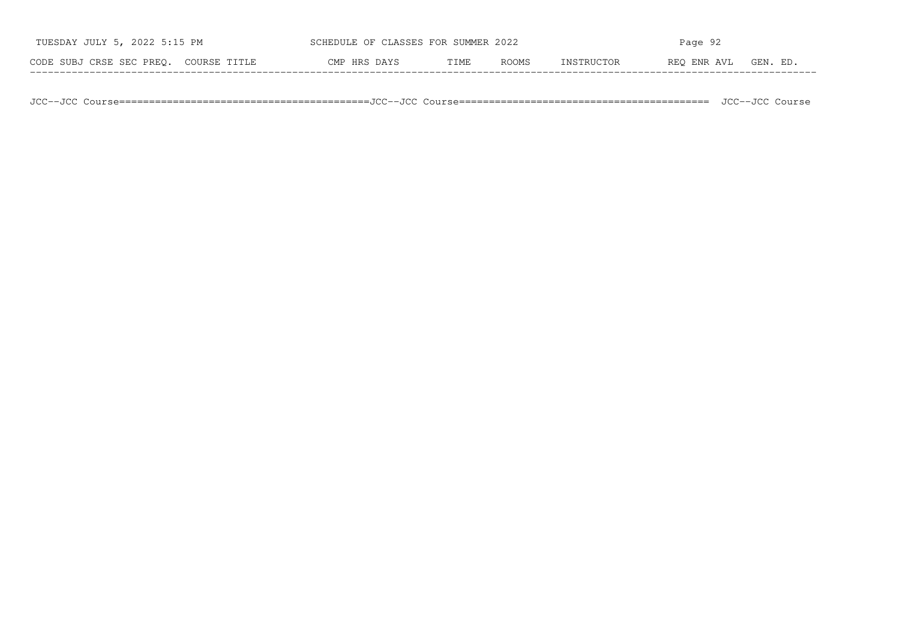| CODE | SUBJ | CRSE | SEC | PREQ. | COURSE TITLE | CMP | HRS | DAYS | TIME | ROOMS | INSTRUCTOR | REQ | ENR | AVL | GEN. ED. |
|---|---|---|---|---|---|---|---|---|---|---|---|---|---|---|---|

JCC--JCC Course==========================================JCC--JCC Course==========================================  JCC--JCC Course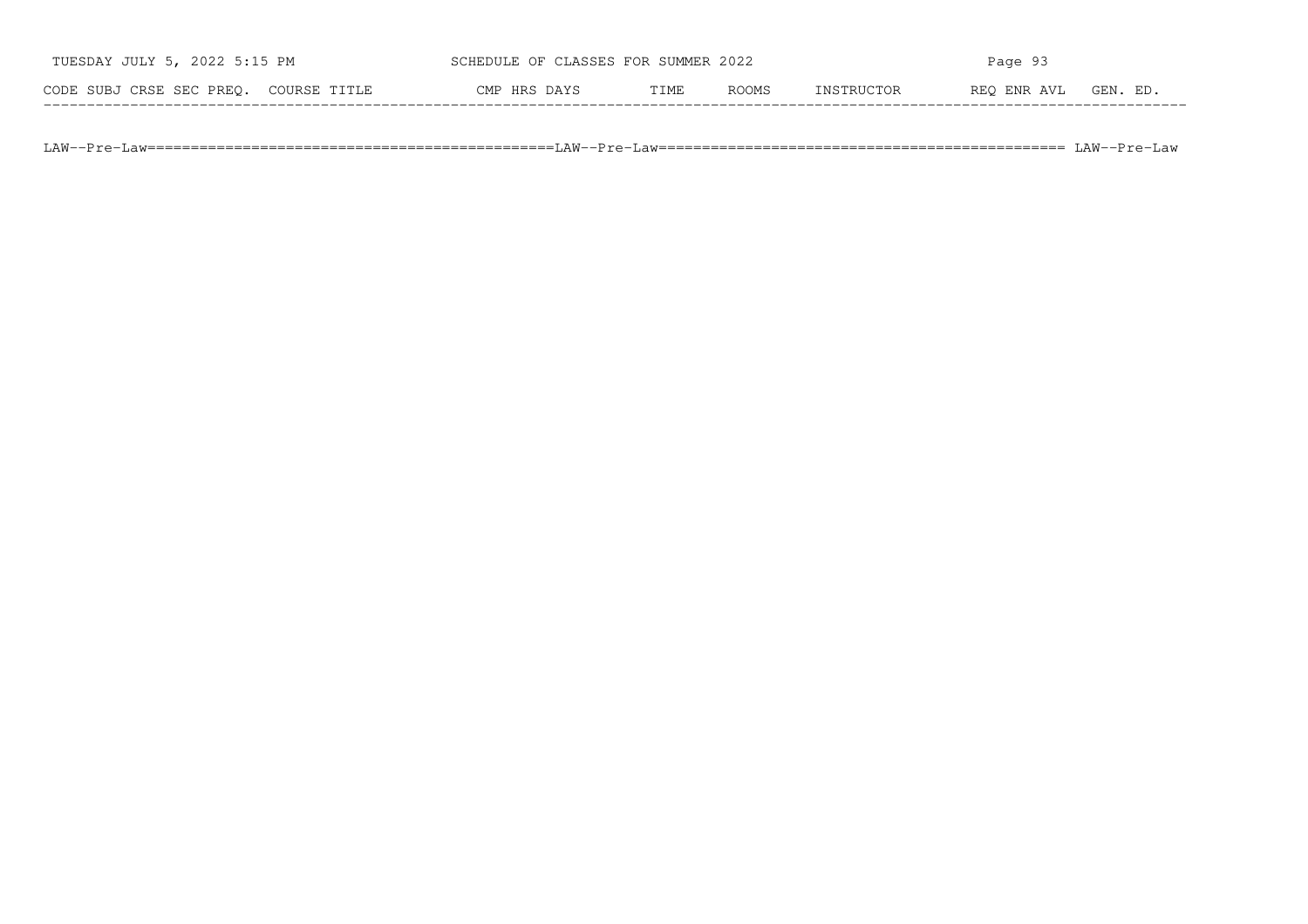| CODE | SUBJ | CRSE | SEC | PREQ. | COURSE TITLE | CMP | HRS | DAYS | TIME | ROOMS | INSTRUCTOR | REQ | ENR | AVL | GEN. ED. |
|---|---|---|---|---|---|---|---|---|---|---|---|---|---|---|---|

LAW--Pre-Law================================================LAW--Pre-Law============================================== LAW--Pre-Law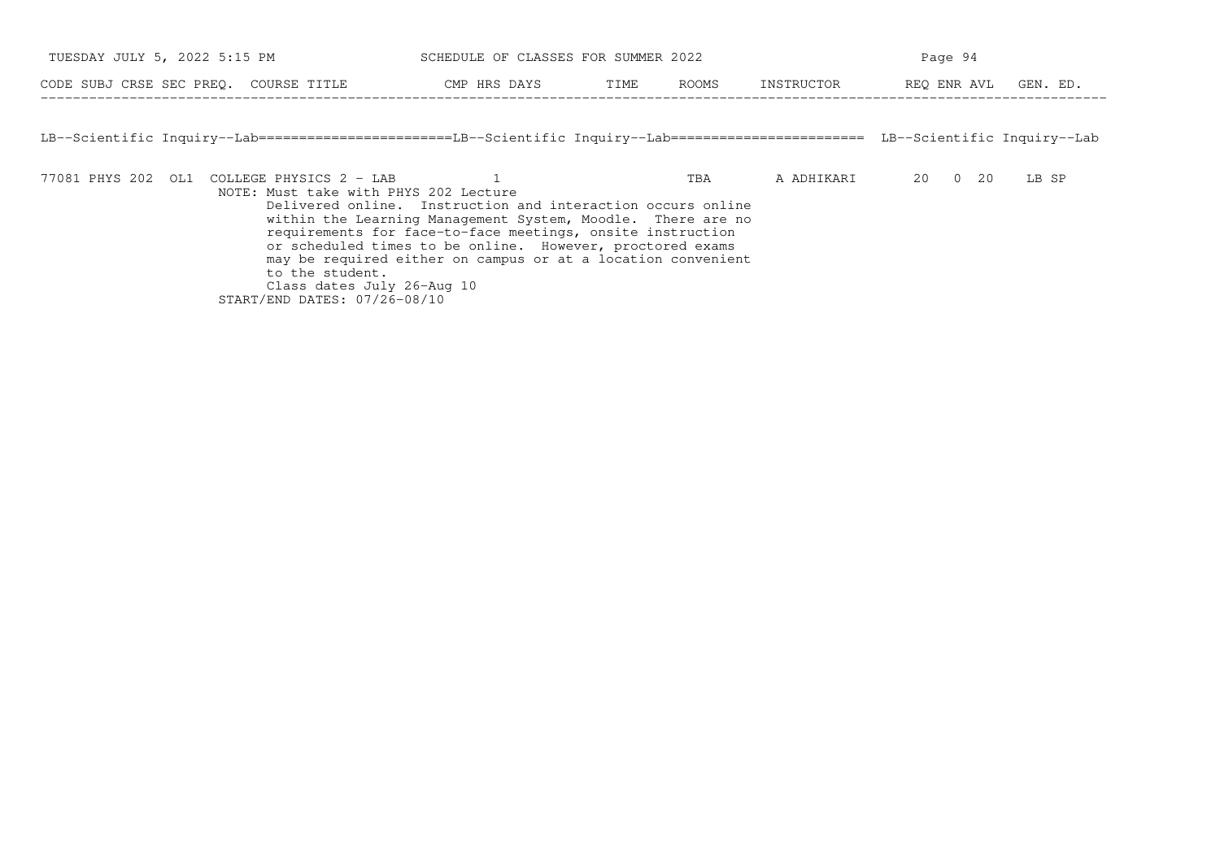| CODE | SUBJ | CRSE | SEC | PREQ. | COURSE TITLE | CMP | HRS | DAYS | TIME | ROOMS | INSTRUCTOR | REQ | ENR | AVL | GEN. ED. |
|---|---|---|---|---|---|---|---|---|---|---|---|---|---|---|---|

LB--Scientific Inquiry--Lab=======================LB--Scientific Inquiry--Lab======================= LB--Scientific Inquiry--Lab

| CODE | SUBJ | CRSE | SEC | PREQ. | COURSE TITLE | CMP | HRS | DAYS | TIME | ROOMS | INSTRUCTOR | REQ | ENR | AVL | GEN. ED. |
|---|---|---|---|---|---|---|---|---|---|---|---|---|---|---|---|
| 77081 | PHYS | 202 | OL1 | | COLLEGE PHYSICS 2 - LAB | | 1 | | | TBA | A ADHIKARI | 20 | 0 | 20 | LB SP |

NOTE: Must take with PHYS 202 Lecture
Delivered online. Instruction and interaction occurs online within the Learning Management System, Moodle. There are no requirements for face-to-face meetings, onsite instruction or scheduled times to be online. However, proctored exams may be required either on campus or at a location convenient to the student.
Class dates July 26-Aug 10
START/END DATES: 07/26-08/10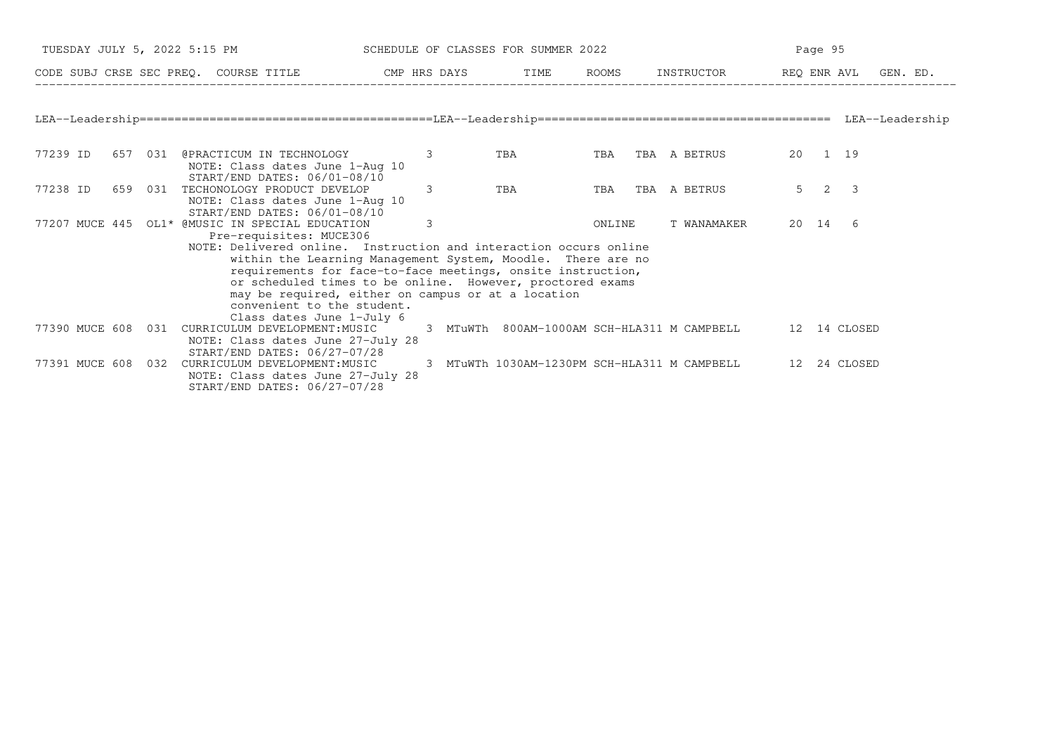| CODE | SUBJ | CRSE | SEC | PREQ. | COURSE TITLE | CMP | HRS | DAYS | TIME | ROOMS | INSTRUCTOR | REQ | ENR | AVL | GEN. ED. |
|---|---|---|---|---|---|---|---|---|---|---|---|---|---|---|---|

## LEA--Leadership

| CODE | SUBJ | CRSE | SEC | PREQ. | COURSE TITLE | CMP | HRS | DAYS | TIME | ROOMS | INSTRUCTOR | REQ | ENR | AVL | GEN. ED. |
|---|---|---|---|---|---|---|---|---|---|---|---|---|---|---|---|
| 77239 | ID | 657 | 031 | | @PRACTICUM IN TECHNOLOGY<br>NOTE: Class dates June 1-Aug 10<br>START/END DATES: 06/01-08/10 | | 3 | | TBA | TBA | TBA A BETRUS | 20 | 1 | 19 | |
| 77238 | ID | 659 | 031 | | TECHONOLOGY PRODUCT DEVELOP<br>NOTE: Class dates June 1-Aug 10<br>START/END DATES: 06/01-08/10 | | 3 | | TBA | TBA | TBA A BETRUS | 5 | 2 | 3 | |
| 77207 | MUCE | 445 | OL1* | | @MUSIC IN SPECIAL EDUCATION<br>Pre-requisites: MUCE306<br>NOTE: Delivered online. Instruction and interaction occurs online within the Learning Management System, Moodle. There are no requirements for face-to-face meetings, onsite instruction, or scheduled times to be online. However, proctored exams may be required, either on campus or at a location convenient to the student.<br>Class dates June 1-July 6 | | 3 | | | ONLINE | T WANAMAKER | 20 | 14 | 6 | |
| 77390 | MUCE | 608 | 031 | | CURRICULUM DEVELOPMENT:MUSIC<br>NOTE: Class dates June 27-July 28<br>START/END DATES: 06/27-07/28 | | 3 | MTuWTh | 800AM-1000AM | SCH-HLA311 | M CAMPBELL | 12 | 14 | CLOSED | |
| 77391 | MUCE | 608 | 032 | | CURRICULUM DEVELOPMENT:MUSIC<br>NOTE: Class dates June 27-July 28<br>START/END DATES: 06/27-07/28 | | 3 | MTuWTh | 1030AM-1230PM | SCH-HLA311 | M CAMPBELL | 12 | 24 | CLOSED | |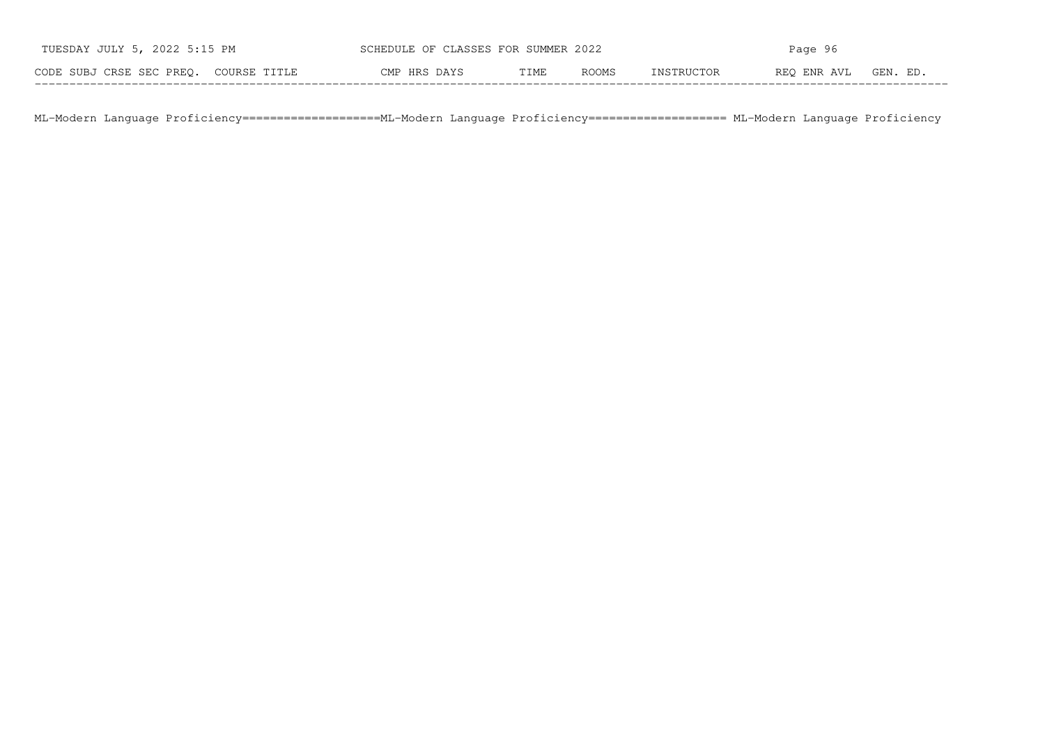| CODE | SUBJ | CRSE | SEC | PREQ. | COURSE TITLE | CMP | HRS | DAYS | TIME | ROOMS | INSTRUCTOR | REQ | ENR | AVL | GEN. ED. |
|---|---|---|---|---|---|---|---|---|---|---|---|---|---|---|---|

ML-Modern Language Proficiency====================ML-Modern Language Proficiency==================== ML-Modern Language Proficiency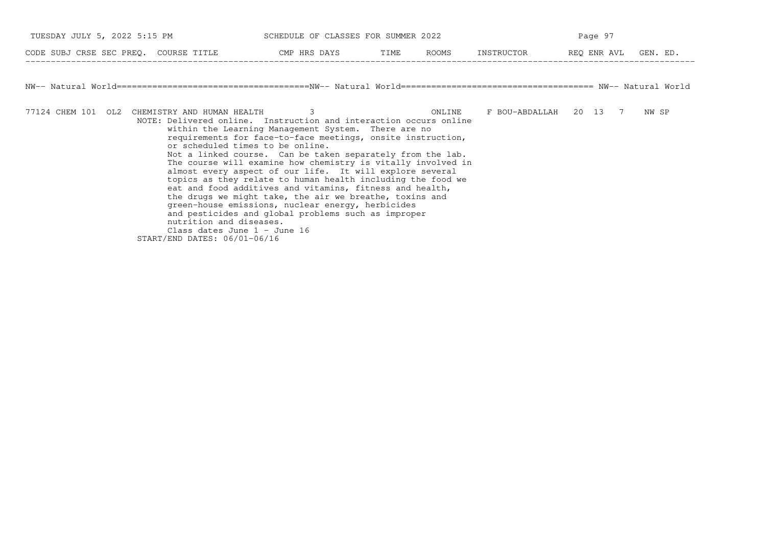| CODE | SUBJ | CRSE | SEC | PREQ. | COURSE TITLE | CMP | HRS | DAYS | TIME | ROOMS | INSTRUCTOR | REQ | ENR | AVL | GEN. ED. |
|---|---|---|---|---|---|---|---|---|---|---|---|---|---|---|---|

## NW-- Natural World

| CODE | SUBJ | CRSE | SEC | PREQ. | COURSE TITLE | CMP | HRS | DAYS | TIME | ROOMS | INSTRUCTOR | REQ | ENR | AVL | GEN. ED. |
|---|---|---|---|---|---|---|---|---|---|---|---|---|---|---|---|
| 77124 | CHEM | 101 | OL2 | | CHEMISTRY AND HUMAN HEALTH | | 3 | | | ONLINE | F BOU-ABDALLAH | 20 | 13 | 7 | NW SP |

NOTE: Delivered online. Instruction and interaction occurs online within the Learning Management System. There are no requirements for face-to-face meetings, onsite instruction, or scheduled times to be online.
Not a linked course. Can be taken separately from the lab.
The course will examine how chemistry is vitally involved in almost every aspect of our life. It will explore several topics as they relate to human health including the food we eat and food additives and vitamins, fitness and health, the drugs we might take, the air we breathe, toxins and green-house emissions, nuclear energy, herbicides and pesticides and global problems such as improper nutrition and diseases.
Class dates June 1 - June 16

START/END DATES: 06/01-06/16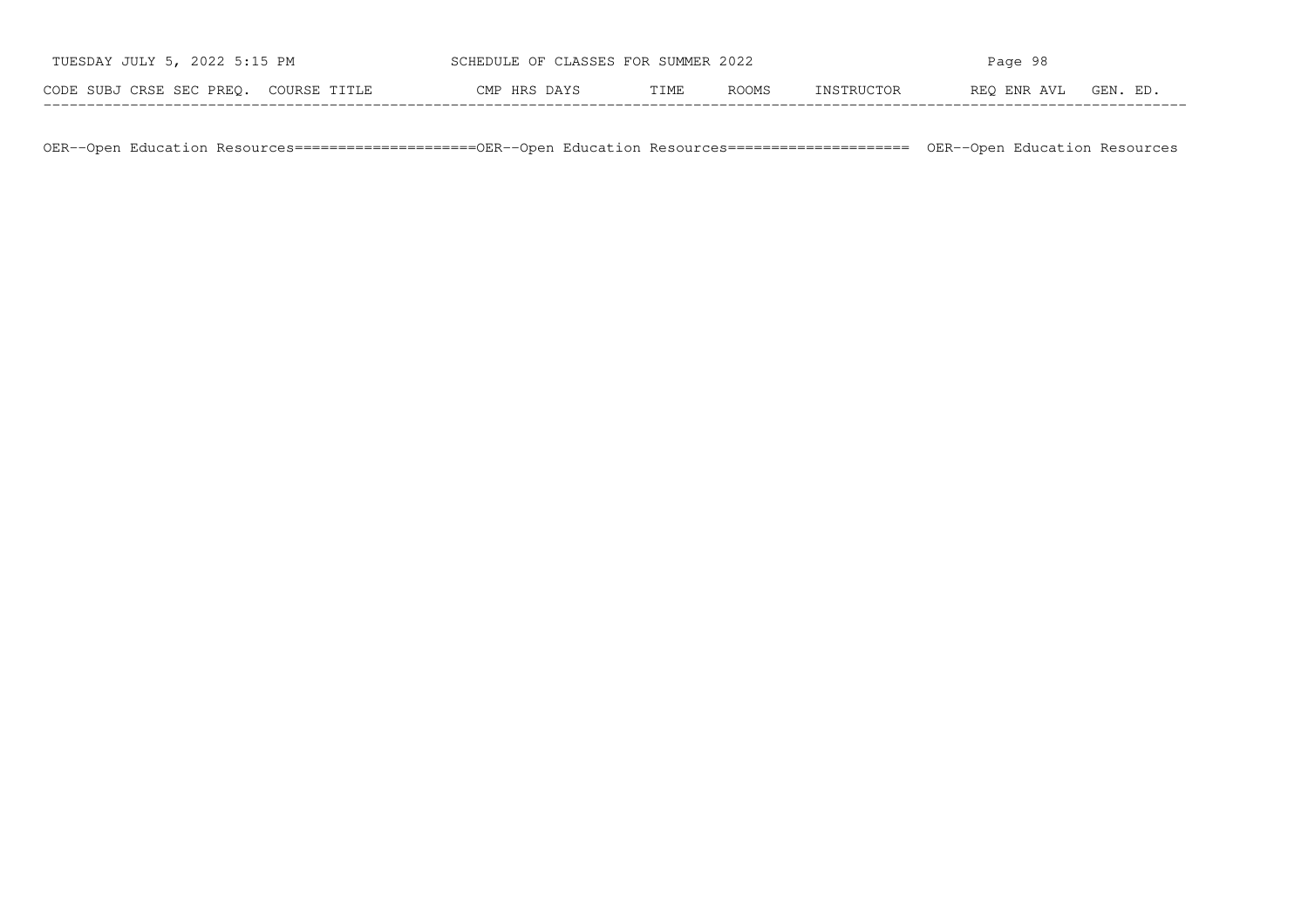| CODE | SUBJ | CRSE | SEC | PREQ. | COURSE TITLE | CMP | HRS | DAYS | TIME | ROOMS | INSTRUCTOR | REQ | ENR | AVL | GEN. ED. |
|---|---|---|---|---|---|---|---|---|---|---|---|---|---|---|---|

OER--Open Education Resources=====================OER--Open Education Resources===================== OER--Open Education Resources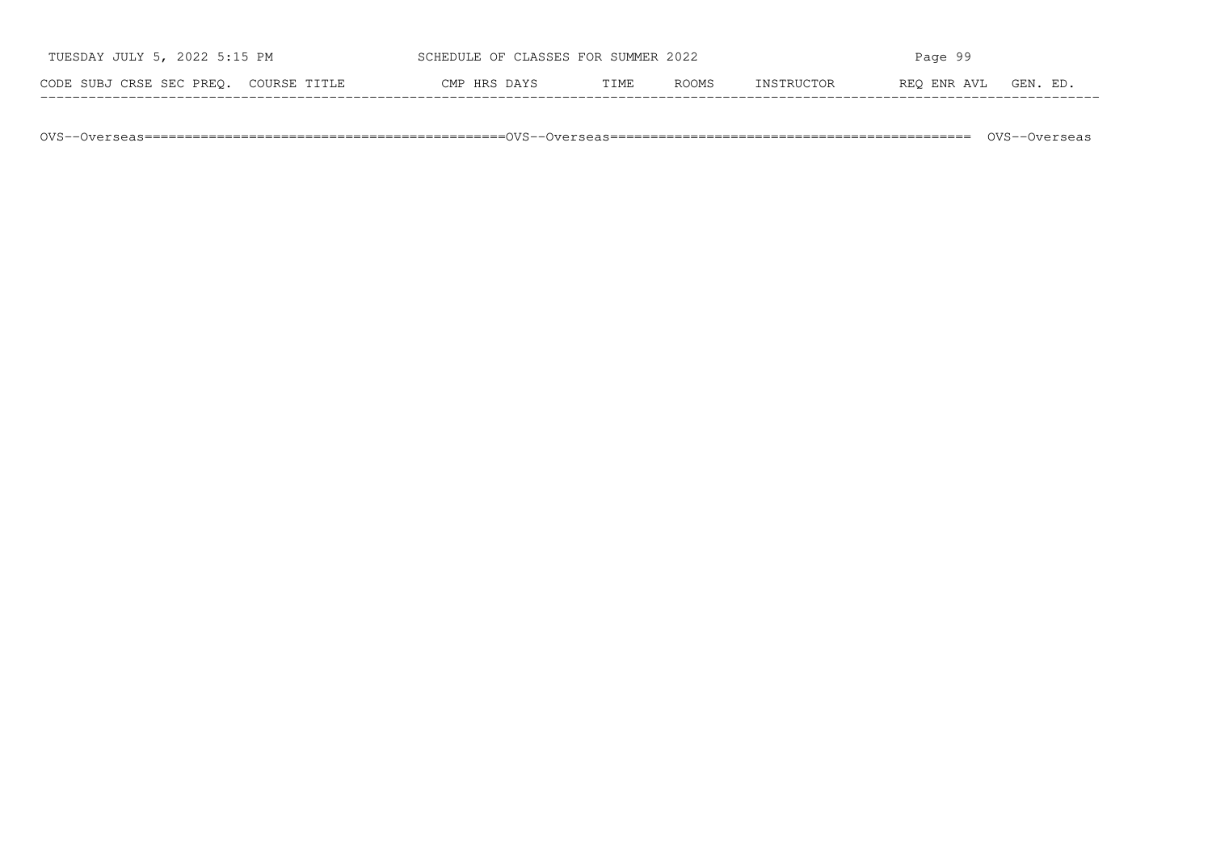| CODE | SUBJ | CRSE | SEC | PREQ. | COURSE TITLE | CMP | HRS | DAYS | TIME | ROOMS | INSTRUCTOR | REQ | ENR | AVL | GEN. ED. |
|---|---|---|---|---|---|---|---|---|---|---|---|---|---|---|---|

OVS--Overseas============================================OVS--Overseas============================================ OVS--Overseas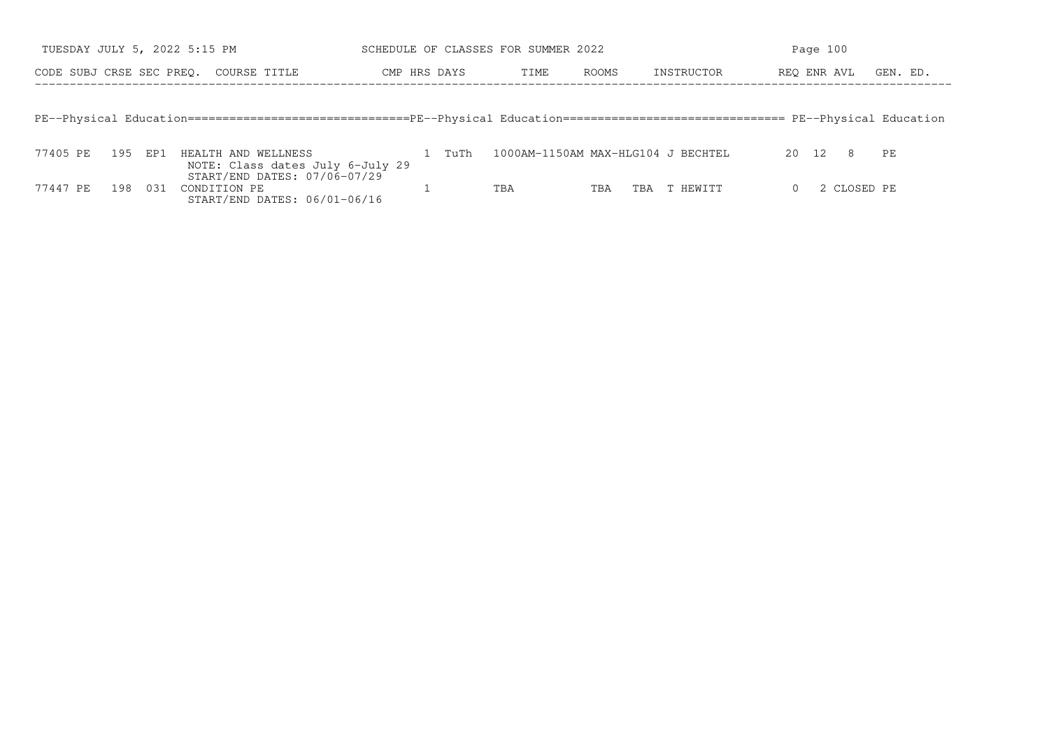| CODE | SUBJ | CRSE | SEC | PREQ. | COURSE TITLE | CMP | HRS | DAYS | TIME | ROOMS | INSTRUCTOR | REQ | ENR | AVL | GEN. ED. |
|---|---|---|---|---|---|---|---|---|---|---|---|---|---|---|---|

## PE--Physical Education

| CODE | SUBJ | CRSE | SEC | PREQ. | COURSE TITLE | CMP | HRS | DAYS | TIME | ROOMS | INSTRUCTOR | REQ | ENR | AVL | GEN. ED. |
|---|---|---|---|---|---|---|---|---|---|---|---|---|---|---|---|
| 77405 | PE | 195 | EP1 | | HEALTH AND WELLNESS<br>NOTE: Class dates July 6-July 29<br>START/END DATES: 07/06-07/29 | | 1 | TuTh | 1000AM-1150AM | MAX-HLG104 | J BECHTEL | | 20 | 12 | 8 | PE |
| 77447 | PE | 198 | 031 | | CONDITION PE<br>START/END DATES: 06/01-06/16 | | 1 | | TBA | TBA TBA | T HEWITT | | 0 | 2 | CLOSED | PE |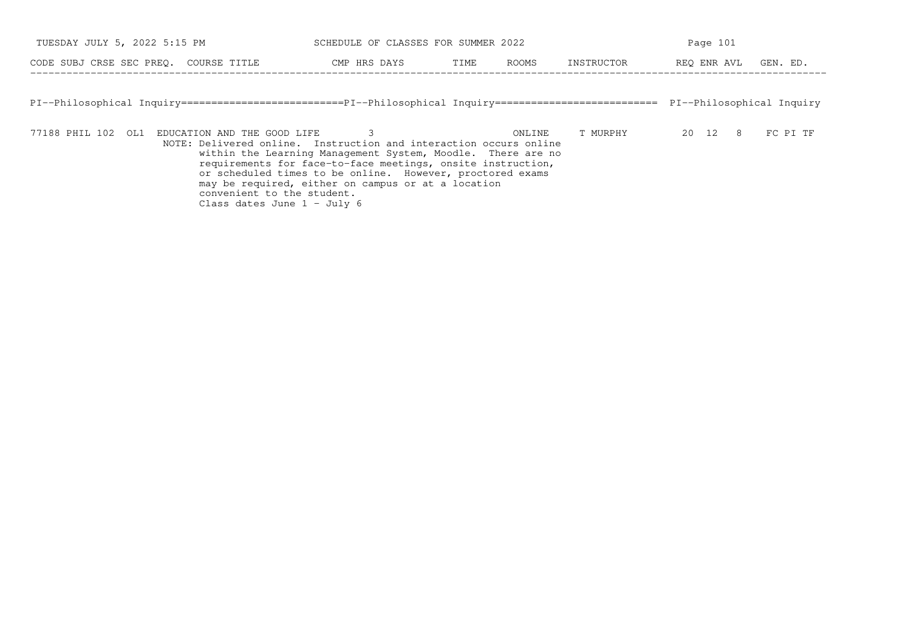| CODE | SUBJ | CRSE | SEC | PREQ. | COURSE TITLE | CMP | HRS | DAYS | TIME | ROOMS | INSTRUCTOR | REQ | ENR | AVL | GEN. ED. |
|---|---|---|---|---|---|---|---|---|---|---|---|---|---|---|---|

## PI--Philosophical Inquiry

| CODE | SUBJ | CRSE | SEC | PREQ. | COURSE TITLE | CMP | HRS | DAYS | TIME | ROOMS | INSTRUCTOR | REQ | ENR | AVL | GEN. ED. |
|---|---|---|---|---|---|---|---|---|---|---|---|---|---|---|---|
| 77188 | PHIL | 102 | OL1 | | EDUCATION AND THE GOOD LIFE | | 3 | | | ONLINE | T MURPHY | 20 | 12 | 8 | FC PI TF |

NOTE: Delivered online. Instruction and interaction occurs online within the Learning Management System, Moodle. There are no requirements for face-to-face meetings, onsite instruction, or scheduled times to be online. However, proctored exams may be required, either on campus or at a location convenient to the student.
Class dates June 1 - July 6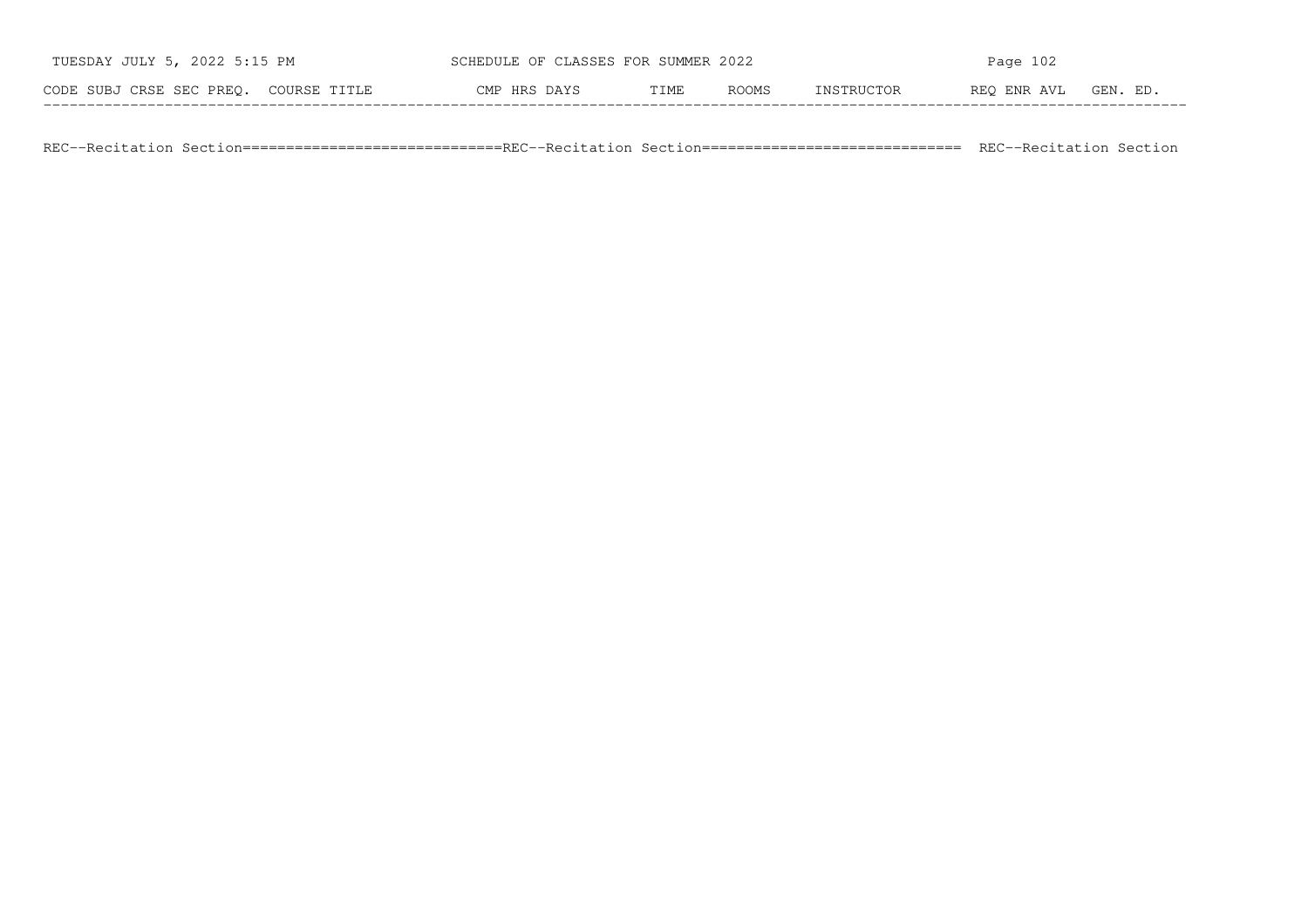| CODE | SUBJ | CRSE | SEC | PREQ. | COURSE TITLE | CMP | HRS | DAYS | TIME | ROOMS | INSTRUCTOR | REQ | ENR | AVL | GEN. ED. |
|---|---|---|---|---|---|---|---|---|---|---|---|---|---|---|---|

REC--Recitation Section==============================REC--Recitation Section==============================  REC--Recitation Section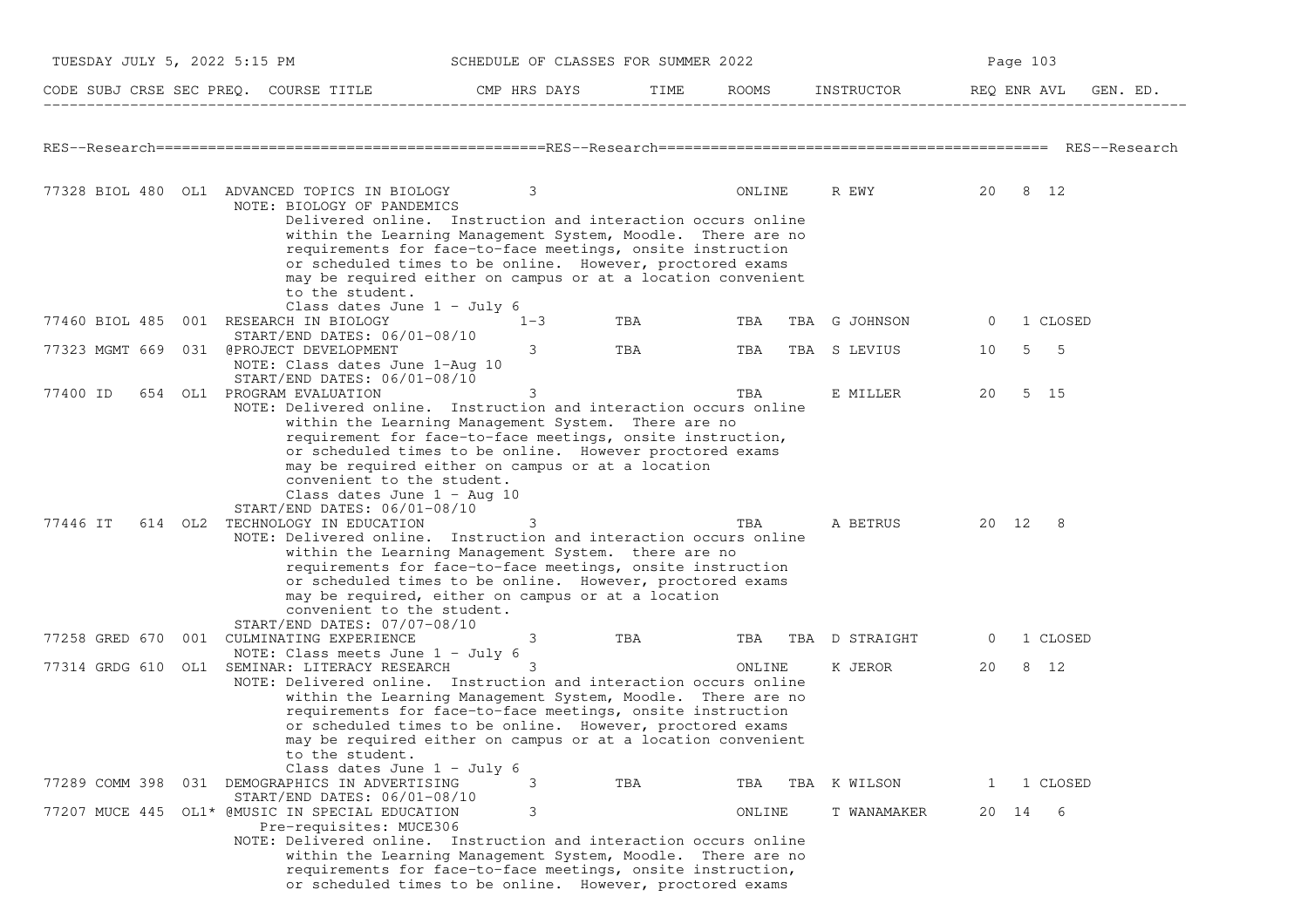## RES--Research

| CODE | SUBJ | CRSE | SEC | PREQ. | COURSE TITLE | CMP | HRS | DAYS | TIME | ROOMS | | INSTRUCTOR | REQ | ENR | AVL | GEN. ED. |
|---|---|---|---|---|---|---|---|---|---|---|---|---|---|---|---|---|
| 77328 | BIOL | 480 | OL1 | | ADVANCED TOPICS IN BIOLOGY | | 3 | | | ONLINE | | R EWY | 20 | 8 | 12 | |
| | | | | | NOTE: BIOLOGY OF PANDEMICS<br>Delivered online. Instruction and interaction occurs online within the Learning Management System, Moodle. There are no requirements for face-to-face meetings, onsite instruction or scheduled times to be online. However, proctored exams may be required either on campus or at a location convenient to the student.<br>Class dates June 1 - July 6 | | | | | | | | | | | |
| 77460 | BIOL | 485 | 001 | | RESEARCH IN BIOLOGY | | 1-3 | | TBA | TBA | TBA | G JOHNSON | 0 | 1 | CLOSED | |
| | | | | | START/END DATES: 06/01-08/10 | | | | | | | | | | | |
| 77323 | MGMT | 669 | 031 | | @PROJECT DEVELOPMENT | | 3 | | TBA | TBA | TBA | S LEVIUS | 10 | 5 | 5 | |
| | | | | | NOTE: Class dates June 1-Aug 10<br>START/END DATES: 06/01-08/10 | | | | | | | | | | | |
| 77400 | ID | 654 | OL1 | | PROGRAM EVALUATION | | 3 | | | TBA | | E MILLER | 20 | 5 | 15 | |
| | | | | | NOTE: Delivered online. Instruction and interaction occurs online within the Learning Management System. There are no requirement for face-to-face meetings, onsite instruction, or scheduled times to be online. However proctored exams may be required either on campus or at a location convenient to the student.<br>Class dates June 1 - Aug 10<br>START/END DATES: 06/01-08/10 | | | | | | | | | | | |
| 77446 | IT | 614 | OL2 | | TECHNOLOGY IN EDUCATION | | 3 | | | TBA | | A BETRUS | 20 | 12 | 8 | |
| | | | | | NOTE: Delivered online. Instruction and interaction occurs online within the Learning Management System. there are no requirements for face-to-face meetings, onsite instruction or scheduled times to be online. However, proctored exams may be required, either on campus or at a location convenient to the student.<br>START/END DATES: 07/07-08/10 | | | | | | | | | | | |
| 77258 | GRED | 670 | 001 | | CULMINATING EXPERIENCE | | 3 | | TBA | TBA | TBA | D STRAIGHT | 0 | 1 | CLOSED | |
| | | | | | NOTE: Class meets June 1 - July 6 | | | | | | | | | | | |
| 77314 | GRDG | 610 | OL1 | | SEMINAR: LITERACY RESEARCH | | 3 | | | ONLINE | | K JEROR | 20 | 8 | 12 | |
| | | | | | NOTE: Delivered online. Instruction and interaction occurs online within the Learning Management System, Moodle. There are no requirements for face-to-face meetings, onsite instruction or scheduled times to be online. However, proctored exams may be required either on campus or at a location convenient to the student.<br>Class dates June 1 - July 6 | | | | | | | | | | | |
| 77289 | COMM | 398 | 031 | | DEMOGRAPHICS IN ADVERTISING | | 3 | | TBA | TBA | TBA | K WILSON | 1 | 1 | CLOSED | |
| | | | | | START/END DATES: 06/01-08/10 | | | | | | | | | | | |
| 77207 | MUCE | 445 | OL1* | | @MUSIC IN SPECIAL EDUCATION | | 3 | | | ONLINE | | T WANAMAKER | 20 | 14 | 6 | |
| | | | | | Pre-requisites: MUCE306<br>NOTE: Delivered online. Instruction and interaction occurs online within the Learning Management System, Moodle. There are no requirements for face-to-face meetings, onsite instruction, or scheduled times to be online. However, proctored exams | | | | | | | | | | | |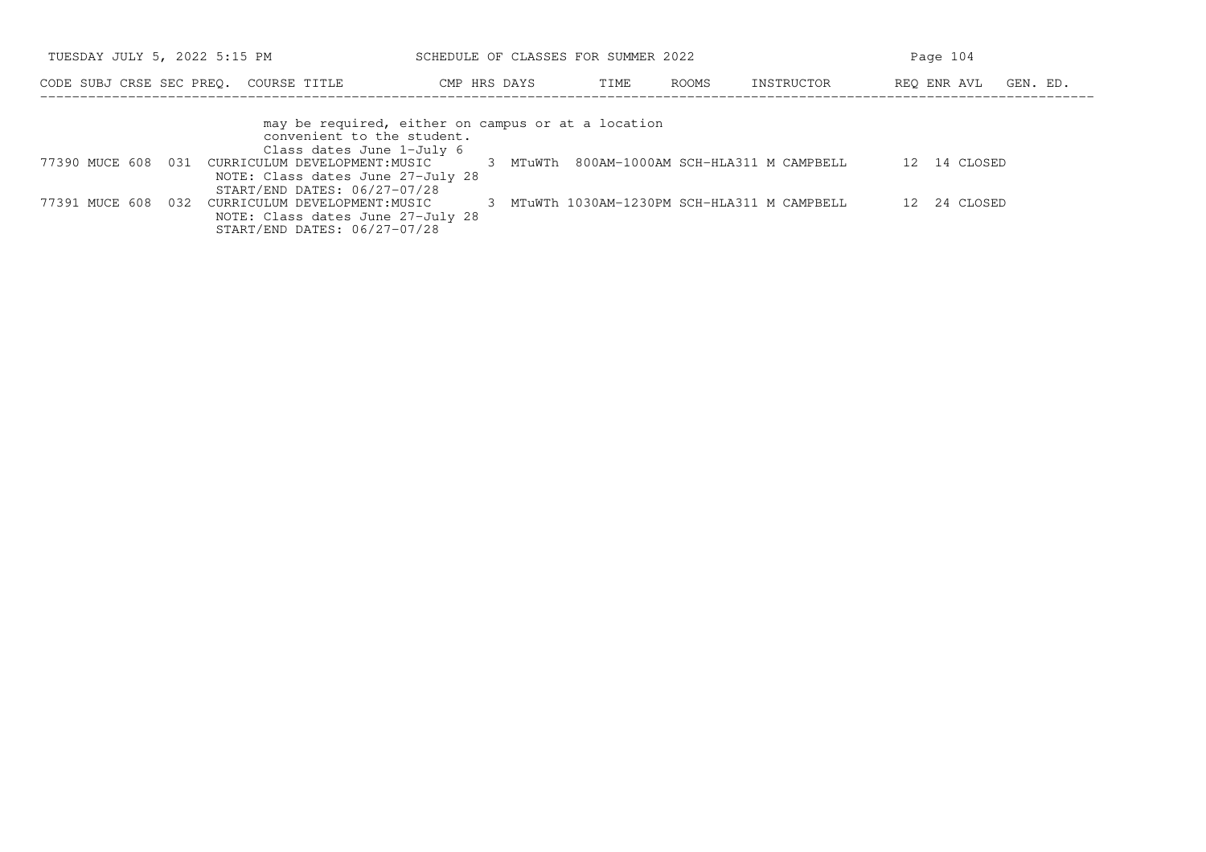| CODE | SUBJ | CRSE | SEC | PREQ. | COURSE TITLE | CMP | HRS | DAYS | TIME | ROOMS | INSTRUCTOR | REQ | ENR | AVL | GEN. ED. |
|---|---|---|---|---|---|---|---|---|---|---|---|---|---|---|---|
| | | | | | may be required, either on campus or at a location convenient to the student. Class dates June 1-July 6 | | | | | | | | | | |
| 77390 | MUCE | 608 | 031 | | CURRICULUM DEVELOPMENT:MUSIC | | 3 | MTuWTh | 800AM-1000AM | SCH-HLA311 | M CAMPBELL | 12 | 14 | CLOSED | |
| | | | | | NOTE: Class dates June 27-July 28 START/END DATES: 06/27-07/28 | | | | | | | | | | |
| 77391 | MUCE | 608 | 032 | | CURRICULUM DEVELOPMENT:MUSIC | | 3 | MTuWTh | 1030AM-1230PM | SCH-HLA311 | M CAMPBELL | 12 | 24 | CLOSED | |
| | | | | | NOTE: Class dates June 27-July 28 START/END DATES: 06/27-07/28 | | | | | | | | | | |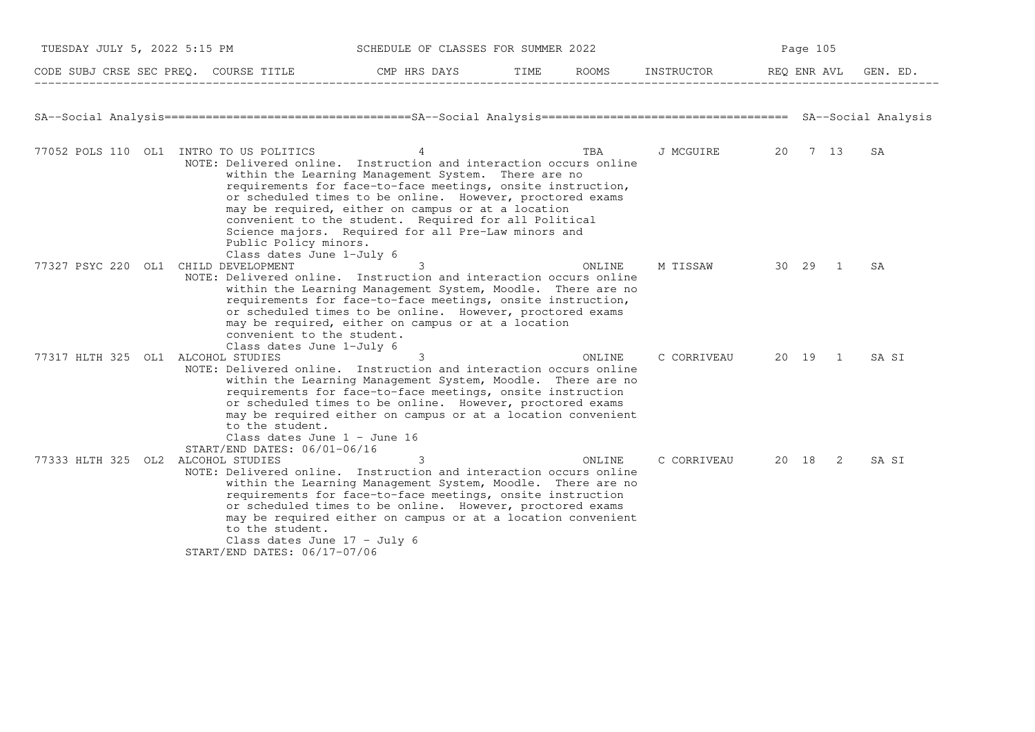| CODE | SUBJ | CRSE | SEC | PREQ. | COURSE TITLE | CMP | HRS | DAYS | TIME | ROOMS | INSTRUCTOR | REQ | ENR | AVL | GEN. ED. |
|---|---|---|---|---|---|---|---|---|---|---|---|---|---|---|---|

## SA--Social Analysis

| CODE | SUBJ | CRSE | SEC | PREQ. | COURSE TITLE | CMP | HRS | DAYS | TIME | ROOMS | INSTRUCTOR | REQ | ENR | AVL | GEN. ED. |
|---|---|---|---|---|---|---|---|---|---|---|---|---|---|---|---|
| 77052 | POLS | 110 | OL1 | | INTRO TO US POLITICS | | 4 | | | TBA | J MCGUIRE | 20 | 7 | 13 | SA |
| 77327 | PSYC | 220 | OL1 | | CHILD DEVELOPMENT | | 3 | | | ONLINE | M TISSAW | 30 | 29 | 1 | SA |
| 77317 | HLTH | 325 | OL1 | | ALCOHOL STUDIES | | 3 | | | ONLINE | C CORRIVEAU | 20 | 19 | 1 | SA SI |
| 77333 | HLTH | 325 | OL2 | | ALCOHOL STUDIES | | 3 | | | ONLINE | C CORRIVEAU | 20 | 18 | 2 | SA SI |

**77052 POLS 110 OL1** NOTE: Delivered online. Instruction and interaction occurs online within the Learning Management System. There are no requirements for face-to-face meetings, onsite instruction, or scheduled times to be online. However, proctored exams may be required, either on campus or at a location convenient to the student. Required for all Political Science majors. Required for all Pre-Law minors and Public Policy minors.
Class dates June 1-July 6

**77327 PSYC 220 OL1** NOTE: Delivered online. Instruction and interaction occurs online within the Learning Management System, Moodle. There are no requirements for face-to-face meetings, onsite instruction, or scheduled times to be online. However, proctored exams may be required, either on campus or at a location convenient to the student.
Class dates June 1-July 6

**77317 HLTH 325 OL1** NOTE: Delivered online. Instruction and interaction occurs online within the Learning Management System, Moodle. There are no requirements for face-to-face meetings, onsite instruction or scheduled times to be online. However, proctored exams may be required either on campus or at a location convenient to the student.
Class dates June 1 - June 16
START/END DATES: 06/01-06/16

**77333 HLTH 325 OL2** NOTE: Delivered online. Instruction and interaction occurs online within the Learning Management System, Moodle. There are no requirements for face-to-face meetings, onsite instruction or scheduled times to be online. However, proctored exams may be required either on campus or at a location convenient to the student.
Class dates June 17 - July 6
START/END DATES: 06/17-07/06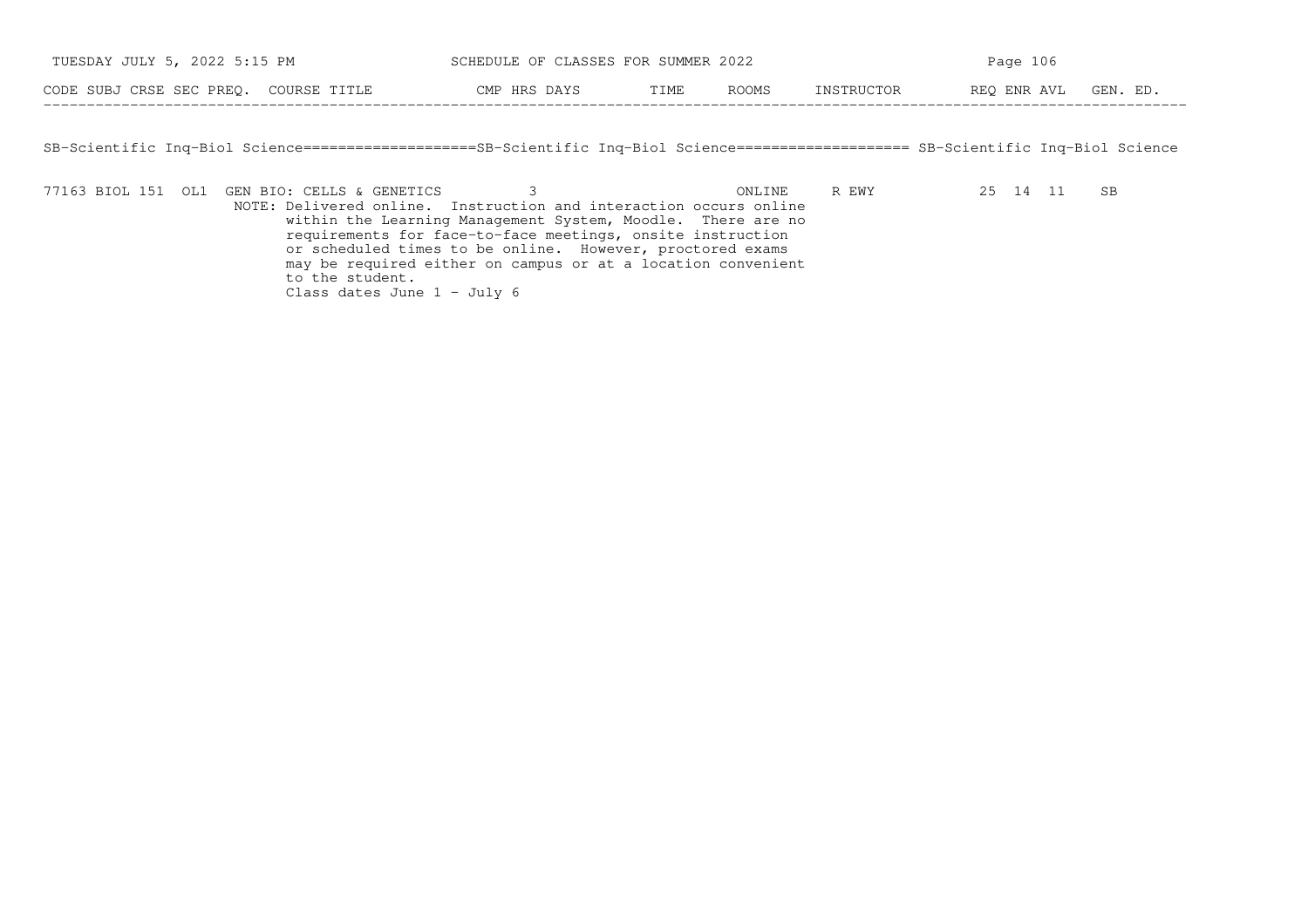CODE SUBJ CRSE SEC PREQ. COURSE TITLE CMP HRS DAYS TIME ROOMS INSTRUCTOR REQ ENR AVL GEN. ED.

SB-Scientific Inq-Biol Science====================SB-Scientific Inq-Biol Science==================== SB-Scientific Inq-Biol Science

| CODE | SUBJ | CRSE | SEC | PREQ. | COURSE TITLE | CMP | HRS | DAYS | TIME | ROOMS | INSTRUCTOR | REQ | ENR | AVL | GEN. ED. |
|---|---|---|---|---|---|---|---|---|---|---|---|---|---|---|---|
| 77163 | BIOL | 151 | OL1 | | GEN BIO: CELLS & GENETICS | | 3 | | | ONLINE | R EWY | 25 | 14 | 11 | SB |

NOTE: Delivered online. Instruction and interaction occurs online within the Learning Management System, Moodle. There are no requirements for face-to-face meetings, onsite instruction or scheduled times to be online. However, proctored exams may be required either on campus or at a location convenient to the student.
Class dates June 1 - July 6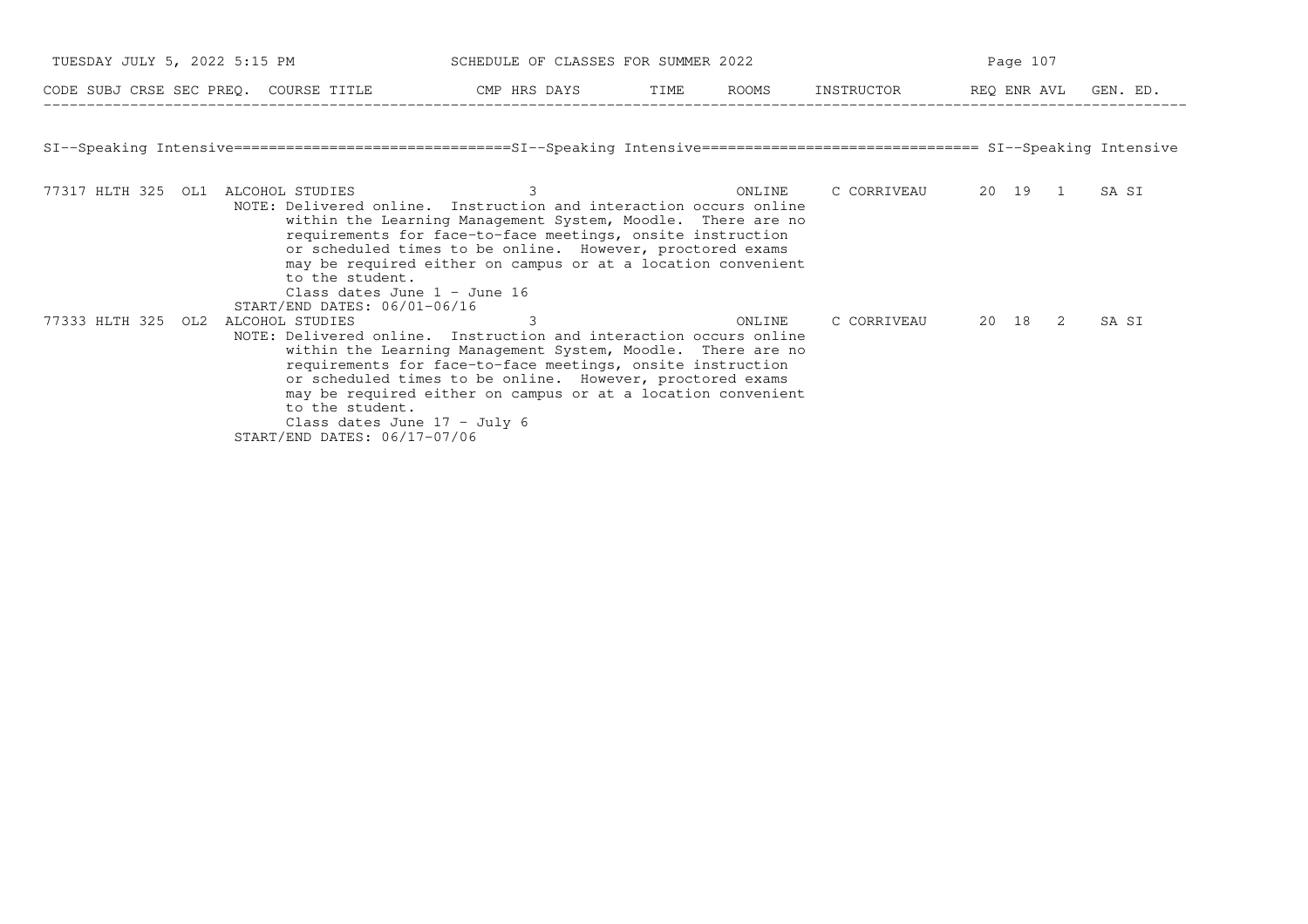| CODE | SUBJ | CRSE | SEC | PREQ. | COURSE TITLE | CMP | HRS | DAYS | TIME | ROOMS | INSTRUCTOR | REQ | ENR | AVL | GEN. ED. |
|---|---|---|---|---|---|---|---|---|---|---|---|---|---|---|---|

## SI--Speaking Intensive

| CODE | SUBJ | CRSE | SEC | PREQ. | COURSE TITLE | CMP | HRS | DAYS | TIME | ROOMS | INSTRUCTOR | REQ | ENR | AVL | GEN. ED. |
|---|---|---|---|---|---|---|---|---|---|---|---|---|---|---|---|
| 77317 | HLTH | 325 | OL1 | | ALCOHOL STUDIES | | 3 | | | ONLINE | C CORRIVEAU | 20 | 19 | 1 | SA SI |
| 77333 | HLTH | 325 | OL2 | | ALCOHOL STUDIES | | 3 | | | ONLINE | C CORRIVEAU | 20 | 18 | 2 | SA SI |

**77317 HLTH 325 OL1**

NOTE: Delivered online. Instruction and interaction occurs online within the Learning Management System, Moodle. There are no requirements for face-to-face meetings, onsite instruction or scheduled times to be online. However, proctored exams may be required either on campus or at a location convenient to the student.
Class dates June 1 - June 16

START/END DATES: 06/01-06/16

**77333 HLTH 325 OL2**

NOTE: Delivered online. Instruction and interaction occurs online within the Learning Management System, Moodle. There are no requirements for face-to-face meetings, onsite instruction or scheduled times to be online. However, proctored exams may be required either on campus or at a location convenient to the student.
Class dates June 17 - July 6

START/END DATES: 06/17-07/06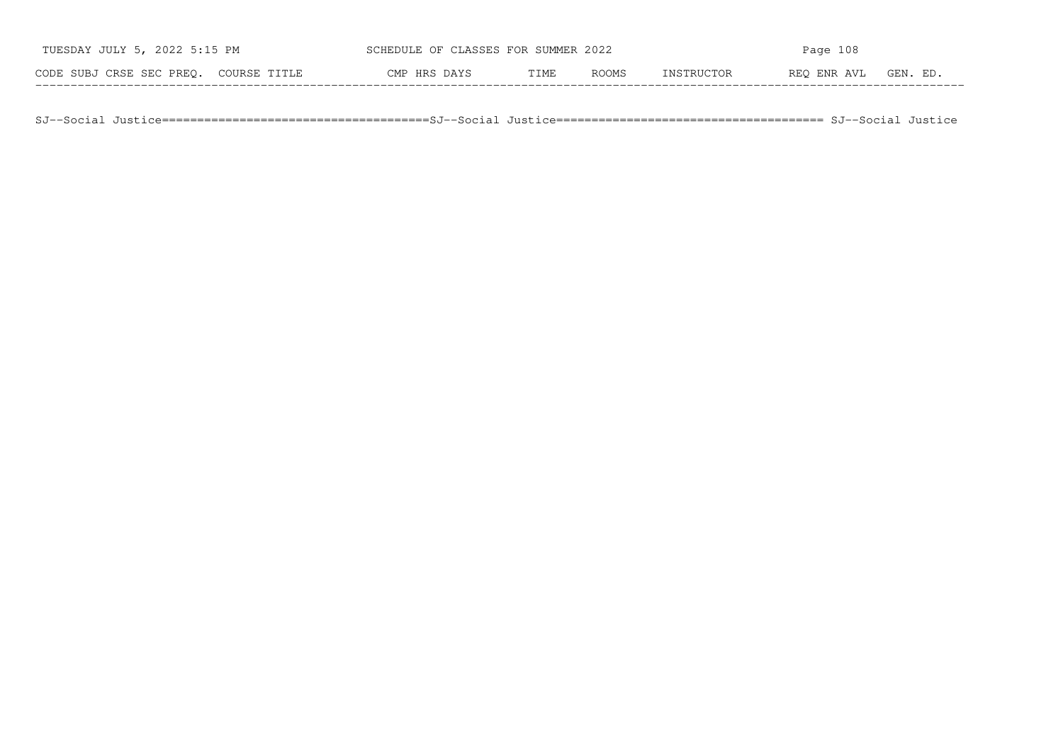| CODE | SUBJ | CRSE | SEC | PREQ. | COURSE TITLE | CMP | HRS | DAYS | TIME | ROOMS | INSTRUCTOR | REQ | ENR | AVL | GEN. ED. |
|---|---|---|---|---|---|---|---|---|---|---|---|---|---|---|---|

SJ--Social Justice======================================SJ--Social Justice====================================== SJ--Social Justice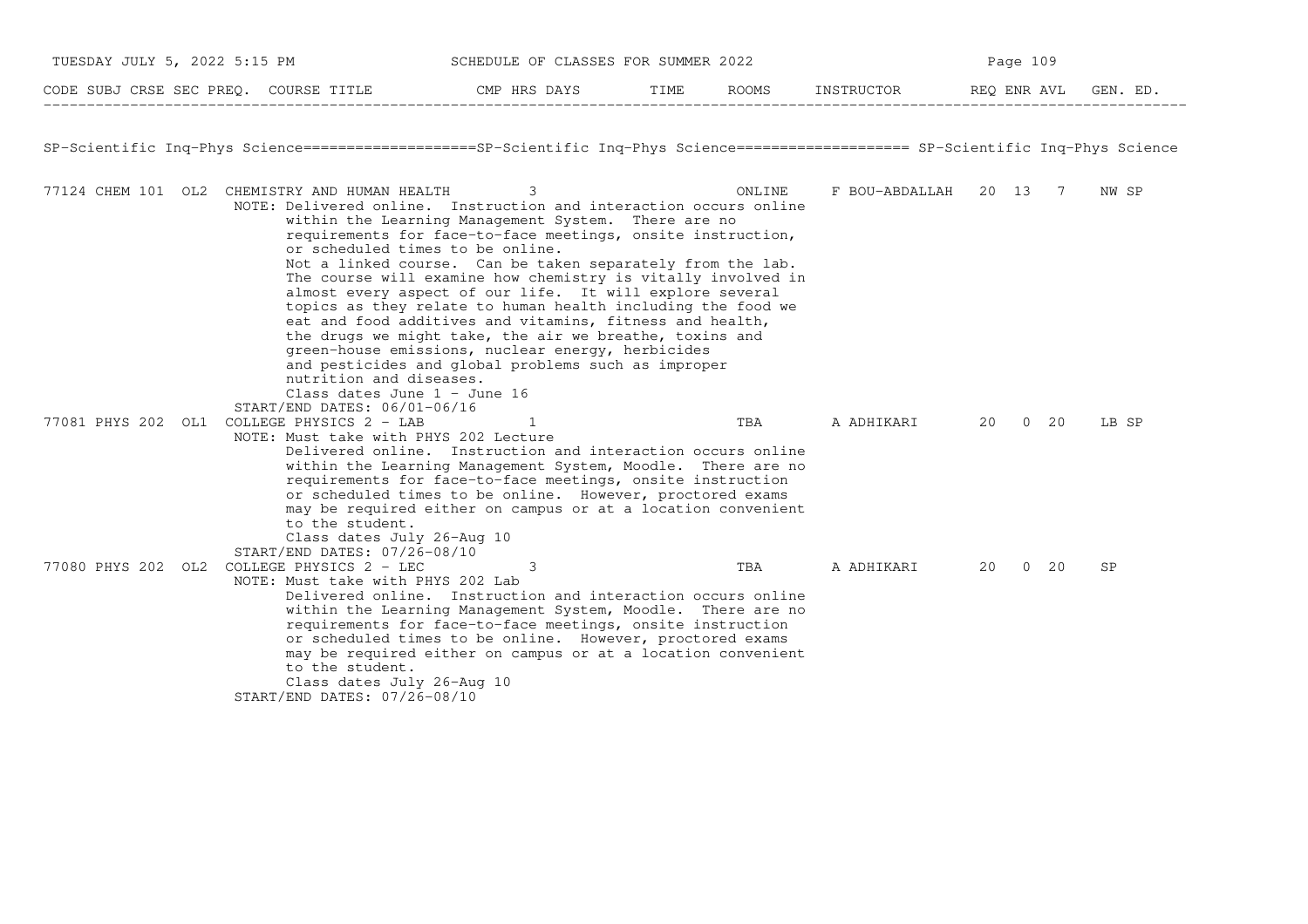| CODE | SUBJ | CRSE | SEC | PREQ. | COURSE TITLE | CMP | HRS | DAYS | TIME | ROOMS | INSTRUCTOR | REQ | ENR | AVL | GEN. ED. |
|---|---|---|---|---|---|---|---|---|---|---|---|---|---|---|---|

## SP-Scientific Inq-Phys Science

| CODE | SUBJ | CRSE | SEC | COURSE TITLE | HRS | ROOMS | INSTRUCTOR | REQ | ENR | AVL | GEN. ED. |
|---|---|---|---|---|---|---|---|---|---|---|---|
| 77124 | CHEM | 101 | OL2 | CHEMISTRY AND HUMAN HEALTH | 3 | ONLINE | F BOU-ABDALLAH | 20 | 13 | 7 | NW SP |

NOTE: Delivered online. Instruction and interaction occurs online within the Learning Management System. There are no requirements for face-to-face meetings, onsite instruction, or scheduled times to be online.
Not a linked course. Can be taken separately from the lab. The course will examine how chemistry is vitally involved in almost every aspect of our life. It will explore several topics as they relate to human health including the food we eat and food additives and vitamins, fitness and health, the drugs we might take, the air we breathe, toxins and green-house emissions, nuclear energy, herbicides and pesticides and global problems such as improper nutrition and diseases.
Class dates June 1 - June 16
START/END DATES: 06/01-06/16

| CODE | SUBJ | CRSE | SEC | COURSE TITLE | HRS | ROOMS | INSTRUCTOR | REQ | ENR | AVL | GEN. ED. |
|---|---|---|---|---|---|---|---|---|---|---|---|
| 77081 | PHYS | 202 | OL1 | COLLEGE PHYSICS 2 - LAB | 1 | TBA | A ADHIKARI | 20 | 0 | 20 | LB SP |

NOTE: Must take with PHYS 202 Lecture
Delivered online. Instruction and interaction occurs online within the Learning Management System, Moodle. There are no requirements for face-to-face meetings, onsite instruction or scheduled times to be online. However, proctored exams may be required either on campus or at a location convenient to the student.
Class dates July 26-Aug 10
START/END DATES: 07/26-08/10

| CODE | SUBJ | CRSE | SEC | COURSE TITLE | HRS | ROOMS | INSTRUCTOR | REQ | ENR | AVL | GEN. ED. |
|---|---|---|---|---|---|---|---|---|---|---|---|
| 77080 | PHYS | 202 | OL2 | COLLEGE PHYSICS 2 - LEC | 3 | TBA | A ADHIKARI | 20 | 0 | 20 | SP |

NOTE: Must take with PHYS 202 Lab
Delivered online. Instruction and interaction occurs online within the Learning Management System, Moodle. There are no requirements for face-to-face meetings, onsite instruction or scheduled times to be online. However, proctored exams may be required either on campus or at a location convenient to the student.
Class dates July 26-Aug 10
START/END DATES: 07/26-08/10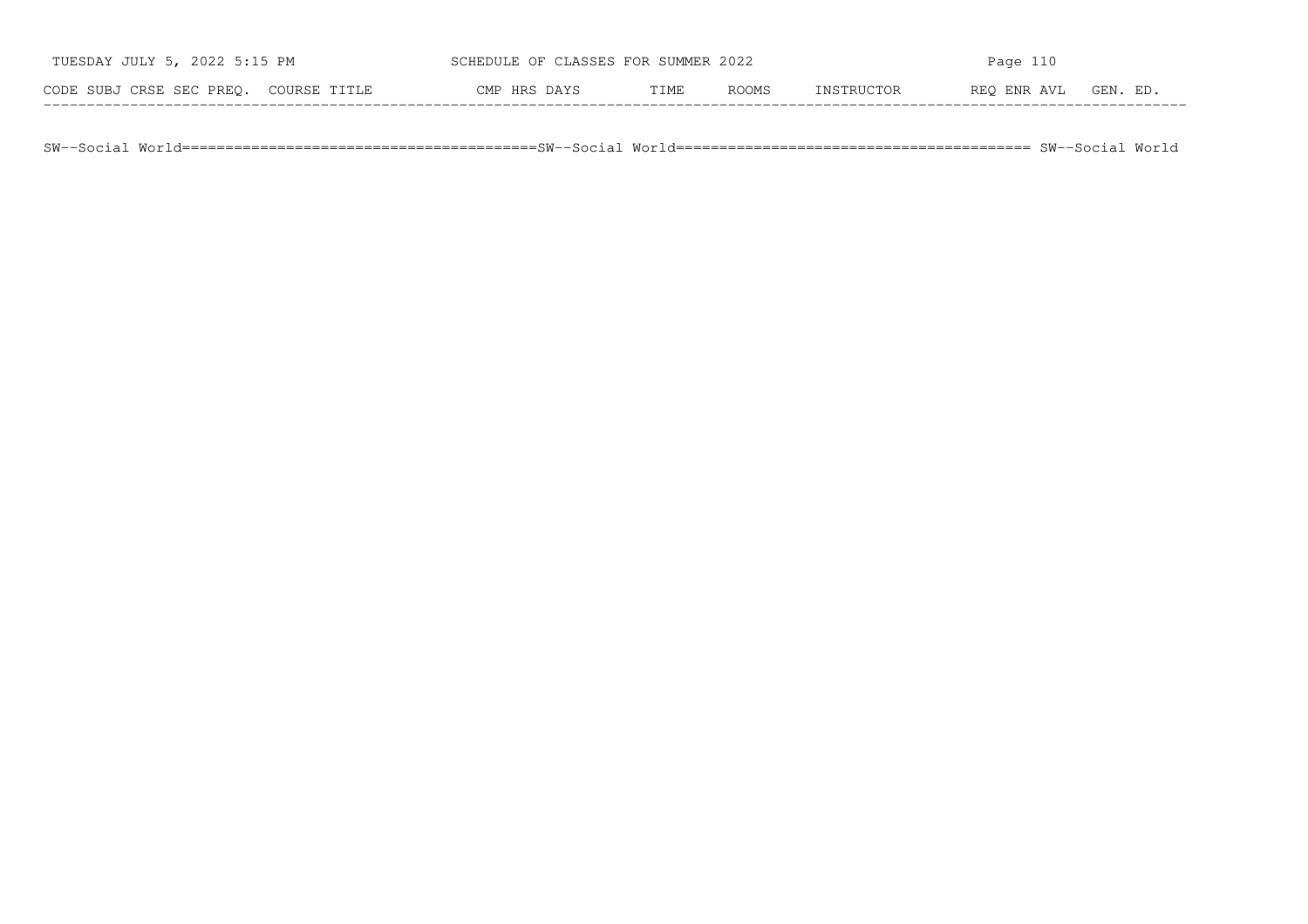| CODE | SUBJ | CRSE | SEC | PREQ. | COURSE TITLE | CMP | HRS | DAYS | TIME | ROOMS | INSTRUCTOR | REQ | ENR | AVL | GEN. ED. |
|---|---|---|---|---|---|---|---|---|---|---|---|---|---|---|---|

SW--Social World=======================================SW--Social World======================================= SW--Social World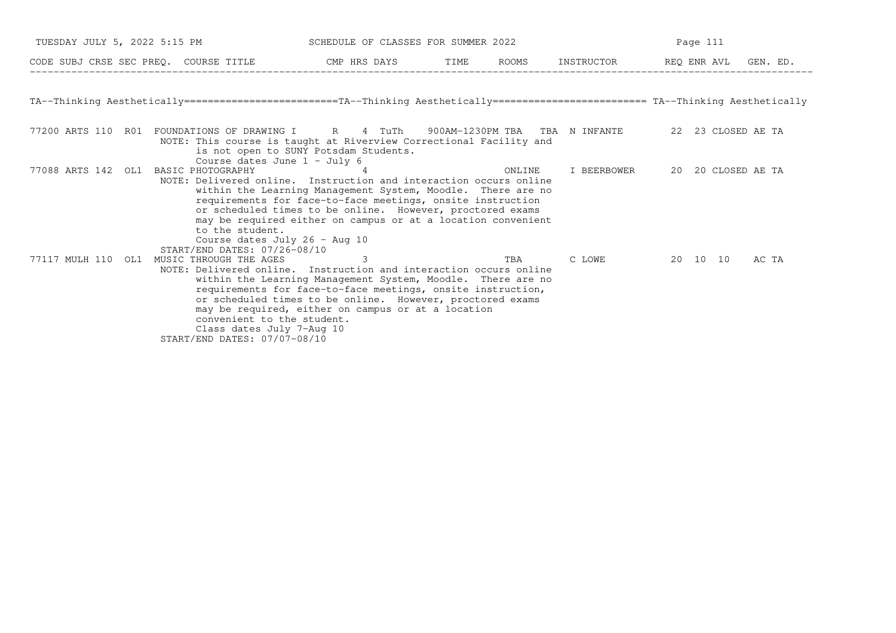TA--Thinking Aesthetically========================TA--Thinking Aesthetically======================== TA--Thinking Aesthetically

| CODE | SUBJ | CRSE | SEC | PREQ. | COURSE TITLE | CMP | HRS | DAYS | TIME | ROOMS | INSTRUCTOR | REQ | ENR | AVL | GEN. ED. |
|---|---|---|---|---|---|---|---|---|---|---|---|---|---|---|---|
| 77200 | ARTS | 110 | R01 | | FOUNDATIONS OF DRAWING I | R | 4 | TuTh | 900AM-1230PM | TBA TBA | N INFANTE | 22 | 23 | CLOSED | AE TA |
| 77088 | ARTS | 142 | OL1 | | BASIC PHOTOGRAPHY | | 4 | | | ONLINE | I BEERBOWER | 20 | 20 | CLOSED | AE TA |
| 77117 | MULH | 110 | OL1 | | MUSIC THROUGH THE AGES | | 3 | | | TBA | C LOWE | 20 | 10 | 10 | AC TA |

**77200 ARTS 110 R01** NOTE: This course is taught at Riverview Correctional Facility and is not open to SUNY Potsdam Students.
Course dates June 1 - July 6

**77088 ARTS 142 OL1** NOTE: Delivered online. Instruction and interaction occurs online within the Learning Management System, Moodle. There are no requirements for face-to-face meetings, onsite instruction or scheduled times to be online. However, proctored exams may be required either on campus or at a location convenient to the student.
Course dates July 26 - Aug 10
START/END DATES: 07/26-08/10

**77117 MULH 110 OL1** NOTE: Delivered online. Instruction and interaction occurs online within the Learning Management System, Moodle. There are no requirements for face-to-face meetings, onsite instruction, or scheduled times to be online. However, proctored exams may be required, either on campus or at a location convenient to the student.
Class dates July 7-Aug 10
START/END DATES: 07/07-08/10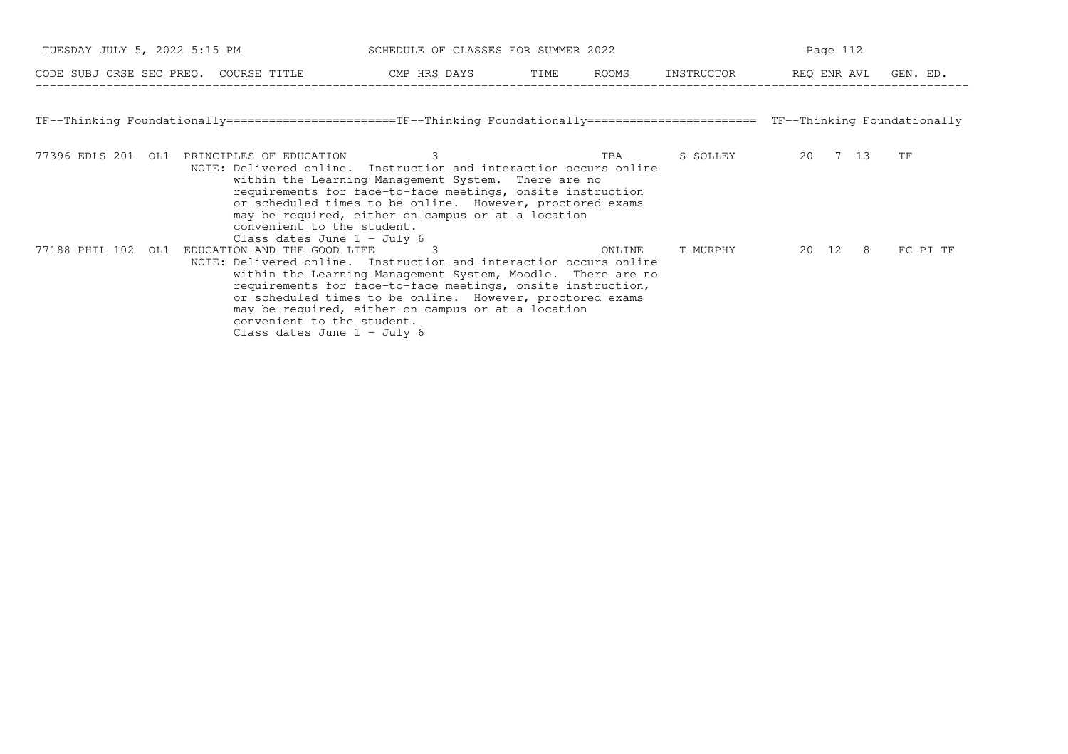| CODE | SUBJ | CRSE | SEC | PREQ. | COURSE TITLE | CMP | HRS | DAYS | TIME | ROOMS | INSTRUCTOR | REQ | ENR | AVL | GEN. ED. |
|---|---|---|---|---|---|---|---|---|---|---|---|---|---|---|---|

## TF--Thinking Foundationally

| CODE | SUBJ | CRSE | SEC | PREQ. | COURSE TITLE | CMP | HRS | DAYS | TIME | ROOMS | INSTRUCTOR | REQ | ENR | AVL | GEN. ED. |
|---|---|---|---|---|---|---|---|---|---|---|---|---|---|---|---|
| 77396 | EDLS | 201 | OL1 | | PRINCIPLES OF EDUCATION | | 3 | | | TBA | S SOLLEY | 20 | 7 | 13 | TF |
| 77188 | PHIL | 102 | OL1 | | EDUCATION AND THE GOOD LIFE | | 3 | | | ONLINE | T MURPHY | 20 | 12 | 8 | FC PI TF |

77396 EDLS 201 OL1 — NOTE: Delivered online. Instruction and interaction occurs online within the Learning Management System. There are no requirements for face-to-face meetings, onsite instruction or scheduled times to be online. However, proctored exams may be required, either on campus or at a location convenient to the student. Class dates June 1 - July 6

77188 PHIL 102 OL1 — NOTE: Delivered online. Instruction and interaction occurs online within the Learning Management System, Moodle. There are no requirements for face-to-face meetings, onsite instruction, or scheduled times to be online. However, proctored exams may be required, either on campus or at a location convenient to the student. Class dates June 1 - July 6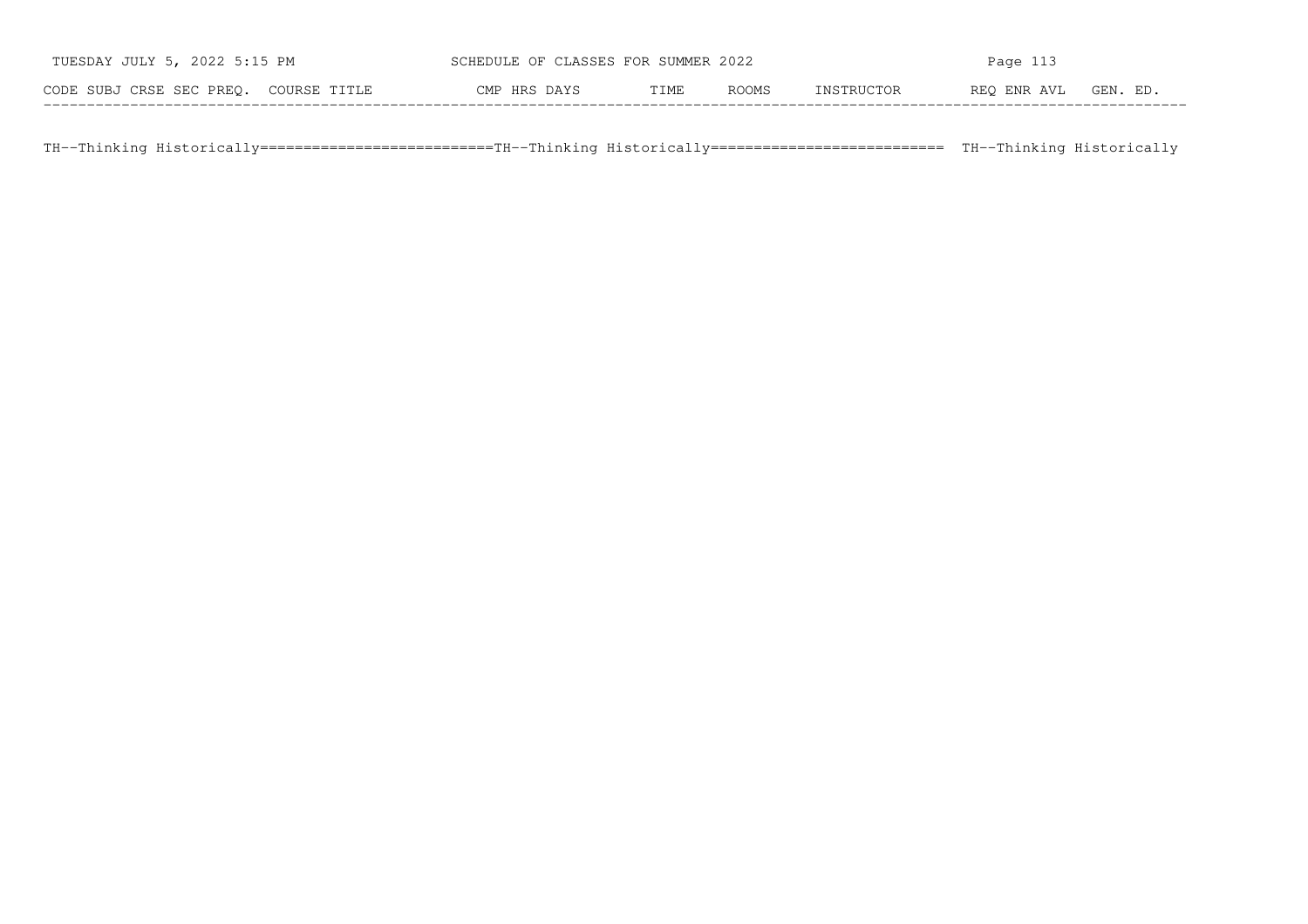| CODE | SUBJ | CRSE | SEC | PREQ. | COURSE TITLE | CMP | HRS | DAYS | TIME | ROOMS | INSTRUCTOR | REQ | ENR | AVL | GEN. ED. |
|---|---|---|---|---|---|---|---|---|---|---|---|---|---|---|---|

TH--Thinking Historically==========================TH--Thinking Historically========================== TH--Thinking Historically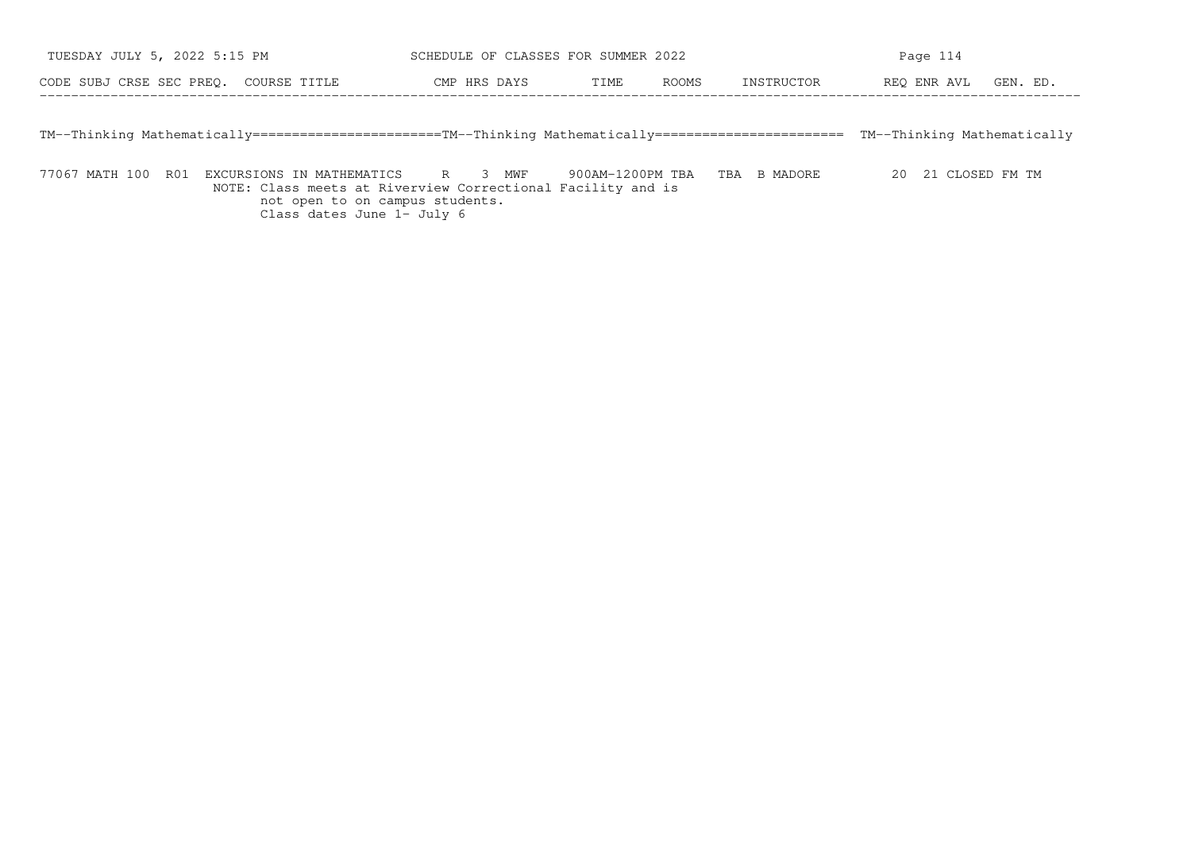| CODE | SUBJ | CRSE | SEC | PREQ. | COURSE TITLE | CMP | HRS | DAYS | TIME | ROOMS | INSTRUCTOR | REQ | ENR | AVL | GEN. ED. |
|---|---|---|---|---|---|---|---|---|---|---|---|---|---|---|---|

## TM--Thinking Mathematically

| CODE | SUBJ | CRSE | SEC | PREQ. | COURSE TITLE | CMP | HRS | DAYS | TIME | ROOMS | INSTRUCTOR | REQ | ENR | AVL | GEN. ED. |
|---|---|---|---|---|---|---|---|---|---|---|---|---|---|---|---|
| 77067 | MATH | 100 | R01 | | EXCURSIONS IN MATHEMATICS | R | 3 | MWF | 900AM-1200PM | TBA TBA | B MADORE | 20 | 21 | CLOSED | FM TM |

NOTE: Class meets at Riverview Correctional Facility and is not open to on campus students.
Class dates June 1- July 6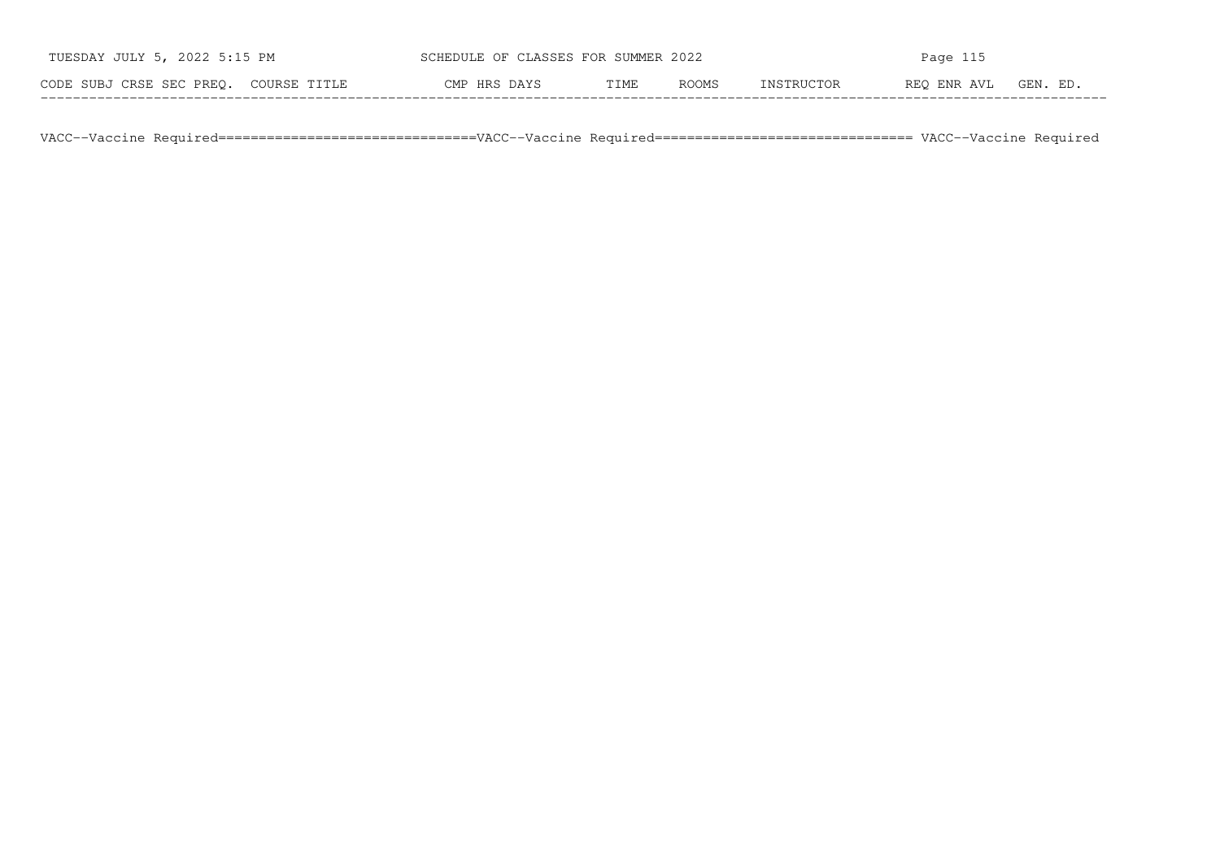| CODE | SUBJ | CRSE | SEC | PREQ. | COURSE TITLE | CMP | HRS | DAYS | TIME | ROOMS | INSTRUCTOR | REQ | ENR | AVL | GEN. ED. |
|---|---|---|---|---|---|---|---|---|---|---|---|---|---|---|---|

VACC--Vaccine Required===============================VACC--Vaccine Required=============================== VACC--Vaccine Required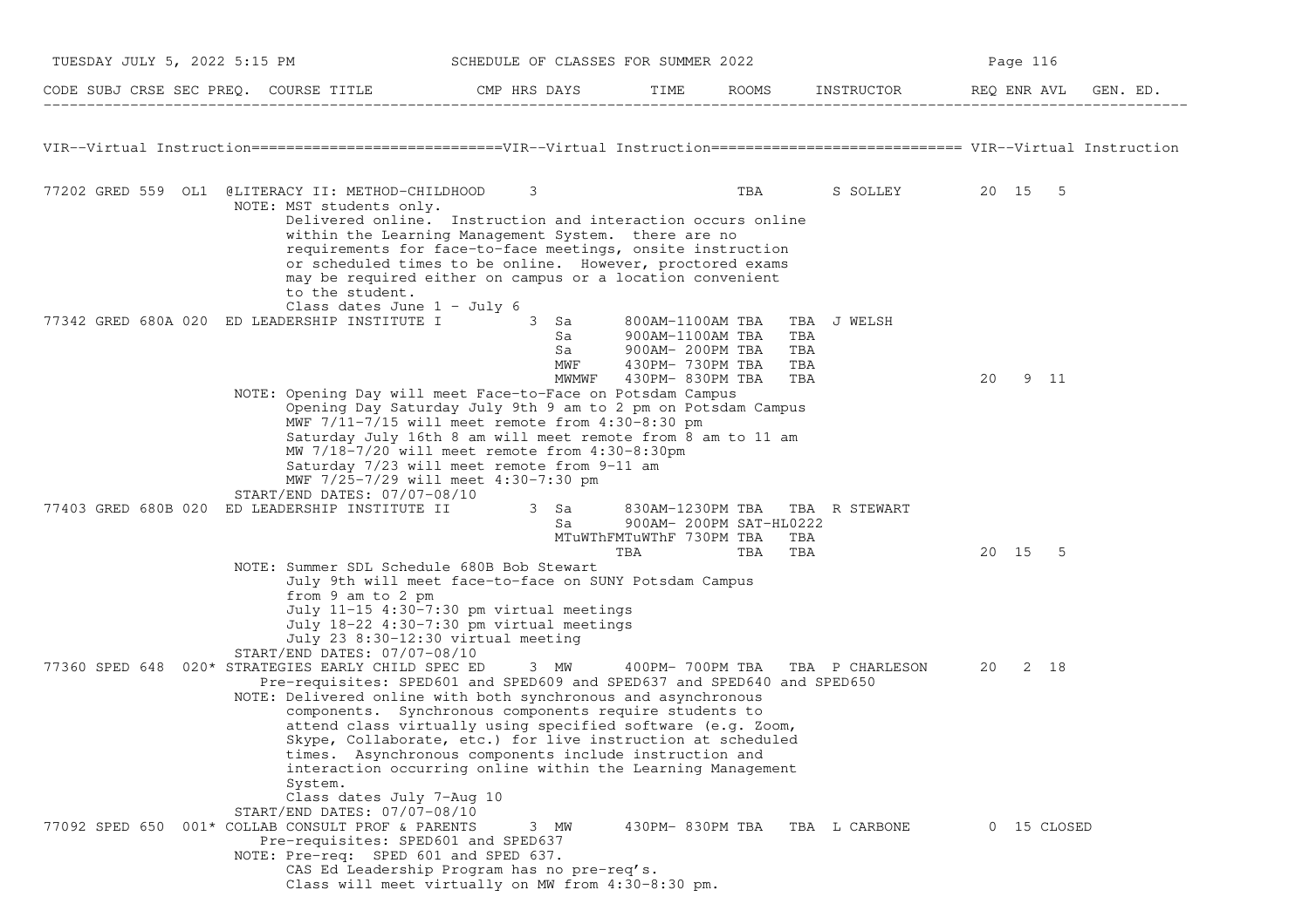| CODE | SUBJ | CRSE | SEC | PREQ. | COURSE TITLE | CMP | HRS | DAYS | TIME | ROOMS | INSTRUCTOR | REQ | ENR | AVL | GEN. ED. |
|---|---|---|---|---|---|---|---|---|---|---|---|---|---|---|---|

VIR--Virtual Instruction=============================VIR--Virtual Instruction============================= VIR--Virtual Instruction

```
77202 GRED 559  OL1  @LITERACY II: METHOD-CHILDHOOD     3                        TBA        S SOLLEY         20  15   5
                NOTE: MST students only.
                      Delivered online.  Instruction and interaction occurs online
                      within the Learning Management System.  there are no
                      requirements for face-to-face meetings, onsite instruction
                      or scheduled times to be online.  However, proctored exams
                      may be required either on campus or a location convenient
                      to the student.
                      Class dates June 1 - July 6
77342 GRED 680A 020  ED LEADERSHIP INSTITUTE I          3  Sa      800AM-1100AM TBA   TBA  J WELSH
                                                           Sa      900AM-1100AM TBA   TBA
                                                           Sa      900AM- 200PM TBA   TBA
                                                           MWF     430PM- 730PM TBA   TBA
                                                           MWMWF   430PM- 830PM TBA   TBA                   20   9  11
                NOTE: Opening Day will meet Face-to-Face on Potsdam Campus
                      Opening Day Saturday July 9th 9 am to 2 pm on Potsdam Campus
                      MWF 7/11-7/15 will meet remote from 4:30-8:30 pm
                      Saturday July 16th 8 am will meet remote from 8 am to 11 am
                      MW 7/18-7/20 will meet remote from 4:30-8:30pm
                      Saturday 7/23 will meet remote from 9-11 am
                      MWF 7/25-7/29 will meet 4:30-7:30 pm
                START/END DATES: 07/07-08/10
77403 GRED 680B 020  ED LEADERSHIP INSTITUTE II         3  Sa      830AM-1230PM TBA   TBA  R STEWART
                                                           Sa      900AM- 200PM SAT-HL0222
                                                           MTuWThFMTuWThF 730PM TBA   TBA
                                                                   TBA          TBA   TBA                   20  15   5
                NOTE: Summer SDL Schedule 680B Bob Stewart
                      July 9th will meet face-to-face on SUNY Potsdam Campus
                      from 9 am to 2 pm
                      July 11-15 4:30-7:30 pm virtual meetings
                      July 18-22 4:30-7:30 pm virtual meetings
                      July 23 8:30-12:30 virtual meeting
                START/END DATES: 07/07-08/10
77360 SPED 648  020* STRATEGIES EARLY CHILD SPEC ED     3  MW      400PM- 700PM TBA   TBA  P CHARLESON      20   2  18
                     Pre-requisites: SPED601 and SPED609 and SPED637 and SPED640 and SPED650
                NOTE: Delivered online with both synchronous and asynchronous
                      components.  Synchronous components require students to
                      attend class virtually using specified software (e.g. Zoom,
                      Skype, Collaborate, etc.) for live instruction at scheduled
                      times.  Asynchronous components include instruction and
                      interaction occurring online within the Learning Management
                      System.
                      Class dates July 7-Aug 10
                START/END DATES: 07/07-08/10
77092 SPED 650  001* COLLAB CONSULT PROF & PARENTS      3  MW      430PM- 830PM TBA   TBA  L CARBONE         0  15 CLOSED
                     Pre-requisites: SPED601 and SPED637
                NOTE: Pre-req:  SPED 601 and SPED 637.
                      CAS Ed Leadership Program has no pre-req's.
                      Class will meet virtually on MW from 4:30-8:30 pm.
```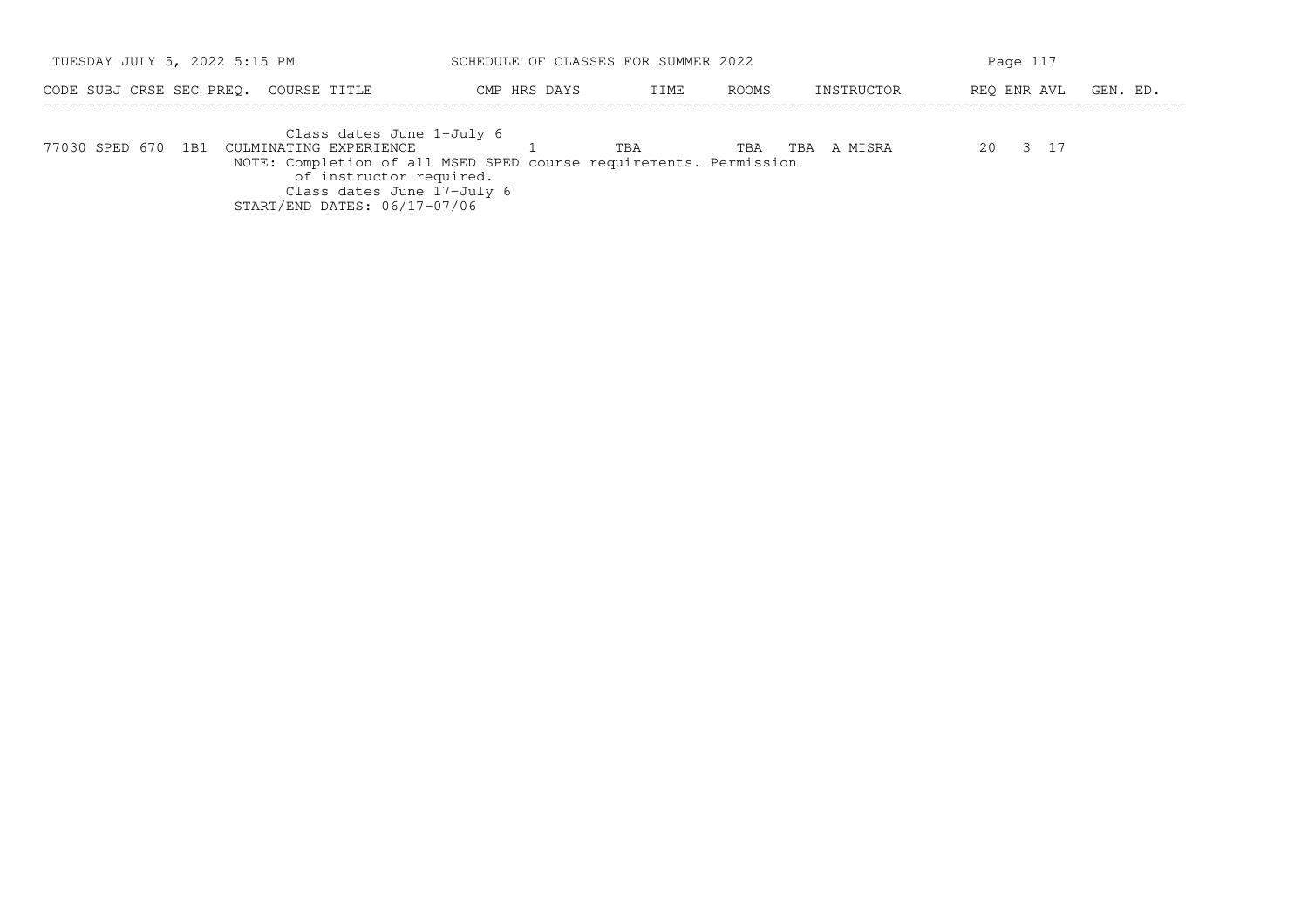| CODE | SUBJ | CRSE | SEC | PREQ. | COURSE TITLE | CMP | HRS | DAYS | TIME | ROOMS | INSTRUCTOR | REQ | ENR | AVL | GEN. ED. |
|---|---|---|---|---|---|---|---|---|---|---|---|---|---|---|---|
| | | | | | Class dates June 1-July 6 | | | | | | | | | | |
| 77030 | SPED | 670 | 1B1 | | CULMINATING EXPERIENCE | | 1 | TBA | | TBA | TBA A MISRA | 20 | 3 | 17 | |
| | | | | | NOTE: Completion of all MSED SPED course requirements. Permission of instructor required. | | | | | | | | | | |
| | | | | | Class dates June 17-July 6 | | | | | | | | | | |
| | | | | | START/END DATES: 06/17-07/06 | | | | | | | | | | |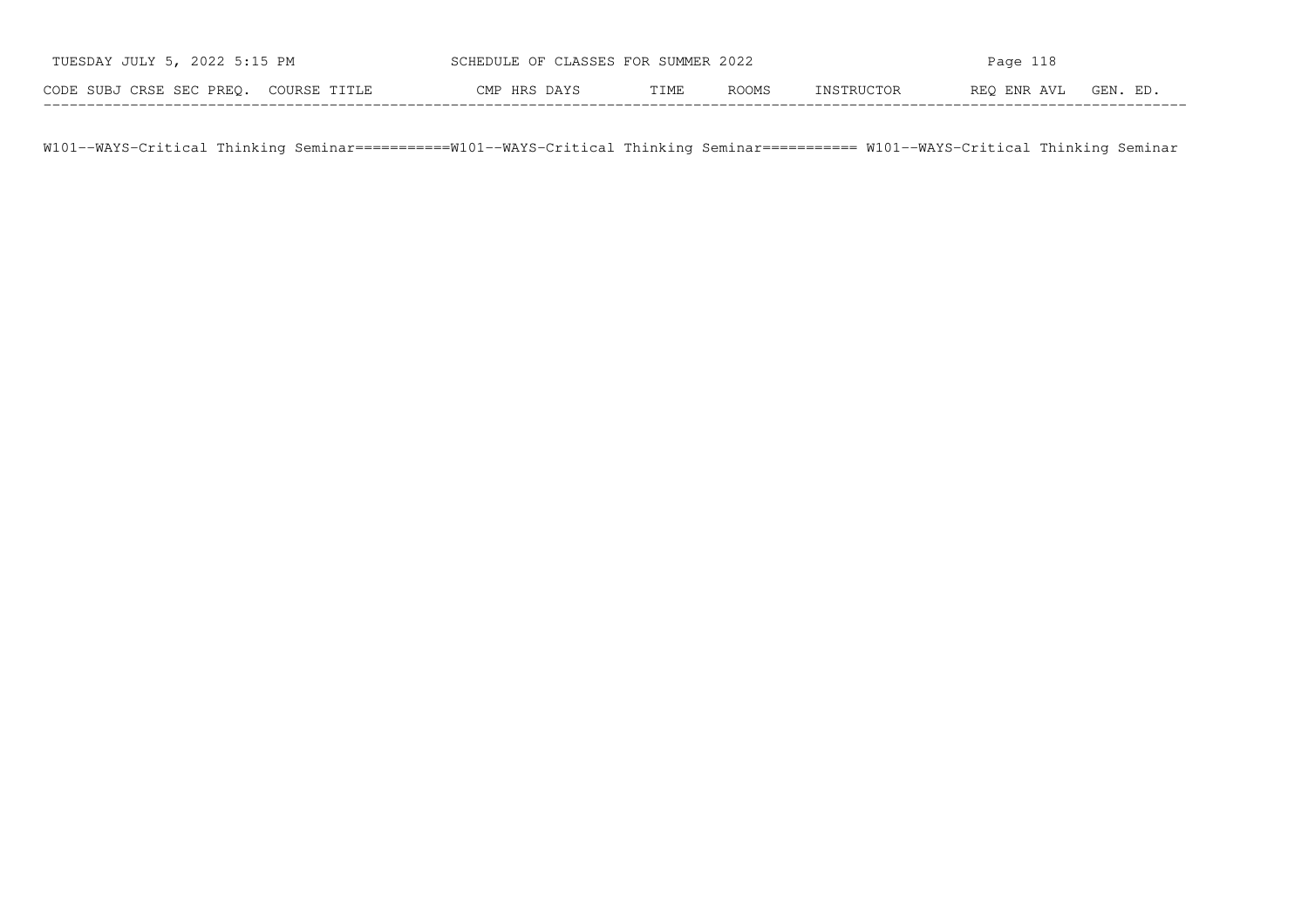| CODE | SUBJ | CRSE | SEC | PREQ. | COURSE TITLE | CMP | HRS | DAYS | TIME | ROOMS | INSTRUCTOR | REQ | ENR | AVL | GEN. ED. |
|---|---|---|---|---|---|---|---|---|---|---|---|---|---|---|---|

W101--WAYS-Critical Thinking Seminar===========W101--WAYS-Critical Thinking Seminar=========== W101--WAYS-Critical Thinking Seminar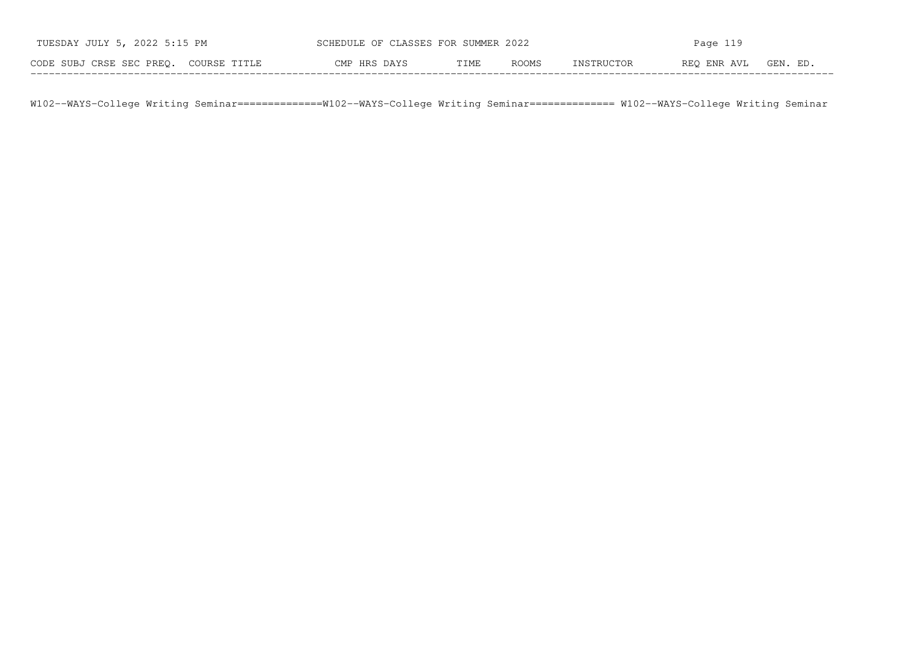| CODE | SUBJ | CRSE | SEC | PREQ. | COURSE TITLE | CMP | HRS | DAYS | TIME | ROOMS | INSTRUCTOR | REQ | ENR | AVL | GEN. ED. |
|---|---|---|---|---|---|---|---|---|---|---|---|---|---|---|---|

W102--WAYS-College Writing Seminar==============W102--WAYS-College Writing Seminar============== W102--WAYS-College Writing Seminar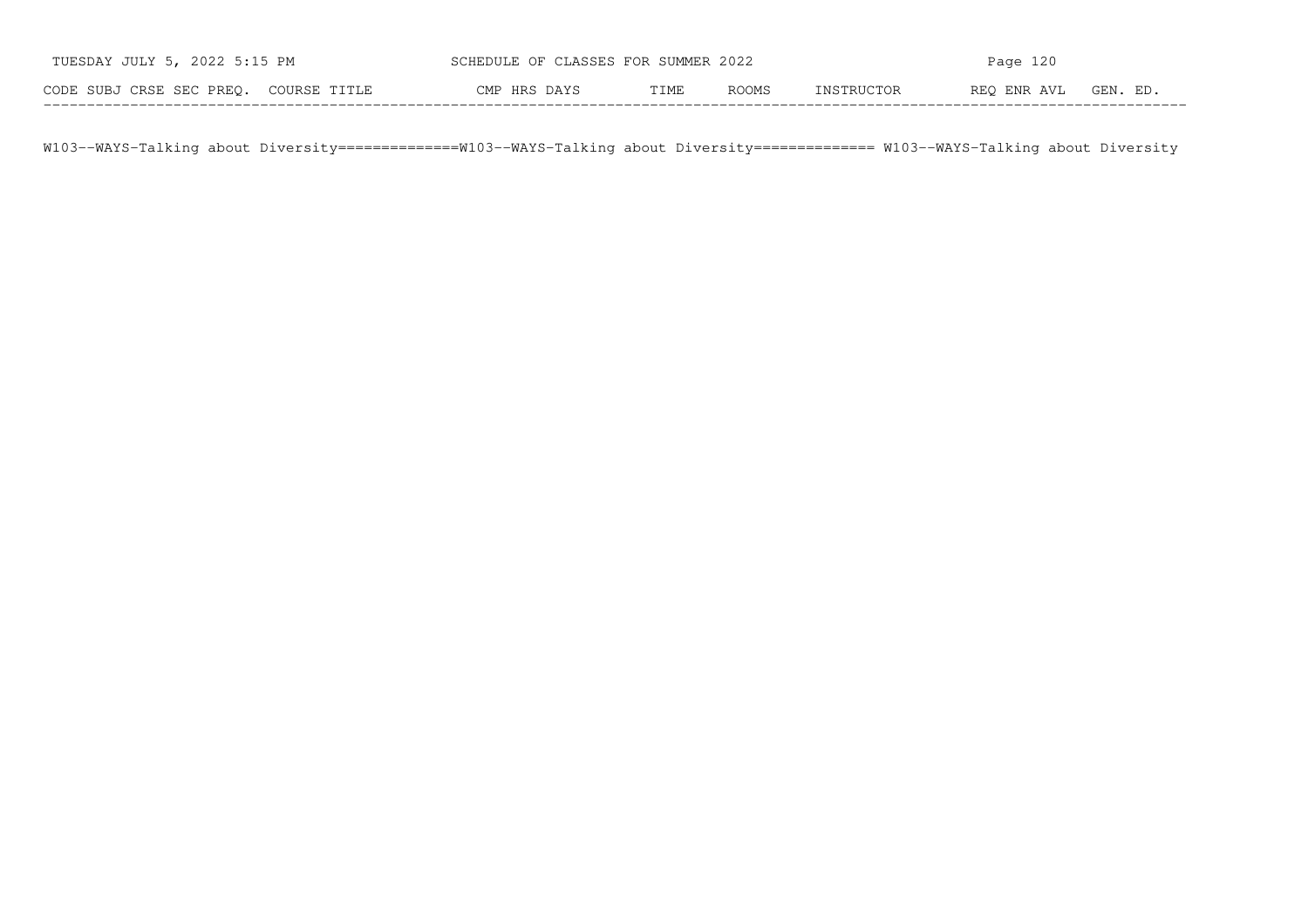| CODE | SUBJ | CRSE | SEC | PREQ. | COURSE TITLE | CMP | HRS | DAYS | TIME | ROOMS | INSTRUCTOR | REQ | ENR | AVL | GEN. ED. |
|---|---|---|---|---|---|---|---|---|---|---|---|---|---|---|---|

W103--WAYS-Talking about Diversity==============W103--WAYS-Talking about Diversity============== W103--WAYS-Talking about Diversity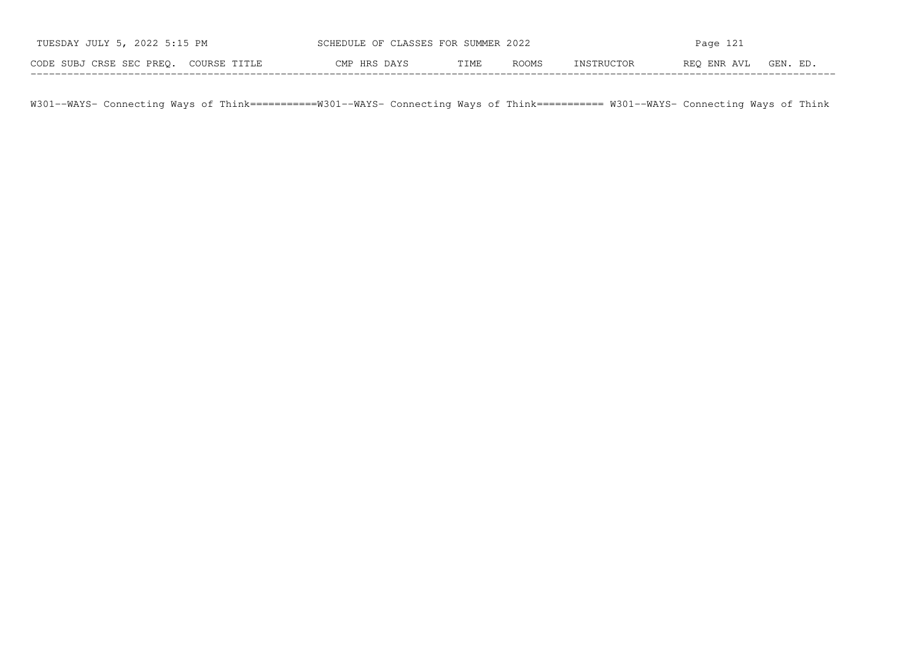| CODE | SUBJ | CRSE | SEC | PREQ. | COURSE TITLE | CMP | HRS | DAYS | TIME | ROOMS | INSTRUCTOR | REQ | ENR | AVL | GEN. ED. |
|---|---|---|---|---|---|---|---|---|---|---|---|---|---|---|---|

W301--WAYS- Connecting Ways of Think===========W301--WAYS- Connecting Ways of Think=========== W301--WAYS- Connecting Ways of Think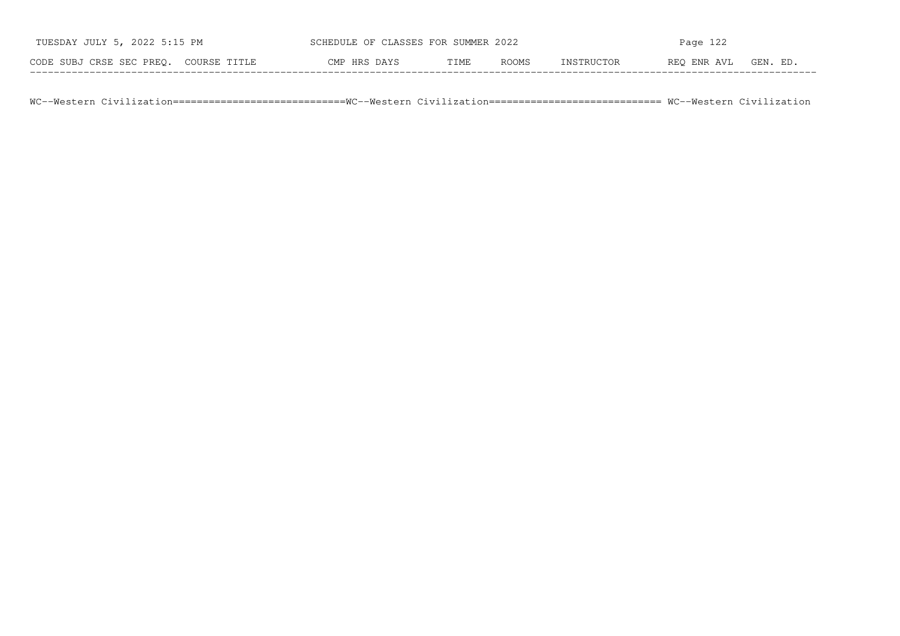| CODE | SUBJ | CRSE | SEC | PREQ. | COURSE TITLE | CMP | HRS | DAYS | TIME | ROOMS | INSTRUCTOR | REQ | ENR | AVL | GEN. ED. |
|---|---|---|---|---|---|---|---|---|---|---|---|---|---|---|---|

WC--Western Civilization============================WC--Western Civilization============================ WC--Western Civilization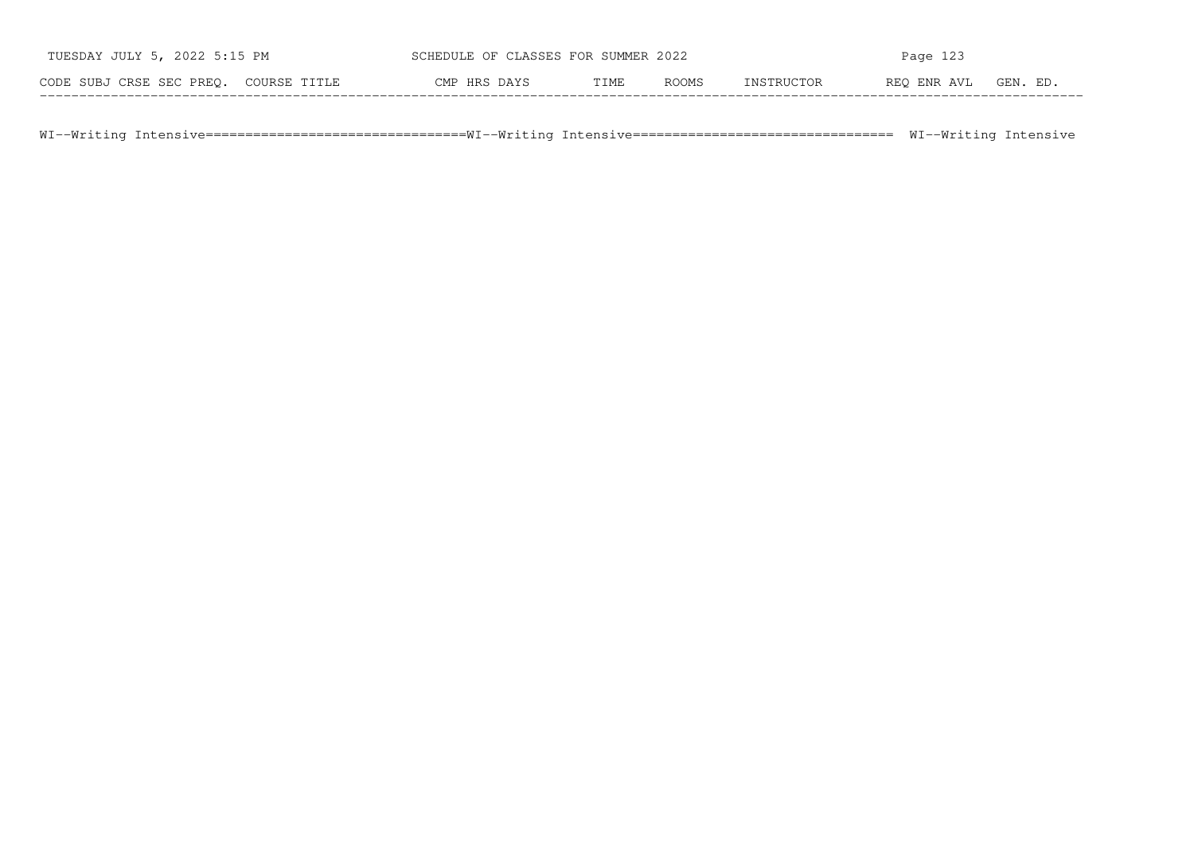| CODE | SUBJ | CRSE | SEC | PREQ. | COURSE TITLE | CMP | HRS | DAYS | TIME | ROOMS | INSTRUCTOR | REQ | ENR | AVL | GEN. ED. |
|---|---|---|---|---|---|---|---|---|---|---|---|---|---|---|---|

WI--Writing Intensive================================WI--Writing Intensive================================ WI--Writing Intensive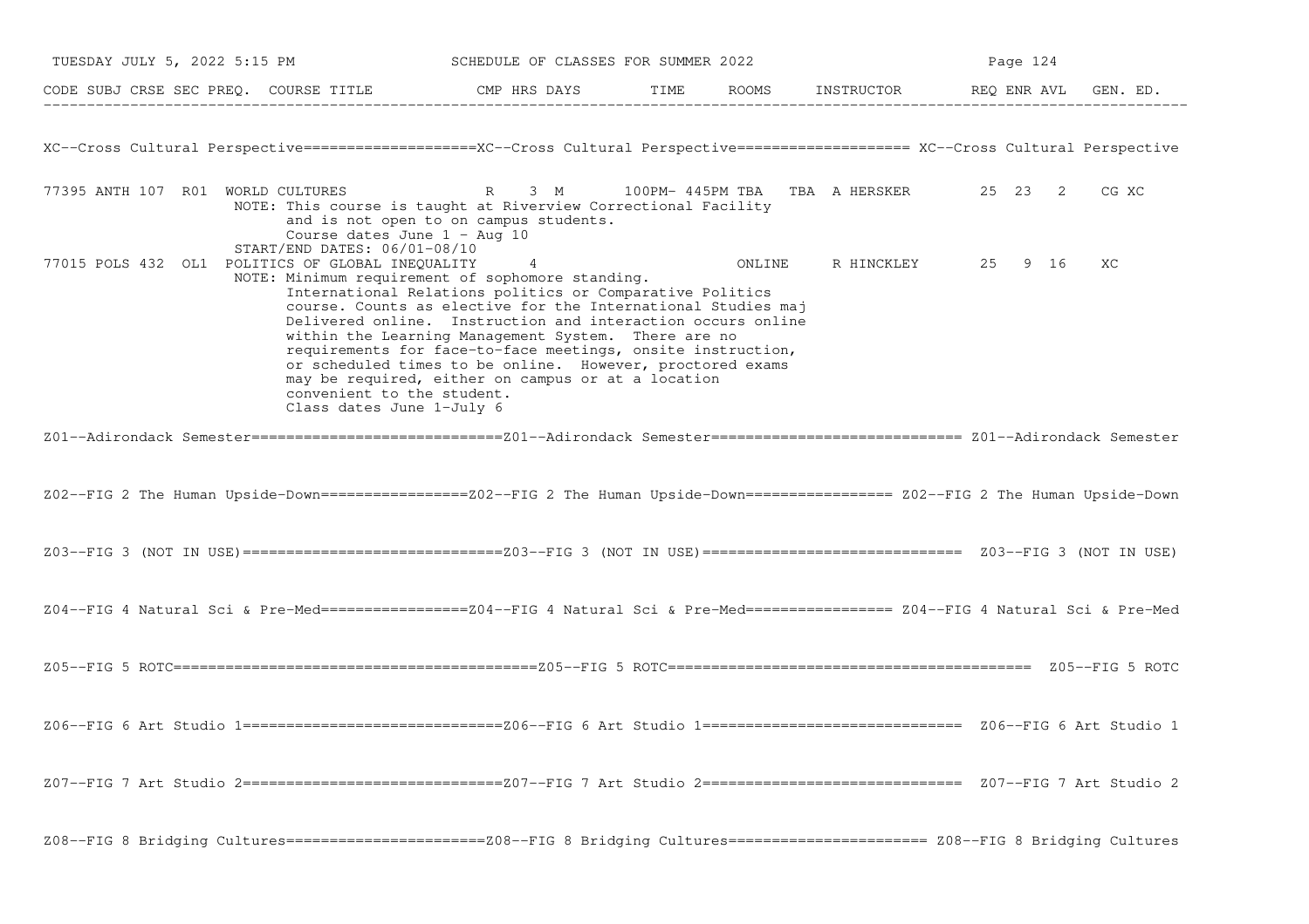| CODE | SUBJ | CRSE | SEC | PREQ. | COURSE TITLE | CMP | HRS | DAYS | TIME | ROOMS | INSTRUCTOR | REQ | ENR | AVL | GEN. ED. |
|---|---|---|---|---|---|---|---|---|---|---|---|---|---|---|---|

## XC--Cross Cultural Perspective

| CODE | SUBJ | CRSE | SEC | PREQ. | COURSE TITLE | CMP | HRS | DAYS | TIME | ROOMS | INSTRUCTOR | REQ | ENR | AVL | GEN. ED. |
|---|---|---|---|---|---|---|---|---|---|---|---|---|---|---|---|
| 77395 | ANTH | 107 | R01 | | WORLD CULTURES | R | 3 | M | 100PM- 445PM | TBA TBA | A HERSKER | 25 | 23 | 2 | CG XC |
| 77015 | POLS | 432 | OL1 | | POLITICS OF GLOBAL INEQUALITY | | 4 | | | ONLINE | R HINCKLEY | 25 | 9 | 16 | XC |

77395 ANTH 107 R01 — NOTE: This course is taught at Riverview Correctional Facility and is not open to on campus students. Course dates June 1 - Aug 10
START/END DATES: 06/01-08/10

77015 POLS 432 OL1 — NOTE: Minimum requirement of sophomore standing. International Relations politics or Comparative Politics course. Counts as elective for the International Studies maj Delivered online. Instruction and interaction occurs online within the Learning Management System. There are no requirements for face-to-face meetings, onsite instruction, or scheduled times to be online. However, proctored exams may be required, either on campus or at a location convenient to the student. Class dates June 1-July 6

## Z01--Adirondack Semester

## Z02--FIG 2 The Human Upside-Down

## Z03--FIG 3 (NOT IN USE)

## Z04--FIG 4 Natural Sci & Pre-Med

## Z05--FIG 5 ROTC

## Z06--FIG 6 Art Studio 1

## Z07--FIG 7 Art Studio 2

## Z08--FIG 8 Bridging Cultures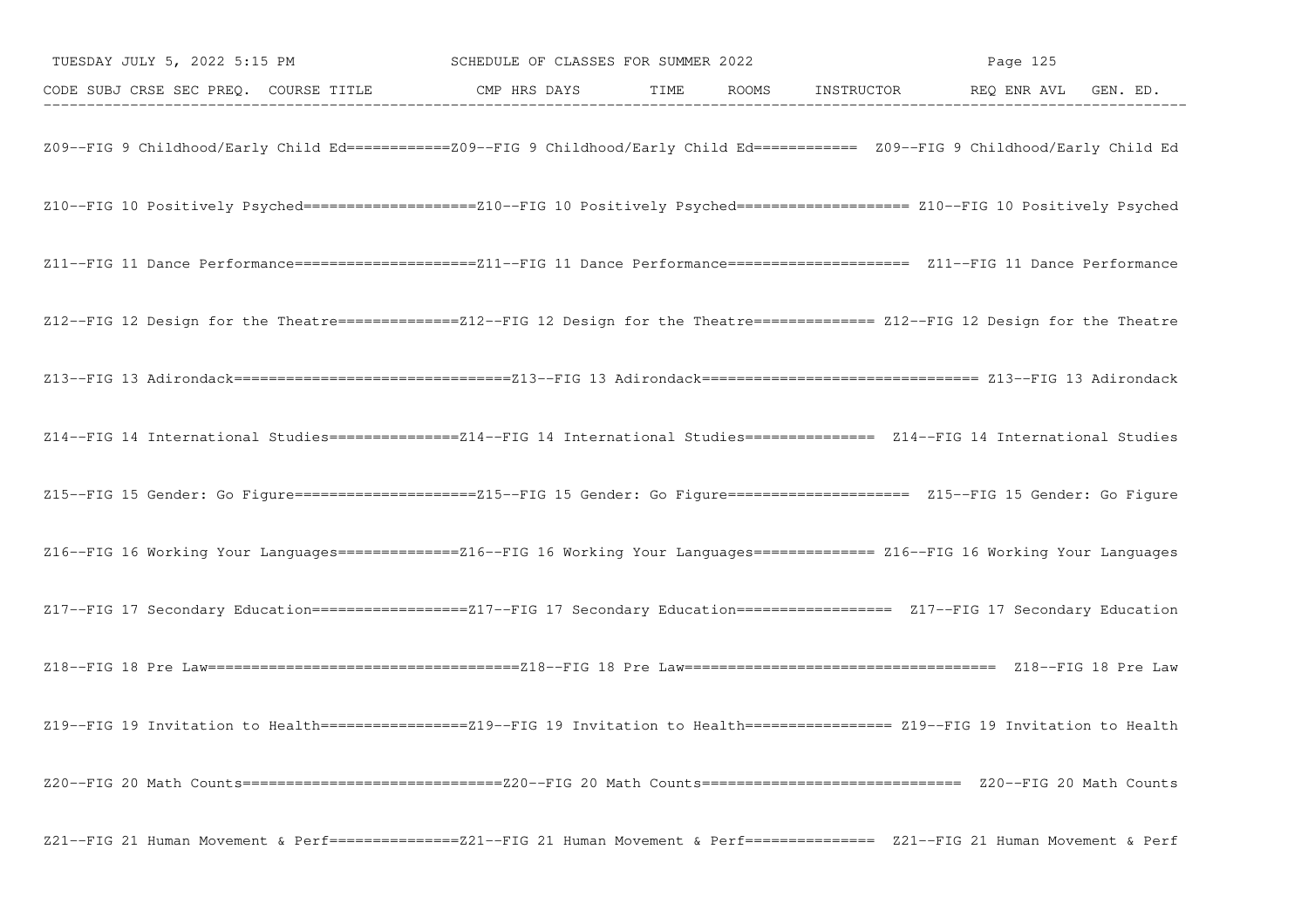```
Z09--FIG 9 Childhood/Early Child Ed============Z09--FIG 9 Childhood/Early Child Ed============ Z09--FIG 9 Childhood/Early Child Ed

Z10--FIG 10 Positively Psyched====================Z10--FIG 10 Positively Psyched==================== Z10--FIG 10 Positively Psyched

Z11--FIG 11 Dance Performance=====================Z11--FIG 11 Dance Performance===================== Z11--FIG 11 Dance Performance

Z12--FIG 12 Design for the Theatre==============Z12--FIG 12 Design for the Theatre============== Z12--FIG 12 Design for the Theatre

Z13--FIG 13 Adirondack================================Z13--FIG 13 Adirondack================================ Z13--FIG 13 Adirondack

Z14--FIG 14 International Studies===============Z14--FIG 14 International Studies=============== Z14--FIG 14 International Studies

Z15--FIG 15 Gender: Go Figure=====================Z15--FIG 15 Gender: Go Figure===================== Z15--FIG 15 Gender: Go Figure

Z16--FIG 16 Working Your Languages==============Z16--FIG 16 Working Your Languages============== Z16--FIG 16 Working Your Languages

Z17--FIG 17 Secondary Education==================Z17--FIG 17 Secondary Education================== Z17--FIG 17 Secondary Education

Z18--FIG 18 Pre Law====================================Z18--FIG 18 Pre Law==================================== Z18--FIG 18 Pre Law

Z19--FIG 19 Invitation to Health=================Z19--FIG 19 Invitation to Health================= Z19--FIG 19 Invitation to Health

Z20--FIG 20 Math Counts==============================Z20--FIG 20 Math Counts============================== Z20--FIG 20 Math Counts

Z21--FIG 21 Human Movement & Perf===============Z21--FIG 21 Human Movement & Perf=============== Z21--FIG 21 Human Movement & Perf
```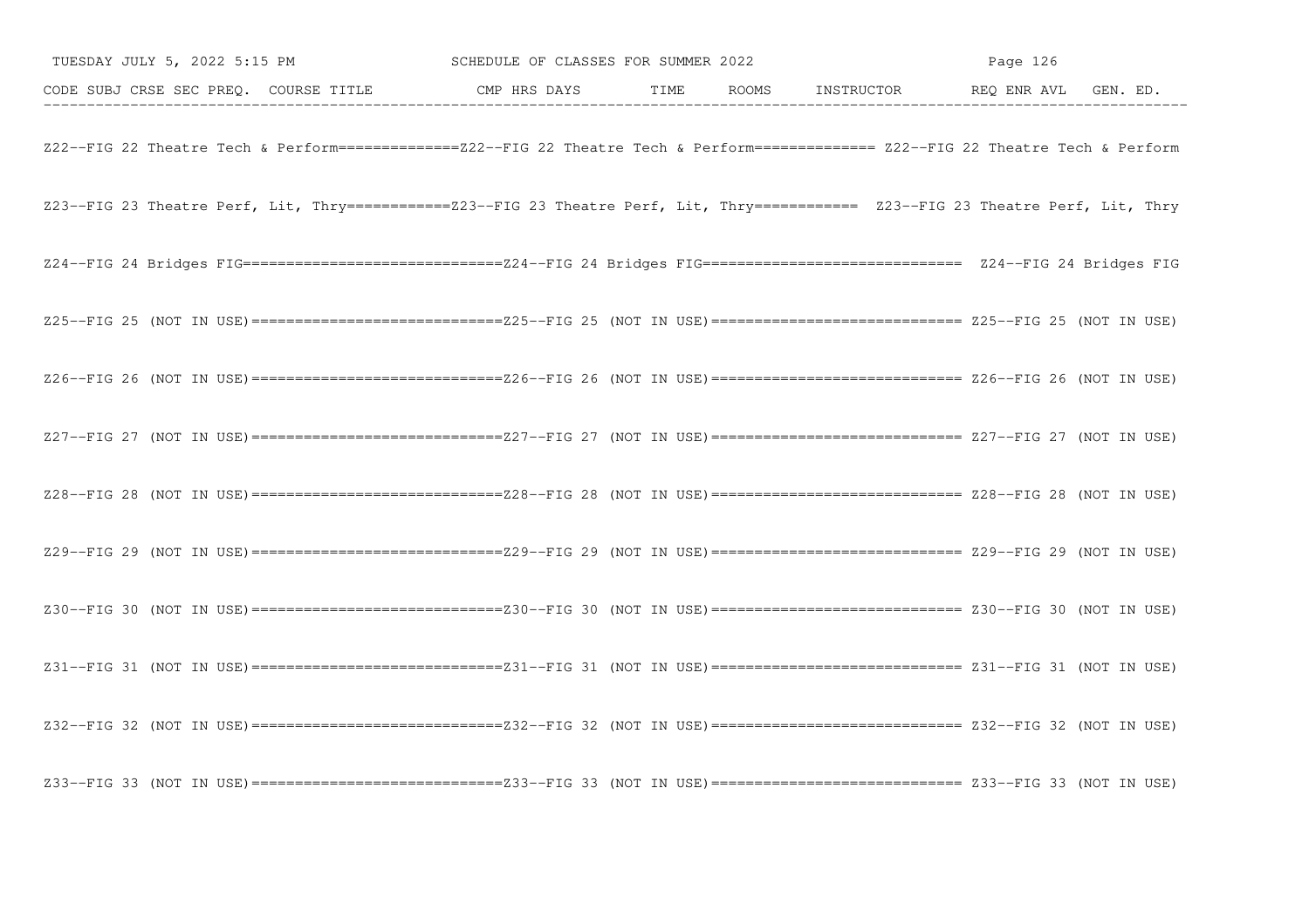CODE SUBJ CRSE SEC PREQ. COURSE TITLE CMP HRS DAYS TIME ROOMS INSTRUCTOR REQ ENR AVL GEN. ED.

Z22--FIG 22 Theatre Tech & Perform==============Z22--FIG 22 Theatre Tech & Perform============== Z22--FIG 22 Theatre Tech & Perform

Z23--FIG 23 Theatre Perf, Lit, Thry============Z23--FIG 23 Theatre Perf, Lit, Thry============ Z23--FIG 23 Theatre Perf, Lit, Thry

Z24--FIG 24 Bridges FIG==============================Z24--FIG 24 Bridges FIG============================== Z24--FIG 24 Bridges FIG

Z25--FIG 25 (NOT IN USE)=============================Z25--FIG 25 (NOT IN USE)============================= Z25--FIG 25 (NOT IN USE)

Z26--FIG 26 (NOT IN USE)=============================Z26--FIG 26 (NOT IN USE)============================= Z26--FIG 26 (NOT IN USE)

Z27--FIG 27 (NOT IN USE)=============================Z27--FIG 27 (NOT IN USE)============================= Z27--FIG 27 (NOT IN USE)

Z28--FIG 28 (NOT IN USE)=============================Z28--FIG 28 (NOT IN USE)============================= Z28--FIG 28 (NOT IN USE)

Z29--FIG 29 (NOT IN USE)=============================Z29--FIG 29 (NOT IN USE)============================= Z29--FIG 29 (NOT IN USE)

Z30--FIG 30 (NOT IN USE)=============================Z30--FIG 30 (NOT IN USE)============================= Z30--FIG 30 (NOT IN USE)

Z31--FIG 31 (NOT IN USE)=============================Z31--FIG 31 (NOT IN USE)============================= Z31--FIG 31 (NOT IN USE)

Z32--FIG 32 (NOT IN USE)=============================Z32--FIG 32 (NOT IN USE)============================= Z32--FIG 32 (NOT IN USE)

Z33--FIG 33 (NOT IN USE)=============================Z33--FIG 33 (NOT IN USE)============================= Z33--FIG 33 (NOT IN USE)